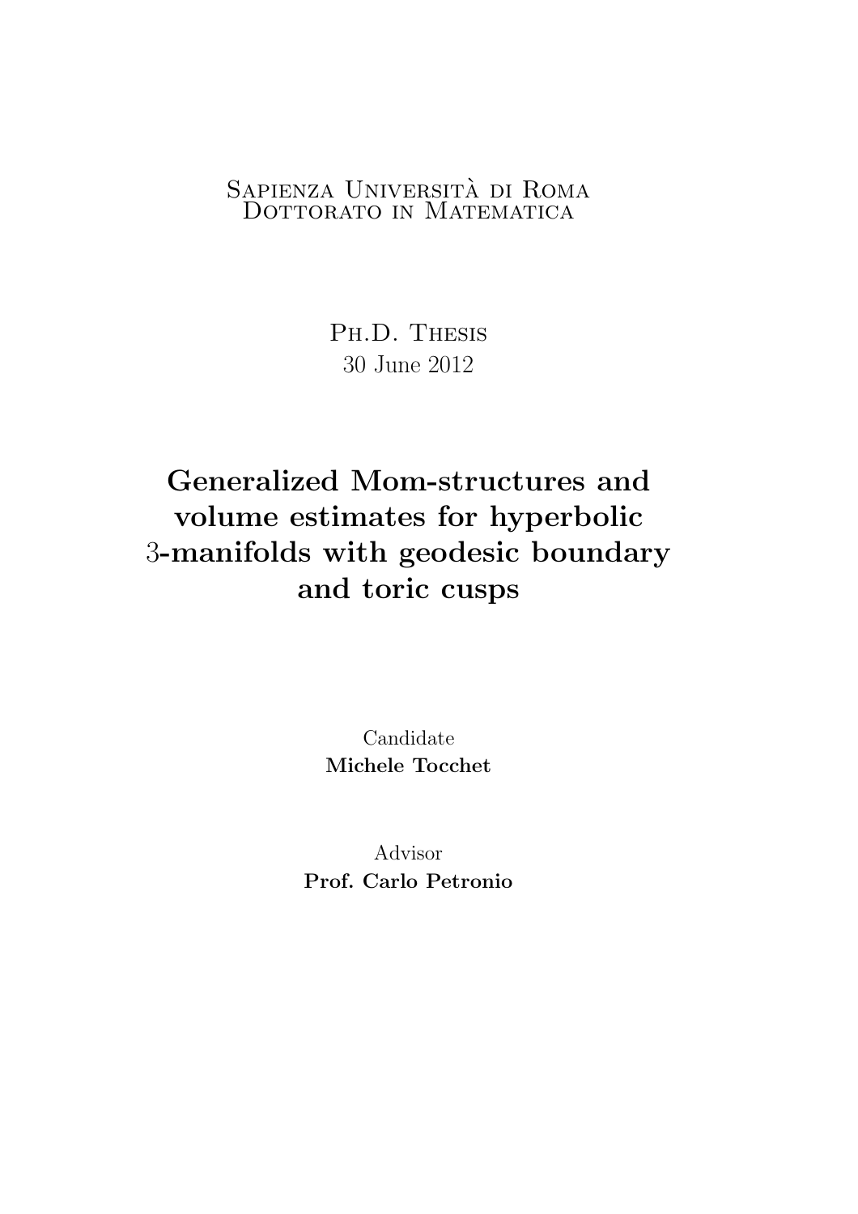Sapienza Università di Roma
Dottorato in Matematica

Ph.D. Thesis
30 June 2012

# Generalized Mom-structures and volume estimates for hyperbolic 3-manifolds with geodesic boundary and toric cusps

Candidate
**Michele Tocchet**

Advisor
**Prof. Carlo Petronio**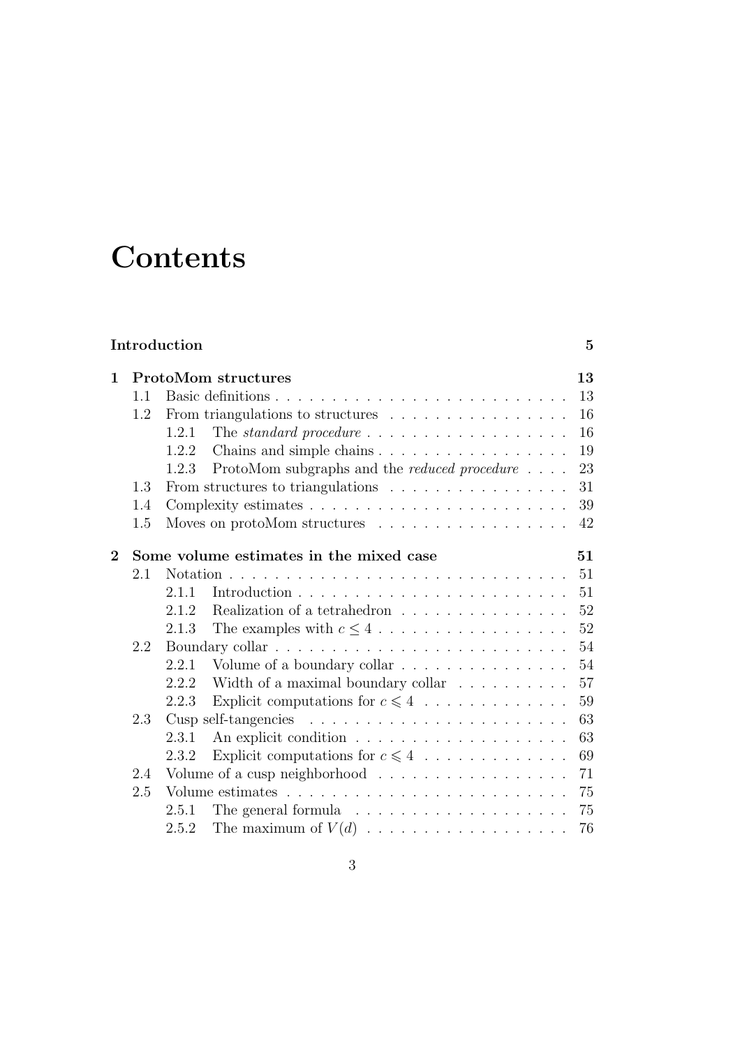# Contents

**Introduction** **5**

**1 ProtoMom structures** **13**

- 1.1 Basic definitions . . . . . 13
- 1.2 From triangulations to structures . . . . . 16
  - 1.2.1 The *standard procedure* . . . . . 16
  - 1.2.2 Chains and simple chains . . . . . 19
  - 1.2.3 ProtoMom subgraphs and the *reduced procedure* . . . . . 23
- 1.3 From structures to triangulations . . . . . 31
- 1.4 Complexity estimates . . . . . 39
- 1.5 Moves on protoMom structures . . . . . 42

**2 Some volume estimates in the mixed case** **51**

- 2.1 Notation . . . . . 51
  - 2.1.1 Introduction . . . . . 51
  - 2.1.2 Realization of a tetrahedron . . . . . 52
  - 2.1.3 The examples with $c \leq 4$ . . . . . 52
- 2.2 Boundary collar . . . . . 54
  - 2.2.1 Volume of a boundary collar . . . . . 54
  - 2.2.2 Width of a maximal boundary collar . . . . . 57
  - 2.2.3 Explicit computations for $c \leqslant 4$ . . . . . 59
- 2.3 Cusp self-tangencies . . . . . 63
  - 2.3.1 An explicit condition . . . . . 63
  - 2.3.2 Explicit computations for $c \leqslant 4$ . . . . . 69
- 2.4 Volume of a cusp neighborhood . . . . . 71
- 2.5 Volume estimates . . . . . 75
  - 2.5.1 The general formula . . . . . 75
  - 2.5.2 The maximum of $V(d)$ . . . . . 76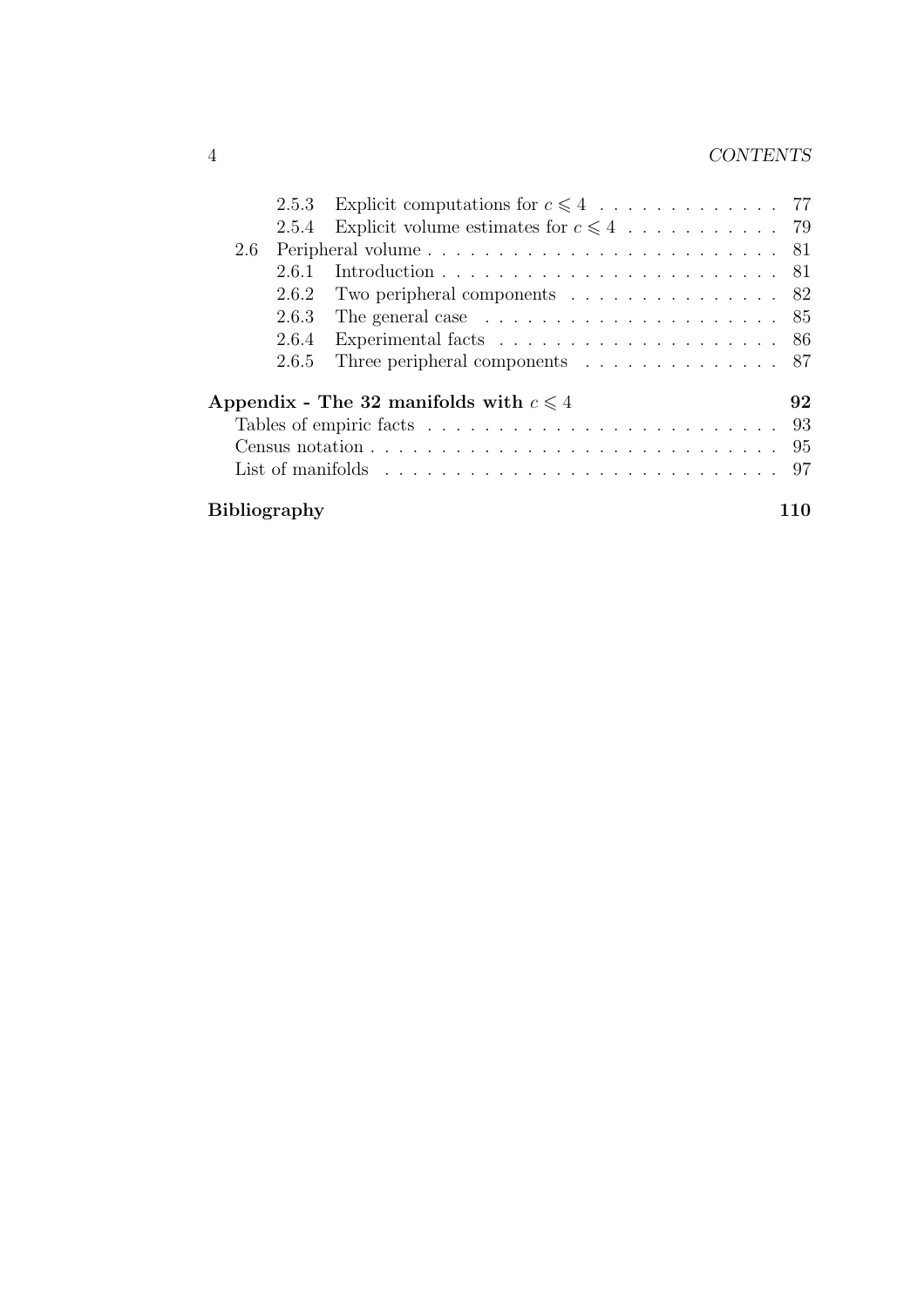- 2.5.3 Explicit computations for $c \leqslant 4$ . . . . . . . . . . . . . 77
- 2.5.4 Explicit volume estimates for $c \leqslant 4$ . . . . . . . . . . . 79
- 2.6 Peripheral volume . . . . . . . . . . . . . . . . . . . . . . . . 81
  - 2.6.1 Introduction . . . . . . . . . . . . . . . . . . . . . . . . 81
  - 2.6.2 Two peripheral components . . . . . . . . . . . . . . . 82
  - 2.6.3 The general case . . . . . . . . . . . . . . . . . . . . . 85
  - 2.6.4 Experimental facts . . . . . . . . . . . . . . . . . . . . 86
  - 2.6.5 Three peripheral components . . . . . . . . . . . . . . 87

**Appendix - The 32 manifolds with $c \leqslant 4$** **92**

- Tables of empiric facts . . . . . . . . . . . . . . . . . . . . . . . . . 93
- Census notation . . . . . . . . . . . . . . . . . . . . . . . . . . . . . 95
- List of manifolds . . . . . . . . . . . . . . . . . . . . . . . . . . . . 97

**Bibliography** **110**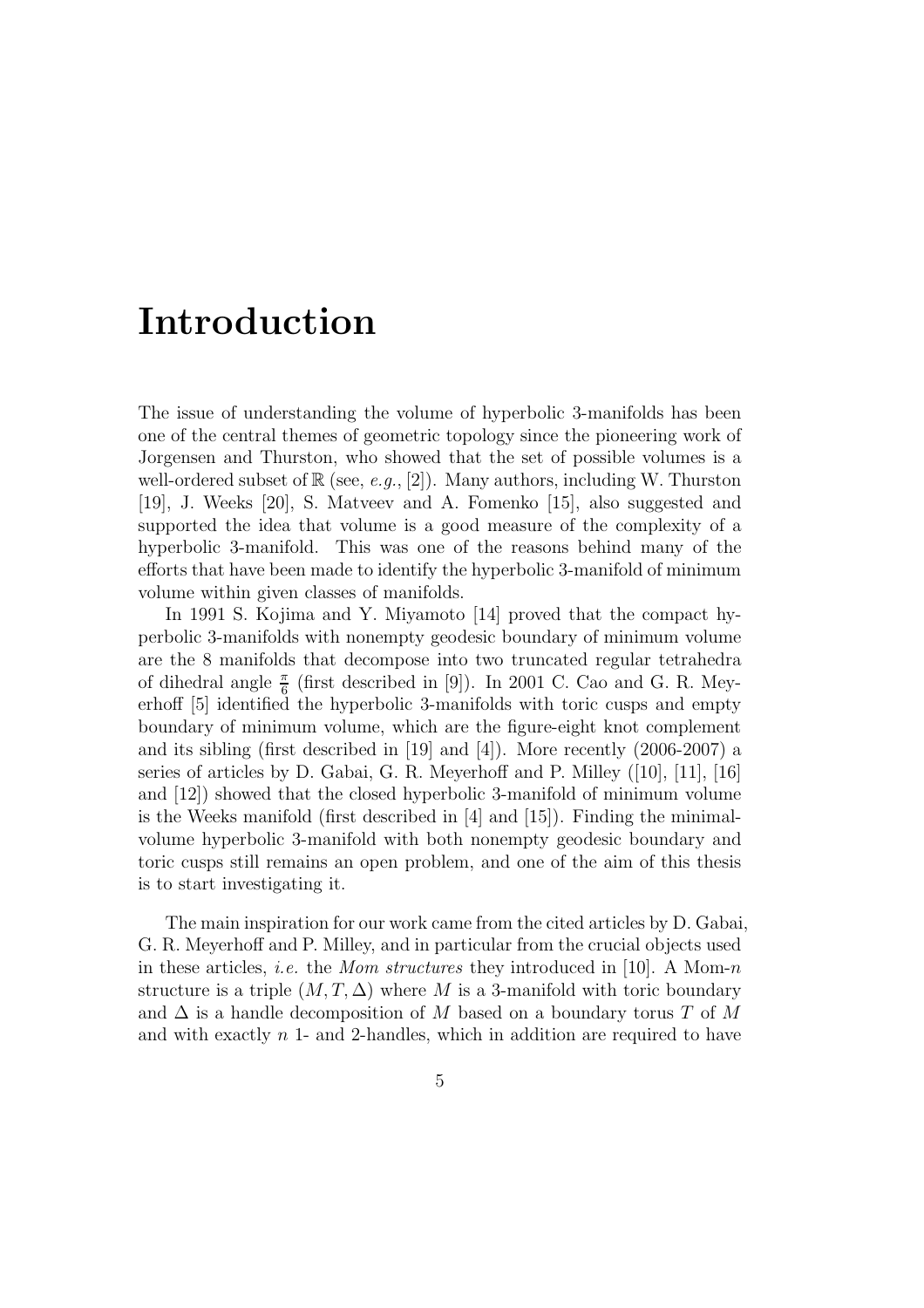# Introduction

The issue of understanding the volume of hyperbolic 3-manifolds has been one of the central themes of geometric topology since the pioneering work of Jorgensen and Thurston, who showed that the set of possible volumes is a well-ordered subset of $\mathbb{R}$ (see, *e.g.*, [2]). Many authors, including W. Thurston [19], J. Weeks [20], S. Matveev and A. Fomenko [15], also suggested and supported the idea that volume is a good measure of the complexity of a hyperbolic 3-manifold. This was one of the reasons behind many of the efforts that have been made to identify the hyperbolic 3-manifold of minimum volume within given classes of manifolds.

In 1991 S. Kojima and Y. Miyamoto [14] proved that the compact hyperbolic 3-manifolds with nonempty geodesic boundary of minimum volume are the 8 manifolds that decompose into two truncated regular tetrahedra of dihedral angle $\frac{\pi}{6}$ (first described in [9]). In 2001 C. Cao and G. R. Meyerhoff [5] identified the hyperbolic 3-manifolds with toric cusps and empty boundary of minimum volume, which are the figure-eight knot complement and its sibling (first described in [19] and [4]). More recently (2006-2007) a series of articles by D. Gabai, G. R. Meyerhoff and P. Milley ([10], [11], [16] and [12]) showed that the closed hyperbolic 3-manifold of minimum volume is the Weeks manifold (first described in [4] and [15]). Finding the minimal-volume hyperbolic 3-manifold with both nonempty geodesic boundary and toric cusps still remains an open problem, and one of the aim of this thesis is to start investigating it.

The main inspiration for our work came from the cited articles by D. Gabai, G. R. Meyerhoff and P. Milley, and in particular from the crucial objects used in these articles, *i.e.* the *Mom structures* they introduced in [10]. A Mom-$n$ structure is a triple $(M, T, \Delta)$ where $M$ is a 3-manifold with toric boundary and $\Delta$ is a handle decomposition of $M$ based on a boundary torus $T$ of $M$ and with exactly $n$ 1- and 2-handles, which in addition are required to have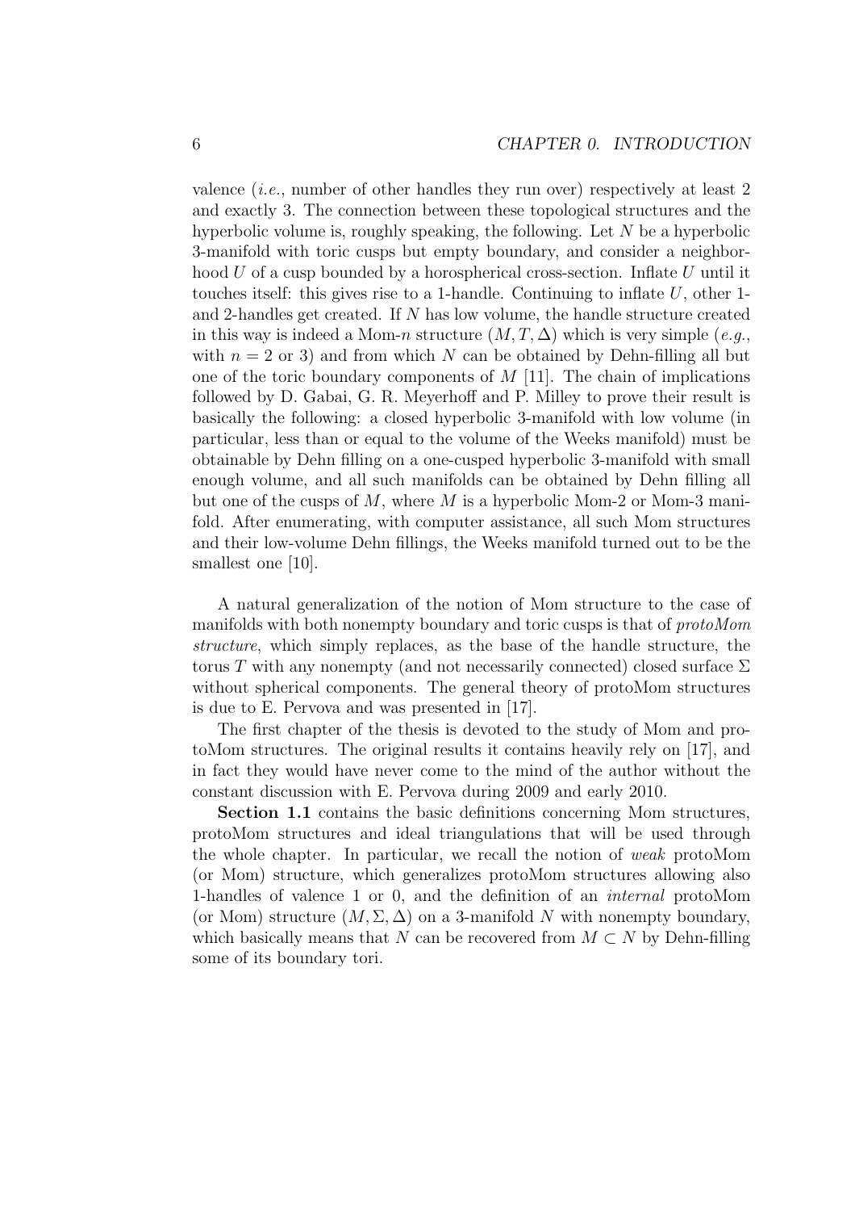valence (*i.e.*, number of other handles they run over) respectively at least 2 and exactly 3. The connection between these topological structures and the hyperbolic volume is, roughly speaking, the following. Let $N$ be a hyperbolic 3-manifold with toric cusps but empty boundary, and consider a neighborhood $U$ of a cusp bounded by a horospherical cross-section. Inflate $U$ until it touches itself: this gives rise to a 1-handle. Continuing to inflate $U$, other 1- and 2-handles get created. If $N$ has low volume, the handle structure created in this way is indeed a Mom-$n$ structure $(M, T, \Delta)$ which is very simple (*e.g.*, with $n = 2$ or 3) and from which $N$ can be obtained by Dehn-filling all but one of the toric boundary components of $M$ [11]. The chain of implications followed by D. Gabai, G. R. Meyerhoff and P. Milley to prove their result is basically the following: a closed hyperbolic 3-manifold with low volume (in particular, less than or equal to the volume of the Weeks manifold) must be obtainable by Dehn filling on a one-cusped hyperbolic 3-manifold with small enough volume, and all such manifolds can be obtained by Dehn filling all but one of the cusps of $M$, where $M$ is a hyperbolic Mom-2 or Mom-3 manifold. After enumerating, with computer assistance, all such Mom structures and their low-volume Dehn fillings, the Weeks manifold turned out to be the smallest one [10].

A natural generalization of the notion of Mom structure to the case of manifolds with both nonempty boundary and toric cusps is that of *protoMom structure*, which simply replaces, as the base of the handle structure, the torus $T$ with any nonempty (and not necessarily connected) closed surface $\Sigma$ without spherical components. The general theory of protoMom structures is due to E. Pervova and was presented in [17].

The first chapter of the thesis is devoted to the study of Mom and protoMom structures. The original results it contains heavily rely on [17], and in fact they would have never come to the mind of the author without the constant discussion with E. Pervova during 2009 and early 2010.

**Section 1.1** contains the basic definitions concerning Mom structures, protoMom structures and ideal triangulations that will be used through the whole chapter. In particular, we recall the notion of *weak* protoMom (or Mom) structure, which generalizes protoMom structures allowing also 1-handles of valence 1 or 0, and the definition of an *internal* protoMom (or Mom) structure $(M, \Sigma, \Delta)$ on a 3-manifold $N$ with nonempty boundary, which basically means that $N$ can be recovered from $M \subset N$ by Dehn-filling some of its boundary tori.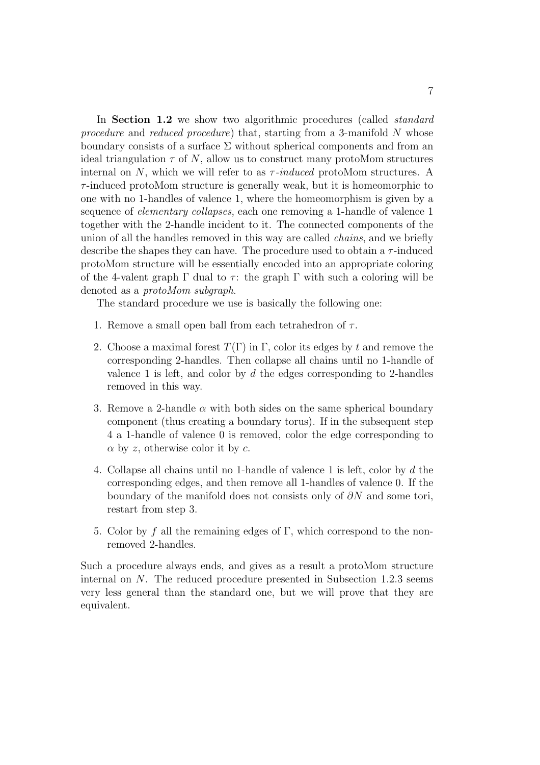In **Section 1.2** we show two algorithmic procedures (called *standard procedure* and *reduced procedure*) that, starting from a 3-manifold $N$ whose boundary consists of a surface $\Sigma$ without spherical components and from an ideal triangulation $\tau$ of $N$, allow us to construct many protoMom structures internal on $N$, which we will refer to as $\tau$*-induced* protoMom structures. A $\tau$-induced protoMom structure is generally weak, but it is homeomorphic to one with no 1-handles of valence 1, where the homeomorphism is given by a sequence of *elementary collapses*, each one removing a 1-handle of valence 1 together with the 2-handle incident to it. The connected components of the union of all the handles removed in this way are called *chains*, and we briefly describe the shapes they can have. The procedure used to obtain a $\tau$-induced protoMom structure will be essentially encoded into an appropriate coloring of the 4-valent graph $\Gamma$ dual to $\tau$: the graph $\Gamma$ with such a coloring will be denoted as a *protoMom subgraph*.

The standard procedure we use is basically the following one:

1. Remove a small open ball from each tetrahedron of $\tau$.
2. Choose a maximal forest $T(\Gamma)$ in $\Gamma$, color its edges by $t$ and remove the corresponding 2-handles. Then collapse all chains until no 1-handle of valence 1 is left, and color by $d$ the edges corresponding to 2-handles removed in this way.
3. Remove a 2-handle $\alpha$ with both sides on the same spherical boundary component (thus creating a boundary torus). If in the subsequent step 4 a 1-handle of valence 0 is removed, color the edge corresponding to $\alpha$ by $z$, otherwise color it by $c$.
4. Collapse all chains until no 1-handle of valence 1 is left, color by $d$ the corresponding edges, and then remove all 1-handles of valence 0. If the boundary of the manifold does not consists only of $\partial N$ and some tori, restart from step 3.
5. Color by $f$ all the remaining edges of $\Gamma$, which correspond to the non-removed 2-handles.

Such a procedure always ends, and gives as a result a protoMom structure internal on $N$. The reduced procedure presented in Subsection 1.2.3 seems very less general than the standard one, but we will prove that they are equivalent.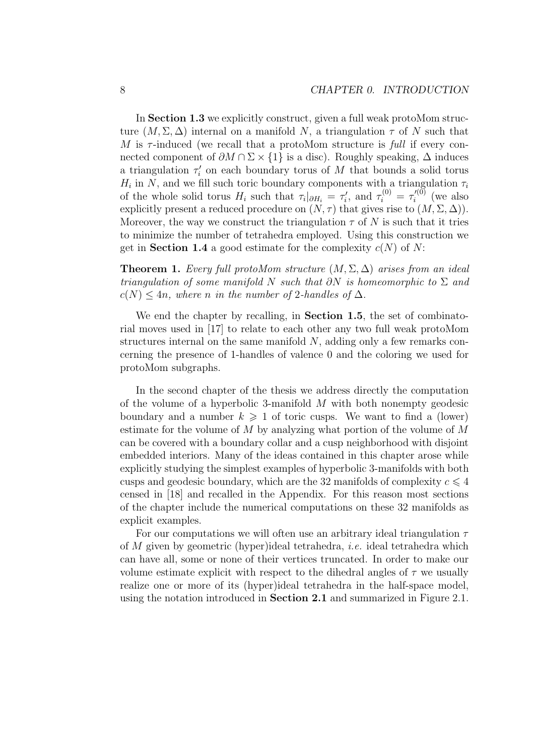In **Section 1.3** we explicitly construct, given a full weak protoMom structure $(M, \Sigma, \Delta)$ internal on a manifold $N$, a triangulation $\tau$ of $N$ such that $M$ is $\tau$-induced (we recall that a protoMom structure is *full* if every connected component of $\partial M \cap \Sigma \times \{1\}$ is a disc). Roughly speaking, $\Delta$ induces a triangulation $\tau_i'$ on each boundary torus of $M$ that bounds a solid torus $H_i$ in $N$, and we fill such toric boundary components with a triangulation $\tau_i$ of the whole solid torus $H_i$ such that $\tau_i|_{\partial H_i} = \tau_i'$, and $\tau_i^{(0)} = \tau_i'^{(0)}$ (we also explicitly present a reduced procedure on $(N, \tau)$ that gives rise to $(M, \Sigma, \Delta)$). Moreover, the way we construct the triangulation $\tau$ of $N$ is such that it tries to minimize the number of tetrahedra employed. Using this construction we get in **Section 1.4** a good estimate for the complexity $c(N)$ of $N$:

**Theorem 1.** *Every full protoMom structure $(M, \Sigma, \Delta)$ arises from an ideal triangulation of some manifold $N$ such that $\partial N$ is homeomorphic to $\Sigma$ and $c(N) \leq 4n$, where $n$ in the number of 2-handles of $\Delta$.*

We end the chapter by recalling, in **Section 1.5**, the set of combinatorial moves used in [17] to relate to each other any two full weak protoMom structures internal on the same manifold $N$, adding only a few remarks concerning the presence of 1-handles of valence 0 and the coloring we used for protoMom subgraphs.

In the second chapter of the thesis we address directly the computation of the volume of a hyperbolic 3-manifold $M$ with both nonempty geodesic boundary and a number $k \geqslant 1$ of toric cusps. We want to find a (lower) estimate for the volume of $M$ by analyzing what portion of the volume of $M$ can be covered with a boundary collar and a cusp neighborhood with disjoint embedded interiors. Many of the ideas contained in this chapter arose while explicitly studying the simplest examples of hyperbolic 3-manifolds with both cusps and geodesic boundary, which are the 32 manifolds of complexity $c \leqslant 4$ censed in [18] and recalled in the Appendix. For this reason most sections of the chapter include the numerical computations on these 32 manifolds as explicit examples.

For our computations we will often use an arbitrary ideal triangulation $\tau$ of $M$ given by geometric (hyper)ideal tetrahedra, *i.e.* ideal tetrahedra which can have all, some or none of their vertices truncated. In order to make our volume estimate explicit with respect to the dihedral angles of $\tau$ we usually realize one or more of its (hyper)ideal tetrahedra in the half-space model, using the notation introduced in **Section 2.1** and summarized in Figure 2.1.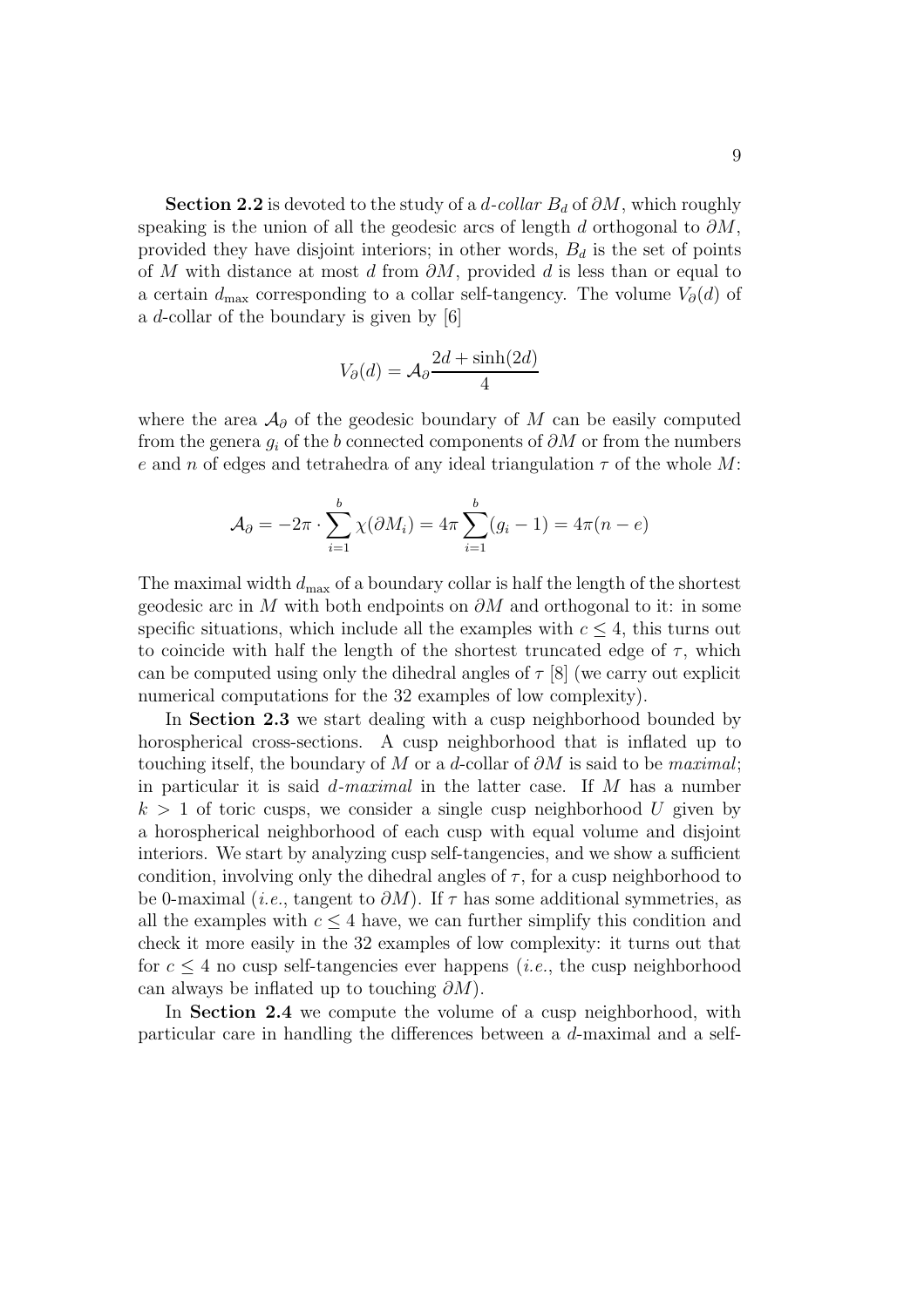**Section 2.2** is devoted to the study of a *d-collar* $B_d$ of $\partial M$, which roughly speaking is the union of all the geodesic arcs of length $d$ orthogonal to $\partial M$, provided they have disjoint interiors; in other words, $B_d$ is the set of points of $M$ with distance at most $d$ from $\partial M$, provided $d$ is less than or equal to a certain $d_{\max}$ corresponding to a collar self-tangency. The volume $V_\partial(d)$ of a $d$-collar of the boundary is given by [6]

$$V_\partial(d) = \mathcal{A}_\partial \frac{2d + \sinh(2d)}{4}$$

where the area $\mathcal{A}_\partial$ of the geodesic boundary of $M$ can be easily computed from the genera $g_i$ of the $b$ connected components of $\partial M$ or from the numbers $e$ and $n$ of edges and tetrahedra of any ideal triangulation $\tau$ of the whole $M$:

$$\mathcal{A}_\partial = -2\pi \cdot \sum_{i=1}^{b} \chi(\partial M_i) = 4\pi \sum_{i=1}^{b} (g_i - 1) = 4\pi(n - e)$$

The maximal width $d_{\max}$ of a boundary collar is half the length of the shortest geodesic arc in $M$ with both endpoints on $\partial M$ and orthogonal to it: in some specific situations, which include all the examples with $c \leq 4$, this turns out to coincide with half the length of the shortest truncated edge of $\tau$, which can be computed using only the dihedral angles of $\tau$ [8] (we carry out explicit numerical computations for the 32 examples of low complexity).

In **Section 2.3** we start dealing with a cusp neighborhood bounded by horospherical cross-sections. A cusp neighborhood that is inflated up to touching itself, the boundary of $M$ or a $d$-collar of $\partial M$ is said to be *maximal*; in particular it is said *d-maximal* in the latter case. If $M$ has a number $k > 1$ of toric cusps, we consider a single cusp neighborhood $U$ given by a horospherical neighborhood of each cusp with equal volume and disjoint interiors. We start by analyzing cusp self-tangencies, and we show a sufficient condition, involving only the dihedral angles of $\tau$, for a cusp neighborhood to be 0-maximal (*i.e.*, tangent to $\partial M$). If $\tau$ has some additional symmetries, as all the examples with $c \leq 4$ have, we can further simplify this condition and check it more easily in the 32 examples of low complexity: it turns out that for $c \leq 4$ no cusp self-tangencies ever happens (*i.e.*, the cusp neighborhood can always be inflated up to touching $\partial M$).

In **Section 2.4** we compute the volume of a cusp neighborhood, with particular care in handling the differences between a $d$-maximal and a self-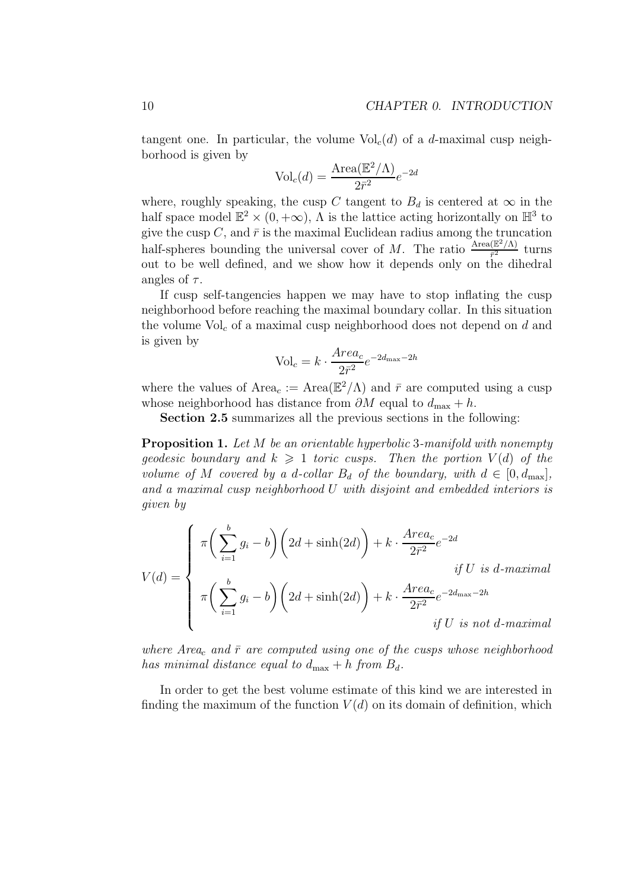tangent one. In particular, the volume $\mathrm{Vol}_c(d)$ of a $d$-maximal cusp neighborhood is given by

$$\mathrm{Vol}_c(d) = \frac{\mathrm{Area}(\mathbb{E}^2/\Lambda)}{2\bar{r}^2} e^{-2d}$$

where, roughly speaking, the cusp $C$ tangent to $B_d$ is centered at $\infty$ in the half space model $\mathbb{E}^2 \times (0, +\infty)$, $\Lambda$ is the lattice acting horizontally on $\mathbb{H}^3$ to give the cusp $C$, and $\bar{r}$ is the maximal Euclidean radius among the truncation half-spheres bounding the universal cover of $M$. The ratio $\frac{\mathrm{Area}(\mathbb{E}^2/\Lambda)}{\bar{r}^2}$ turns out to be well defined, and we show how it depends only on the dihedral angles of $\tau$.

If cusp self-tangencies happen we may have to stop inflating the cusp neighborhood before reaching the maximal boundary collar. In this situation the volume $\mathrm{Vol}_c$ of a maximal cusp neighborhood does not depend on $d$ and is given by

$$\mathrm{Vol}_c = k \cdot \frac{Area_c}{2\bar{r}^2} e^{-2d_{\max} - 2h}$$

where the values of $\mathrm{Area}_c := \mathrm{Area}(\mathbb{E}^2/\Lambda)$ and $\bar{r}$ are computed using a cusp whose neighborhood has distance from $\partial M$ equal to $d_{\max} + h$.

**Section 2.5** summarizes all the previous sections in the following:

**Proposition 1.** *Let $M$ be an orientable hyperbolic 3-manifold with nonempty geodesic boundary and $k \geqslant 1$ toric cusps. Then the portion $V(d)$ of the volume of $M$ covered by a $d$-collar $B_d$ of the boundary, with $d \in [0, d_{\max}]$, and a maximal cusp neighborhood $U$ with disjoint and embedded interiors is given by*

$$V(d) = \begin{cases} \pi\left(\displaystyle\sum_{i=1}^{b} g_i - b\right)\left(2d + \sinh(2d)\right) + k \cdot \dfrac{Area_c}{2\bar{r}^2} e^{-2d} & \text{if } U \text{ is } d\text{-maximal} \\[2ex] \pi\left(\displaystyle\sum_{i=1}^{b} g_i - b\right)\left(2d + \sinh(2d)\right) + k \cdot \dfrac{Area_c}{2\bar{r}^2} e^{-2d_{\max} - 2h} & \text{if } U \text{ is not } d\text{-maximal} \end{cases}$$

*where $Area_c$ and $\bar{r}$ are computed using one of the cusps whose neighborhood has minimal distance equal to $d_{\max} + h$ from $B_d$.*

In order to get the best volume estimate of this kind we are interested in finding the maximum of the function $V(d)$ on its domain of definition, which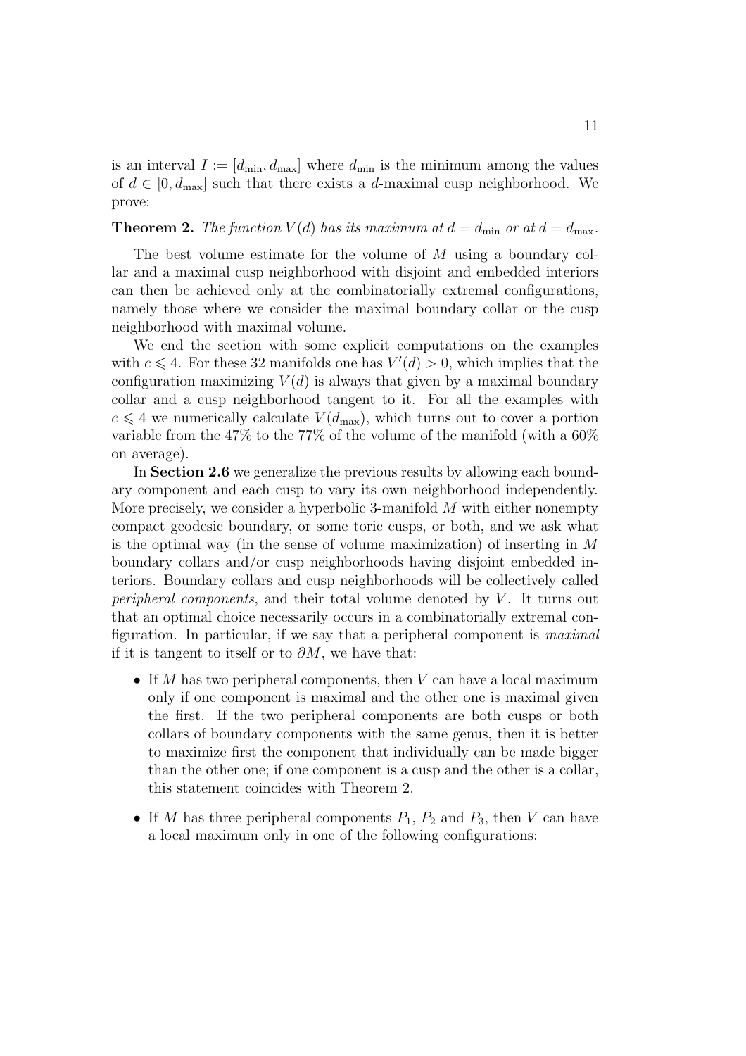is an interval $I := [d_{\min}, d_{\max}]$ where $d_{\min}$ is the minimum among the values of $d \in [0, d_{\max}]$ such that there exists a $d$-maximal cusp neighborhood. We prove:

**Theorem 2.** *The function $V(d)$ has its maximum at $d = d_{\min}$ or at $d = d_{\max}$.*

The best volume estimate for the volume of $M$ using a boundary collar and a maximal cusp neighborhood with disjoint and embedded interiors can then be achieved only at the combinatorially extremal configurations, namely those where we consider the maximal boundary collar or the cusp neighborhood with maximal volume.

We end the section with some explicit computations on the examples with $c \leqslant 4$. For these 32 manifolds one has $V'(d) > 0$, which implies that the configuration maximizing $V(d)$ is always that given by a maximal boundary collar and a cusp neighborhood tangent to it. For all the examples with $c \leqslant 4$ we numerically calculate $V(d_{\max})$, which turns out to cover a portion variable from the 47% to the 77% of the volume of the manifold (with a 60% on average).

In **Section 2.6** we generalize the previous results by allowing each boundary component and each cusp to vary its own neighborhood independently. More precisely, we consider a hyperbolic 3-manifold $M$ with either nonempty compact geodesic boundary, or some toric cusps, or both, and we ask what is the optimal way (in the sense of volume maximization) of inserting in $M$ boundary collars and/or cusp neighborhoods having disjoint embedded interiors. Boundary collars and cusp neighborhoods will be collectively called *peripheral components*, and their total volume denoted by $V$. It turns out that an optimal choice necessarily occurs in a combinatorially extremal configuration. In particular, if we say that a peripheral component is *maximal* if it is tangent to itself or to $\partial M$, we have that:

- If $M$ has two peripheral components, then $V$ can have a local maximum only if one component is maximal and the other one is maximal given the first. If the two peripheral components are both cusps or both collars of boundary components with the same genus, then it is better to maximize first the component that individually can be made bigger than the other one; if one component is a cusp and the other is a collar, this statement coincides with Theorem 2.
- If $M$ has three peripheral components $P_1$, $P_2$ and $P_3$, then $V$ can have a local maximum only in one of the following configurations: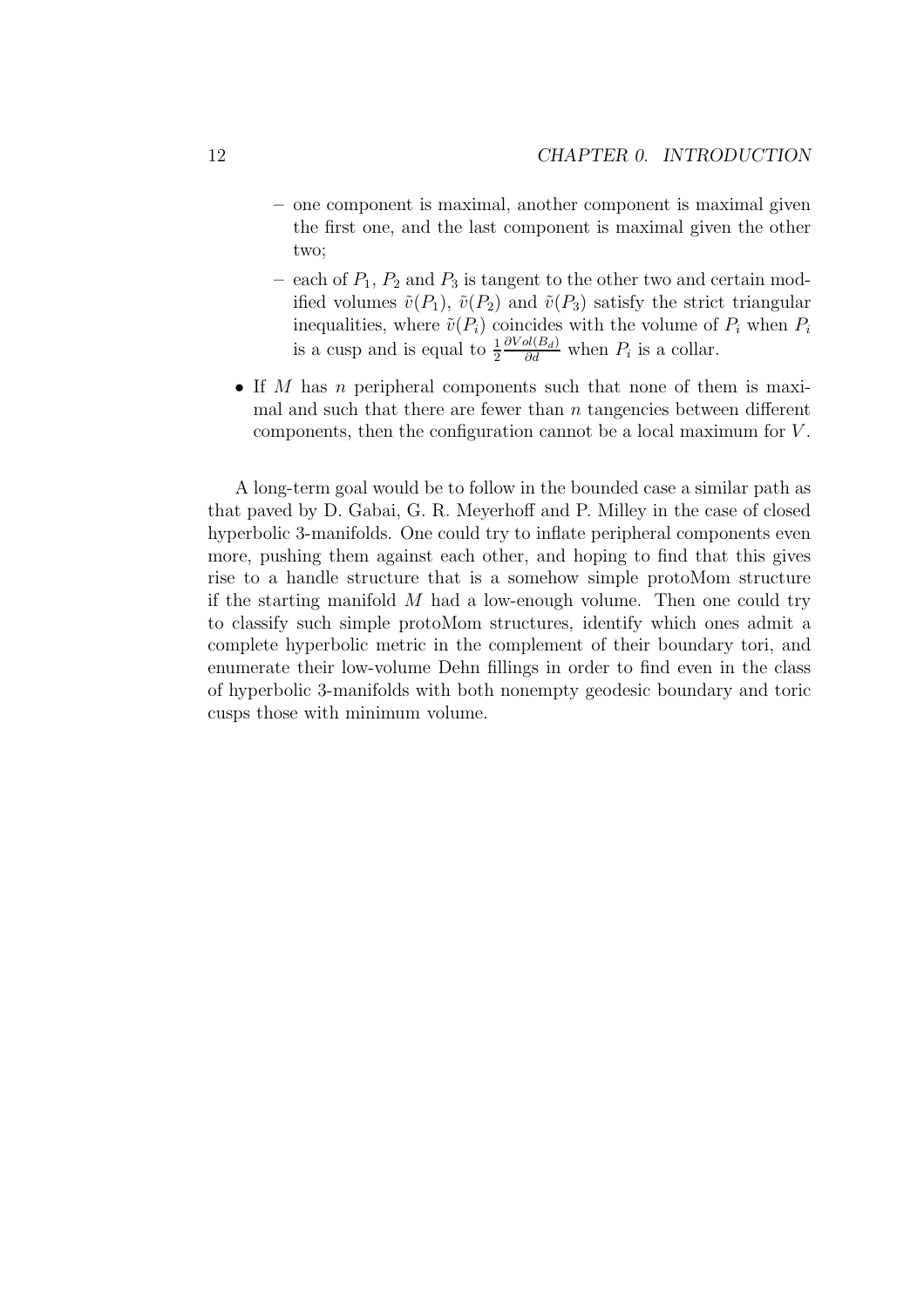- one component is maximal, another component is maximal given the first one, and the last component is maximal given the other two;
  - each of $P_1$, $P_2$ and $P_3$ is tangent to the other two and certain modified volumes $\tilde{v}(P_1)$, $\tilde{v}(P_2)$ and $\tilde{v}(P_3)$ satisfy the strict triangular inequalities, where $\tilde{v}(P_i)$ coincides with the volume of $P_i$ when $P_i$ is a cusp and is equal to $\frac{1}{2}\frac{\partial Vol(B_d)}{\partial d}$ when $P_i$ is a collar.

- If $M$ has $n$ peripheral components such that none of them is maximal and such that there are fewer than $n$ tangencies between different components, then the configuration cannot be a local maximum for $V$.

A long-term goal would be to follow in the bounded case a similar path as that paved by D. Gabai, G. R. Meyerhoff and P. Milley in the case of closed hyperbolic 3-manifolds. One could try to inflate peripheral components even more, pushing them against each other, and hoping to find that this gives rise to a handle structure that is a somehow simple protoMom structure if the starting manifold $M$ had a low-enough volume. Then one could try to classify such simple protoMom structures, identify which ones admit a complete hyperbolic metric in the complement of their boundary tori, and enumerate their low-volume Dehn fillings in order to find even in the class of hyperbolic 3-manifolds with both nonempty geodesic boundary and toric cusps those with minimum volume.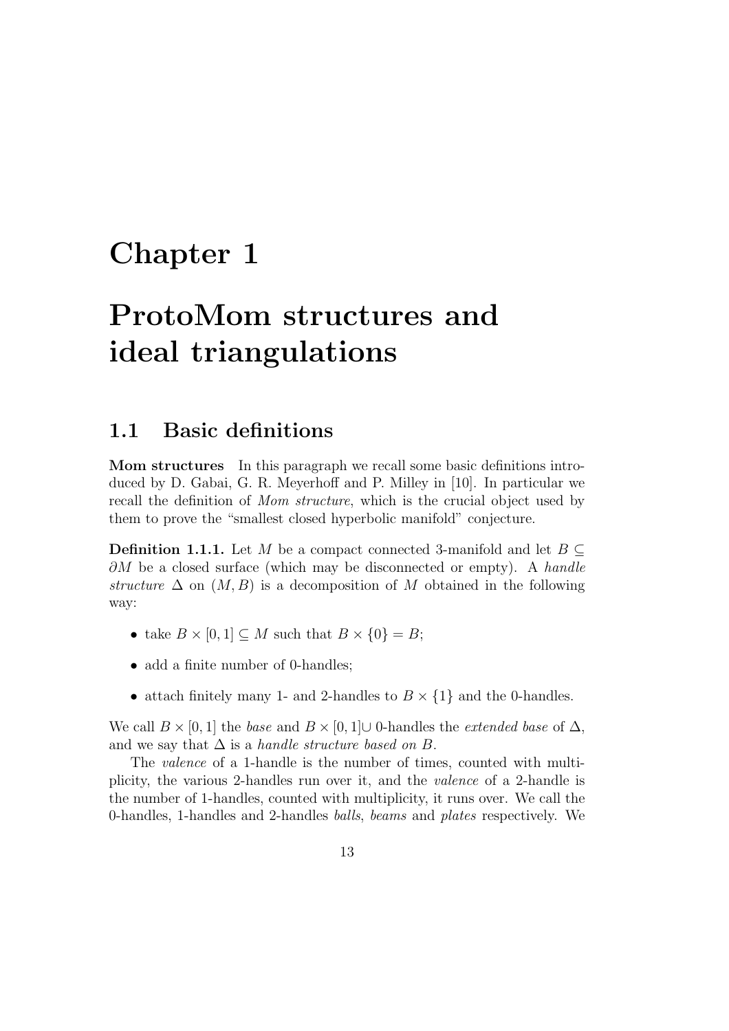# Chapter 1

# ProtoMom structures and ideal triangulations

## 1.1 Basic definitions

**Mom structures** In this paragraph we recall some basic definitions introduced by D. Gabai, G. R. Meyerhoff and P. Milley in [10]. In particular we recall the definition of *Mom structure*, which is the crucial object used by them to prove the "smallest closed hyperbolic manifold" conjecture.

**Definition 1.1.1.** Let $M$ be a compact connected 3-manifold and let $B \subseteq \partial M$ be a closed surface (which may be disconnected or empty). A *handle structure* $\Delta$ on $(M, B)$ is a decomposition of $M$ obtained in the following way:

- take $B \times [0, 1] \subseteq M$ such that $B \times \{0\} = B$;
- add a finite number of 0-handles;
- attach finitely many 1- and 2-handles to $B \times \{1\}$ and the 0-handles.

We call $B \times [0, 1]$ the *base* and $B \times [0, 1] \cup$ 0-handles the *extended base* of $\Delta$, and we say that $\Delta$ is a *handle structure based on* $B$.

The *valence* of a 1-handle is the number of times, counted with multiplicity, the various 2-handles run over it, and the *valence* of a 2-handle is the number of 1-handles, counted with multiplicity, it runs over. We call the 0-handles, 1-handles and 2-handles *balls*, *beams* and *plates* respectively. We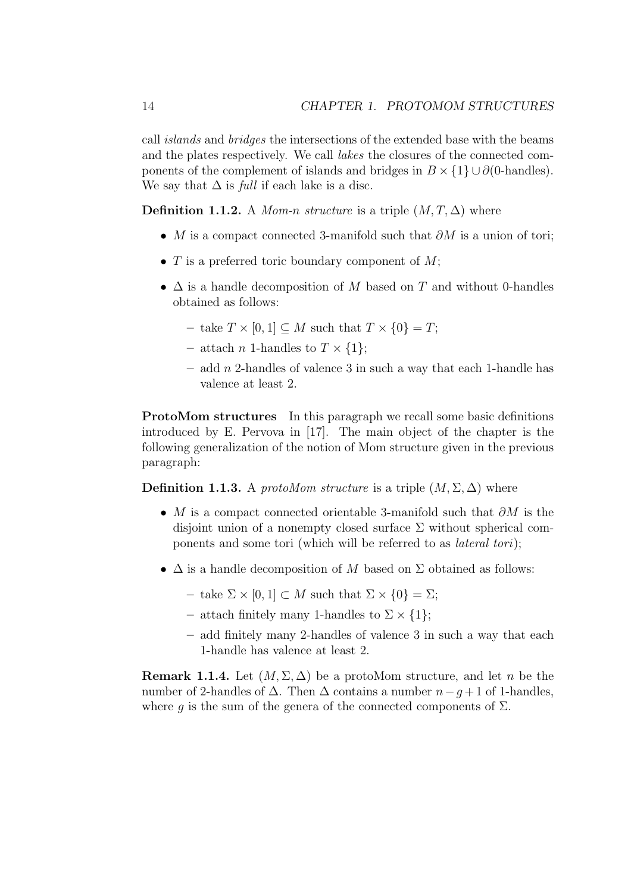call *islands* and *bridges* the intersections of the extended base with the beams and the plates respectively. We call *lakes* the closures of the connected components of the complement of islands and bridges in $B \times \{1\} \cup \partial(0\text{-handles})$. We say that $\Delta$ is *full* if each lake is a disc.

**Definition 1.1.2.** A *Mom-n structure* is a triple $(M, T, \Delta)$ where

- $M$ is a compact connected 3-manifold such that $\partial M$ is a union of tori;
- $T$ is a preferred toric boundary component of $M$;
- $\Delta$ is a handle decomposition of $M$ based on $T$ and without 0-handles obtained as follows:
  - take $T \times [0, 1] \subseteq M$ such that $T \times \{0\} = T$;
  - attach $n$ 1-handles to $T \times \{1\}$;
  - add $n$ 2-handles of valence 3 in such a way that each 1-handle has valence at least 2.

**ProtoMom structures** In this paragraph we recall some basic definitions introduced by E. Pervova in [17]. The main object of the chapter is the following generalization of the notion of Mom structure given in the previous paragraph:

**Definition 1.1.3.** A *protoMom structure* is a triple $(M, \Sigma, \Delta)$ where

- $M$ is a compact connected orientable 3-manifold such that $\partial M$ is the disjoint union of a nonempty closed surface $\Sigma$ without spherical components and some tori (which will be referred to as *lateral tori*);
- $\Delta$ is a handle decomposition of $M$ based on $\Sigma$ obtained as follows:
  - take $\Sigma \times [0, 1] \subset M$ such that $\Sigma \times \{0\} = \Sigma$;
  - attach finitely many 1-handles to $\Sigma \times \{1\}$;
  - add finitely many 2-handles of valence 3 in such a way that each 1-handle has valence at least 2.

**Remark 1.1.4.** Let $(M, \Sigma, \Delta)$ be a protoMom structure, and let $n$ be the number of 2-handles of $\Delta$. Then $\Delta$ contains a number $n - g + 1$ of 1-handles, where $g$ is the sum of the genera of the connected components of $\Sigma$.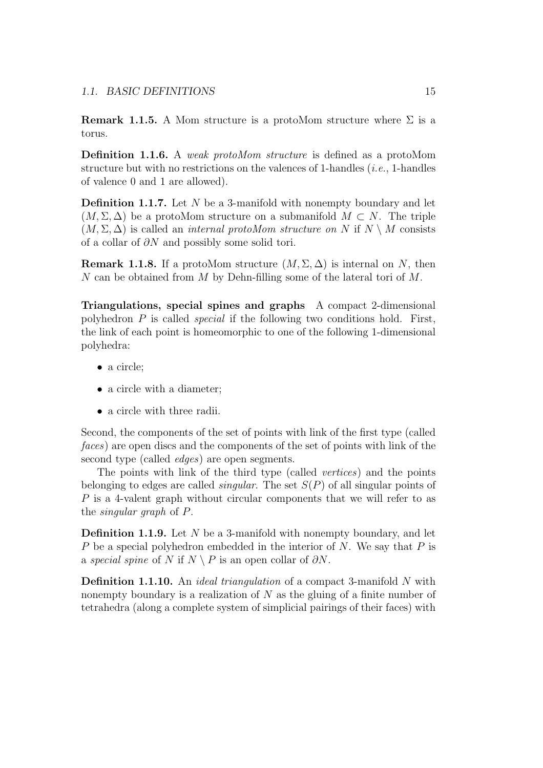**Remark 1.1.5.** A Mom structure is a protoMom structure where $\Sigma$ is a torus.

**Definition 1.1.6.** A *weak protoMom structure* is defined as a protoMom structure but with no restrictions on the valences of 1-handles (*i.e.*, 1-handles of valence 0 and 1 are allowed).

**Definition 1.1.7.** Let $N$ be a 3-manifold with nonempty boundary and let $(M, \Sigma, \Delta)$ be a protoMom structure on a submanifold $M \subset N$. The triple $(M, \Sigma, \Delta)$ is called an *internal protoMom structure on* $N$ if $N \setminus M$ consists of a collar of $\partial N$ and possibly some solid tori.

**Remark 1.1.8.** If a protoMom structure $(M, \Sigma, \Delta)$ is internal on $N$, then $N$ can be obtained from $M$ by Dehn-filling some of the lateral tori of $M$.

**Triangulations, special spines and graphs** A compact 2-dimensional polyhedron $P$ is called *special* if the following two conditions hold. First, the link of each point is homeomorphic to one of the following 1-dimensional polyhedra:

- a circle;
- a circle with a diameter;
- a circle with three radii.

Second, the components of the set of points with link of the first type (called *faces*) are open discs and the components of the set of points with link of the second type (called *edges*) are open segments.

The points with link of the third type (called *vertices*) and the points belonging to edges are called *singular*. The set $S(P)$ of all singular points of $P$ is a 4-valent graph without circular components that we will refer to as the *singular graph* of $P$.

**Definition 1.1.9.** Let $N$ be a 3-manifold with nonempty boundary, and let $P$ be a special polyhedron embedded in the interior of $N$. We say that $P$ is a *special spine* of $N$ if $N \setminus P$ is an open collar of $\partial N$.

**Definition 1.1.10.** An *ideal triangulation* of a compact 3-manifold $N$ with nonempty boundary is a realization of $N$ as the gluing of a finite number of tetrahedra (along a complete system of simplicial pairings of their faces) with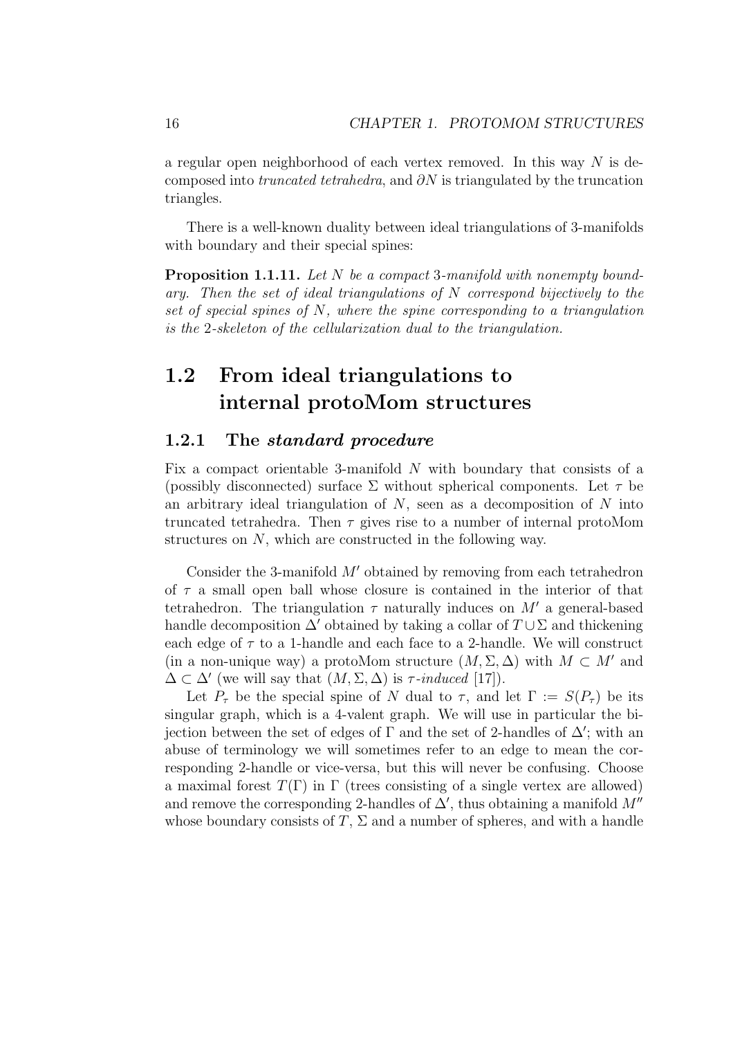a regular open neighborhood of each vertex removed. In this way $N$ is decomposed into *truncated tetrahedra*, and $\partial N$ is triangulated by the truncation triangles.

There is a well-known duality between ideal triangulations of 3-manifolds with boundary and their special spines:

**Proposition 1.1.11.** *Let $N$ be a compact 3-manifold with nonempty boundary. Then the set of ideal triangulations of $N$ correspond bijectively to the set of special spines of $N$, where the spine corresponding to a triangulation is the 2-skeleton of the cellularization dual to the triangulation.*

## 1.2 From ideal triangulations to internal protoMom structures

### 1.2.1 The *standard procedure*

Fix a compact orientable 3-manifold $N$ with boundary that consists of a (possibly disconnected) surface $\Sigma$ without spherical components. Let $\tau$ be an arbitrary ideal triangulation of $N$, seen as a decomposition of $N$ into truncated tetrahedra. Then $\tau$ gives rise to a number of internal protoMom structures on $N$, which are constructed in the following way.

Consider the 3-manifold $M'$ obtained by removing from each tetrahedron of $\tau$ a small open ball whose closure is contained in the interior of that tetrahedron. The triangulation $\tau$ naturally induces on $M'$ a general-based handle decomposition $\Delta'$ obtained by taking a collar of $T \cup \Sigma$ and thickening each edge of $\tau$ to a 1-handle and each face to a 2-handle. We will construct (in a non-unique way) a protoMom structure $(M, \Sigma, \Delta)$ with $M \subset M'$ and $\Delta \subset \Delta'$ (we will say that $(M, \Sigma, \Delta)$ is *$\tau$-induced* [17]).

Let $P_\tau$ be the special spine of $N$ dual to $\tau$, and let $\Gamma := S(P_\tau)$ be its singular graph, which is a 4-valent graph. We will use in particular the bijection between the set of edges of $\Gamma$ and the set of 2-handles of $\Delta'$; with an abuse of terminology we will sometimes refer to an edge to mean the corresponding 2-handle or vice-versa, but this will never be confusing. Choose a maximal forest $T(\Gamma)$ in $\Gamma$ (trees consisting of a single vertex are allowed) and remove the corresponding 2-handles of $\Delta'$, thus obtaining a manifold $M''$ whose boundary consists of $T$, $\Sigma$ and a number of spheres, and with a handle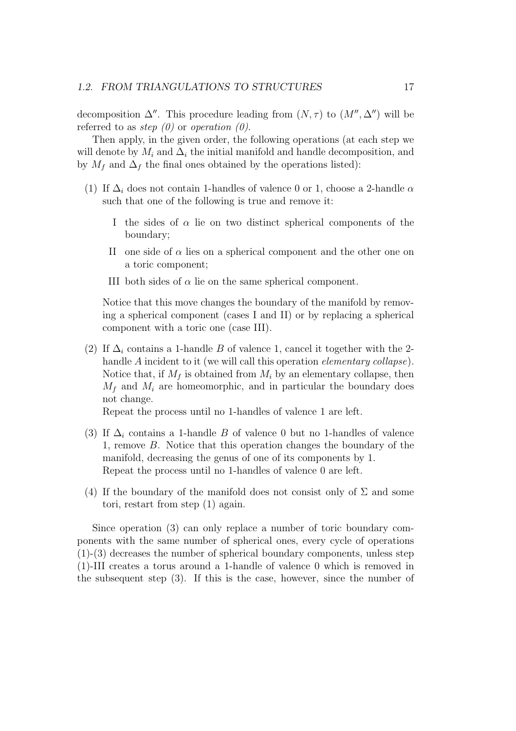decomposition $\Delta''$. This procedure leading from $(N, \tau)$ to $(M'', \Delta'')$ will be referred to as *step (0)* or *operation (0)*.

Then apply, in the given order, the following operations (at each step we will denote by $M_i$ and $\Delta_i$ the initial manifold and handle decomposition, and by $M_f$ and $\Delta_f$ the final ones obtained by the operations listed):

(1) If $\Delta_i$ does not contain 1-handles of valence 0 or 1, choose a 2-handle $\alpha$ such that one of the following is true and remove it:

   I the sides of $\alpha$ lie on two distinct spherical components of the boundary;

   II one side of $\alpha$ lies on a spherical component and the other one on a toric component;

   III both sides of $\alpha$ lie on the same spherical component.

   Notice that this move changes the boundary of the manifold by removing a spherical component (cases I and II) or by replacing a spherical component with a toric one (case III).

(2) If $\Delta_i$ contains a 1-handle $B$ of valence 1, cancel it together with the 2-handle $A$ incident to it (we will call this operation *elementary collapse*). Notice that, if $M_f$ is obtained from $M_i$ by an elementary collapse, then $M_f$ and $M_i$ are homeomorphic, and in particular the boundary does not change.
   Repeat the process until no 1-handles of valence 1 are left.

(3) If $\Delta_i$ contains a 1-handle $B$ of valence 0 but no 1-handles of valence 1, remove $B$. Notice that this operation changes the boundary of the manifold, decreasing the genus of one of its components by 1.
   Repeat the process until no 1-handles of valence 0 are left.

(4) If the boundary of the manifold does not consist only of $\Sigma$ and some tori, restart from step (1) again.

Since operation (3) can only replace a number of toric boundary components with the same number of spherical ones, every cycle of operations (1)-(3) decreases the number of spherical boundary components, unless step (1)-III creates a torus around a 1-handle of valence 0 which is removed in the subsequent step (3). If this is the case, however, since the number of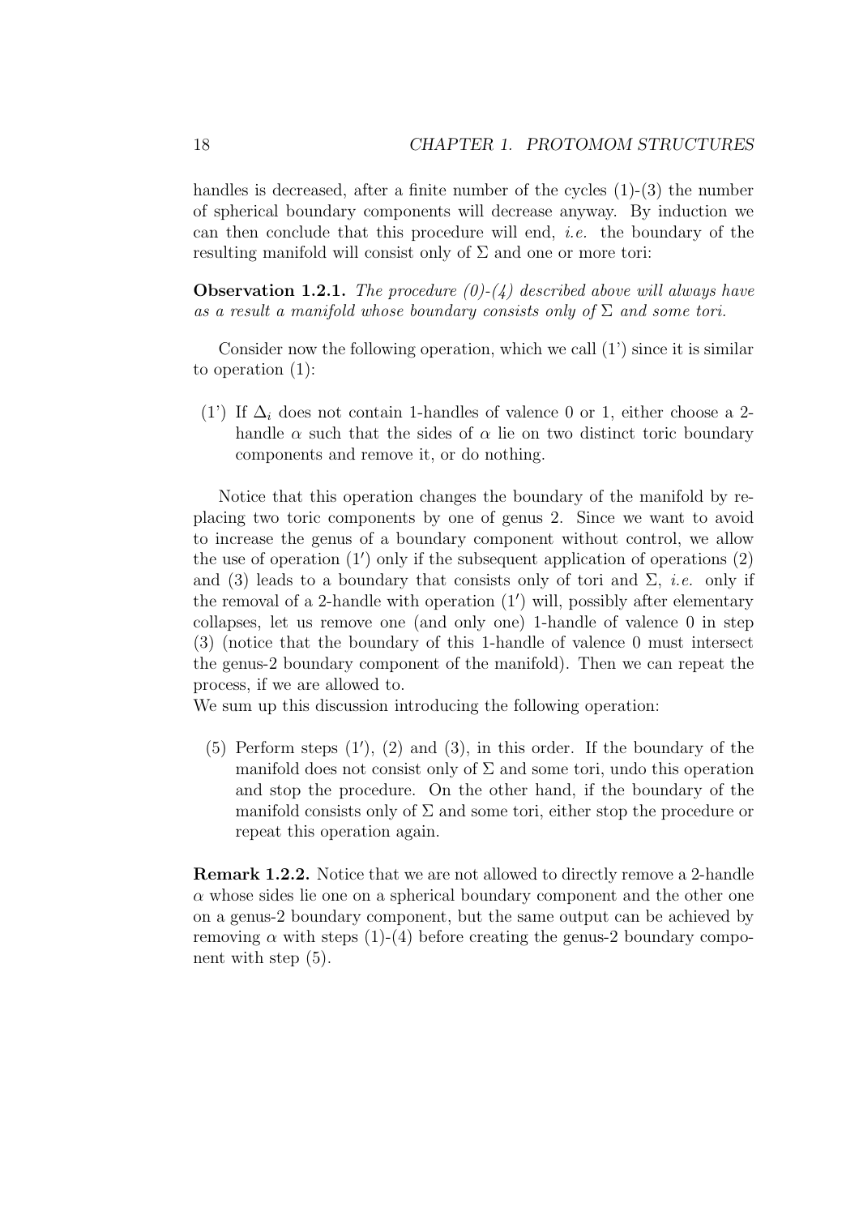handles is decreased, after a finite number of the cycles (1)-(3) the number of spherical boundary components will decrease anyway. By induction we can then conclude that this procedure will end, *i.e.* the boundary of the resulting manifold will consist only of $\Sigma$ and one or more tori:

**Observation 1.2.1.** *The procedure (0)-(4) described above will always have as a result a manifold whose boundary consists only of $\Sigma$ and some tori.*

Consider now the following operation, which we call (1') since it is similar to operation (1):

(1') If $\Delta_i$ does not contain 1-handles of valence 0 or 1, either choose a 2-handle $\alpha$ such that the sides of $\alpha$ lie on two distinct toric boundary components and remove it, or do nothing.

Notice that this operation changes the boundary of the manifold by replacing two toric components by one of genus 2. Since we want to avoid to increase the genus of a boundary component without control, we allow the use of operation $(1')$ only if the subsequent application of operations (2) and (3) leads to a boundary that consists only of tori and $\Sigma$, *i.e.* only if the removal of a 2-handle with operation $(1')$ will, possibly after elementary collapses, let us remove one (and only one) 1-handle of valence 0 in step (3) (notice that the boundary of this 1-handle of valence 0 must intersect the genus-2 boundary component of the manifold). Then we can repeat the process, if we are allowed to.

We sum up this discussion introducing the following operation:

(5) Perform steps $(1')$, (2) and (3), in this order. If the boundary of the manifold does not consist only of $\Sigma$ and some tori, undo this operation and stop the procedure. On the other hand, if the boundary of the manifold consists only of $\Sigma$ and some tori, either stop the procedure or repeat this operation again.

**Remark 1.2.2.** Notice that we are not allowed to directly remove a 2-handle $\alpha$ whose sides lie one on a spherical boundary component and the other one on a genus-2 boundary component, but the same output can be achieved by removing $\alpha$ with steps (1)-(4) before creating the genus-2 boundary component with step (5).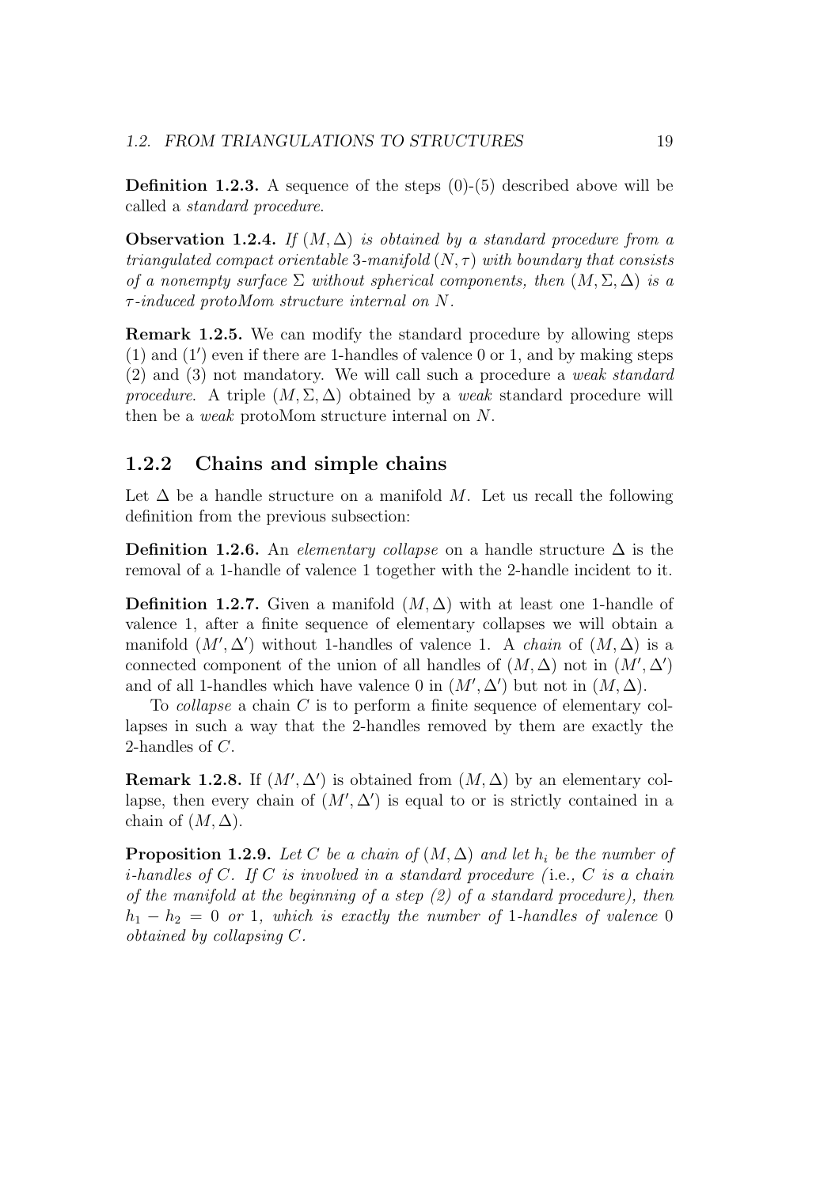**Definition 1.2.3.** A sequence of the steps (0)-(5) described above will be called a *standard procedure*.

**Observation 1.2.4.** *If $(M, \Delta)$ is obtained by a standard procedure from a triangulated compact orientable* 3*-manifold $(N, \tau)$ with boundary that consists of a nonempty surface $\Sigma$ without spherical components, then $(M, \Sigma, \Delta)$ is a $\tau$-induced protoMom structure internal on $N$.*

**Remark 1.2.5.** We can modify the standard procedure by allowing steps (1) and (1′) even if there are 1-handles of valence 0 or 1, and by making steps (2) and (3) not mandatory. We will call such a procedure a *weak standard procedure*. A triple $(M, \Sigma, \Delta)$ obtained by a *weak* standard procedure will then be a *weak* protoMom structure internal on $N$.

## 1.2.2 Chains and simple chains

Let $\Delta$ be a handle structure on a manifold $M$. Let us recall the following definition from the previous subsection:

**Definition 1.2.6.** An *elementary collapse* on a handle structure $\Delta$ is the removal of a 1-handle of valence 1 together with the 2-handle incident to it.

**Definition 1.2.7.** Given a manifold $(M, \Delta)$ with at least one 1-handle of valence 1, after a finite sequence of elementary collapses we will obtain a manifold $(M', \Delta')$ without 1-handles of valence 1. A *chain* of $(M, \Delta)$ is a connected component of the union of all handles of $(M, \Delta)$ not in $(M', \Delta')$ and of all 1-handles which have valence 0 in $(M', \Delta')$ but not in $(M, \Delta)$.

To *collapse* a chain $C$ is to perform a finite sequence of elementary collapses in such a way that the 2-handles removed by them are exactly the 2-handles of $C$.

**Remark 1.2.8.** If $(M', \Delta')$ is obtained from $(M, \Delta)$ by an elementary collapse, then every chain of $(M', \Delta')$ is equal to or is strictly contained in a chain of $(M, \Delta)$.

**Proposition 1.2.9.** *Let $C$ be a chain of $(M, \Delta)$ and let $h_i$ be the number of $i$-handles of $C$. If $C$ is involved in a standard procedure (*i.e.*, $C$ is a chain of the manifold at the beginning of a step (2) of a standard procedure), then $h_1 - h_2 = 0$ or* 1*, which is exactly the number of* 1*-handles of valence* 0 *obtained by collapsing $C$.*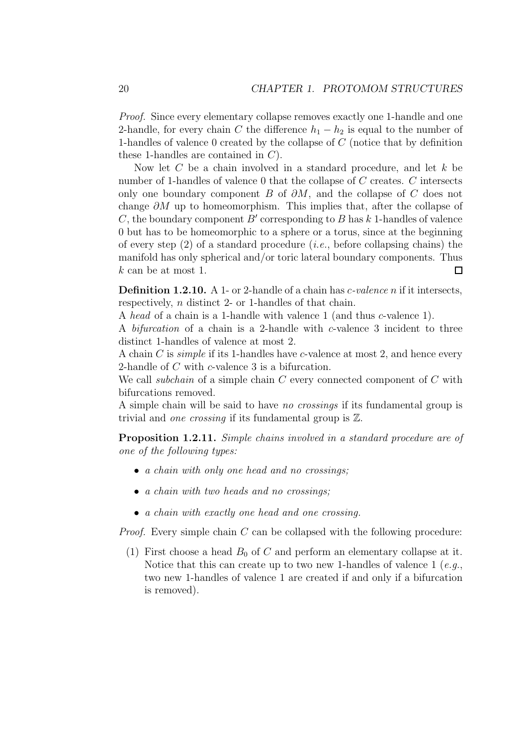*Proof.* Since every elementary collapse removes exactly one 1-handle and one 2-handle, for every chain $C$ the difference $h_1 - h_2$ is equal to the number of 1-handles of valence 0 created by the collapse of $C$ (notice that by definition these 1-handles are contained in $C$).

Now let $C$ be a chain involved in a standard procedure, and let $k$ be number of 1-handles of valence 0 that the collapse of $C$ creates. $C$ intersects only one boundary component $B$ of $\partial M$, and the collapse of $C$ does not change $\partial M$ up to homeomorphism. This implies that, after the collapse of $C$, the boundary component $B'$ corresponding to $B$ has $k$ 1-handles of valence 0 but has to be homeomorphic to a sphere or a torus, since at the beginning of every step (2) of a standard procedure (*i.e.*, before collapsing chains) the manifold has only spherical and/or toric lateral boundary components. Thus $k$ can be at most 1. $\square$

**Definition 1.2.10.** A 1- or 2-handle of a chain has *c-valence n* if it intersects, respectively, $n$ distinct 2- or 1-handles of that chain.

A *head* of a chain is a 1-handle with valence 1 (and thus $c$-valence 1).

A *bifurcation* of a chain is a 2-handle with $c$-valence 3 incident to three distinct 1-handles of valence at most 2.

A chain $C$ is *simple* if its 1-handles have $c$-valence at most 2, and hence every 2-handle of $C$ with $c$-valence 3 is a bifurcation.

We call *subchain* of a simple chain $C$ every connected component of $C$ with bifurcations removed.

A simple chain will be said to have *no crossings* if its fundamental group is trivial and *one crossing* if its fundamental group is $\mathbb{Z}$.

**Proposition 1.2.11.** *Simple chains involved in a standard procedure are of one of the following types:*

- *a chain with only one head and no crossings;*
- *a chain with two heads and no crossings;*
- *a chain with exactly one head and one crossing.*

*Proof.* Every simple chain $C$ can be collapsed with the following procedure:

(1) First choose a head $B_0$ of $C$ and perform an elementary collapse at it. Notice that this can create up to two new 1-handles of valence 1 (*e.g.*, two new 1-handles of valence 1 are created if and only if a bifurcation is removed).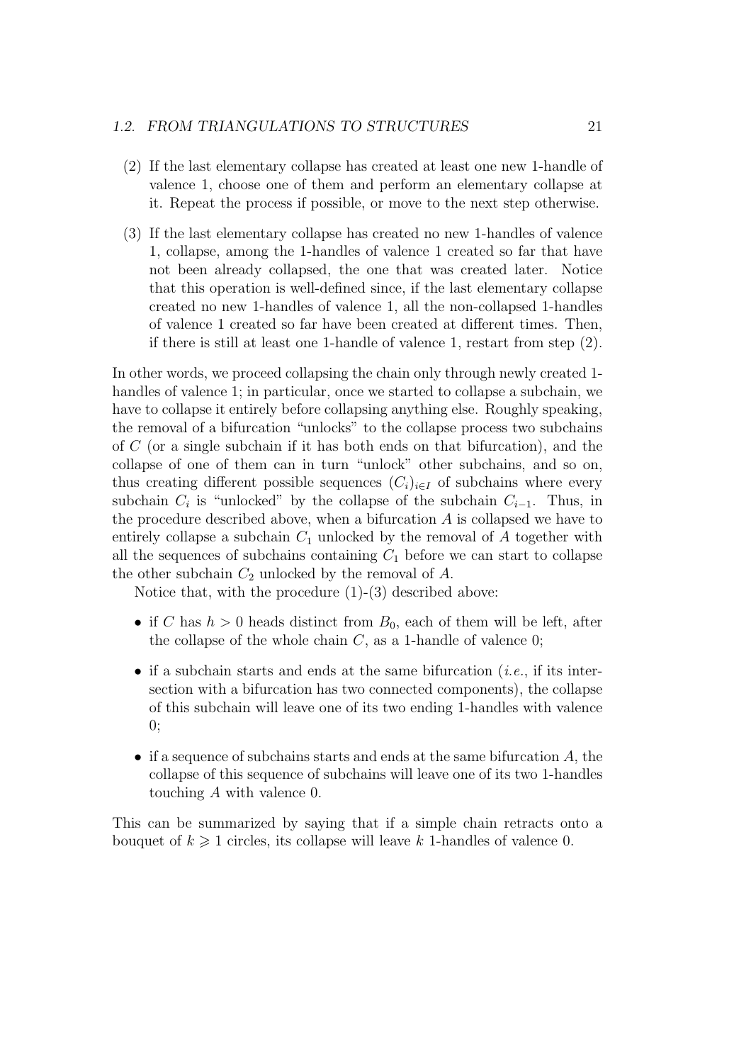(2) If the last elementary collapse has created at least one new 1-handle of valence 1, choose one of them and perform an elementary collapse at it. Repeat the process if possible, or move to the next step otherwise.

(3) If the last elementary collapse has created no new 1-handles of valence 1, collapse, among the 1-handles of valence 1 created so far that have not been already collapsed, the one that was created later. Notice that this operation is well-defined since, if the last elementary collapse created no new 1-handles of valence 1, all the non-collapsed 1-handles of valence 1 created so far have been created at different times. Then, if there is still at least one 1-handle of valence 1, restart from step (2).

In other words, we proceed collapsing the chain only through newly created 1-handles of valence 1; in particular, once we started to collapse a subchain, we have to collapse it entirely before collapsing anything else. Roughly speaking, the removal of a bifurcation "unlocks" to the collapse process two subchains of $C$ (or a single subchain if it has both ends on that bifurcation), and the collapse of one of them can in turn "unlock" other subchains, and so on, thus creating different possible sequences $(C_i)_{i \in I}$ of subchains where every subchain $C_i$ is "unlocked" by the collapse of the subchain $C_{i-1}$. Thus, in the procedure described above, when a bifurcation $A$ is collapsed we have to entirely collapse a subchain $C_1$ unlocked by the removal of $A$ together with all the sequences of subchains containing $C_1$ before we can start to collapse the other subchain $C_2$ unlocked by the removal of $A$.

Notice that, with the procedure (1)-(3) described above:

- if $C$ has $h > 0$ heads distinct from $B_0$, each of them will be left, after the collapse of the whole chain $C$, as a 1-handle of valence 0;
- if a subchain starts and ends at the same bifurcation (*i.e.*, if its intersection with a bifurcation has two connected components), the collapse of this subchain will leave one of its two ending 1-handles with valence 0;
- if a sequence of subchains starts and ends at the same bifurcation $A$, the collapse of this sequence of subchains will leave one of its two 1-handles touching $A$ with valence 0.

This can be summarized by saying that if a simple chain retracts onto a bouquet of $k \geqslant 1$ circles, its collapse will leave $k$ 1-handles of valence 0.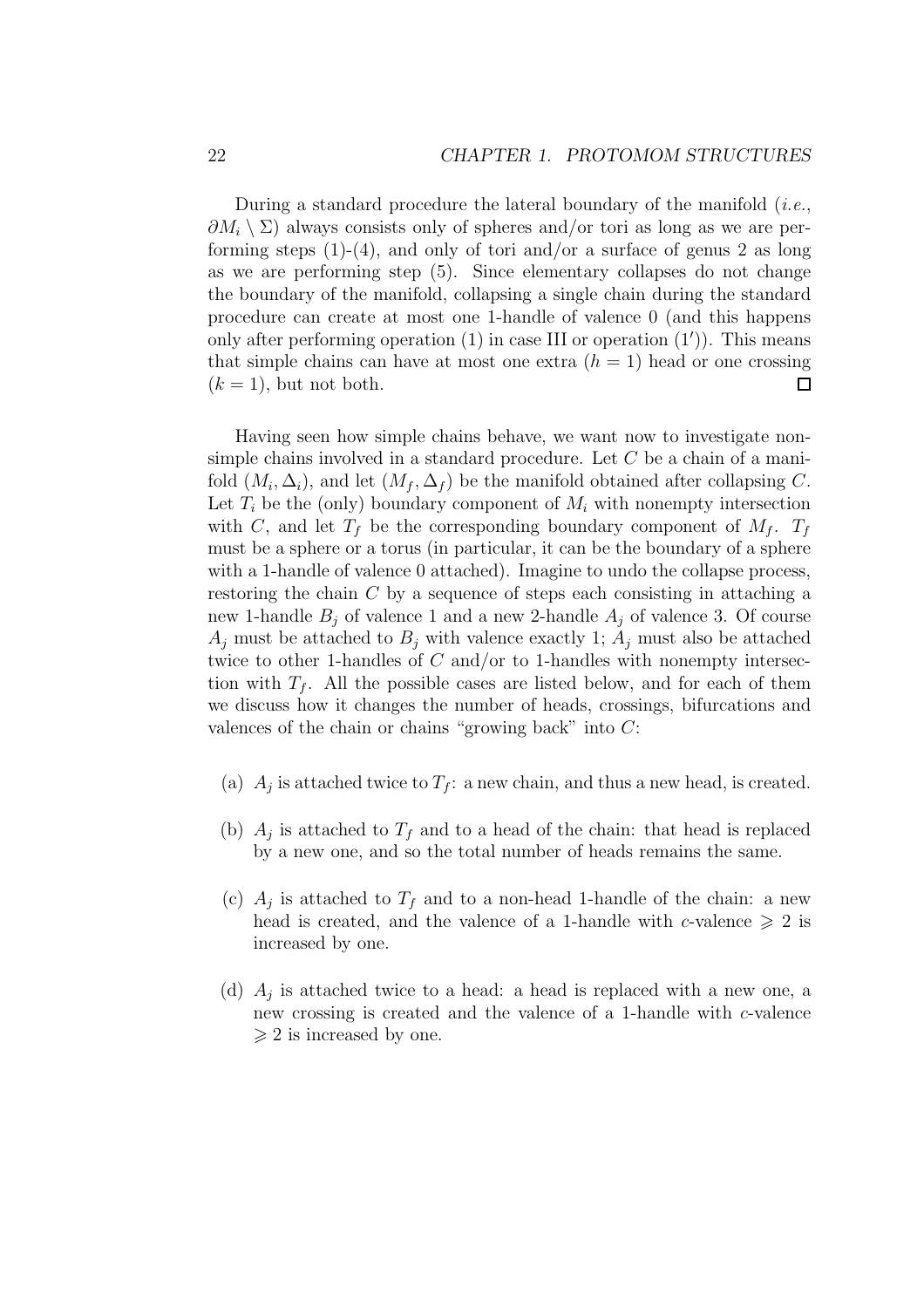During a standard procedure the lateral boundary of the manifold (*i.e.*, $\partial M_i \setminus \Sigma$) always consists only of spheres and/or tori as long as we are performing steps (1)-(4), and only of tori and/or a surface of genus 2 as long as we are performing step (5). Since elementary collapses do not change the boundary of the manifold, collapsing a single chain during the standard procedure can create at most one 1-handle of valence 0 (and this happens only after performing operation (1) in case III or operation (1′)). This means that simple chains can have at most one extra ($h = 1$) head or one crossing ($k = 1$), but not both. □

Having seen how simple chains behave, we want now to investigate non-simple chains involved in a standard procedure. Let $C$ be a chain of a manifold $(M_i, \Delta_i)$, and let $(M_f, \Delta_f)$ be the manifold obtained after collapsing $C$. Let $T_i$ be the (only) boundary component of $M_i$ with nonempty intersection with $C$, and let $T_f$ be the corresponding boundary component of $M_f$. $T_f$ must be a sphere or a torus (in particular, it can be the boundary of a sphere with a 1-handle of valence 0 attached). Imagine to undo the collapse process, restoring the chain $C$ by a sequence of steps each consisting in attaching a new 1-handle $B_j$ of valence 1 and a new 2-handle $A_j$ of valence 3. Of course $A_j$ must be attached to $B_j$ with valence exactly 1; $A_j$ must also be attached twice to other 1-handles of $C$ and/or to 1-handles with nonempty intersection with $T_f$. All the possible cases are listed below, and for each of them we discuss how it changes the number of heads, crossings, bifurcations and valences of the chain or chains "growing back" into $C$:

(a) $A_j$ is attached twice to $T_f$: a new chain, and thus a new head, is created.

(b) $A_j$ is attached to $T_f$ and to a head of the chain: that head is replaced by a new one, and so the total number of heads remains the same.

(c) $A_j$ is attached to $T_f$ and to a non-head 1-handle of the chain: a new head is created, and the valence of a 1-handle with $c$-valence $\geqslant 2$ is increased by one.

(d) $A_j$ is attached twice to a head: a head is replaced with a new one, a new crossing is created and the valence of a 1-handle with $c$-valence $\geqslant 2$ is increased by one.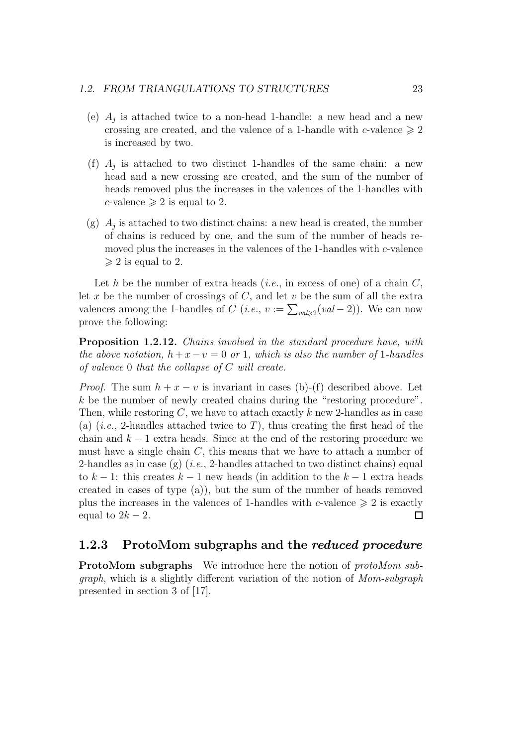(e) $A_j$ is attached twice to a non-head 1-handle: a new head and a new crossing are created, and the valence of a 1-handle with $c$-valence $\geqslant 2$ is increased by two.

(f) $A_j$ is attached to two distinct 1-handles of the same chain: a new head and a new crossing are created, and the sum of the number of heads removed plus the increases in the valences of the 1-handles with $c$-valence $\geqslant 2$ is equal to 2.

(g) $A_j$ is attached to two distinct chains: a new head is created, the number of chains is reduced by one, and the sum of the number of heads removed plus the increases in the valences of the 1-handles with $c$-valence $\geqslant 2$ is equal to 2.

Let $h$ be the number of extra heads (*i.e.*, in excess of one) of a chain $C$, let $x$ be the number of crossings of $C$, and let $v$ be the sum of all the extra valences among the 1-handles of $C$ (*i.e.*, $v := \sum_{val \geqslant 2}(val - 2)$). We can now prove the following:

**Proposition 1.2.12.** *Chains involved in the standard procedure have, with the above notation, $h + x - v = 0$ or 1, which is also the number of 1-handles of valence 0 that the collapse of $C$ will create.*

*Proof.* The sum $h + x - v$ is invariant in cases (b)-(f) described above. Let $k$ be the number of newly created chains during the "restoring procedure". Then, while restoring $C$, we have to attach exactly $k$ new 2-handles as in case (a) (*i.e.*, 2-handles attached twice to $T$), thus creating the first head of the chain and $k - 1$ extra heads. Since at the end of the restoring procedure we must have a single chain $C$, this means that we have to attach a number of 2-handles as in case (g) (*i.e.*, 2-handles attached to two distinct chains) equal to $k - 1$: this creates $k - 1$ new heads (in addition to the $k - 1$ extra heads created in cases of type (a)), but the sum of the number of heads removed plus the increases in the valences of 1-handles with $c$-valence $\geqslant 2$ is exactly equal to $2k - 2$. □

### 1.2.3 ProtoMom subgraphs and the *reduced procedure*

**ProtoMom subgraphs** We introduce here the notion of *protoMom subgraph*, which is a slightly different variation of the notion of *Mom-subgraph* presented in section 3 of [17].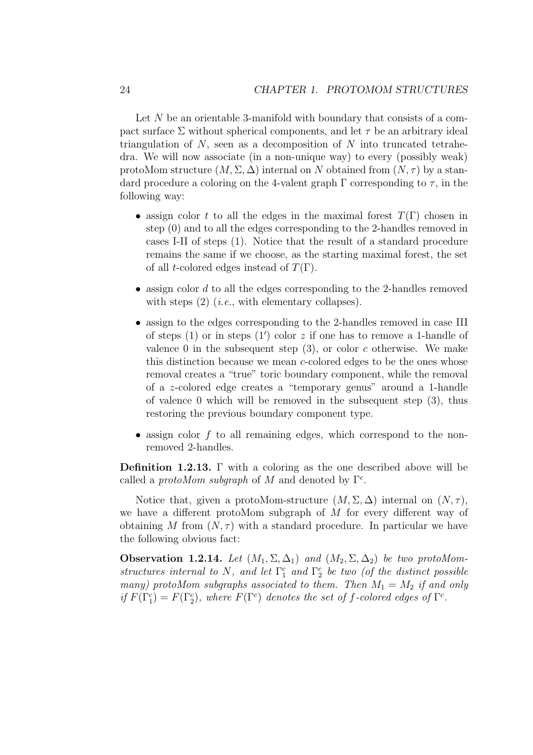Let $N$ be an orientable 3-manifold with boundary that consists of a compact surface $\Sigma$ without spherical components, and let $\tau$ be an arbitrary ideal triangulation of $N$, seen as a decomposition of $N$ into truncated tetrahedra. We will now associate (in a non-unique way) to every (possibly weak) protoMom structure $(M, \Sigma, \Delta)$ internal on $N$ obtained from $(N, \tau)$ by a standard procedure a coloring on the 4-valent graph $\Gamma$ corresponding to $\tau$, in the following way:

- assign color $t$ to all the edges in the maximal forest $T(\Gamma)$ chosen in step (0) and to all the edges corresponding to the 2-handles removed in cases I-II of steps (1). Notice that the result of a standard procedure remains the same if we choose, as the starting maximal forest, the set of all $t$-colored edges instead of $T(\Gamma)$.
- assign color $d$ to all the edges corresponding to the 2-handles removed with steps (2) (*i.e.*, with elementary collapses).
- assign to the edges corresponding to the 2-handles removed in case III of steps (1) or in steps (1′) color $z$ if one has to remove a 1-handle of valence 0 in the subsequent step (3), or color $c$ otherwise. We make this distinction because we mean $c$-colored edges to be the ones whose removal creates a "true" toric boundary component, while the removal of a $z$-colored edge creates a "temporary genus" around a 1-handle of valence 0 which will be removed in the subsequent step (3), thus restoring the previous boundary component type.
- assign color $f$ to all remaining edges, which correspond to the non-removed 2-handles.

**Definition 1.2.13.** $\Gamma$ with a coloring as the one described above will be called a *protoMom subgraph* of $M$ and denoted by $\Gamma^c$.

Notice that, given a protoMom-structure $(M, \Sigma, \Delta)$ internal on $(N, \tau)$, we have a different protoMom subgraph of $M$ for every different way of obtaining $M$ from $(N, \tau)$ with a standard procedure. In particular we have the following obvious fact:

**Observation 1.2.14.** *Let $(M_1, \Sigma, \Delta_1)$ and $(M_2, \Sigma, \Delta_2)$ be two protoMom-structures internal to $N$, and let $\Gamma_1^c$ and $\Gamma_2^c$ be two (of the distinct possible many) protoMom subgraphs associated to them. Then $M_1 = M_2$ if and only if $F(\Gamma_1^c) = F(\Gamma_2^c)$, where $F(\Gamma^c)$ denotes the set of $f$-colored edges of $\Gamma^c$.*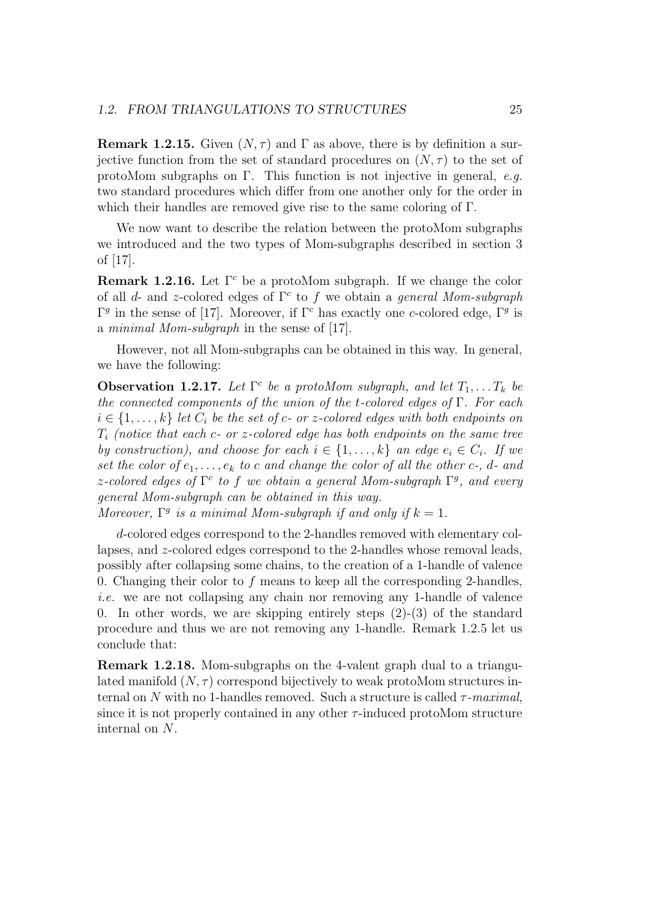**Remark 1.2.15.** Given $(N, \tau)$ and $\Gamma$ as above, there is by definition a surjective function from the set of standard procedures on $(N, \tau)$ to the set of protoMom subgraphs on $\Gamma$. This function is not injective in general, *e.g.* two standard procedures which differ from one another only for the order in which their handles are removed give rise to the same coloring of $\Gamma$.

We now want to describe the relation between the protoMom subgraphs we introduced and the two types of Mom-subgraphs described in section 3 of [17].

**Remark 1.2.16.** Let $\Gamma^c$ be a protoMom subgraph. If we change the color of all $d$- and $z$-colored edges of $\Gamma^c$ to $f$ we obtain a *general Mom-subgraph* $\Gamma^g$ in the sense of [17]. Moreover, if $\Gamma^c$ has exactly one $c$-colored edge, $\Gamma^g$ is a *minimal Mom-subgraph* in the sense of [17].

However, not all Mom-subgraphs can be obtained in this way. In general, we have the following:

**Observation 1.2.17.** *Let $\Gamma^c$ be a protoMom subgraph, and let $T_1, \ldots T_k$ be the connected components of the union of the $t$-colored edges of $\Gamma$. For each $i \in \{1, \ldots, k\}$ let $C_i$ be the set of $c$- or $z$-colored edges with both endpoints on $T_i$ (notice that each $c$- or $z$-colored edge has both endpoints on the same tree by construction), and choose for each $i \in \{1, \ldots, k\}$ an edge $e_i \in C_i$. If we set the color of $e_1, \ldots, e_k$ to $c$ and change the color of all the other $c$-, $d$- and $z$-colored edges of $\Gamma^c$ to $f$ we obtain a general Mom-subgraph $\Gamma^g$, and every general Mom-subgraph can be obtained in this way.*
*Moreover, $\Gamma^g$ is a minimal Mom-subgraph if and only if $k = 1$.*

$d$-colored edges correspond to the 2-handles removed with elementary collapses, and $z$-colored edges correspond to the 2-handles whose removal leads, possibly after collapsing some chains, to the creation of a 1-handle of valence 0. Changing their color to $f$ means to keep all the corresponding 2-handles, *i.e.* we are not collapsing any chain nor removing any 1-handle of valence 0. In other words, we are skipping entirely steps (2)-(3) of the standard procedure and thus we are not removing any 1-handle. Remark 1.2.5 let us conclude that:

**Remark 1.2.18.** Mom-subgraphs on the 4-valent graph dual to a triangulated manifold $(N, \tau)$ correspond bijectively to weak protoMom structures internal on $N$ with no 1-handles removed. Such a structure is called $\tau$-*maximal*, since it is not properly contained in any other $\tau$-induced protoMom structure internal on $N$.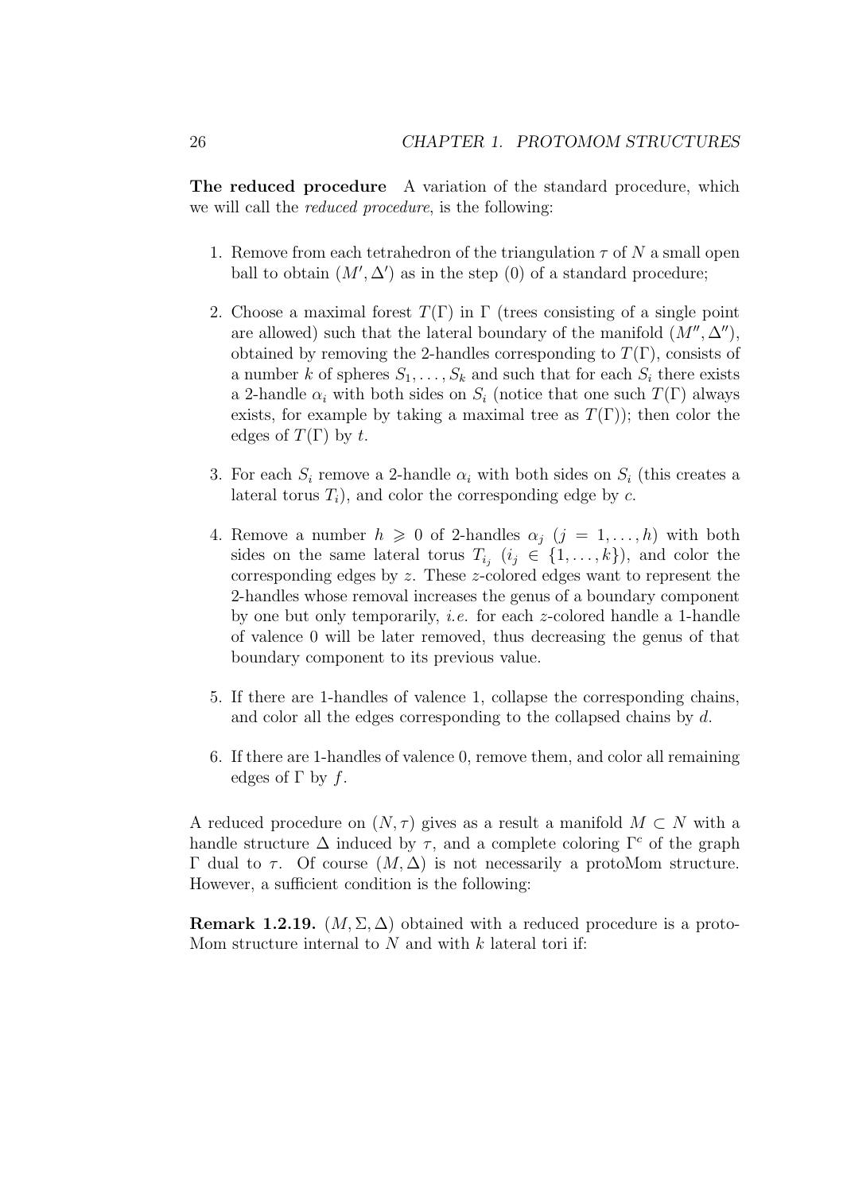**The reduced procedure** A variation of the standard procedure, which we will call the *reduced procedure*, is the following:

1. Remove from each tetrahedron of the triangulation $\tau$ of $N$ a small open ball to obtain $(M', \Delta')$ as in the step (0) of a standard procedure;
2. Choose a maximal forest $T(\Gamma)$ in $\Gamma$ (trees consisting of a single point are allowed) such that the lateral boundary of the manifold $(M'', \Delta'')$, obtained by removing the 2-handles corresponding to $T(\Gamma)$, consists of a number $k$ of spheres $S_1, \ldots, S_k$ and such that for each $S_i$ there exists a 2-handle $\alpha_i$ with both sides on $S_i$ (notice that one such $T(\Gamma)$ always exists, for example by taking a maximal tree as $T(\Gamma)$); then color the edges of $T(\Gamma)$ by $t$.
3. For each $S_i$ remove a 2-handle $\alpha_i$ with both sides on $S_i$ (this creates a lateral torus $T_i$), and color the corresponding edge by $c$.
4. Remove a number $h \geqslant 0$ of 2-handles $\alpha_j$ $(j = 1, \ldots, h)$ with both sides on the same lateral torus $T_{i_j}$ $(i_j \in \{1, \ldots, k\})$, and color the corresponding edges by $z$. These $z$-colored edges want to represent the 2-handles whose removal increases the genus of a boundary component by one but only temporarily, *i.e.* for each $z$-colored handle a 1-handle of valence 0 will be later removed, thus decreasing the genus of that boundary component to its previous value.
5. If there are 1-handles of valence 1, collapse the corresponding chains, and color all the edges corresponding to the collapsed chains by $d$.
6. If there are 1-handles of valence 0, remove them, and color all remaining edges of $\Gamma$ by $f$.

A reduced procedure on $(N, \tau)$ gives as a result a manifold $M \subset N$ with a handle structure $\Delta$ induced by $\tau$, and a complete coloring $\Gamma^c$ of the graph $\Gamma$ dual to $\tau$. Of course $(M, \Delta)$ is not necessarily a protoMom structure. However, a sufficient condition is the following:

**Remark 1.2.19.** $(M, \Sigma, \Delta)$ obtained with a reduced procedure is a protoMom structure internal to $N$ and with $k$ lateral tori if: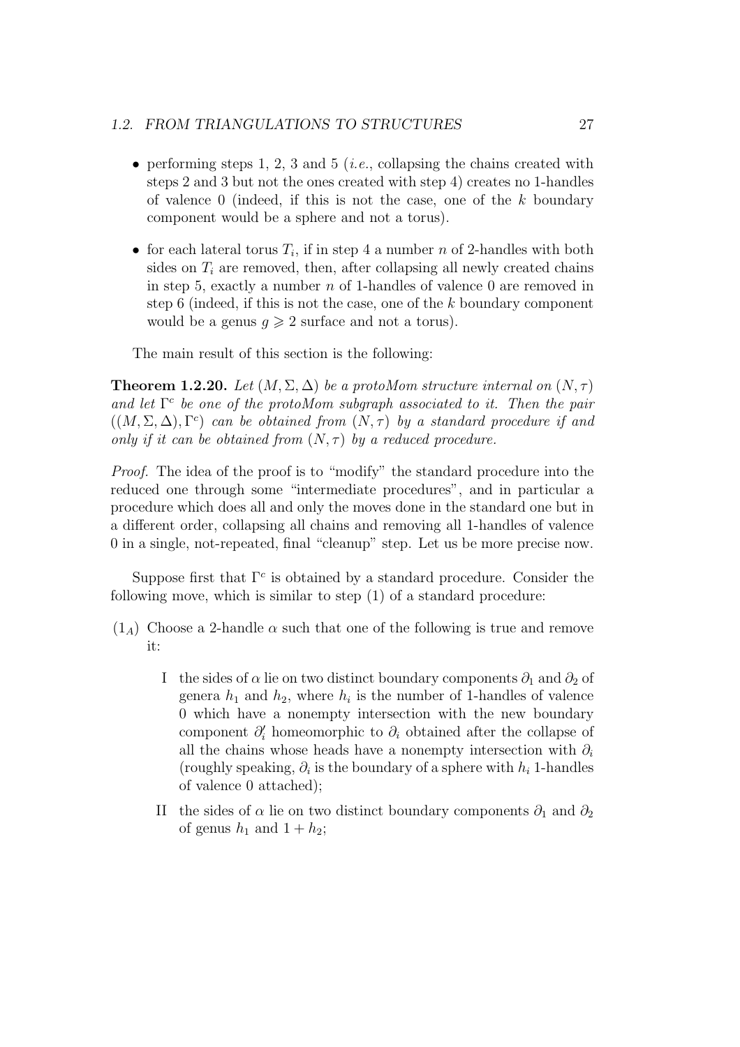- performing steps 1, 2, 3 and 5 (*i.e.*, collapsing the chains created with steps 2 and 3 but not the ones created with step 4) creates no 1-handles of valence 0 (indeed, if this is not the case, one of the $k$ boundary component would be a sphere and not a torus).

- for each lateral torus $T_i$, if in step 4 a number $n$ of 2-handles with both sides on $T_i$ are removed, then, after collapsing all newly created chains in step 5, exactly a number $n$ of 1-handles of valence 0 are removed in step 6 (indeed, if this is not the case, one of the $k$ boundary component would be a genus $g \geqslant 2$ surface and not a torus).

The main result of this section is the following:

**Theorem 1.2.20.** *Let $(M, \Sigma, \Delta)$ be a protoMom structure internal on $(N, \tau)$ and let $\Gamma^c$ be one of the protoMom subgraph associated to it. Then the pair $((M, \Sigma, \Delta), \Gamma^c)$ can be obtained from $(N, \tau)$ by a standard procedure if and only if it can be obtained from $(N, \tau)$ by a reduced procedure.*

*Proof.* The idea of the proof is to "modify" the standard procedure into the reduced one through some "intermediate procedures", and in particular a procedure which does all and only the moves done in the standard one but in a different order, collapsing all chains and removing all 1-handles of valence 0 in a single, not-repeated, final "cleanup" step. Let us be more precise now.

Suppose first that $\Gamma^c$ is obtained by a standard procedure. Consider the following move, which is similar to step (1) of a standard procedure:

$(1_A)$ Choose a 2-handle $\alpha$ such that one of the following is true and remove it:

  I the sides of $\alpha$ lie on two distinct boundary components $\partial_1$ and $\partial_2$ of genera $h_1$ and $h_2$, where $h_i$ is the number of 1-handles of valence 0 which have a nonempty intersection with the new boundary component $\partial_i'$ homeomorphic to $\partial_i$ obtained after the collapse of all the chains whose heads have a nonempty intersection with $\partial_i$ (roughly speaking, $\partial_i$ is the boundary of a sphere with $h_i$ 1-handles of valence 0 attached);

  II the sides of $\alpha$ lie on two distinct boundary components $\partial_1$ and $\partial_2$ of genus $h_1$ and $1 + h_2$;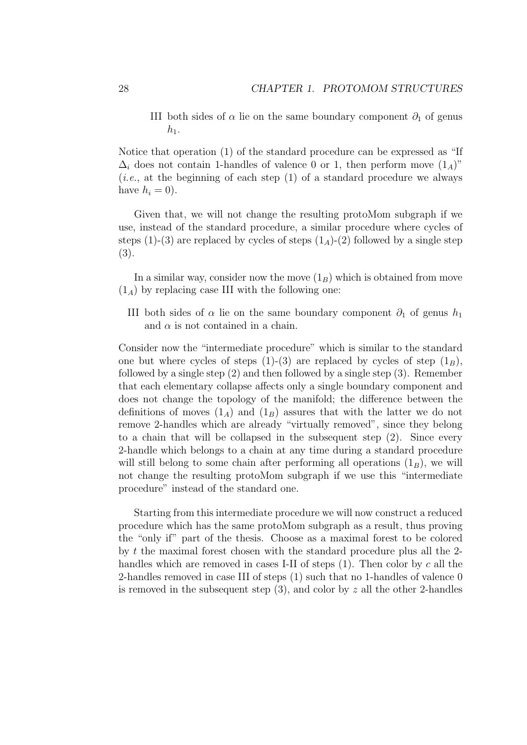III both sides of $\alpha$ lie on the same boundary component $\partial_1$ of genus $h_1$.

Notice that operation (1) of the standard procedure can be expressed as "If $\Delta_i$ does not contain 1-handles of valence 0 or 1, then perform move $(1_A)$" (*i.e.*, at the beginning of each step (1) of a standard procedure we always have $h_i = 0$).

Given that, we will not change the resulting protoMom subgraph if we use, instead of the standard procedure, a similar procedure where cycles of steps (1)-(3) are replaced by cycles of steps $(1_A)$-(2) followed by a single step (3).

In a similar way, consider now the move $(1_B)$ which is obtained from move $(1_A)$ by replacing case III with the following one:

III both sides of $\alpha$ lie on the same boundary component $\partial_1$ of genus $h_1$ and $\alpha$ is not contained in a chain.

Consider now the "intermediate procedure" which is similar to the standard one but where cycles of steps (1)-(3) are replaced by cycles of step $(1_B)$, followed by a single step (2) and then followed by a single step (3). Remember that each elementary collapse affects only a single boundary component and does not change the topology of the manifold; the difference between the definitions of moves $(1_A)$ and $(1_B)$ assures that with the latter we do not remove 2-handles which are already "virtually removed", since they belong to a chain that will be collapsed in the subsequent step (2). Since every 2-handle which belongs to a chain at any time during a standard procedure will still belong to some chain after performing all operations $(1_B)$, we will not change the resulting protoMom subgraph if we use this "intermediate procedure" instead of the standard one.

Starting from this intermediate procedure we will now construct a reduced procedure which has the same protoMom subgraph as a result, thus proving the "only if" part of the thesis. Choose as a maximal forest to be colored by $t$ the maximal forest chosen with the standard procedure plus all the 2-handles which are removed in cases I-II of steps (1). Then color by $c$ all the 2-handles removed in case III of steps (1) such that no 1-handles of valence 0 is removed in the subsequent step (3), and color by $z$ all the other 2-handles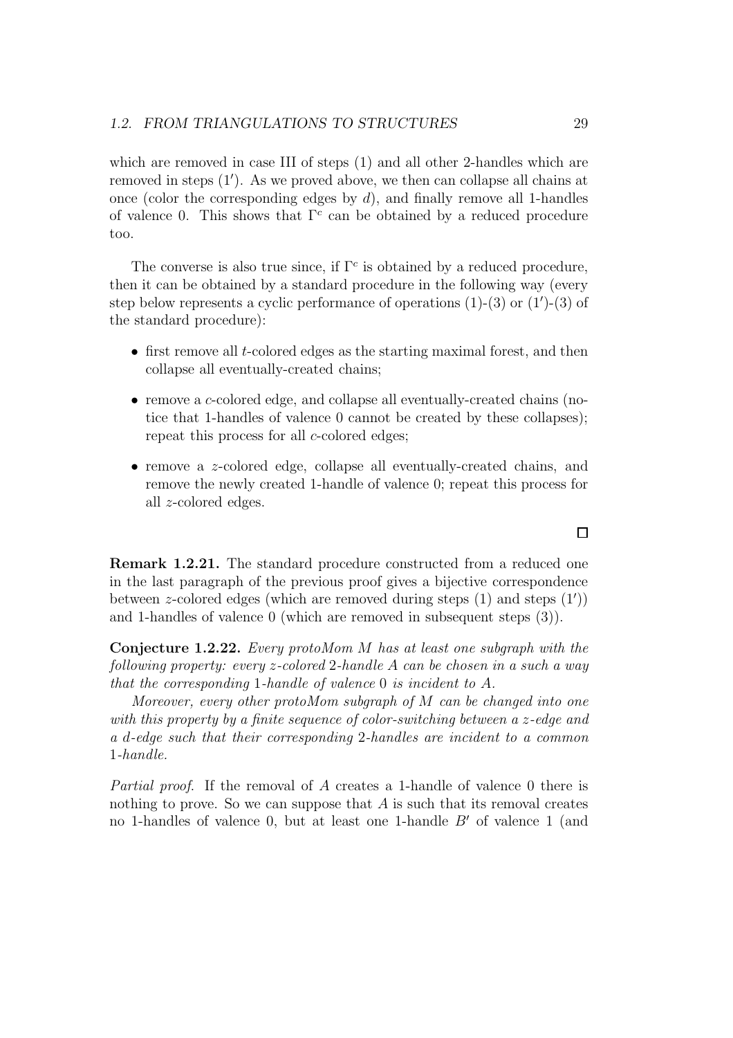which are removed in case III of steps (1) and all other 2-handles which are removed in steps $(1')$. As we proved above, we then can collapse all chains at once (color the corresponding edges by $d$), and finally remove all 1-handles of valence 0. This shows that $\Gamma^c$ can be obtained by a reduced procedure too.

The converse is also true since, if $\Gamma^c$ is obtained by a reduced procedure, then it can be obtained by a standard procedure in the following way (every step below represents a cyclic performance of operations (1)-(3) or $(1')$-(3) of the standard procedure):

- first remove all $t$-colored edges as the starting maximal forest, and then collapse all eventually-created chains;
- remove a $c$-colored edge, and collapse all eventually-created chains (notice that 1-handles of valence 0 cannot be created by these collapses); repeat this process for all $c$-colored edges;
- remove a $z$-colored edge, collapse all eventually-created chains, and remove the newly created 1-handle of valence 0; repeat this process for all $z$-colored edges.

$\square$

**Remark 1.2.21.** The standard procedure constructed from a reduced one in the last paragraph of the previous proof gives a bijective correspondence between $z$-colored edges (which are removed during steps (1) and steps $(1')$) and 1-handles of valence 0 (which are removed in subsequent steps (3)).

**Conjecture 1.2.22.** *Every protoMom $M$ has at least one subgraph with the following property: every $z$-colored 2-handle $A$ can be chosen in a such a way that the corresponding 1-handle of valence 0 is incident to $A$.*

*Moreover, every other protoMom subgraph of $M$ can be changed into one with this property by a finite sequence of color-switching between a $z$-edge and a $d$-edge such that their corresponding 2-handles are incident to a common 1-handle.*

*Partial proof.* If the removal of $A$ creates a 1-handle of valence 0 there is nothing to prove. So we can suppose that $A$ is such that its removal creates no 1-handles of valence 0, but at least one 1-handle $B'$ of valence 1 (and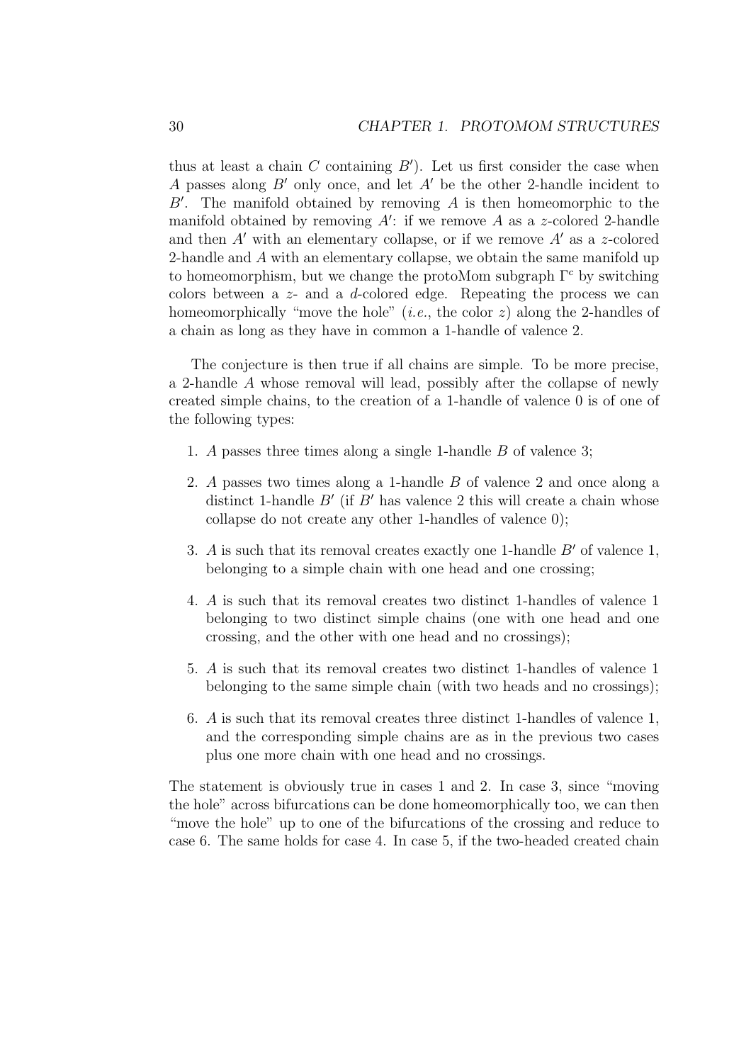thus at least a chain $C$ containing $B'$). Let us first consider the case when $A$ passes along $B'$ only once, and let $A'$ be the other 2-handle incident to $B'$. The manifold obtained by removing $A$ is then homeomorphic to the manifold obtained by removing $A'$: if we remove $A$ as a $z$-colored 2-handle and then $A'$ with an elementary collapse, or if we remove $A'$ as a $z$-colored 2-handle and $A$ with an elementary collapse, we obtain the same manifold up to homeomorphism, but we change the protoMom subgraph $\Gamma^c$ by switching colors between a $z$- and a $d$-colored edge. Repeating the process we can homeomorphically "move the hole" (*i.e.*, the color $z$) along the 2-handles of a chain as long as they have in common a 1-handle of valence 2.

The conjecture is then true if all chains are simple. To be more precise, a 2-handle $A$ whose removal will lead, possibly after the collapse of newly created simple chains, to the creation of a 1-handle of valence 0 is of one of the following types:

1. $A$ passes three times along a single 1-handle $B$ of valence 3;
2. $A$ passes two times along a 1-handle $B$ of valence 2 and once along a distinct 1-handle $B'$ (if $B'$ has valence 2 this will create a chain whose collapse do not create any other 1-handles of valence 0);
3. $A$ is such that its removal creates exactly one 1-handle $B'$ of valence 1, belonging to a simple chain with one head and one crossing;
4. $A$ is such that its removal creates two distinct 1-handles of valence 1 belonging to two distinct simple chains (one with one head and one crossing, and the other with one head and no crossings);
5. $A$ is such that its removal creates two distinct 1-handles of valence 1 belonging to the same simple chain (with two heads and no crossings);
6. $A$ is such that its removal creates three distinct 1-handles of valence 1, and the corresponding simple chains are as in the previous two cases plus one more chain with one head and no crossings.

The statement is obviously true in cases 1 and 2. In case 3, since "moving the hole" across bifurcations can be done homeomorphically too, we can then "move the hole" up to one of the bifurcations of the crossing and reduce to case 6. The same holds for case 4. In case 5, if the two-headed created chain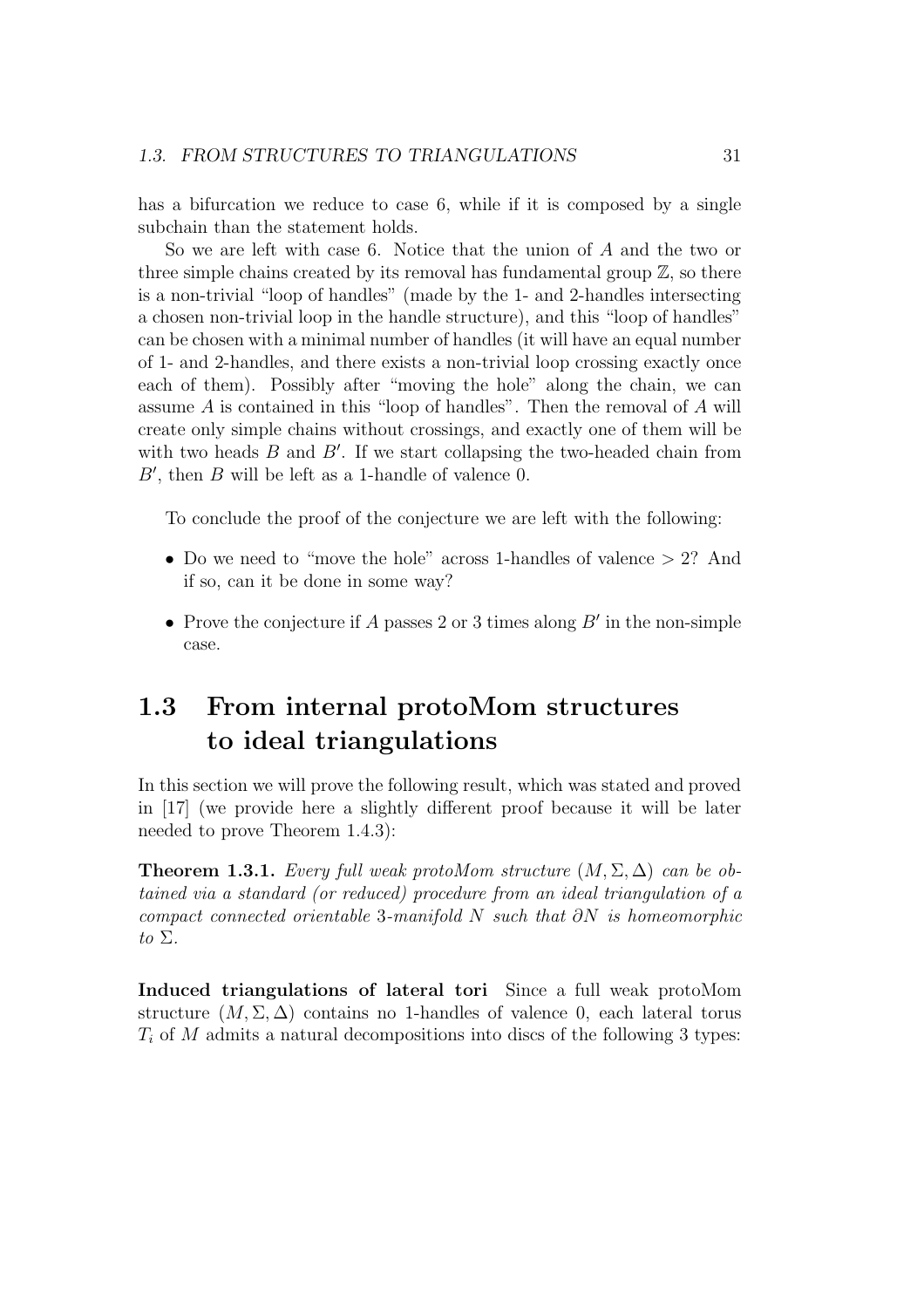has a bifurcation we reduce to case 6, while if it is composed by a single subchain than the statement holds.

So we are left with case 6. Notice that the union of $A$ and the two or three simple chains created by its removal has fundamental group $\mathbb{Z}$, so there is a non-trivial "loop of handles" (made by the 1- and 2-handles intersecting a chosen non-trivial loop in the handle structure), and this "loop of handles" can be chosen with a minimal number of handles (it will have an equal number of 1- and 2-handles, and there exists a non-trivial loop crossing exactly once each of them). Possibly after "moving the hole" along the chain, we can assume $A$ is contained in this "loop of handles". Then the removal of $A$ will create only simple chains without crossings, and exactly one of them will be with two heads $B$ and $B'$. If we start collapsing the two-headed chain from $B'$, then $B$ will be left as a 1-handle of valence 0.

To conclude the proof of the conjecture we are left with the following:

- Do we need to "move the hole" across 1-handles of valence $> 2$? And if so, can it be done in some way?
- Prove the conjecture if $A$ passes 2 or 3 times along $B'$ in the non-simple case.

## 1.3 From internal protoMom structures to ideal triangulations

In this section we will prove the following result, which was stated and proved in [17] (we provide here a slightly different proof because it will be later needed to prove Theorem 1.4.3):

**Theorem 1.3.1.** *Every full weak protoMom structure $(M, \Sigma, \Delta)$ can be obtained via a standard (or reduced) procedure from an ideal triangulation of a compact connected orientable 3-manifold $N$ such that $\partial N$ is homeomorphic to $\Sigma$.*

**Induced triangulations of lateral tori** Since a full weak protoMom structure $(M, \Sigma, \Delta)$ contains no 1-handles of valence 0, each lateral torus $T_i$ of $M$ admits a natural decompositions into discs of the following 3 types: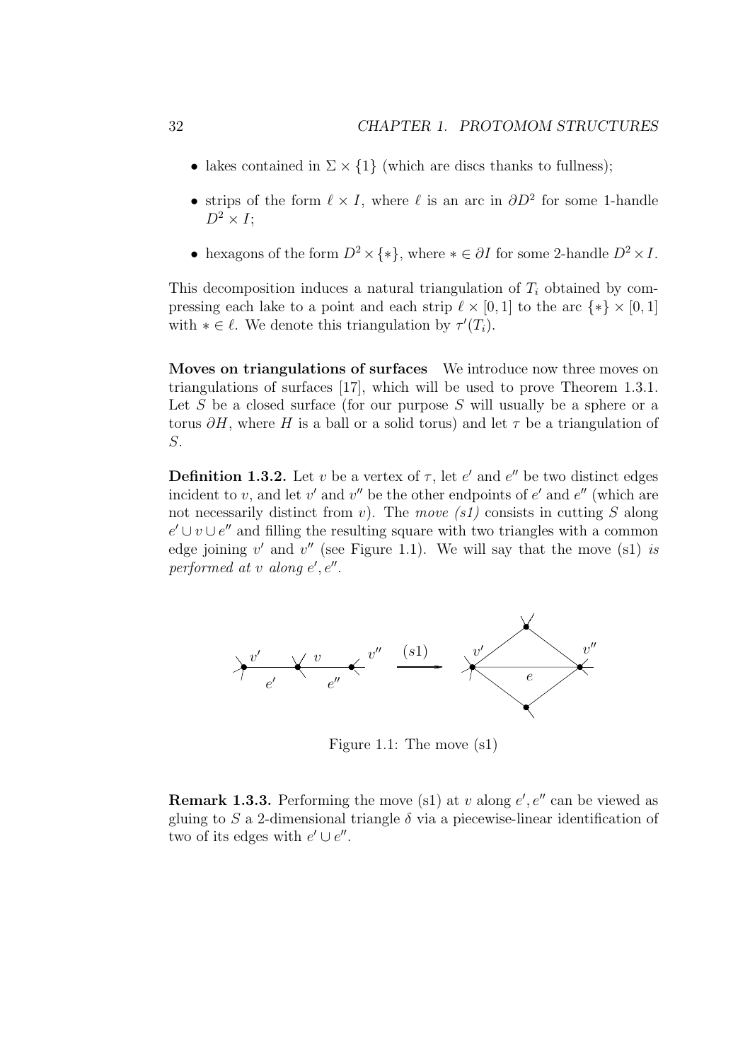- lakes contained in $\Sigma \times \{1\}$ (which are discs thanks to fullness);
- strips of the form $\ell \times I$, where $\ell$ is an arc in $\partial D^2$ for some 1-handle $D^2 \times I$;
- hexagons of the form $D^2 \times \{*\}$, where $* \in \partial I$ for some 2-handle $D^2 \times I$.

This decomposition induces a natural triangulation of $T_i$ obtained by compressing each lake to a point and each strip $\ell \times [0,1]$ to the arc $\{*\} \times [0,1]$ with $* \in \ell$. We denote this triangulation by $\tau'(T_i)$.

**Moves on triangulations of surfaces** We introduce now three moves on triangulations of surfaces [17], which will be used to prove Theorem 1.3.1. Let $S$ be a closed surface (for our purpose $S$ will usually be a sphere or a torus $\partial H$, where $H$ is a ball or a solid torus) and let $\tau$ be a triangulation of $S$.

**Definition 1.3.2.** Let $v$ be a vertex of $\tau$, let $e'$ and $e''$ be two distinct edges incident to $v$, and let $v'$ and $v''$ be the other endpoints of $e'$ and $e''$ (which are not necessarily distinct from $v$). The *move (s1)* consists in cutting $S$ along $e' \cup v \cup e''$ and filling the resulting square with two triangles with a common edge joining $v'$ and $v''$ (see Figure 1.1). We will say that the move (s1) *is performed at $v$ along $e', e''$*.

Figure 1.1: The move (s1)

**Remark 1.3.3.** Performing the move (s1) at $v$ along $e', e''$ can be viewed as gluing to $S$ a 2-dimensional triangle $\delta$ via a piecewise-linear identification of two of its edges with $e' \cup e''$.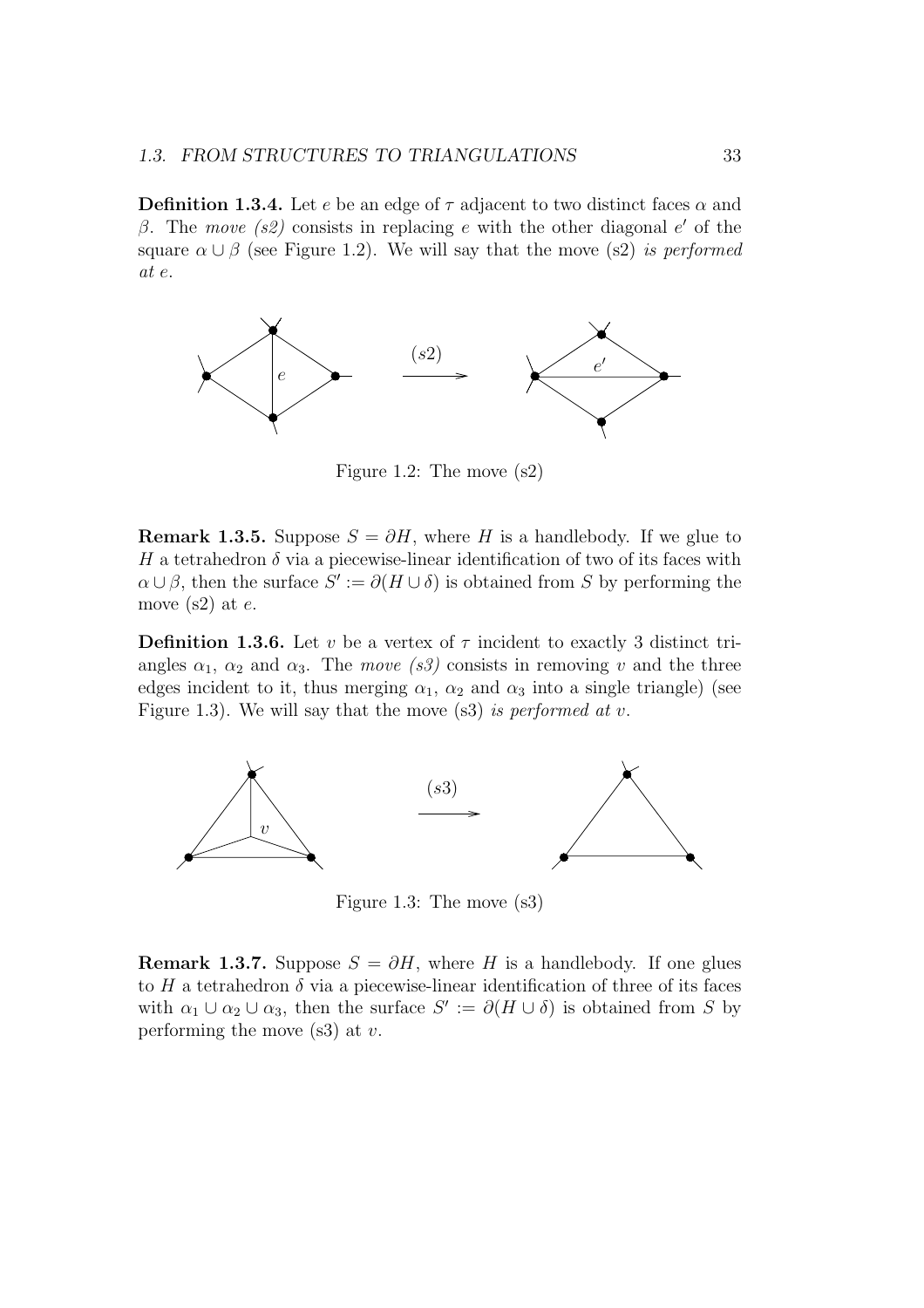**Definition 1.3.4.** Let $e$ be an edge of $\tau$ adjacent to two distinct faces $\alpha$ and $\beta$. The *move (s2)* consists in replacing $e$ with the other diagonal $e'$ of the square $\alpha \cup \beta$ (see Figure 1.2). We will say that the move (s2) *is performed at* $e$.

Figure 1.2: The move (s2)

**Remark 1.3.5.** Suppose $S = \partial H$, where $H$ is a handlebody. If we glue to $H$ a tetrahedron $\delta$ via a piecewise-linear identification of two of its faces with $\alpha \cup \beta$, then the surface $S' := \partial(H \cup \delta)$ is obtained from $S$ by performing the move (s2) at $e$.

**Definition 1.3.6.** Let $v$ be a vertex of $\tau$ incident to exactly 3 distinct triangles $\alpha_1$, $\alpha_2$ and $\alpha_3$. The *move (s3)* consists in removing $v$ and the three edges incident to it, thus merging $\alpha_1$, $\alpha_2$ and $\alpha_3$ into a single triangle) (see Figure 1.3). We will say that the move (s3) *is performed at* $v$.

Figure 1.3: The move (s3)

**Remark 1.3.7.** Suppose $S = \partial H$, where $H$ is a handlebody. If one glues to $H$ a tetrahedron $\delta$ via a piecewise-linear identification of three of its faces with $\alpha_1 \cup \alpha_2 \cup \alpha_3$, then the surface $S' := \partial(H \cup \delta)$ is obtained from $S$ by performing the move (s3) at $v$.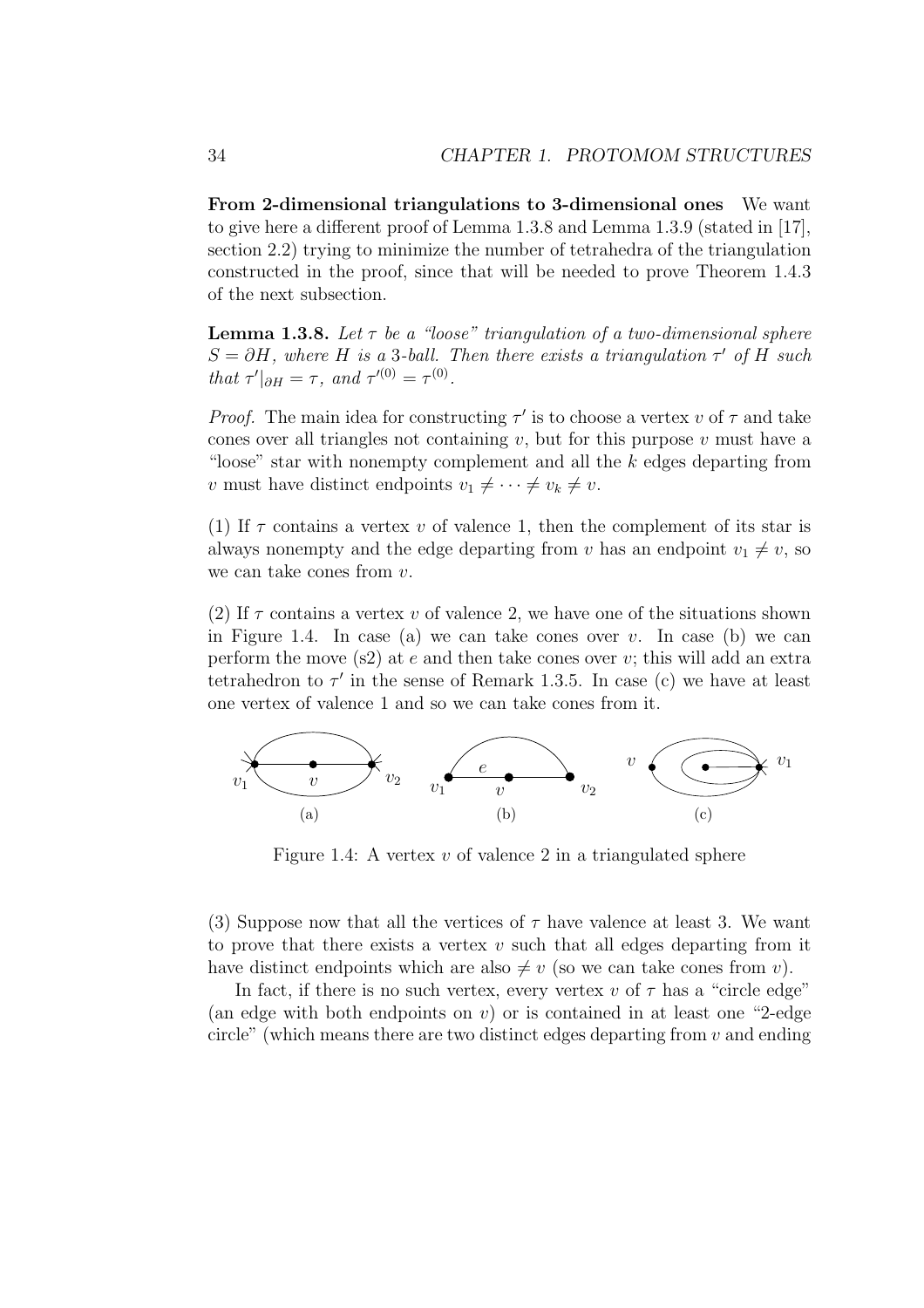**From 2-dimensional triangulations to 3-dimensional ones** We want to give here a different proof of Lemma 1.3.8 and Lemma 1.3.9 (stated in [17], section 2.2) trying to minimize the number of tetrahedra of the triangulation constructed in the proof, since that will be needed to prove Theorem 1.4.3 of the next subsection.

**Lemma 1.3.8.** *Let $\tau$ be a "loose" triangulation of a two-dimensional sphere $S = \partial H$, where $H$ is a 3-ball. Then there exists a triangulation $\tau'$ of $H$ such that $\tau'|_{\partial H} = \tau$, and $\tau'^{(0)} = \tau^{(0)}$.*

*Proof.* The main idea for constructing $\tau'$ is to choose a vertex $v$ of $\tau$ and take cones over all triangles not containing $v$, but for this purpose $v$ must have a "loose" star with nonempty complement and all the $k$ edges departing from $v$ must have distinct endpoints $v_1 \neq \cdots \neq v_k \neq v$.

(1) If $\tau$ contains a vertex $v$ of valence 1, then the complement of its star is always nonempty and the edge departing from $v$ has an endpoint $v_1 \neq v$, so we can take cones from $v$.

(2) If $\tau$ contains a vertex $v$ of valence 2, we have one of the situations shown in Figure 1.4. In case (a) we can take cones over $v$. In case (b) we can perform the move (s2) at $e$ and then take cones over $v$; this will add an extra tetrahedron to $\tau'$ in the sense of Remark 1.3.5. In case (c) we have at least one vertex of valence 1 and so we can take cones from it.

Figure 1.4: A vertex $v$ of valence 2 in a triangulated sphere

(3) Suppose now that all the vertices of $\tau$ have valence at least 3. We want to prove that there exists a vertex $v$ such that all edges departing from it have distinct endpoints which are also $\neq v$ (so we can take cones from $v$).

In fact, if there is no such vertex, every vertex $v$ of $\tau$ has a "circle edge" (an edge with both endpoints on $v$) or is contained in at least one "2-edge circle" (which means there are two distinct edges departing from $v$ and ending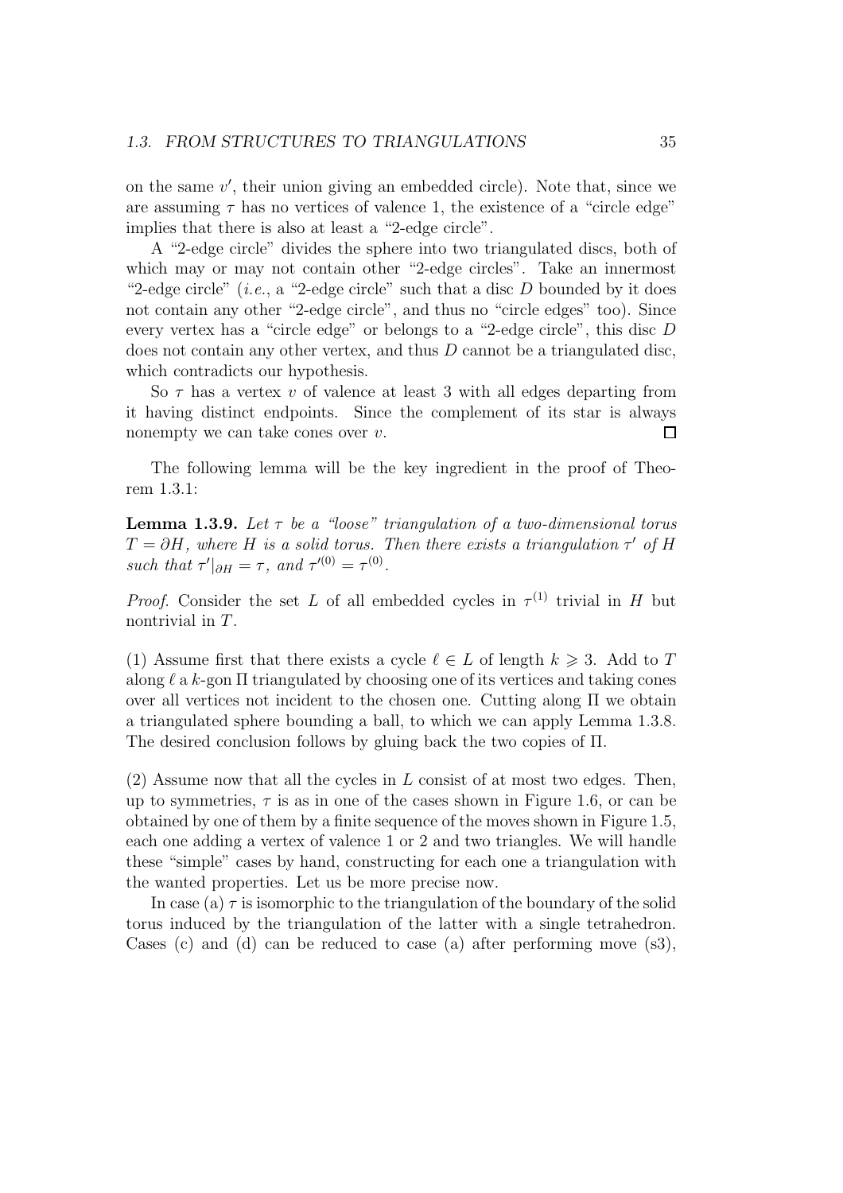on the same $v'$, their union giving an embedded circle). Note that, since we are assuming $\tau$ has no vertices of valence 1, the existence of a "circle edge" implies that there is also at least a "2-edge circle".

A "2-edge circle" divides the sphere into two triangulated discs, both of which may or may not contain other "2-edge circles". Take an innermost "2-edge circle" (*i.e.*, a "2-edge circle" such that a disc $D$ bounded by it does not contain any other "2-edge circle", and thus no "circle edges" too). Since every vertex has a "circle edge" or belongs to a "2-edge circle", this disc $D$ does not contain any other vertex, and thus $D$ cannot be a triangulated disc, which contradicts our hypothesis.

So $\tau$ has a vertex $v$ of valence at least 3 with all edges departing from it having distinct endpoints. Since the complement of its star is always nonempty we can take cones over $v$. □

The following lemma will be the key ingredient in the proof of Theorem 1.3.1:

**Lemma 1.3.9.** *Let $\tau$ be a "loose" triangulation of a two-dimensional torus $T = \partial H$, where $H$ is a solid torus. Then there exists a triangulation $\tau'$ of $H$ such that $\tau'|_{\partial H} = \tau$, and $\tau'^{(0)} = \tau^{(0)}$.*

*Proof.* Consider the set $L$ of all embedded cycles in $\tau^{(1)}$ trivial in $H$ but nontrivial in $T$.

(1) Assume first that there exists a cycle $\ell \in L$ of length $k \geqslant 3$. Add to $T$ along $\ell$ a $k$-gon $\Pi$ triangulated by choosing one of its vertices and taking cones over all vertices not incident to the chosen one. Cutting along $\Pi$ we obtain a triangulated sphere bounding a ball, to which we can apply Lemma 1.3.8. The desired conclusion follows by gluing back the two copies of $\Pi$.

(2) Assume now that all the cycles in $L$ consist of at most two edges. Then, up to symmetries, $\tau$ is as in one of the cases shown in Figure 1.6, or can be obtained by one of them by a finite sequence of the moves shown in Figure 1.5, each one adding a vertex of valence 1 or 2 and two triangles. We will handle these "simple" cases by hand, constructing for each one a triangulation with the wanted properties. Let us be more precise now.

In case (a) $\tau$ is isomorphic to the triangulation of the boundary of the solid torus induced by the triangulation of the latter with a single tetrahedron. Cases (c) and (d) can be reduced to case (a) after performing move (s3),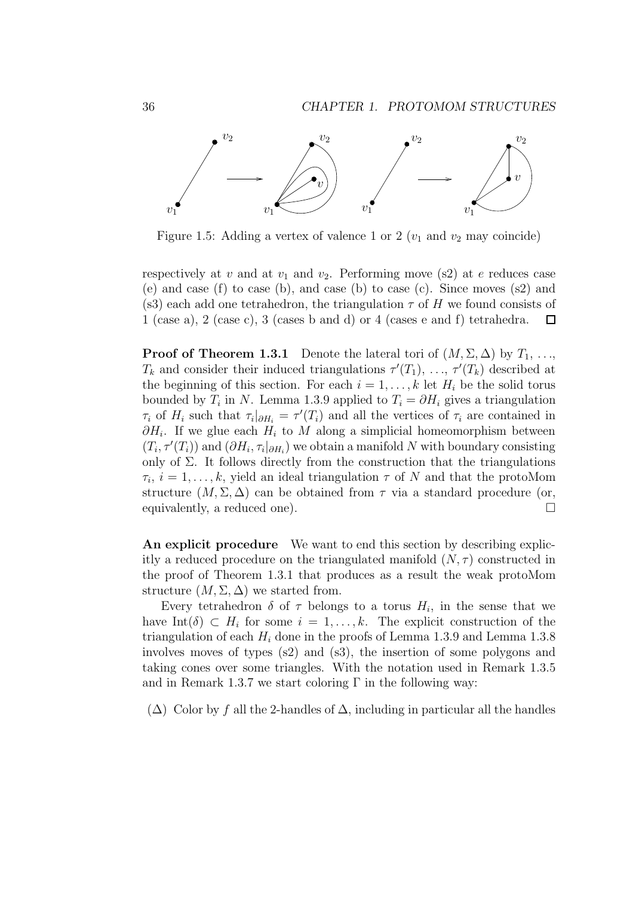Figure 1.5: Adding a vertex of valence 1 or 2 ($v_1$ and $v_2$ may coincide)

respectively at $v$ and at $v_1$ and $v_2$. Performing move (s2) at $e$ reduces case (e) and case (f) to case (b), and case (b) to case (c). Since moves (s2) and (s3) each add one tetrahedron, the triangulation $\tau$ of $H$ we found consists of 1 (case a), 2 (case c), 3 (cases b and d) or 4 (cases e and f) tetrahedra. □

**Proof of Theorem 1.3.1** Denote the lateral tori of $(M, \Sigma, \Delta)$ by $T_1, \ldots, T_k$ and consider their induced triangulations $\tau'(T_1), \ldots, \tau'(T_k)$ described at the beginning of this section. For each $i = 1, \ldots, k$ let $H_i$ be the solid torus bounded by $T_i$ in $N$. Lemma 1.3.9 applied to $T_i = \partial H_i$ gives a triangulation $\tau_i$ of $H_i$ such that $\tau_i|_{\partial H_i} = \tau'(T_i)$ and all the vertices of $\tau_i$ are contained in $\partial H_i$. If we glue each $H_i$ to $M$ along a simplicial homeomorphism between $(T_i, \tau'(T_i))$ and $(\partial H_i, \tau_i|_{\partial H_i})$ we obtain a manifold $N$ with boundary consisting only of $\Sigma$. It follows directly from the construction that the triangulations $\tau_i$, $i = 1, \ldots, k$, yield an ideal triangulation $\tau$ of $N$ and that the protoMom structure $(M, \Sigma, \Delta)$ can be obtained from $\tau$ via a standard procedure (or, equivalently, a reduced one). □

**An explicit procedure** We want to end this section by describing explicitly a reduced procedure on the triangulated manifold $(N, \tau)$ constructed in the proof of Theorem 1.3.1 that produces as a result the weak protoMom structure $(M, \Sigma, \Delta)$ we started from.

Every tetrahedron $\delta$ of $\tau$ belongs to a torus $H_i$, in the sense that we have $\text{Int}(\delta) \subset H_i$ for some $i = 1, \ldots, k$. The explicit construction of the triangulation of each $H_i$ done in the proofs of Lemma 1.3.9 and Lemma 1.3.8 involves moves of types (s2) and (s3), the insertion of some polygons and taking cones over some triangles. With the notation used in Remark 1.3.5 and in Remark 1.3.7 we start coloring $\Gamma$ in the following way:

($\Delta$) Color by $f$ all the 2-handles of $\Delta$, including in particular all the handles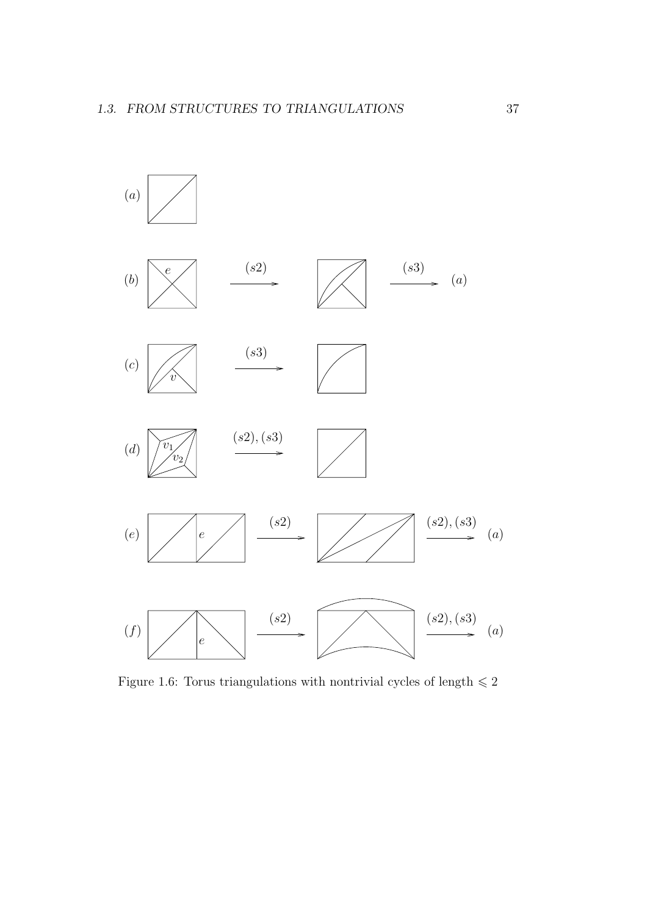Figure 1.6: Torus triangulations with nontrivial cycles of length $\leqslant 2$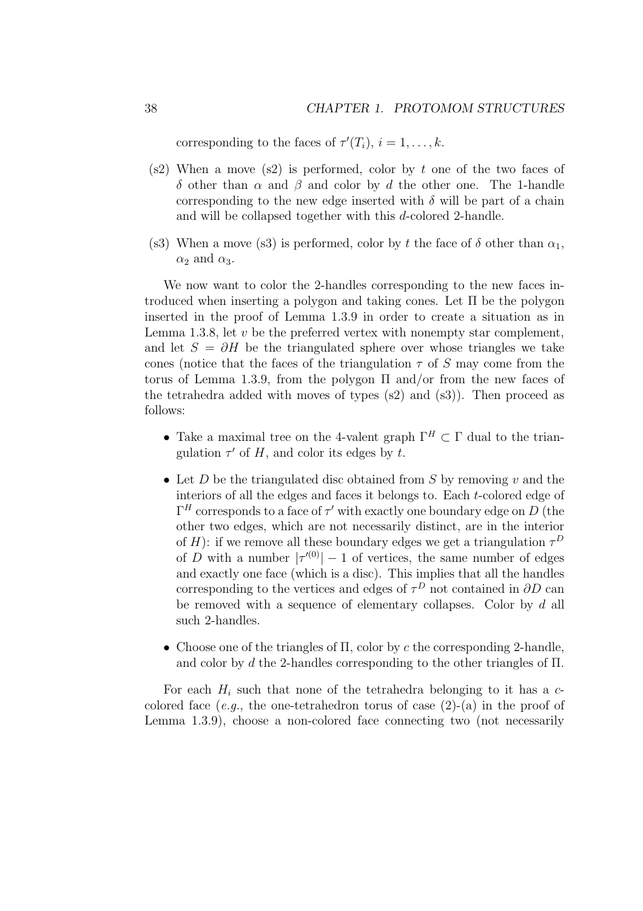corresponding to the faces of $\tau'(T_i)$, $i = 1, \ldots, k$.

(s2) When a move (s2) is performed, color by $t$ one of the two faces of $\delta$ other than $\alpha$ and $\beta$ and color by $d$ the other one. The 1-handle corresponding to the new edge inserted with $\delta$ will be part of a chain and will be collapsed together with this $d$-colored 2-handle.

(s3) When a move (s3) is performed, color by $t$ the face of $\delta$ other than $\alpha_1$, $\alpha_2$ and $\alpha_3$.

We now want to color the 2-handles corresponding to the new faces introduced when inserting a polygon and taking cones. Let $\Pi$ be the polygon inserted in the proof of Lemma 1.3.9 in order to create a situation as in Lemma 1.3.8, let $v$ be the preferred vertex with nonempty star complement, and let $S = \partial H$ be the triangulated sphere over whose triangles we take cones (notice that the faces of the triangulation $\tau$ of $S$ may come from the torus of Lemma 1.3.9, from the polygon $\Pi$ and/or from the new faces of the tetrahedra added with moves of types (s2) and (s3)). Then proceed as follows:

- Take a maximal tree on the 4-valent graph $\Gamma^H \subset \Gamma$ dual to the triangulation $\tau'$ of $H$, and color its edges by $t$.
- Let $D$ be the triangulated disc obtained from $S$ by removing $v$ and the interiors of all the edges and faces it belongs to. Each $t$-colored edge of $\Gamma^H$ corresponds to a face of $\tau'$ with exactly one boundary edge on $D$ (the other two edges, which are not necessarily distinct, are in the interior of $H$): if we remove all these boundary edges we get a triangulation $\tau^D$ of $D$ with a number $|\tau'^{(0)}| - 1$ of vertices, the same number of edges and exactly one face (which is a disc). This implies that all the handles corresponding to the vertices and edges of $\tau^D$ not contained in $\partial D$ can be removed with a sequence of elementary collapses. Color by $d$ all such 2-handles.
- Choose one of the triangles of $\Pi$, color by $c$ the corresponding 2-handle, and color by $d$ the 2-handles corresponding to the other triangles of $\Pi$.

For each $H_i$ such that none of the tetrahedra belonging to it has a $c$-colored face (*e.g.*, the one-tetrahedron torus of case (2)-(a) in the proof of Lemma 1.3.9), choose a non-colored face connecting two (not necessarily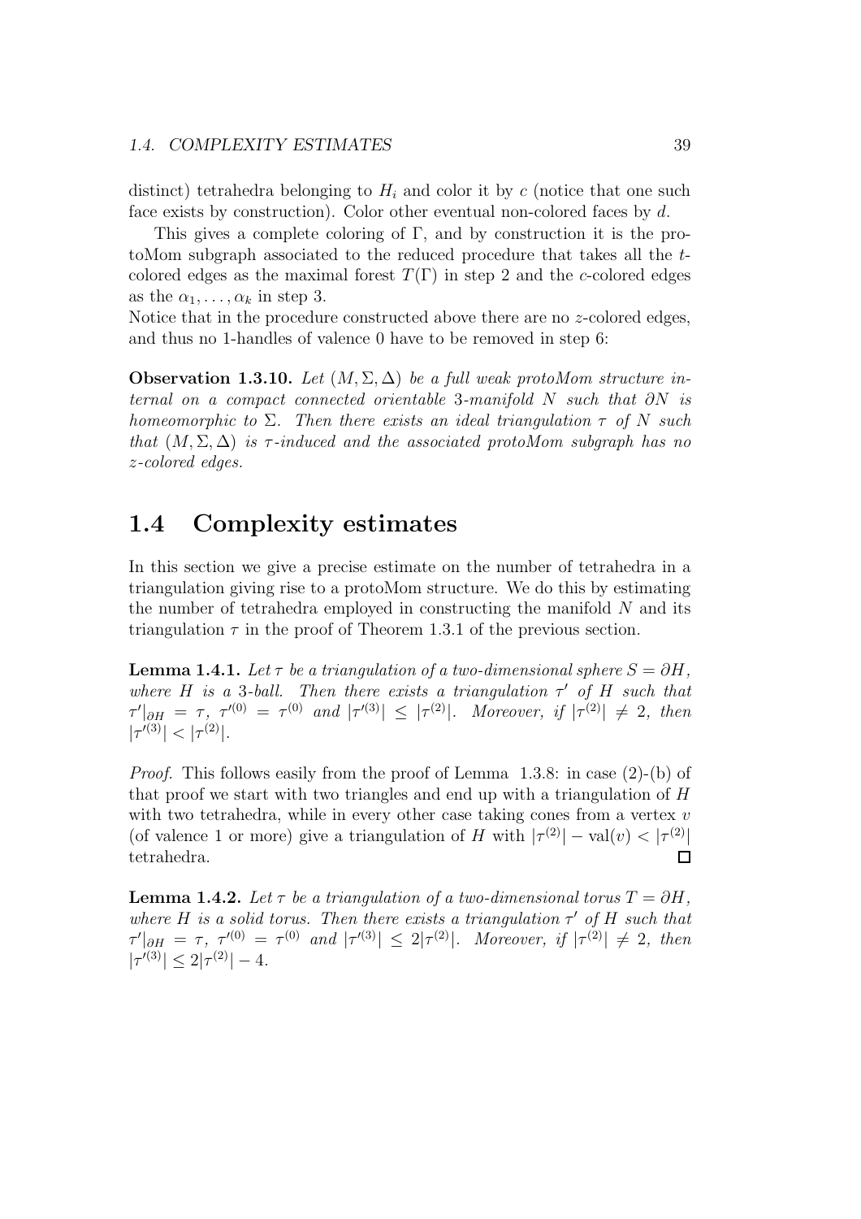distinct) tetrahedra belonging to $H_i$ and color it by $c$ (notice that one such face exists by construction). Color other eventual non-colored faces by $d$.

This gives a complete coloring of $\Gamma$, and by construction it is the protoMom subgraph associated to the reduced procedure that takes all the $t$-colored edges as the maximal forest $T(\Gamma)$ in step 2 and the $c$-colored edges as the $\alpha_1, \ldots, \alpha_k$ in step 3.
Notice that in the procedure constructed above there are no $z$-colored edges, and thus no 1-handles of valence 0 have to be removed in step 6:

**Observation 1.3.10.** *Let $(M, \Sigma, \Delta)$ be a full weak protoMom structure internal on a compact connected orientable 3-manifold $N$ such that $\partial N$ is homeomorphic to $\Sigma$. Then there exists an ideal triangulation $\tau$ of $N$ such that $(M, \Sigma, \Delta)$ is $\tau$-induced and the associated protoMom subgraph has no $z$-colored edges.*

## 1.4 Complexity estimates

In this section we give a precise estimate on the number of tetrahedra in a triangulation giving rise to a protoMom structure. We do this by estimating the number of tetrahedra employed in constructing the manifold $N$ and its triangulation $\tau$ in the proof of Theorem 1.3.1 of the previous section.

**Lemma 1.4.1.** *Let $\tau$ be a triangulation of a two-dimensional sphere $S = \partial H$, where $H$ is a 3-ball. Then there exists a triangulation $\tau'$ of $H$ such that $\tau'|_{\partial H} = \tau$, $\tau'^{(0)} = \tau^{(0)}$ and $|\tau'^{(3)}| \leq |\tau^{(2)}|$. Moreover, if $|\tau^{(2)}| \neq 2$, then $|\tau'^{(3)}| < |\tau^{(2)}|$.*

*Proof.* This follows easily from the proof of Lemma 1.3.8: in case (2)-(b) of that proof we start with two triangles and end up with a triangulation of $H$ with two tetrahedra, while in every other case taking cones from a vertex $v$ (of valence 1 or more) give a triangulation of $H$ with $|\tau^{(2)}| - \mathrm{val}(v) < |\tau^{(2)}|$ tetrahedra. □

**Lemma 1.4.2.** *Let $\tau$ be a triangulation of a two-dimensional torus $T = \partial H$, where $H$ is a solid torus. Then there exists a triangulation $\tau'$ of $H$ such that $\tau'|_{\partial H} = \tau$, $\tau'^{(0)} = \tau^{(0)}$ and $|\tau'^{(3)}| \leq 2|\tau^{(2)}|$. Moreover, if $|\tau^{(2)}| \neq 2$, then $|\tau'^{(3)}| \leq 2|\tau^{(2)}| - 4$.*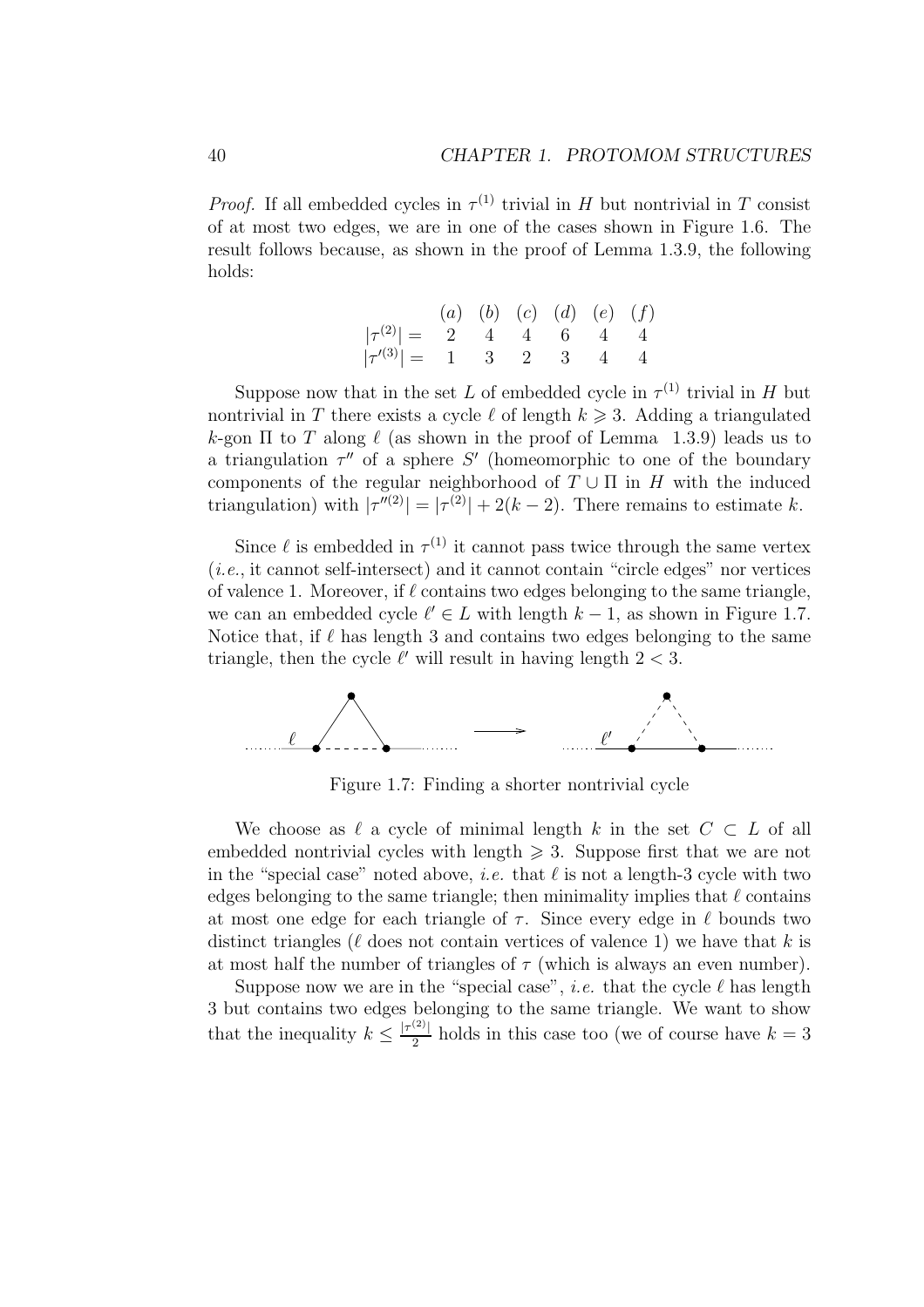*Proof.* If all embedded cycles in $\tau^{(1)}$ trivial in $H$ but nontrivial in $T$ consist of at most two edges, we are in one of the cases shown in Figure 1.6. The result follows because, as shown in the proof of Lemma 1.3.9, the following holds:

|  | $(a)$ | $(b)$ | $(c)$ | $(d)$ | $(e)$ | $(f)$ |
|---|---|---|---|---|---|---|
| $\lvert\tau^{(2)}\rvert =$ | 2 | 4 | 4 | 6 | 4 | 4 |
| $\lvert\tau'^{(3)}\rvert =$ | 1 | 3 | 2 | 3 | 4 | 4 |

Suppose now that in the set $L$ of embedded cycle in $\tau^{(1)}$ trivial in $H$ but nontrivial in $T$ there exists a cycle $\ell$ of length $k \geqslant 3$. Adding a triangulated $k$-gon $\Pi$ to $T$ along $\ell$ (as shown in the proof of Lemma 1.3.9) leads us to a triangulation $\tau''$ of a sphere $S'$ (homeomorphic to one of the boundary components of the regular neighborhood of $T \cup \Pi$ in $H$ with the induced triangulation) with $|\tau''^{(2)}| = |\tau^{(2)}| + 2(k-2)$. There remains to estimate $k$.

Since $\ell$ is embedded in $\tau^{(1)}$ it cannot pass twice through the same vertex (*i.e.*, it cannot self-intersect) and it cannot contain "circle edges" nor vertices of valence 1. Moreover, if $\ell$ contains two edges belonging to the same triangle, we can an embedded cycle $\ell' \in L$ with length $k-1$, as shown in Figure 1.7. Notice that, if $\ell$ has length 3 and contains two edges belonging to the same triangle, then the cycle $\ell'$ will result in having length $2 < 3$.

Figure 1.7: Finding a shorter nontrivial cycle

We choose as $\ell$ a cycle of minimal length $k$ in the set $C \subset L$ of all embedded nontrivial cycles with length $\geqslant 3$. Suppose first that we are not in the "special case" noted above, *i.e.* that $\ell$ is not a length-3 cycle with two edges belonging to the same triangle; then minimality implies that $\ell$ contains at most one edge for each triangle of $\tau$. Since every edge in $\ell$ bounds two distinct triangles ($\ell$ does not contain vertices of valence 1) we have that $k$ is at most half the number of triangles of $\tau$ (which is always an even number).

Suppose now we are in the "special case", *i.e.* that the cycle $\ell$ has length 3 but contains two edges belonging to the same triangle. We want to show that the inequality $k \leq \frac{|\tau^{(2)}|}{2}$ holds in this case too (we of course have $k = 3$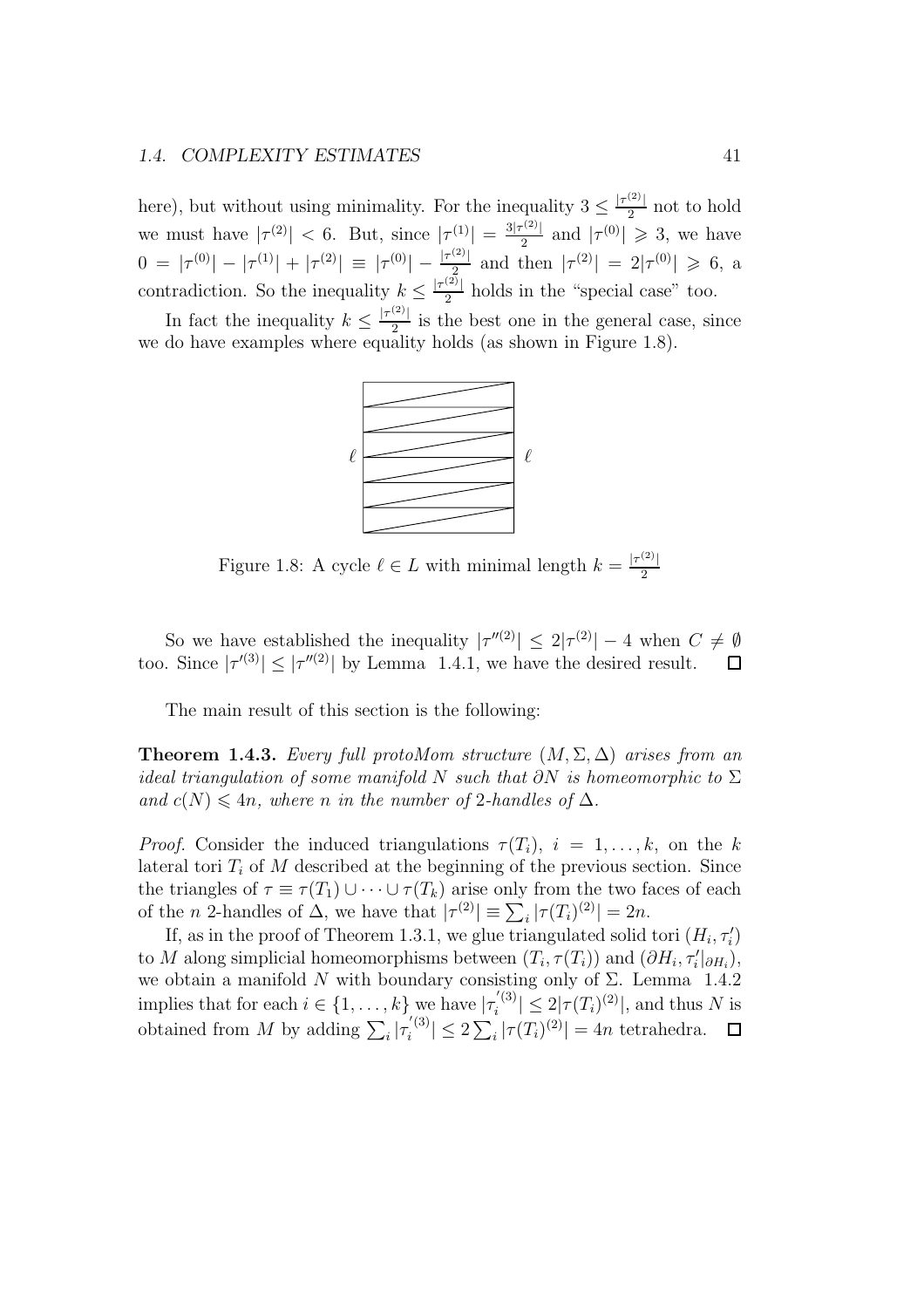here), but without using minimality. For the inequality $3 \leq \frac{|\tau^{(2)}|}{2}$ not to hold we must have $|\tau^{(2)}| < 6$. But, since $|\tau^{(1)}| = \frac{3|\tau^{(2)}|}{2}$ and $|\tau^{(0)}| \geqslant 3$, we have $0 = |\tau^{(0)}| - |\tau^{(1)}| + |\tau^{(2)}| \equiv |\tau^{(0)}| - \frac{|\tau^{(2)}|}{2}$ and then $|\tau^{(2)}| = 2|\tau^{(0)}| \geqslant 6$, a contradiction. So the inequality $k \leq \frac{|\tau^{(2)}|}{2}$ holds in the "special case" too.

In fact the inequality $k \leq \frac{|\tau^{(2)}|}{2}$ is the best one in the general case, since we do have examples where equality holds (as shown in Figure 1.8).

Figure 1.8: A cycle $\ell \in L$ with minimal length $k = \frac{|\tau^{(2)}|}{2}$

So we have established the inequality $|\tau''^{(2)}| \leq 2|\tau^{(2)}| - 4$ when $C \neq \emptyset$ too. Since $|\tau'^{(3)}| \leq |\tau''^{(2)}|$ by Lemma 1.4.1, we have the desired result. $\square$

The main result of this section is the following:

**Theorem 1.4.3.** *Every full protoMom structure $(M, \Sigma, \Delta)$ arises from an ideal triangulation of some manifold $N$ such that $\partial N$ is homeomorphic to $\Sigma$ and $c(N) \leqslant 4n$, where $n$ in the number of 2-handles of $\Delta$.*

*Proof.* Consider the induced triangulations $\tau(T_i)$, $i = 1, \ldots, k$, on the $k$ lateral tori $T_i$ of $M$ described at the beginning of the previous section. Since the triangles of $\tau \equiv \tau(T_1) \cup \cdots \cup \tau(T_k)$ arise only from the two faces of each of the $n$ 2-handles of $\Delta$, we have that $|\tau^{(2)}| \equiv \sum_i |\tau(T_i)^{(2)}| = 2n$.

If, as in the proof of Theorem 1.3.1, we glue triangulated solid tori $(H_i, \tau_i')$ to $M$ along simplicial homeomorphisms between $(T_i, \tau(T_i))$ and $(\partial H_i, \tau_i'|_{\partial H_i})$, we obtain a manifold $N$ with boundary consisting only of $\Sigma$. Lemma 1.4.2 implies that for each $i \in \{1, \ldots, k\}$ we have $|\tau_i^{'(3)}| \leq 2|\tau(T_i)^{(2)}|$, and thus $N$ is obtained from $M$ by adding $\sum_i |\tau_i^{'(3)}| \leq 2 \sum_i |\tau(T_i)^{(2)}| = 4n$ tetrahedra. $\square$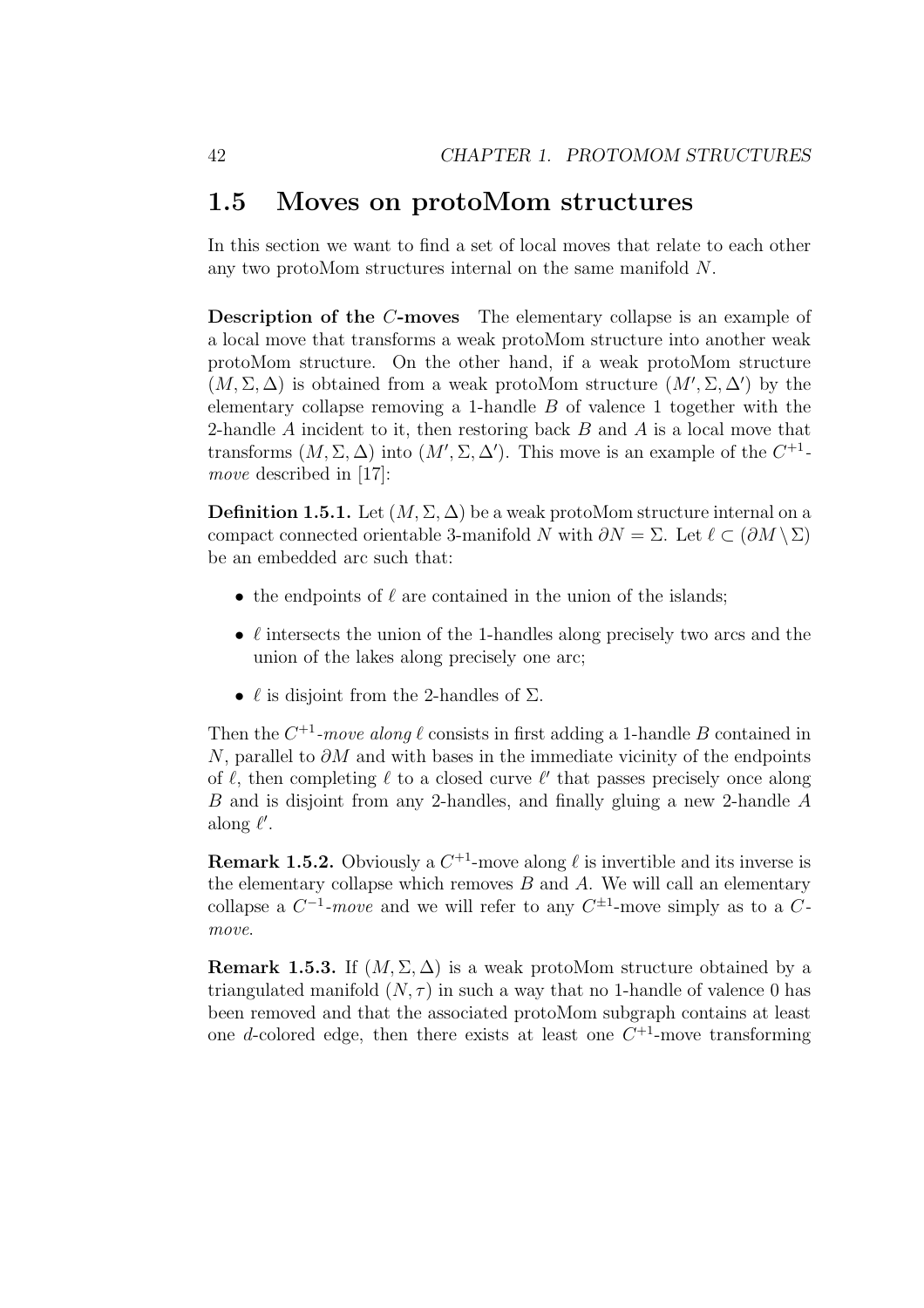## 1.5 Moves on protoMom structures

In this section we want to find a set of local moves that relate to each other any two protoMom structures internal on the same manifold $N$.

**Description of the $C$-moves** The elementary collapse is an example of a local move that transforms a weak protoMom structure into another weak protoMom structure. On the other hand, if a weak protoMom structure $(M, \Sigma, \Delta)$ is obtained from a weak protoMom structure $(M', \Sigma, \Delta')$ by the elementary collapse removing a 1-handle $B$ of valence 1 together with the 2-handle $A$ incident to it, then restoring back $B$ and $A$ is a local move that transforms $(M, \Sigma, \Delta)$ into $(M', \Sigma, \Delta')$. This move is an example of the $C^{+1}$-*move* described in [17]:

**Definition 1.5.1.** Let $(M, \Sigma, \Delta)$ be a weak protoMom structure internal on a compact connected orientable 3-manifold $N$ with $\partial N = \Sigma$. Let $\ell \subset (\partial M \setminus \Sigma)$ be an embedded arc such that:

- the endpoints of $\ell$ are contained in the union of the islands;
- $\ell$ intersects the union of the 1-handles along precisely two arcs and the union of the lakes along precisely one arc;
- $\ell$ is disjoint from the 2-handles of $\Sigma$.

Then the $C^{+1}$-*move along* $\ell$ consists in first adding a 1-handle $B$ contained in $N$, parallel to $\partial M$ and with bases in the immediate vicinity of the endpoints of $\ell$, then completing $\ell$ to a closed curve $\ell'$ that passes precisely once along $B$ and is disjoint from any 2-handles, and finally gluing a new 2-handle $A$ along $\ell'$.

**Remark 1.5.2.** Obviously a $C^{+1}$-move along $\ell$ is invertible and its inverse is the elementary collapse which removes $B$ and $A$. We will call an elementary collapse a $C^{-1}$-*move* and we will refer to any $C^{\pm 1}$-move simply as to a $C$-*move*.

**Remark 1.5.3.** If $(M, \Sigma, \Delta)$ is a weak protoMom structure obtained by a triangulated manifold $(N, \tau)$ in such a way that no 1-handle of valence 0 has been removed and that the associated protoMom subgraph contains at least one $d$-colored edge, then there exists at least one $C^{+1}$-move transforming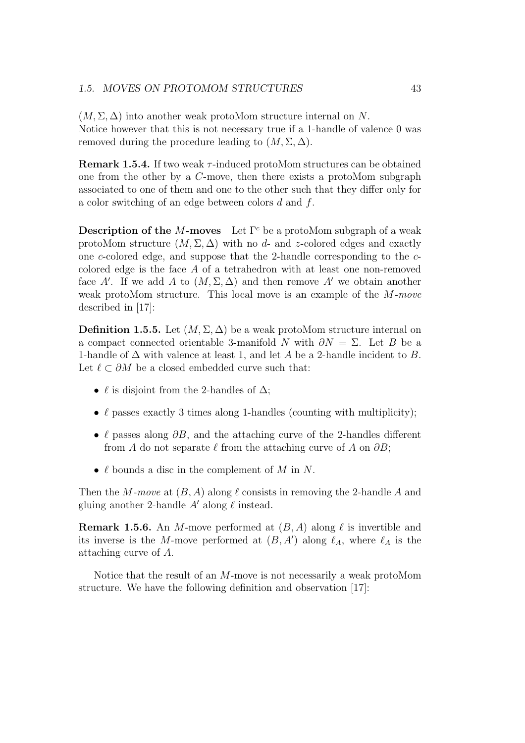$(M, \Sigma, \Delta)$ into another weak protoMom structure internal on $N$.
Notice however that this is not necessary true if a 1-handle of valence 0 was removed during the procedure leading to $(M, \Sigma, \Delta)$.

**Remark 1.5.4.** If two weak $\tau$-induced protoMom structures can be obtained one from the other by a $C$-move, then there exists a protoMom subgraph associated to one of them and one to the other such that they differ only for a color switching of an edge between colors $d$ and $f$.

**Description of the $M$-moves** Let $\Gamma^c$ be a protoMom subgraph of a weak protoMom structure $(M, \Sigma, \Delta)$ with no $d$- and $z$-colored edges and exactly one $c$-colored edge, and suppose that the 2-handle corresponding to the $c$-colored edge is the face $A$ of a tetrahedron with at least one non-removed face $A'$. If we add $A$ to $(M, \Sigma, \Delta)$ and then remove $A'$ we obtain another weak protoMom structure. This local move is an example of the *$M$-move* described in [17]:

**Definition 1.5.5.** Let $(M, \Sigma, \Delta)$ be a weak protoMom structure internal on a compact connected orientable 3-manifold $N$ with $\partial N = \Sigma$. Let $B$ be a 1-handle of $\Delta$ with valence at least 1, and let $A$ be a 2-handle incident to $B$. Let $\ell \subset \partial M$ be a closed embedded curve such that:

- $\ell$ is disjoint from the 2-handles of $\Delta$;
- $\ell$ passes exactly 3 times along 1-handles (counting with multiplicity);
- $\ell$ passes along $\partial B$, and the attaching curve of the 2-handles different from $A$ do not separate $\ell$ from the attaching curve of $A$ on $\partial B$;
- $\ell$ bounds a disc in the complement of $M$ in $N$.

Then the *$M$-move* at $(B, A)$ along $\ell$ consists in removing the 2-handle $A$ and gluing another 2-handle $A'$ along $\ell$ instead.

**Remark 1.5.6.** An $M$-move performed at $(B, A)$ along $\ell$ is invertible and its inverse is the $M$-move performed at $(B, A')$ along $\ell_A$, where $\ell_A$ is the attaching curve of $A$.

Notice that the result of an $M$-move is not necessarily a weak protoMom structure. We have the following definition and observation [17]: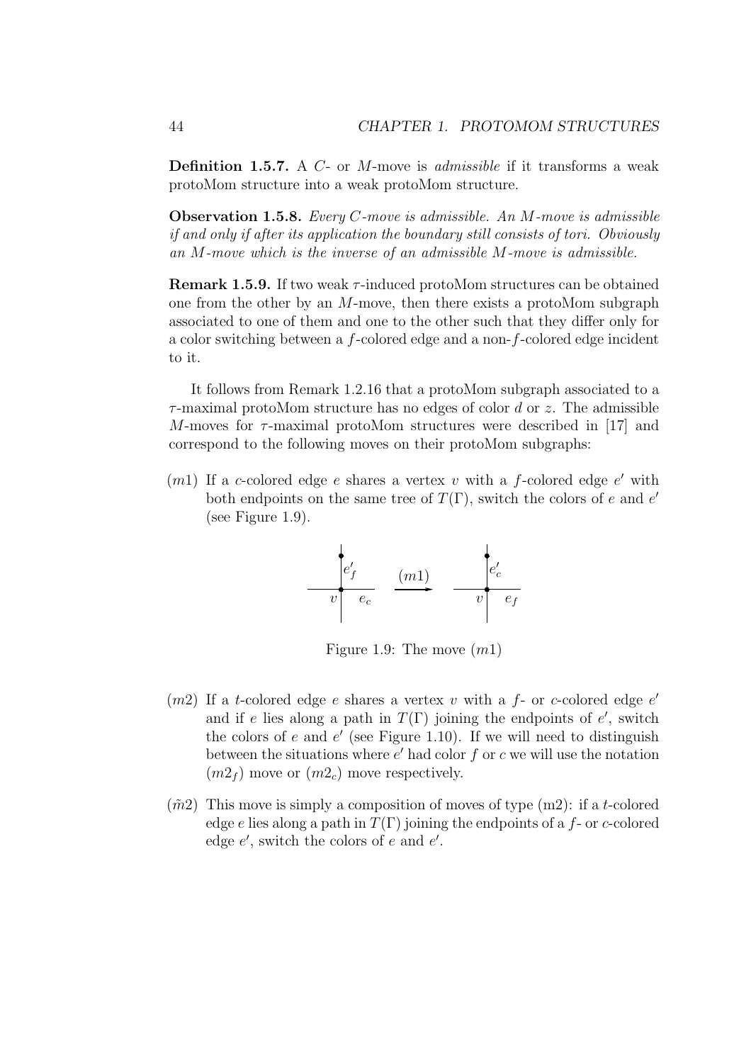**Definition 1.5.7.** A $C$- or $M$-move is *admissible* if it transforms a weak protoMom structure into a weak protoMom structure.

**Observation 1.5.8.** *Every $C$-move is admissible. An $M$-move is admissible if and only if after its application the boundary still consists of tori. Obviously an $M$-move which is the inverse of an admissible $M$-move is admissible.*

**Remark 1.5.9.** If two weak $\tau$-induced protoMom structures can be obtained one from the other by an $M$-move, then there exists a protoMom subgraph associated to one of them and one to the other such that they differ only for a color switching between a $f$-colored edge and a non-$f$-colored edge incident to it.

It follows from Remark 1.2.16 that a protoMom subgraph associated to a $\tau$-maximal protoMom structure has no edges of color $d$ or $z$. The admissible $M$-moves for $\tau$-maximal protoMom structures were described in [17] and correspond to the following moves on their protoMom subgraphs:

$(m1)$ If a $c$-colored edge $e$ shares a vertex $v$ with a $f$-colored edge $e'$ with both endpoints on the same tree of $T(\Gamma)$, switch the colors of $e$ and $e'$ (see Figure 1.9).

Figure 1.9: The move $(m1)$

$(m2)$ If a $t$-colored edge $e$ shares a vertex $v$ with a $f$- or $c$-colored edge $e'$ and if $e$ lies along a path in $T(\Gamma)$ joining the endpoints of $e'$, switch the colors of $e$ and $e'$ (see Figure 1.10). If we will need to distinguish between the situations where $e'$ had color $f$ or $c$ we will use the notation $(m2_f)$ move or $(m2_c)$ move respectively.

$(\tilde{m}2)$ This move is simply a composition of moves of type (m2): if a $t$-colored edge $e$ lies along a path in $T(\Gamma)$ joining the endpoints of a $f$- or $c$-colored edge $e'$, switch the colors of $e$ and $e'$.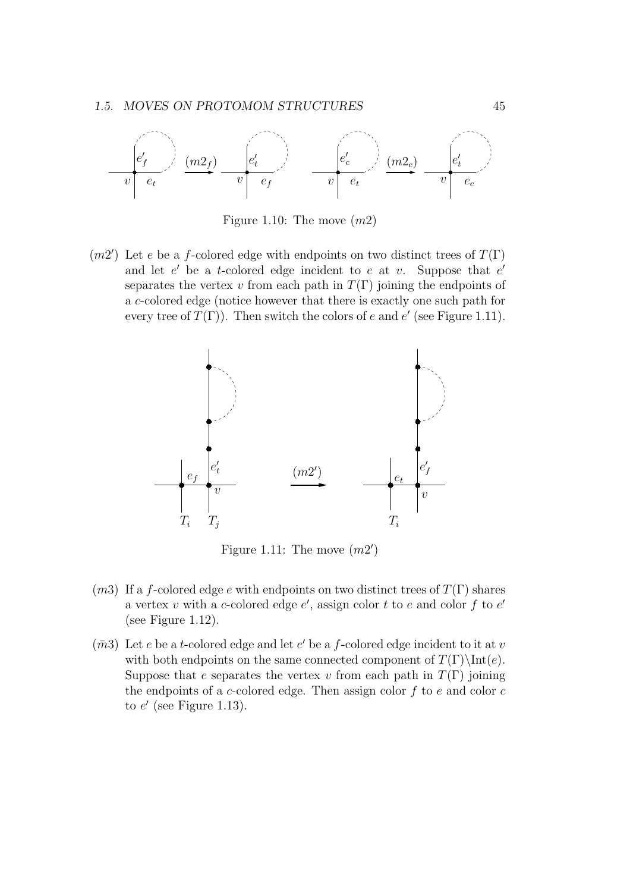Figure 1.10: The move $(m2)$

$(m2')$ Let $e$ be a $f$-colored edge with endpoints on two distinct trees of $T(\Gamma)$ and let $e'$ be a $t$-colored edge incident to $e$ at $v$. Suppose that $e'$ separates the vertex $v$ from each path in $T(\Gamma)$ joining the endpoints of a $c$-colored edge (notice however that there is exactly one such path for every tree of $T(\Gamma)$). Then switch the colors of $e$ and $e'$ (see Figure 1.11).

Figure 1.11: The move $(m2')$

$(m3)$ If a $f$-colored edge $e$ with endpoints on two distinct trees of $T(\Gamma)$ shares a vertex $v$ with a $c$-colored edge $e'$, assign color $t$ to $e$ and color $f$ to $e'$ (see Figure 1.12).

$(\bar{m}3)$ Let $e$ be a $t$-colored edge and let $e'$ be a $f$-colored edge incident to it at $v$ with both endpoints on the same connected component of $T(\Gamma)\backslash\text{Int}(e)$. Suppose that $e$ separates the vertex $v$ from each path in $T(\Gamma)$ joining the endpoints of a $c$-colored edge. Then assign color $f$ to $e$ and color $c$ to $e'$ (see Figure 1.13).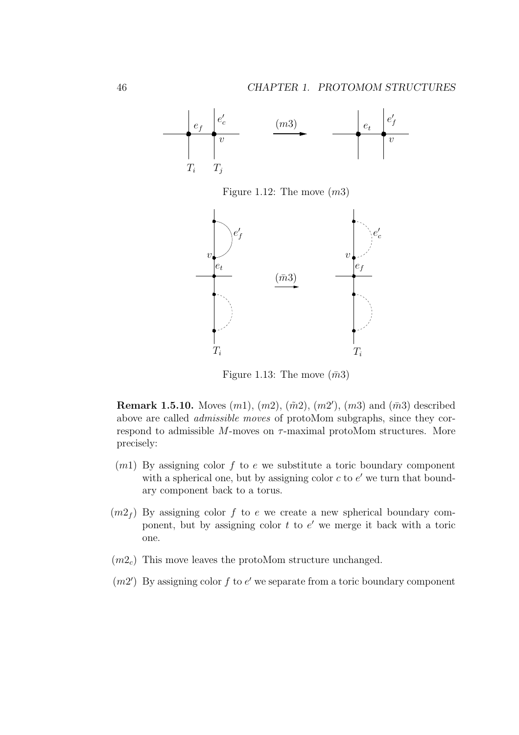Figure 1.12: The move $(m3)$

Figure 1.13: The move $(\bar{m}3)$

**Remark 1.5.10.** Moves $(m1)$, $(m2)$, $(\tilde{m}2)$, $(m2')$, $(m3)$ and $(\bar{m}3)$ described above are called *admissible moves* of protoMom subgraphs, since they correspond to admissible $M$-moves on $\tau$-maximal protoMom structures. More precisely:

- $(m1)$ By assigning color $f$ to $e$ we substitute a toric boundary component with a spherical one, but by assigning color $c$ to $e'$ we turn that boundary component back to a torus.

- $(m2_f)$ By assigning color $f$ to $e$ we create a new spherical boundary component, but by assigning color $t$ to $e'$ we merge it back with a toric one.

- $(m2_c)$ This move leaves the protoMom structure unchanged.

- $(m2')$ By assigning color $f$ to $e'$ we separate from a toric boundary component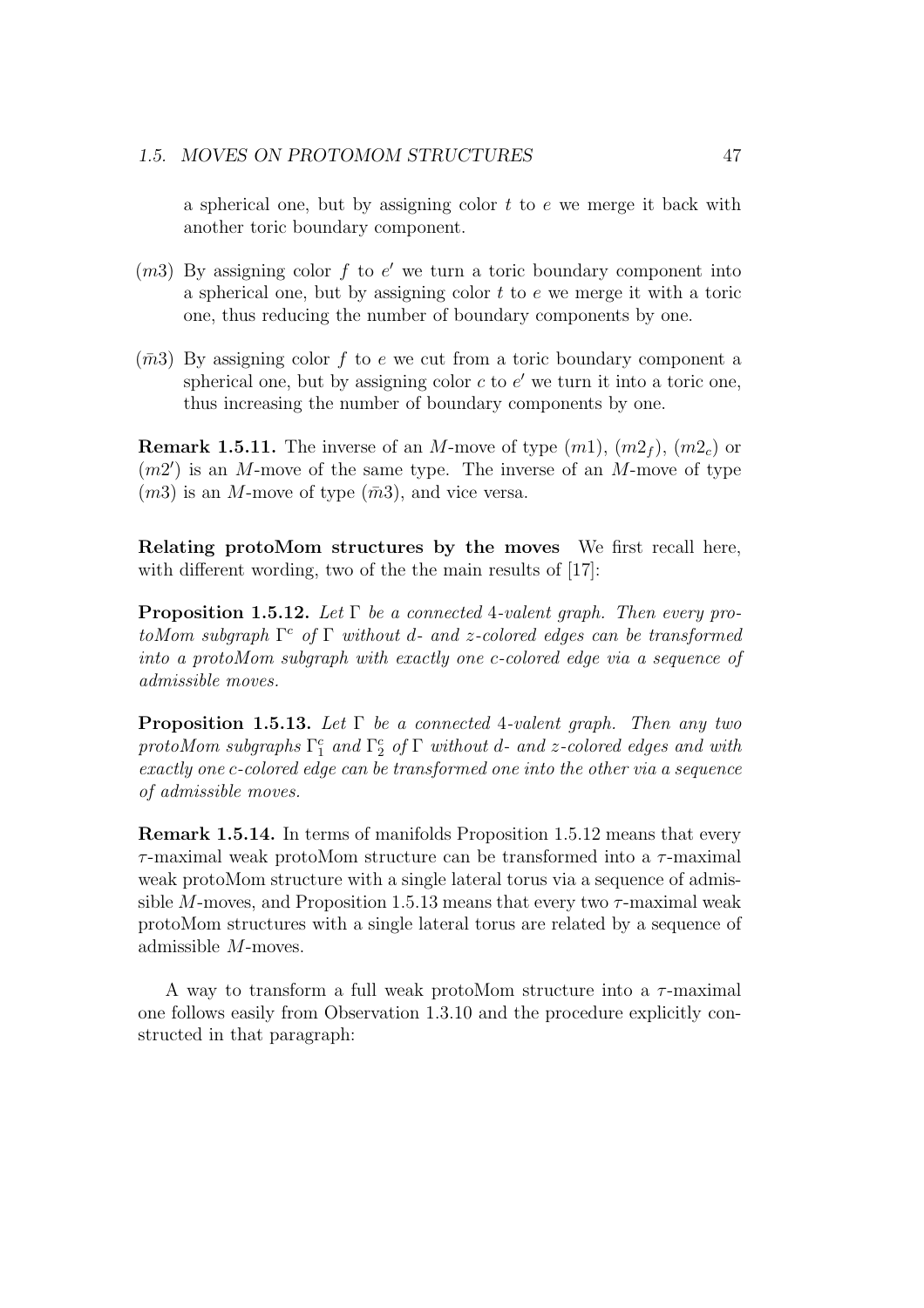a spherical one, but by assigning color $t$ to $e$ we merge it back with another toric boundary component.

- $(m3)$ By assigning color $f$ to $e'$ we turn a toric boundary component into a spherical one, but by assigning color $t$ to $e$ we merge it with a toric one, thus reducing the number of boundary components by one.
- $(\bar{m}3)$ By assigning color $f$ to $e$ we cut from a toric boundary component a spherical one, but by assigning color $c$ to $e'$ we turn it into a toric one, thus increasing the number of boundary components by one.

**Remark 1.5.11.** The inverse of an $M$-move of type $(m1)$, $(m2_f)$, $(m2_c)$ or $(m2')$ is an $M$-move of the same type. The inverse of an $M$-move of type $(m3)$ is an $M$-move of type $(\bar{m}3)$, and vice versa.

**Relating protoMom structures by the moves** We first recall here, with different wording, two of the the main results of [17]:

**Proposition 1.5.12.** *Let $\Gamma$ be a connected 4-valent graph. Then every protoMom subgraph $\Gamma^c$ of $\Gamma$ without $d$- and $z$-colored edges can be transformed into a protoMom subgraph with exactly one $c$-colored edge via a sequence of admissible moves.*

**Proposition 1.5.13.** *Let $\Gamma$ be a connected 4-valent graph. Then any two protoMom subgraphs $\Gamma_1^c$ and $\Gamma_2^c$ of $\Gamma$ without $d$- and $z$-colored edges and with exactly one $c$-colored edge can be transformed one into the other via a sequence of admissible moves.*

**Remark 1.5.14.** In terms of manifolds Proposition 1.5.12 means that every $\tau$-maximal weak protoMom structure can be transformed into a $\tau$-maximal weak protoMom structure with a single lateral torus via a sequence of admissible $M$-moves, and Proposition 1.5.13 means that every two $\tau$-maximal weak protoMom structures with a single lateral torus are related by a sequence of admissible $M$-moves.

A way to transform a full weak protoMom structure into a $\tau$-maximal one follows easily from Observation 1.3.10 and the procedure explicitly constructed in that paragraph: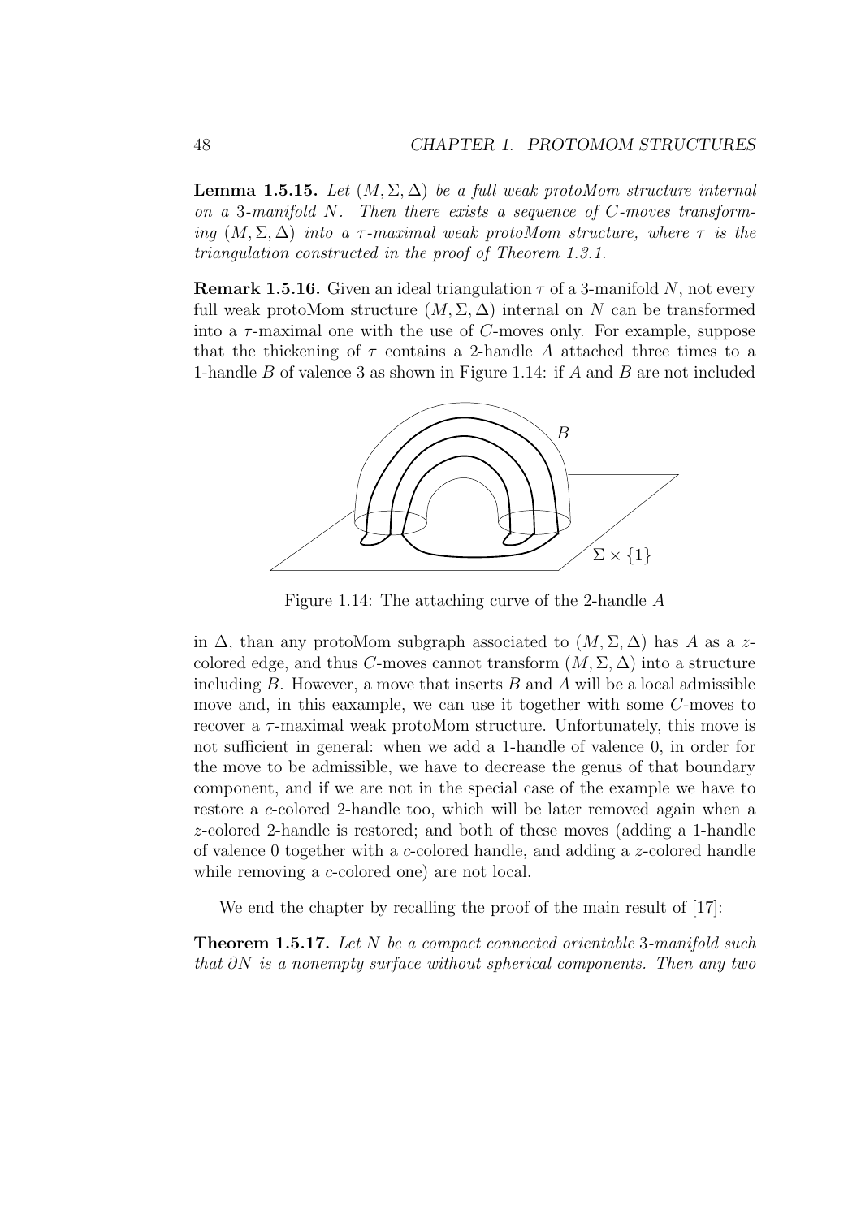**Lemma 1.5.15.** *Let $(M, \Sigma, \Delta)$ be a full weak protoMom structure internal on a 3-manifold $N$. Then there exists a sequence of $C$-moves transforming $(M, \Sigma, \Delta)$ into a $\tau$-maximal weak protoMom structure, where $\tau$ is the triangulation constructed in the proof of Theorem 1.3.1.*

**Remark 1.5.16.** Given an ideal triangulation $\tau$ of a 3-manifold $N$, not every full weak protoMom structure $(M, \Sigma, \Delta)$ internal on $N$ can be transformed into a $\tau$-maximal one with the use of $C$-moves only. For example, suppose that the thickening of $\tau$ contains a 2-handle $A$ attached three times to a 1-handle $B$ of valence 3 as shown in Figure 1.14: if $A$ and $B$ are not included in $\Delta$, than any protoMom subgraph associated to $(M, \Sigma, \Delta)$ has $A$ as a $z$-colored edge, and thus $C$-moves cannot transform $(M, \Sigma, \Delta)$ into a structure including $B$. However, a move that inserts $B$ and $A$ will be a local admissible move and, in this eaxample, we can use it together with some $C$-moves to recover a $\tau$-maximal weak protoMom structure. Unfortunately, this move is not sufficient in general: when we add a 1-handle of valence 0, in order for the move to be admissible, we have to decrease the genus of that boundary component, and if we are not in the special case of the example we have to restore a $c$-colored 2-handle too, which will be later removed again when a $z$-colored 2-handle is restored; and both of these moves (adding a 1-handle of valence 0 together with a $c$-colored handle, and adding a $z$-colored handle while removing a $c$-colored one) are not local.

Figure 1.14: The attaching curve of the 2-handle $A$

We end the chapter by recalling the proof of the main result of [17]:

**Theorem 1.5.17.** *Let $N$ be a compact connected orientable 3-manifold such that $\partial N$ is a nonempty surface without spherical components. Then any two*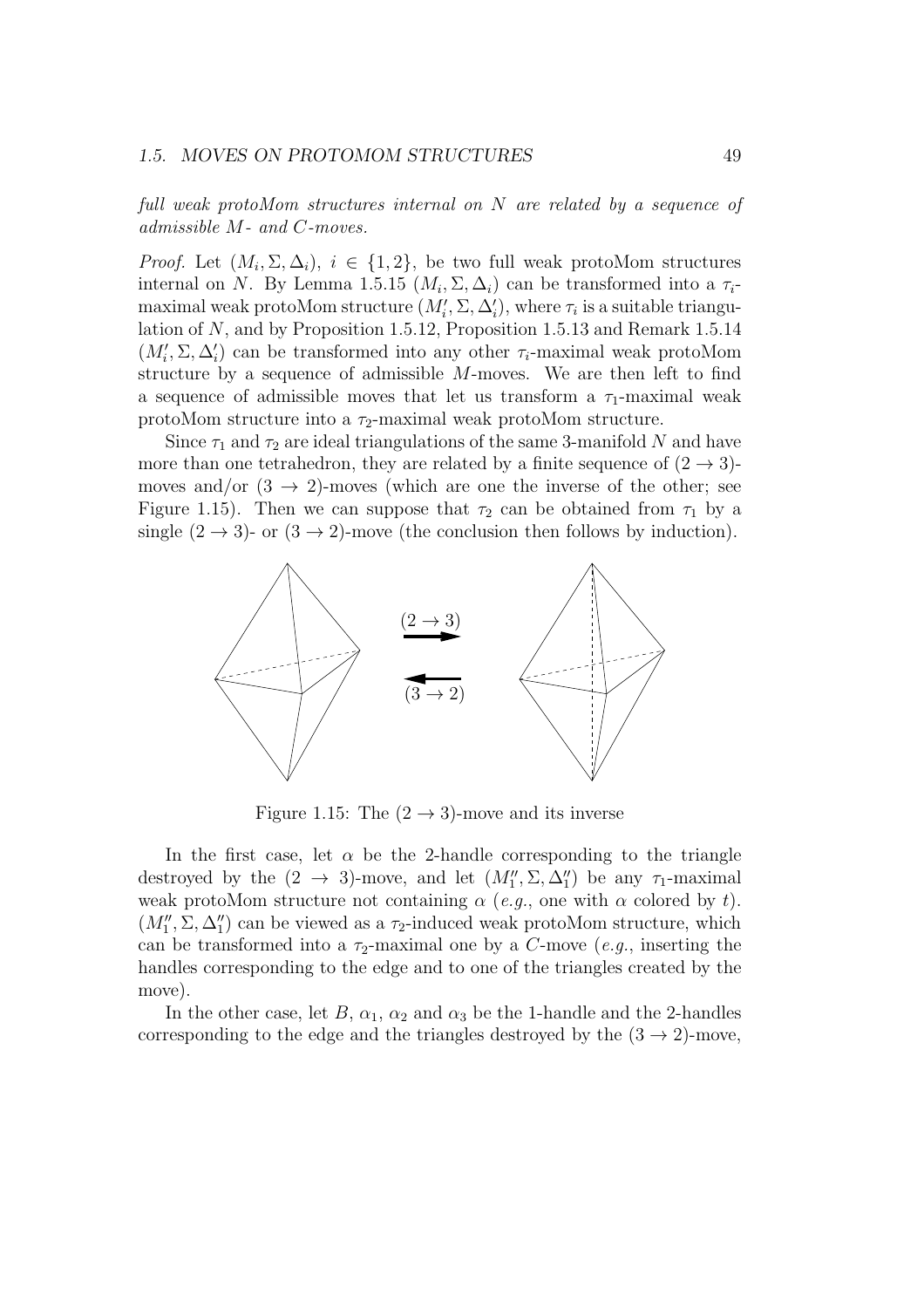*full weak protoMom structures internal on $N$ are related by a sequence of admissible $M$- and $C$-moves.*

*Proof.* Let $(M_i, \Sigma, \Delta_i)$, $i \in \{1, 2\}$, be two full weak protoMom structures internal on $N$. By Lemma 1.5.15 $(M_i, \Sigma, \Delta_i)$ can be transformed into a $\tau_i$-maximal weak protoMom structure $(M_i', \Sigma, \Delta_i')$, where $\tau_i$ is a suitable triangulation of $N$, and by Proposition 1.5.12, Proposition 1.5.13 and Remark 1.5.14 $(M_i', \Sigma, \Delta_i')$ can be transformed into any other $\tau_i$-maximal weak protoMom structure by a sequence of admissible $M$-moves. We are then left to find a sequence of admissible moves that let us transform a $\tau_1$-maximal weak protoMom structure into a $\tau_2$-maximal weak protoMom structure.

Since $\tau_1$ and $\tau_2$ are ideal triangulations of the same 3-manifold $N$ and have more than one tetrahedron, they are related by a finite sequence of $(2 \to 3)$-moves and/or $(3 \to 2)$-moves (which are one the inverse of the other; see Figure 1.15). Then we can suppose that $\tau_2$ can be obtained from $\tau_1$ by a single $(2 \to 3)$- or $(3 \to 2)$-move (the conclusion then follows by induction).

Figure 1.15: The $(2 \to 3)$-move and its inverse

In the first case, let $\alpha$ be the 2-handle corresponding to the triangle destroyed by the $(2 \to 3)$-move, and let $(M_1'', \Sigma, \Delta_1'')$ be any $\tau_1$-maximal weak protoMom structure not containing $\alpha$ (*e.g.*, one with $\alpha$ colored by $t$). $(M_1'', \Sigma, \Delta_1'')$ can be viewed as a $\tau_2$-induced weak protoMom structure, which can be transformed into a $\tau_2$-maximal one by a $C$-move (*e.g.*, inserting the handles corresponding to the edge and to one of the triangles created by the move).

In the other case, let $B$, $\alpha_1$, $\alpha_2$ and $\alpha_3$ be the 1-handle and the 2-handles corresponding to the edge and the triangles destroyed by the $(3 \to 2)$-move,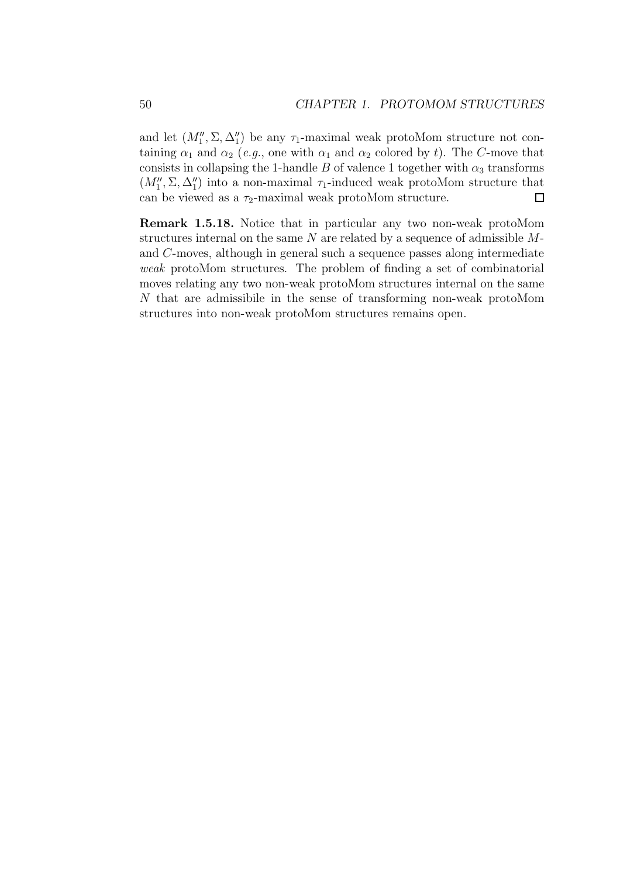and let $(M''_1, \Sigma, \Delta''_1)$ be any $\tau_1$-maximal weak protoMom structure not containing $\alpha_1$ and $\alpha_2$ (*e.g.*, one with $\alpha_1$ and $\alpha_2$ colored by $t$). The $C$-move that consists in collapsing the 1-handle $B$ of valence 1 together with $\alpha_3$ transforms $(M''_1, \Sigma, \Delta''_1)$ into a non-maximal $\tau_1$-induced weak protoMom structure that can be viewed as a $\tau_2$-maximal weak protoMom structure. □

**Remark 1.5.18.** Notice that in particular any two non-weak protoMom structures internal on the same $N$ are related by a sequence of admissible $M$- and $C$-moves, although in general such a sequence passes along intermediate *weak* protoMom structures. The problem of finding a set of combinatorial moves relating any two non-weak protoMom structures internal on the same $N$ that are admissibile in the sense of transforming non-weak protoMom structures into non-weak protoMom structures remains open.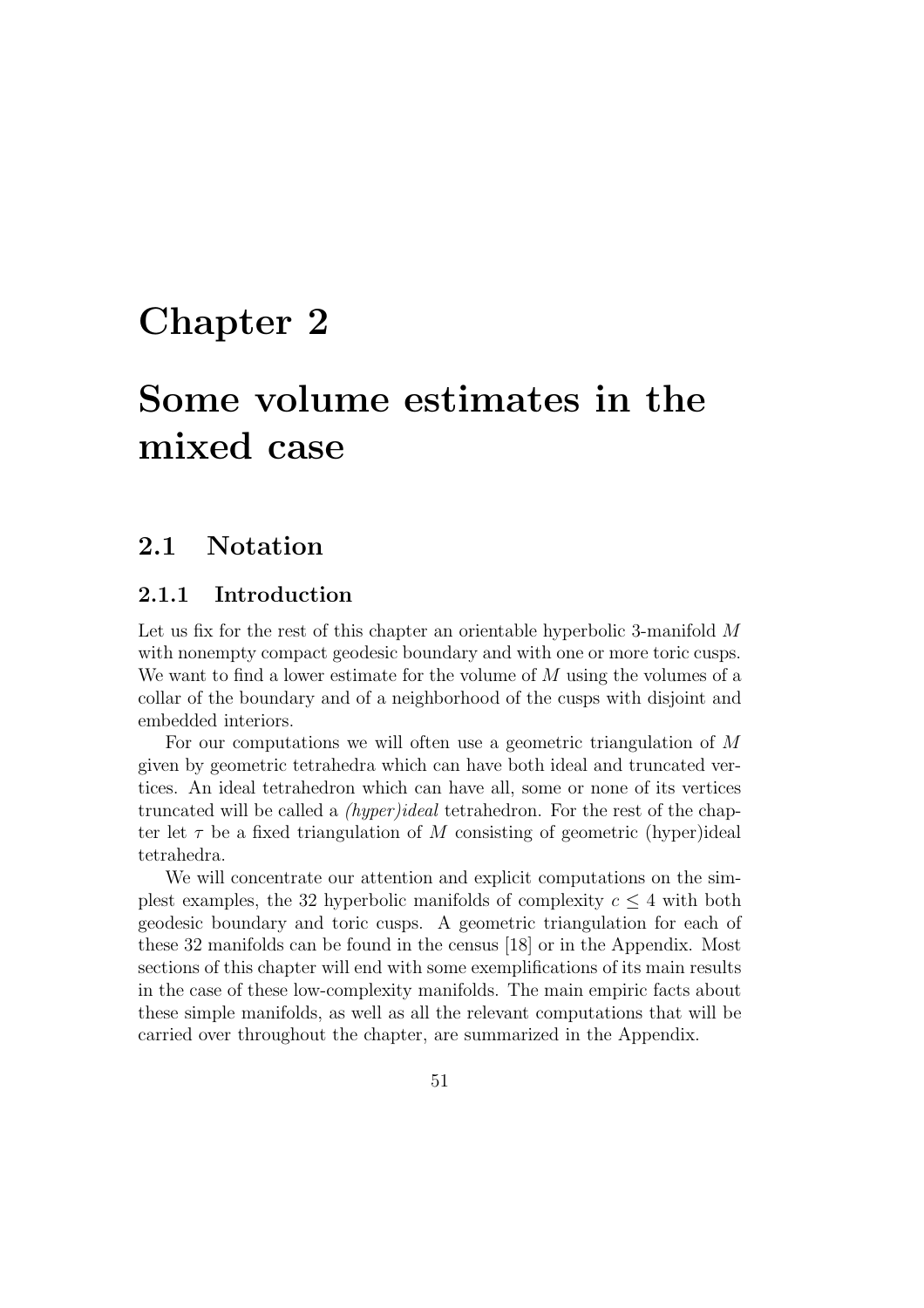# Chapter 2

# Some volume estimates in the mixed case

## 2.1 Notation

### 2.1.1 Introduction

Let us fix for the rest of this chapter an orientable hyperbolic 3-manifold $M$ with nonempty compact geodesic boundary and with one or more toric cusps. We want to find a lower estimate for the volume of $M$ using the volumes of a collar of the boundary and of a neighborhood of the cusps with disjoint and embedded interiors.

For our computations we will often use a geometric triangulation of $M$ given by geometric tetrahedra which can have both ideal and truncated vertices. An ideal tetrahedron which can have all, some or none of its vertices truncated will be called a *(hyper)ideal* tetrahedron. For the rest of the chapter let $\tau$ be a fixed triangulation of $M$ consisting of geometric (hyper)ideal tetrahedra.

We will concentrate our attention and explicit computations on the simplest examples, the 32 hyperbolic manifolds of complexity $c \leq 4$ with both geodesic boundary and toric cusps. A geometric triangulation for each of these 32 manifolds can be found in the census [18] or in the Appendix. Most sections of this chapter will end with some exemplifications of its main results in the case of these low-complexity manifolds. The main empiric facts about these simple manifolds, as well as all the relevant computations that will be carried over throughout the chapter, are summarized in the Appendix.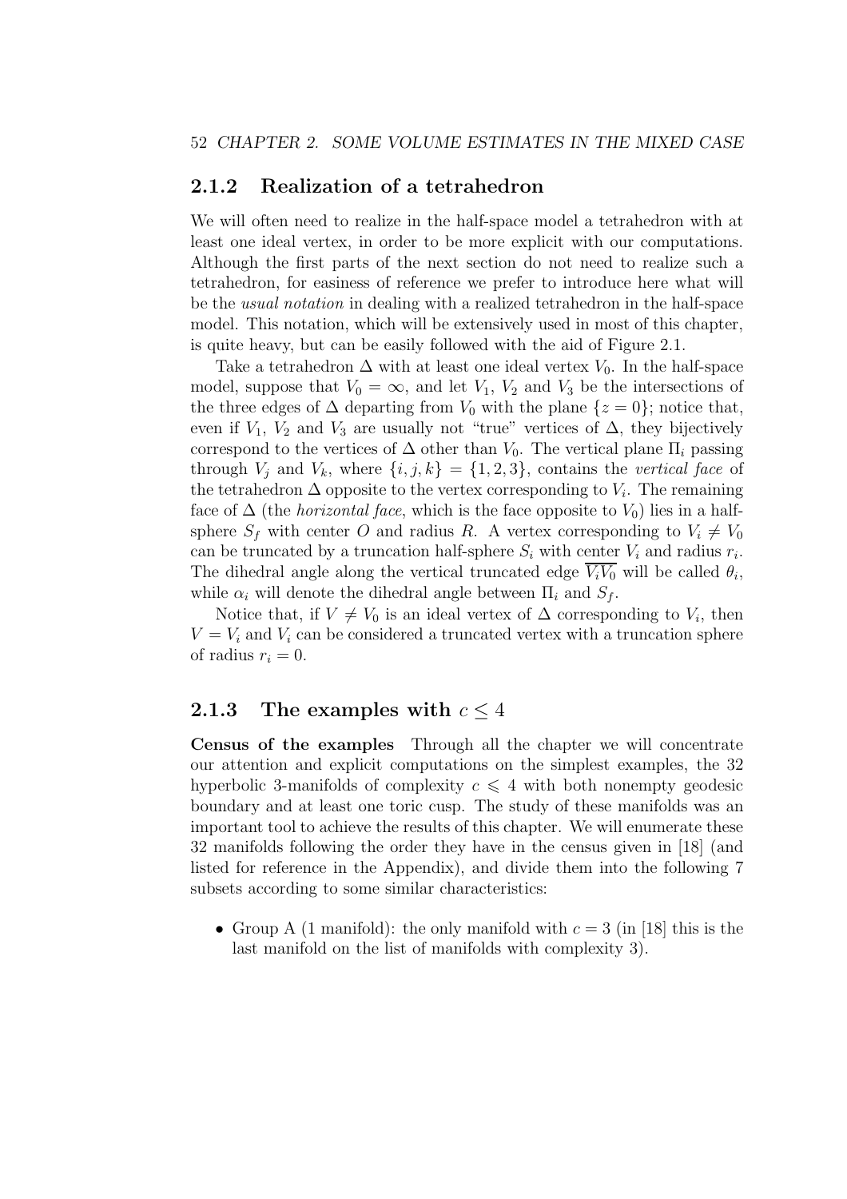## 2.1.2 Realization of a tetrahedron

We will often need to realize in the half-space model a tetrahedron with at least one ideal vertex, in order to be more explicit with our computations. Although the first parts of the next section do not need to realize such a tetrahedron, for easiness of reference we prefer to introduce here what will be the *usual notation* in dealing with a realized tetrahedron in the half-space model. This notation, which will be extensively used in most of this chapter, is quite heavy, but can be easily followed with the aid of Figure 2.1.

Take a tetrahedron $\Delta$ with at least one ideal vertex $V_0$. In the half-space model, suppose that $V_0 = \infty$, and let $V_1$, $V_2$ and $V_3$ be the intersections of the three edges of $\Delta$ departing from $V_0$ with the plane $\{z = 0\}$; notice that, even if $V_1$, $V_2$ and $V_3$ are usually not "true" vertices of $\Delta$, they bijectively correspond to the vertices of $\Delta$ other than $V_0$. The vertical plane $\Pi_i$ passing through $V_j$ and $V_k$, where $\{i, j, k\} = \{1, 2, 3\}$, contains the *vertical face* of the tetrahedron $\Delta$ opposite to the vertex corresponding to $V_i$. The remaining face of $\Delta$ (the *horizontal face*, which is the face opposite to $V_0$) lies in a half-sphere $S_f$ with center $O$ and radius $R$. A vertex corresponding to $V_i \neq V_0$ can be truncated by a truncation half-sphere $S_i$ with center $V_i$ and radius $r_i$. The dihedral angle along the vertical truncated edge $\overline{V_i V_0}$ will be called $\theta_i$, while $\alpha_i$ will denote the dihedral angle between $\Pi_i$ and $S_f$.

Notice that, if $V \neq V_0$ is an ideal vertex of $\Delta$ corresponding to $V_i$, then $V = V_i$ and $V_i$ can be considered a truncated vertex with a truncation sphere of radius $r_i = 0$.

## 2.1.3 The examples with $c \leq 4$

**Census of the examples** Through all the chapter we will concentrate our attention and explicit computations on the simplest examples, the 32 hyperbolic 3-manifolds of complexity $c \leqslant 4$ with both nonempty geodesic boundary and at least one toric cusp. The study of these manifolds was an important tool to achieve the results of this chapter. We will enumerate these 32 manifolds following the order they have in the census given in [18] (and listed for reference in the Appendix), and divide them into the following 7 subsets according to some similar characteristics:

- Group A (1 manifold): the only manifold with $c = 3$ (in [18] this is the last manifold on the list of manifolds with complexity 3).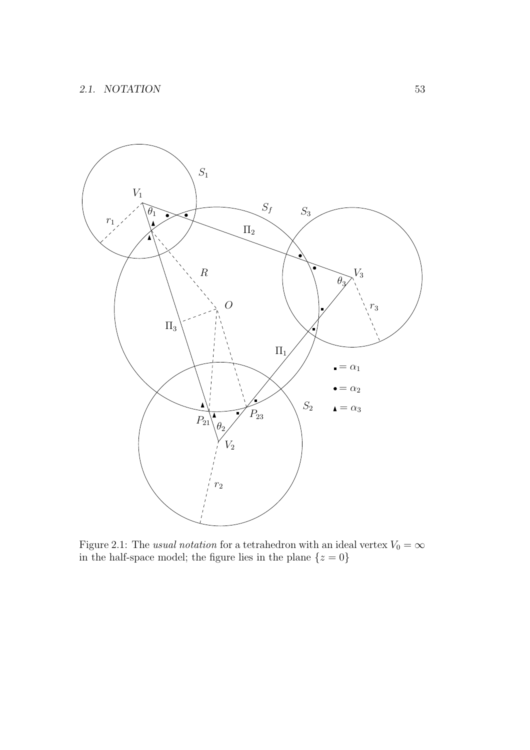Figure 2.1: The *usual notation* for a tetrahedron with an ideal vertex $V_0 = \infty$ in the half-space model; the figure lies in the plane $\{z = 0\}$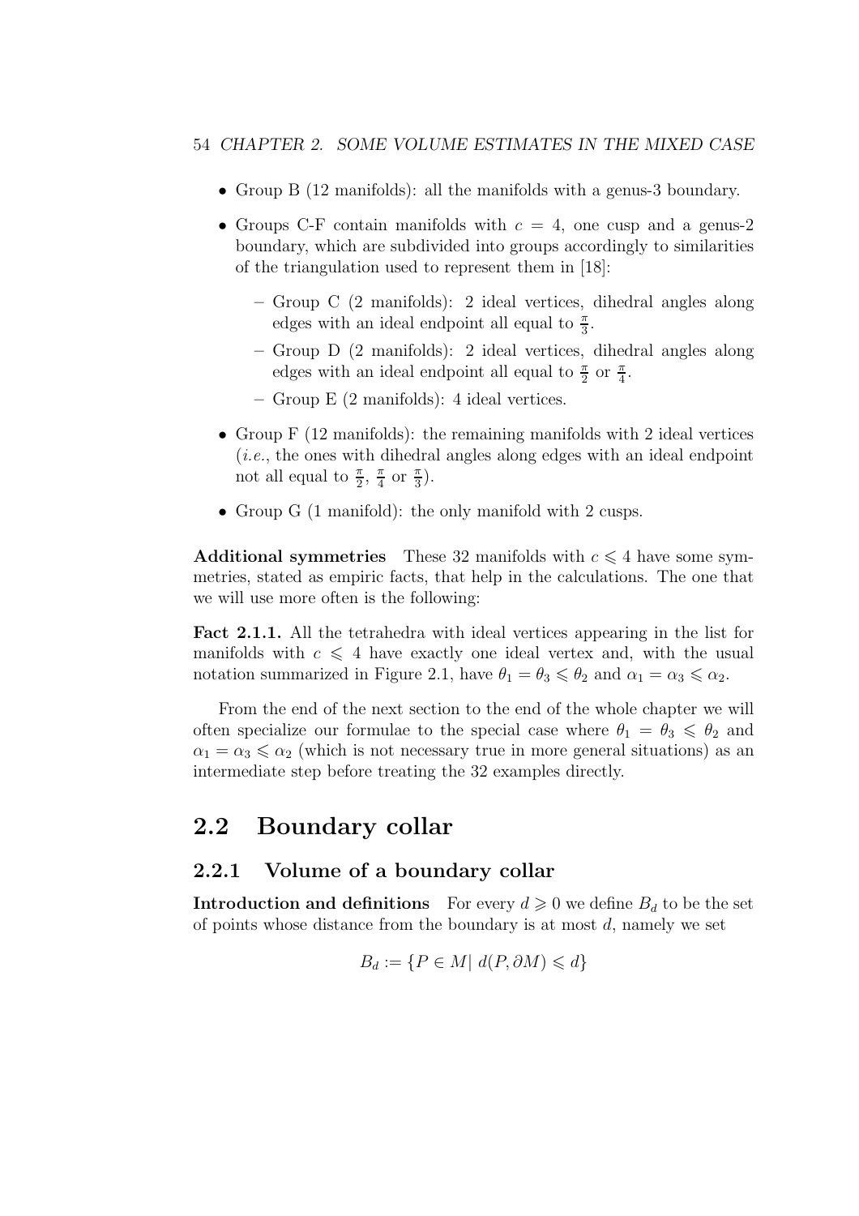- Group B (12 manifolds): all the manifolds with a genus-3 boundary.
- Groups C-F contain manifolds with $c = 4$, one cusp and a genus-2 boundary, which are subdivided into groups accordingly to similarities of the triangulation used to represent them in [18]:
  - Group C (2 manifolds): 2 ideal vertices, dihedral angles along edges with an ideal endpoint all equal to $\frac{\pi}{3}$.
  - Group D (2 manifolds): 2 ideal vertices, dihedral angles along edges with an ideal endpoint all equal to $\frac{\pi}{2}$ or $\frac{\pi}{4}$.
  - Group E (2 manifolds): 4 ideal vertices.
- Group F (12 manifolds): the remaining manifolds with 2 ideal vertices (*i.e.*, the ones with dihedral angles along edges with an ideal endpoint not all equal to $\frac{\pi}{2}$, $\frac{\pi}{4}$ or $\frac{\pi}{3}$).
- Group G (1 manifold): the only manifold with 2 cusps.

**Additional symmetries** These 32 manifolds with $c \leqslant 4$ have some symmetries, stated as empiric facts, that help in the calculations. The one that we will use more often is the following:

**Fact 2.1.1.** All the tetrahedra with ideal vertices appearing in the list for manifolds with $c \leqslant 4$ have exactly one ideal vertex and, with the usual notation summarized in Figure 2.1, have $\theta_1 = \theta_3 \leqslant \theta_2$ and $\alpha_1 = \alpha_3 \leqslant \alpha_2$.

From the end of the next section to the end of the whole chapter we will often specialize our formulae to the special case where $\theta_1 = \theta_3 \leqslant \theta_2$ and $\alpha_1 = \alpha_3 \leqslant \alpha_2$ (which is not necessary true in more general situations) as an intermediate step before treating the 32 examples directly.

## 2.2 Boundary collar

### 2.2.1 Volume of a boundary collar

**Introduction and definitions** For every $d \geqslant 0$ we define $B_d$ to be the set of points whose distance from the boundary is at most $d$, namely we set

$$B_d := \{P \in M |\ d(P, \partial M) \leqslant d\}$$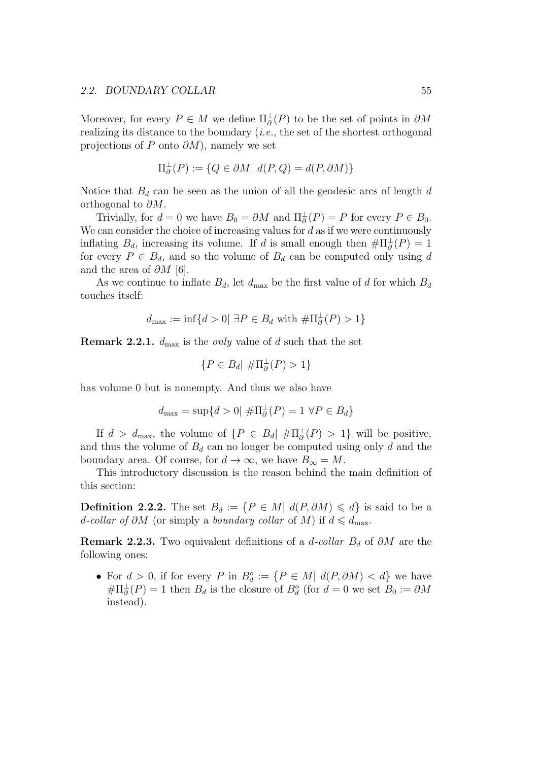Moreover, for every $P \in M$ we define $\Pi_\partial^\perp(P)$ to be the set of points in $\partial M$ realizing its distance to the boundary (*i.e.*, the set of the shortest orthogonal projections of $P$ onto $\partial M$), namely we set

$$\Pi_\partial^\perp(P) := \{Q \in \partial M | \ d(P, Q) = d(P, \partial M)\}$$

Notice that $B_d$ can be seen as the union of all the geodesic arcs of length $d$ orthogonal to $\partial M$.

Trivially, for $d = 0$ we have $B_0 = \partial M$ and $\Pi_\partial^\perp(P) = P$ for every $P \in B_0$. We can consider the choice of increasing values for $d$ as if we were continuously inflating $B_d$, increasing its volume. If $d$ is small enough then $\#\Pi_\partial^\perp(P) = 1$ for every $P \in B_d$, and so the volume of $B_d$ can be computed only using $d$ and the area of $\partial M$ [6].

As we continue to inflate $B_d$, let $d_{\max}$ be the first value of $d$ for which $B_d$ touches itself:

$$d_{\max} := \inf\{d > 0 | \ \exists P \in B_d \text{ with } \#\Pi_\partial^\perp(P) > 1\}$$

**Remark 2.2.1.** $d_{\max}$ is the *only* value of $d$ such that the set

$$\{P \in B_d | \ \#\Pi_\partial^\perp(P) > 1\}$$

has volume 0 but is nonempty. And thus we also have

$$d_{\max} = \sup\{d > 0 | \ \#\Pi_\partial^\perp(P) = 1 \ \forall P \in B_d\}$$

If $d > d_{\max}$, the volume of $\{P \in B_d | \ \#\Pi_\partial^\perp(P) > 1\}$ will be positive, and thus the volume of $B_d$ can no longer be computed using only $d$ and the boundary area. Of course, for $d \to \infty$, we have $B_\infty = M$.

This introductory discussion is the reason behind the main definition of this section:

**Definition 2.2.2.** The set $B_d := \{P \in M | \ d(P, \partial M) \leqslant d\}$ is said to be a *$d$-collar of $\partial M$* (or simply a *boundary collar* of $M$) if $d \leqslant d_{\max}$.

**Remark 2.2.3.** Two equivalent definitions of a *$d$-collar* $B_d$ of $\partial M$ are the following ones:

- For $d > 0$, if for every $P$ in $B_d^o := \{P \in M | \ d(P, \partial M) < d\}$ we have $\#\Pi_\partial^\perp(P) = 1$ then $B_d$ is the closure of $B_d^o$ (for $d = 0$ we set $B_0 := \partial M$ instead).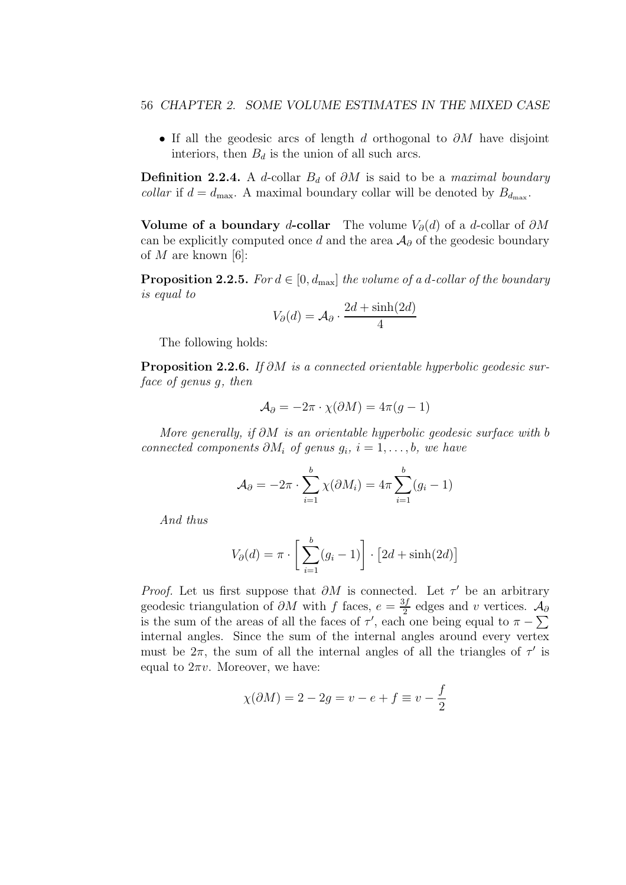- If all the geodesic arcs of length $d$ orthogonal to $\partial M$ have disjoint interiors, then $B_d$ is the union of all such arcs.

**Definition 2.2.4.** A $d$-collar $B_d$ of $\partial M$ is said to be a *maximal boundary collar* if $d = d_{\max}$. A maximal boundary collar will be denoted by $B_{d_{\max}}$.

**Volume of a boundary $d$-collar** The volume $V_\partial(d)$ of a $d$-collar of $\partial M$ can be explicitly computed once $d$ and the area $\mathcal{A}_\partial$ of the geodesic boundary of $M$ are known [6]:

**Proposition 2.2.5.** *For $d \in [0, d_{\max}]$ the volume of a $d$-collar of the boundary is equal to*

$$V_\partial(d) = \mathcal{A}_\partial \cdot \frac{2d + \sinh(2d)}{4}$$

The following holds:

**Proposition 2.2.6.** *If $\partial M$ is a connected orientable hyperbolic geodesic surface of genus $g$, then*

$$\mathcal{A}_\partial = -2\pi \cdot \chi(\partial M) = 4\pi(g-1)$$

*More generally, if $\partial M$ is an orientable hyperbolic geodesic surface with $b$ connected components $\partial M_i$ of genus $g_i$, $i = 1, \ldots, b$, we have*

$$\mathcal{A}_\partial = -2\pi \cdot \sum_{i=1}^{b} \chi(\partial M_i) = 4\pi \sum_{i=1}^{b} (g_i - 1)$$

*And thus*

$$V_\partial(d) = \pi \cdot \left[ \sum_{i=1}^{b} (g_i - 1) \right] \cdot \left[ 2d + \sinh(2d) \right]$$

*Proof.* Let us first suppose that $\partial M$ is connected. Let $\tau'$ be an arbitrary geodesic triangulation of $\partial M$ with $f$ faces, $e = \frac{3f}{2}$ edges and $v$ vertices. $\mathcal{A}_\partial$ is the sum of the areas of all the faces of $\tau'$, each one being equal to $\pi - \sum$ internal angles. Since the sum of the internal angles around every vertex must be $2\pi$, the sum of all the internal angles of all the triangles of $\tau'$ is equal to $2\pi v$. Moreover, we have:

$$\chi(\partial M) = 2 - 2g = v - e + f \equiv v - \frac{f}{2}$$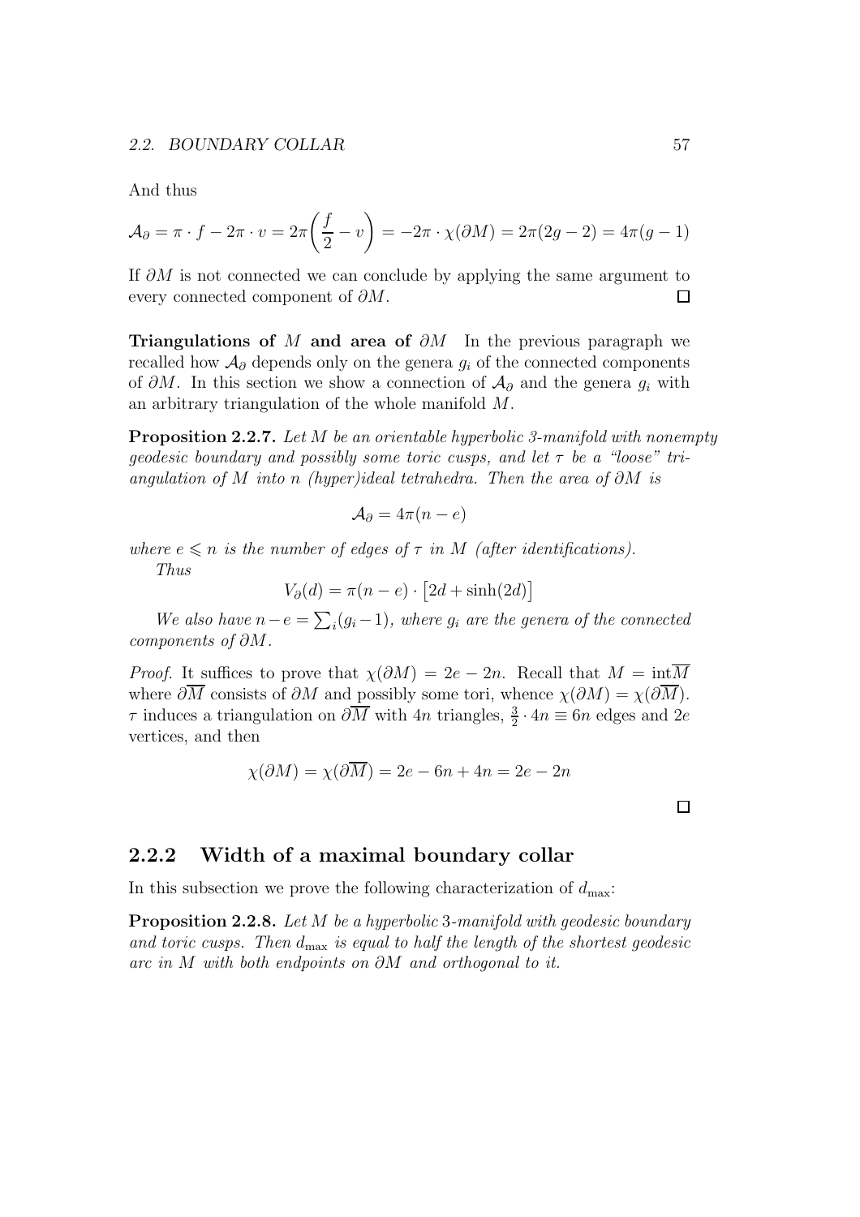And thus

$$\mathcal{A}_\partial = \pi \cdot f - 2\pi \cdot v = 2\pi\left(\frac{f}{2} - v\right) = -2\pi \cdot \chi(\partial M) = 2\pi(2g-2) = 4\pi(g-1)$$

If $\partial M$ is not connected we can conclude by applying the same argument to every connected component of $\partial M$. $\square$

**Triangulations of $M$ and area of $\partial M$** In the previous paragraph we recalled how $\mathcal{A}_\partial$ depends only on the genera $g_i$ of the connected components of $\partial M$. In this section we show a connection of $\mathcal{A}_\partial$ and the genera $g_i$ with an arbitrary triangulation of the whole manifold $M$.

**Proposition 2.2.7.** *Let $M$ be an orientable hyperbolic 3-manifold with nonempty geodesic boundary and possibly some toric cusps, and let $\tau$ be a "loose" triangulation of $M$ into $n$ (hyper)ideal tetrahedra. Then the area of $\partial M$ is*

$$\mathcal{A}_\partial = 4\pi(n-e)$$

*where $e \leqslant n$ is the number of edges of $\tau$ in $M$ (after identifications).*

*Thus*

$$V_\partial(d) = \pi(n-e) \cdot \big[2d + \sinh(2d)\big]$$

*We also have $n - e = \sum_i (g_i - 1)$, where $g_i$ are the genera of the connected components of $\partial M$.*

*Proof.* It suffices to prove that $\chi(\partial M) = 2e - 2n$. Recall that $M = \mathrm{int}\overline{M}$ where $\partial\overline{M}$ consists of $\partial M$ and possibly some tori, whence $\chi(\partial M) = \chi(\partial\overline{M})$. $\tau$ induces a triangulation on $\partial\overline{M}$ with $4n$ triangles, $\frac{3}{2} \cdot 4n \equiv 6n$ edges and $2e$ vertices, and then

$$\chi(\partial M) = \chi(\partial\overline{M}) = 2e - 6n + 4n = 2e - 2n$$

$\square$

### 2.2.2 Width of a maximal boundary collar

In this subsection we prove the following characterization of $d_{\max}$:

**Proposition 2.2.8.** *Let $M$ be a hyperbolic 3-manifold with geodesic boundary and toric cusps. Then $d_{\max}$ is equal to half the length of the shortest geodesic arc in $M$ with both endpoints on $\partial M$ and orthogonal to it.*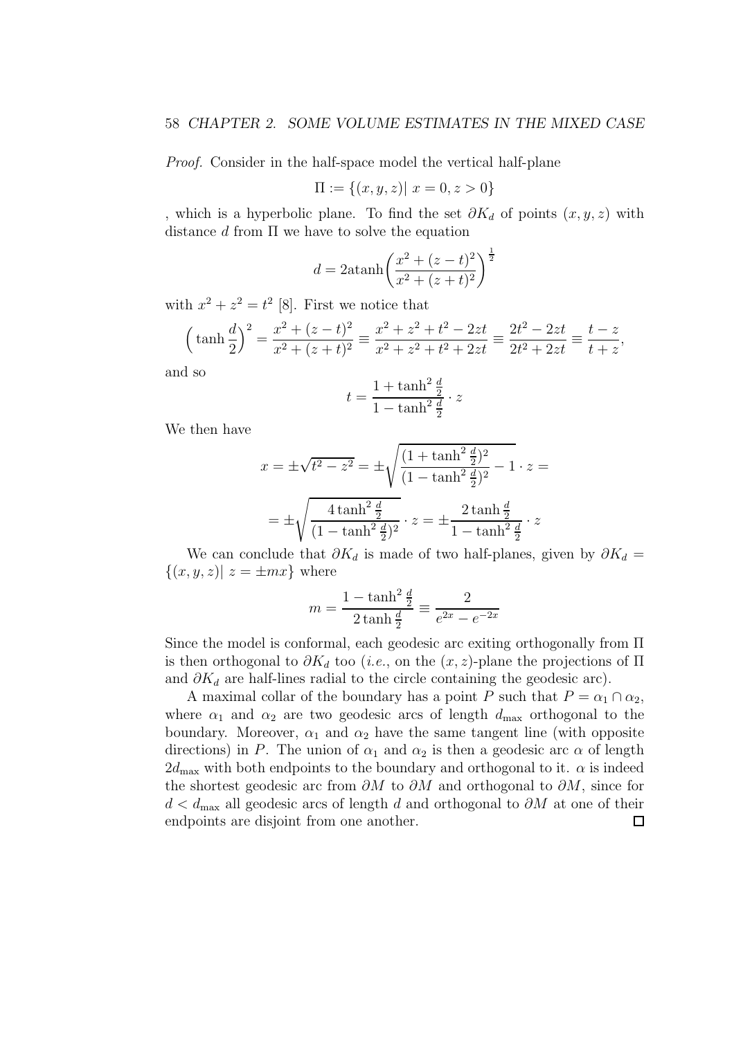*Proof.* Consider in the half-space model the vertical half-plane

$$\Pi := \{(x, y, z) |\ x = 0, z > 0\}$$

, which is a hyperbolic plane. To find the set $\partial K_d$ of points $(x, y, z)$ with distance $d$ from $\Pi$ we have to solve the equation

$$d = 2\text{atanh}\left(\frac{x^2 + (z - t)^2}{x^2 + (z + t)^2}\right)^{\frac{1}{2}}$$

with $x^2 + z^2 = t^2$ [8]. First we notice that

$$\left(\tanh\frac{d}{2}\right)^2 = \frac{x^2 + (z - t)^2}{x^2 + (z + t)^2} \equiv \frac{x^2 + z^2 + t^2 - 2zt}{x^2 + z^2 + t^2 + 2zt} \equiv \frac{2t^2 - 2zt}{2t^2 + 2zt} \equiv \frac{t - z}{t + z},$$

and so

$$t = \frac{1 + \tanh^2\frac{d}{2}}{1 - \tanh^2\frac{d}{2}} \cdot z$$

We then have

$$x = \pm\sqrt{t^2 - z^2} = \pm\sqrt{\frac{(1 + \tanh^2\frac{d}{2})^2}{(1 - \tanh^2\frac{d}{2})^2} - 1} \cdot z =$$

$$= \pm\sqrt{\frac{4\tanh^2\frac{d}{2}}{(1 - \tanh^2\frac{d}{2})^2}} \cdot z = \pm\frac{2\tanh\frac{d}{2}}{1 - \tanh^2\frac{d}{2}} \cdot z$$

We can conclude that $\partial K_d$ is made of two half-planes, given by $\partial K_d = \{(x, y, z) |\ z = \pm mx\}$ where

$$m = \frac{1 - \tanh^2\frac{d}{2}}{2\tanh\frac{d}{2}} \equiv \frac{2}{e^{2x} - e^{-2x}}$$

Since the model is conformal, each geodesic arc exiting orthogonally from $\Pi$ is then orthogonal to $\partial K_d$ too (*i.e.*, on the $(x, z)$-plane the projections of $\Pi$ and $\partial K_d$ are half-lines radial to the circle containing the geodesic arc).

A maximal collar of the boundary has a point $P$ such that $P = \alpha_1 \cap \alpha_2$, where $\alpha_1$ and $\alpha_2$ are two geodesic arcs of length $d_{\max}$ orthogonal to the boundary. Moreover, $\alpha_1$ and $\alpha_2$ have the same tangent line (with opposite directions) in $P$. The union of $\alpha_1$ and $\alpha_2$ is then a geodesic arc $\alpha$ of length $2d_{\max}$ with both endpoints to the boundary and orthogonal to it. $\alpha$ is indeed the shortest geodesic arc from $\partial M$ to $\partial M$ and orthogonal to $\partial M$, since for $d < d_{\max}$ all geodesic arcs of length $d$ and orthogonal to $\partial M$ at one of their endpoints are disjoint from one another. $\square$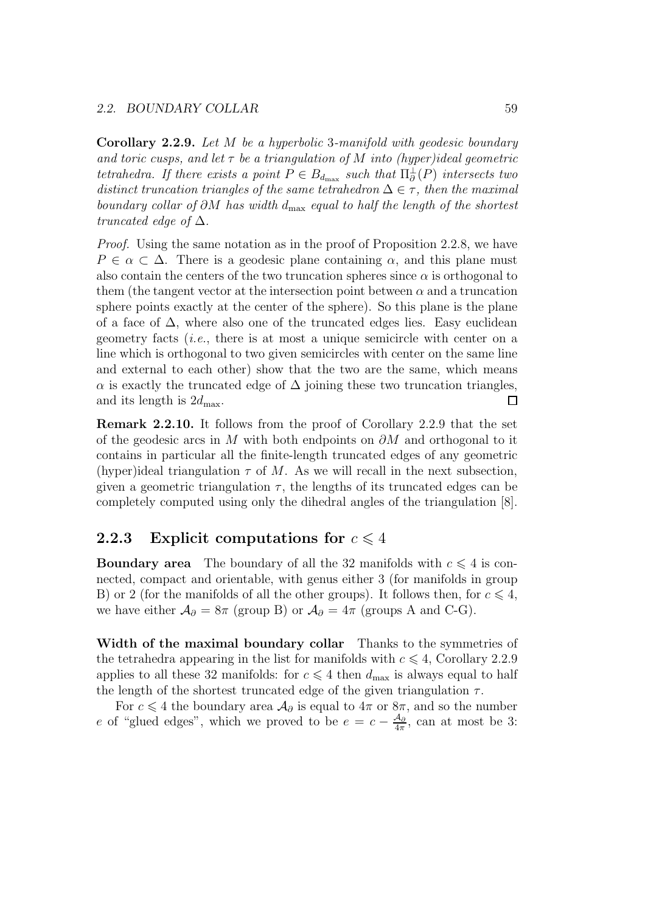**Corollary 2.2.9.** *Let $M$ be a hyperbolic 3-manifold with geodesic boundary and toric cusps, and let $\tau$ be a triangulation of $M$ into (hyper)ideal geometric tetrahedra. If there exists a point $P \in B_{d_{\max}}$ such that $\Pi_\partial^\perp(P)$ intersects two distinct truncation triangles of the same tetrahedron $\Delta \in \tau$, then the maximal boundary collar of $\partial M$ has width $d_{\max}$ equal to half the length of the shortest truncated edge of $\Delta$.*

*Proof.* Using the same notation as in the proof of Proposition 2.2.8, we have $P \in \alpha \subset \Delta$. There is a geodesic plane containing $\alpha$, and this plane must also contain the centers of the two truncation spheres since $\alpha$ is orthogonal to them (the tangent vector at the intersection point between $\alpha$ and a truncation sphere points exactly at the center of the sphere). So this plane is the plane of a face of $\Delta$, where also one of the truncated edges lies. Easy euclidean geometry facts (*i.e.*, there is at most a unique semicircle with center on a line which is orthogonal to two given semicircles with center on the same line and external to each other) show that the two are the same, which means $\alpha$ is exactly the truncated edge of $\Delta$ joining these two truncation triangles, and its length is $2d_{\max}$. $\square$

**Remark 2.2.10.** It follows from the proof of Corollary 2.2.9 that the set of the geodesic arcs in $M$ with both endpoints on $\partial M$ and orthogonal to it contains in particular all the finite-length truncated edges of any geometric (hyper)ideal triangulation $\tau$ of $M$. As we will recall in the next subsection, given a geometric triangulation $\tau$, the lengths of its truncated edges can be completely computed using only the dihedral angles of the triangulation [8].

### 2.2.3 Explicit computations for $c \leqslant 4$

**Boundary area** The boundary of all the 32 manifolds with $c \leqslant 4$ is connected, compact and orientable, with genus either 3 (for manifolds in group B) or 2 (for the manifolds of all the other groups). It follows then, for $c \leqslant 4$, we have either $\mathcal{A}_\partial = 8\pi$ (group B) or $\mathcal{A}_\partial = 4\pi$ (groups A and C-G).

**Width of the maximal boundary collar** Thanks to the symmetries of the tetrahedra appearing in the list for manifolds with $c \leqslant 4$, Corollary 2.2.9 applies to all these 32 manifolds: for $c \leqslant 4$ then $d_{\max}$ is always equal to half the length of the shortest truncated edge of the given triangulation $\tau$.

For $c \leqslant 4$ the boundary area $\mathcal{A}_\partial$ is equal to $4\pi$ or $8\pi$, and so the number $e$ of "glued edges", which we proved to be $e = c - \frac{\mathcal{A}_\partial}{4\pi}$, can at most be 3: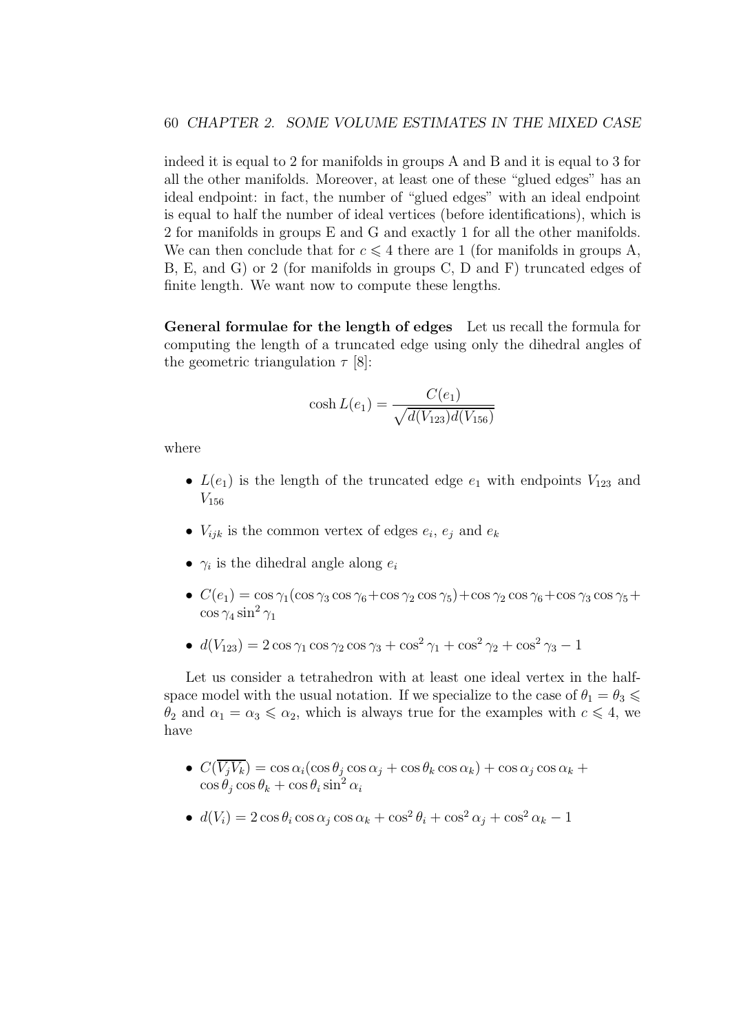indeed it is equal to 2 for manifolds in groups A and B and it is equal to 3 for all the other manifolds. Moreover, at least one of these "glued edges" has an ideal endpoint: in fact, the number of "glued edges" with an ideal endpoint is equal to half the number of ideal vertices (before identifications), which is 2 for manifolds in groups E and G and exactly 1 for all the other manifolds. We can then conclude that for $c \leqslant 4$ there are 1 (for manifolds in groups A, B, E, and G) or 2 (for manifolds in groups C, D and F) truncated edges of finite length. We want now to compute these lengths.

**General formulae for the length of edges** Let us recall the formula for computing the length of a truncated edge using only the dihedral angles of the geometric triangulation $\tau$ [8]:

$$\cosh L(e_1) = \frac{C(e_1)}{\sqrt{d(V_{123})d(V_{156})}}$$

where

- $L(e_1)$ is the length of the truncated edge $e_1$ with endpoints $V_{123}$ and $V_{156}$
- $V_{ijk}$ is the common vertex of edges $e_i$, $e_j$ and $e_k$
- $\gamma_i$ is the dihedral angle along $e_i$
- $C(e_1) = \cos\gamma_1(\cos\gamma_3\cos\gamma_6 + \cos\gamma_2\cos\gamma_5) + \cos\gamma_2\cos\gamma_6 + \cos\gamma_3\cos\gamma_5 + \cos\gamma_4\sin^2\gamma_1$
- $d(V_{123}) = 2\cos\gamma_1\cos\gamma_2\cos\gamma_3 + \cos^2\gamma_1 + \cos^2\gamma_2 + \cos^2\gamma_3 - 1$

Let us consider a tetrahedron with at least one ideal vertex in the half-space model with the usual notation. If we specialize to the case of $\theta_1 = \theta_3 \leqslant \theta_2$ and $\alpha_1 = \alpha_3 \leqslant \alpha_2$, which is always true for the examples with $c \leqslant 4$, we have

- $C(\overline{V_jV_k}) = \cos\alpha_i(\cos\theta_j\cos\alpha_j + \cos\theta_k\cos\alpha_k) + \cos\alpha_j\cos\alpha_k + \cos\theta_j\cos\theta_k + \cos\theta_i\sin^2\alpha_i$
- $d(V_i) = 2\cos\theta_i\cos\alpha_j\cos\alpha_k + \cos^2\theta_i + \cos^2\alpha_j + \cos^2\alpha_k - 1$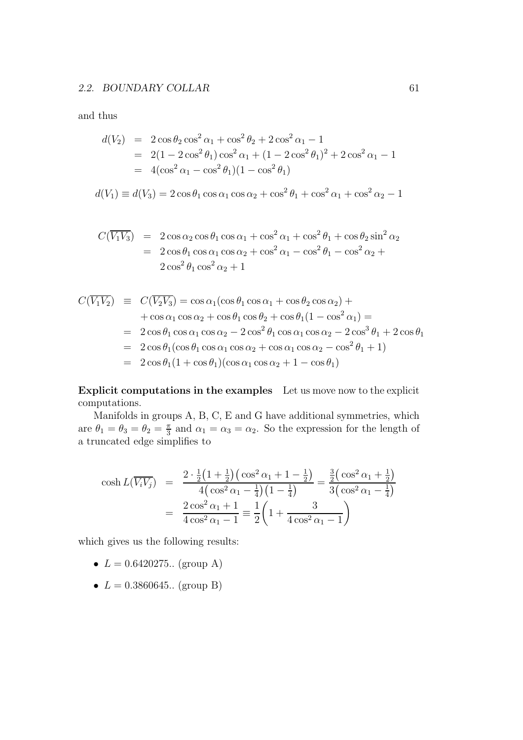and thus

$$
\begin{aligned}
d(V_2) &= 2\cos\theta_2\cos^2\alpha_1 + \cos^2\theta_2 + 2\cos^2\alpha_1 - 1 \\
&= 2(1-2\cos^2\theta_1)\cos^2\alpha_1 + (1-2\cos^2\theta_1)^2 + 2\cos^2\alpha_1 - 1 \\
&= 4(\cos^2\alpha_1 - \cos^2\theta_1)(1-\cos^2\theta_1)
\end{aligned}
$$

$$
d(V_1) \equiv d(V_3) = 2\cos\theta_1\cos\alpha_1\cos\alpha_2 + \cos^2\theta_1 + \cos^2\alpha_1 + \cos^2\alpha_2 - 1
$$

$$
\begin{aligned}
C(\overline{V_1V_3}) &= 2\cos\alpha_2\cos\theta_1\cos\alpha_1 + \cos^2\alpha_1 + \cos^2\theta_1 + \cos\theta_2\sin^2\alpha_2 \\
&= 2\cos\theta_1\cos\alpha_1\cos\alpha_2 + \cos^2\alpha_1 - \cos^2\theta_1 - \cos^2\alpha_2 + \\
&\quad\ 2\cos^2\theta_1\cos^2\alpha_2 + 1
\end{aligned}
$$

$$
\begin{aligned}
C(\overline{V_1V_2}) &\equiv C(\overline{V_2V_3}) = \cos\alpha_1(\cos\theta_1\cos\alpha_1 + \cos\theta_2\cos\alpha_2) + \\
&\quad + \cos\alpha_1\cos\alpha_2 + \cos\theta_1\cos\theta_2 + \cos\theta_1(1-\cos^2\alpha_1) = \\
&= 2\cos\theta_1\cos\alpha_1\cos\alpha_2 - 2\cos^2\theta_1\cos\alpha_1\cos\alpha_2 - 2\cos^3\theta_1 + 2\cos\theta_1 \\
&= 2\cos\theta_1(\cos\theta_1\cos\alpha_1\cos\alpha_2 + \cos\alpha_1\cos\alpha_2 - \cos^2\theta_1 + 1) \\
&= 2\cos\theta_1(1+\cos\theta_1)(\cos\alpha_1\cos\alpha_2 + 1 - \cos\theta_1)
\end{aligned}
$$

**Explicit computations in the examples** Let us move now to the explicit computations.

Manifolds in groups A, B, C, E and G have additional symmetries, which are $\theta_1 = \theta_3 = \theta_2 = \frac{\pi}{3}$ and $\alpha_1 = \alpha_3 = \alpha_2$. So the expression for the length of a truncated edge simplifies to

$$
\begin{aligned}
\cosh L(\overline{V_iV_j}) &= \frac{2\cdot\frac{1}{2}\left(1+\frac{1}{2}\right)\left(\cos^2\alpha_1 + 1 - \frac{1}{2}\right)}{4\left(\cos^2\alpha_1 - \frac{1}{4}\right)\left(1-\frac{1}{4}\right)} = \frac{\frac{3}{2}\left(\cos^2\alpha_1 + \frac{1}{2}\right)}{3\left(\cos^2\alpha_1 - \frac{1}{4}\right)} \\
&= \frac{2\cos^2\alpha_1 + 1}{4\cos^2\alpha_1 - 1} \equiv \frac{1}{2}\left(1 + \frac{3}{4\cos^2\alpha_1 - 1}\right)
\end{aligned}
$$

which gives us the following results:

- $L = 0.6420275..$ (group A)
- $L = 0.3860645..$ (group B)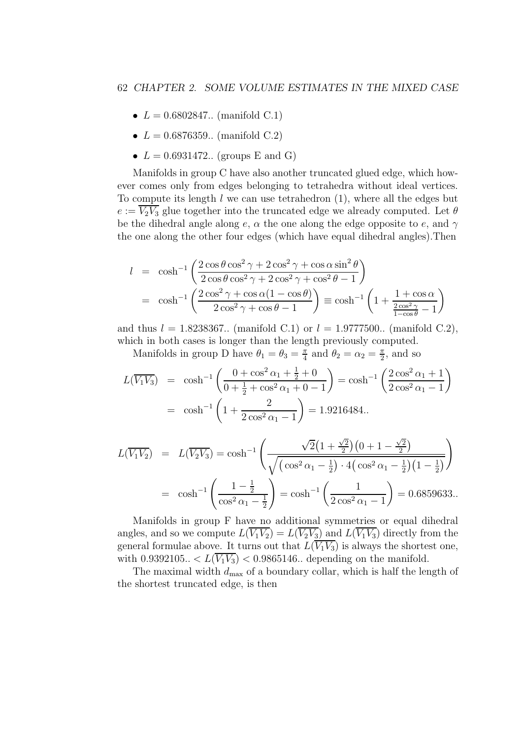- $L = 0.6802847..$ (manifold C.1)
- $L = 0.6876359..$ (manifold C.2)
- $L = 0.6931472..$ (groups E and G)

Manifolds in group C have also another truncated glued edge, which however comes only from edges belonging to tetrahedra without ideal vertices. To compute its length $l$ we can use tetrahedron (1), where all the edges but $e := \overline{V_2 V_3}$ glue together into the truncated edge we already computed. Let $\theta$ be the dihedral angle along $e$, $\alpha$ the one along the edge opposite to $e$, and $\gamma$ the one along the other four edges (which have equal dihedral angles).Then

$$
\begin{aligned}
l &= \cosh^{-1}\left(\frac{2\cos\theta\cos^2\gamma + 2\cos^2\gamma + \cos\alpha\sin^2\theta}{2\cos\theta\cos^2\gamma + 2\cos^2\gamma + \cos^2\theta - 1}\right) \\
&= \cosh^{-1}\left(\frac{2\cos^2\gamma + \cos\alpha(1-\cos\theta)}{2\cos^2\gamma + \cos\theta - 1}\right) \equiv \cosh^{-1}\left(1 + \frac{1+\cos\alpha}{\frac{2\cos^2\gamma}{1-\cos\theta} - 1}\right)
\end{aligned}
$$

and thus $l = 1.8238367..$ (manifold C.1) or $l = 1.9777500..$ (manifold C.2), which in both cases is longer than the length previously computed.

Manifolds in group D have $\theta_1 = \theta_3 = \frac{\pi}{4}$ and $\theta_2 = \alpha_2 = \frac{\pi}{2}$, and so

$$
\begin{aligned}
L(\overline{V_1 V_3}) &= \cosh^{-1}\left(\frac{0 + \cos^2\alpha_1 + \frac{1}{2} + 0}{0 + \frac{1}{2} + \cos^2\alpha_1 + 0 - 1}\right) = \cosh^{-1}\left(\frac{2\cos^2\alpha_1 + 1}{2\cos^2\alpha_1 - 1}\right) \\
&= \cosh^{-1}\left(1 + \frac{2}{2\cos^2\alpha_1 - 1}\right) = 1.9216484..
\end{aligned}
$$

$$
\begin{aligned}
L(\overline{V_1 V_2}) &= L(\overline{V_2 V_3}) = \cosh^{-1}\left(\frac{\sqrt{2}\left(1 + \frac{\sqrt{2}}{2}\right)\left(0 + 1 - \frac{\sqrt{2}}{2}\right)}{\sqrt{\left(\cos^2\alpha_1 - \frac{1}{2}\right)\cdot 4\left(\cos^2\alpha_1 - \frac{1}{2}\right)\left(1 - \frac{1}{2}\right)}}\right) \\
&= \cosh^{-1}\left(\frac{1 - \frac{1}{2}}{\cos^2\alpha_1 - \frac{1}{2}}\right) = \cosh^{-1}\left(\frac{1}{2\cos^2\alpha_1 - 1}\right) = 0.6859633..
\end{aligned}
$$

Manifolds in group F have no additional symmetries or equal dihedral angles, and so we compute $L(\overline{V_1 V_2}) = L(\overline{V_2 V_3})$ and $L(\overline{V_1 V_3})$ directly from the general formulae above. It turns out that $L(\overline{V_1 V_3})$ is always the shortest one, with $0.9392105.. < L(\overline{V_1 V_3}) < 0.9865146..$ depending on the manifold.

The maximal width $d_{\max}$ of a boundary collar, which is half the length of the shortest truncated edge, is then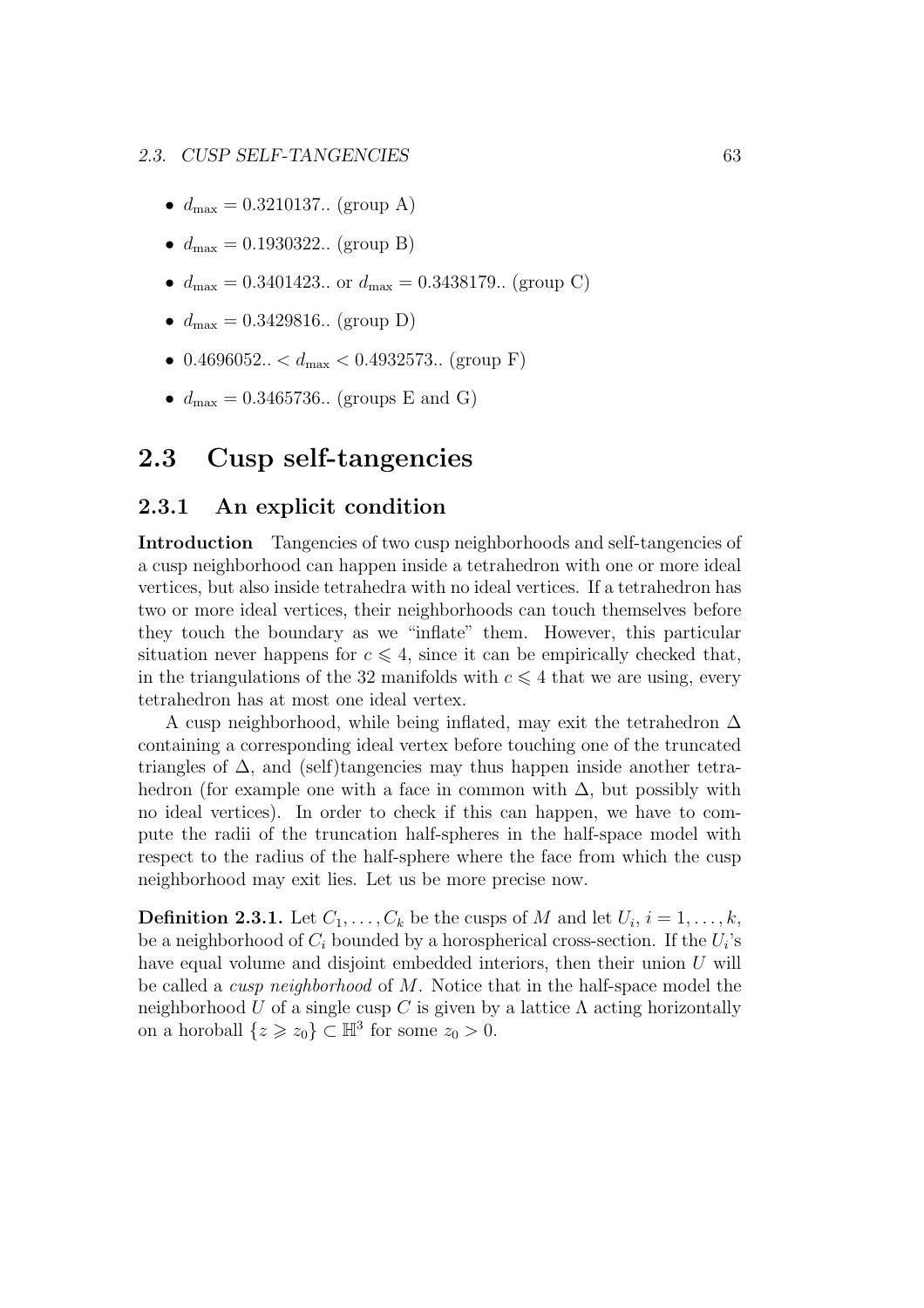- $d_{\max} = 0.3210137..$ (group A)
- $d_{\max} = 0.1930322..$ (group B)
- $d_{\max} = 0.3401423..$ or $d_{\max} = 0.3438179..$ (group C)
- $d_{\max} = 0.3429816..$ (group D)
- $0.4696052.. < d_{\max} < 0.4932573..$ (group F)
- $d_{\max} = 0.3465736..$ (groups E and G)

## 2.3 Cusp self-tangencies

### 2.3.1 An explicit condition

**Introduction** Tangencies of two cusp neighborhoods and self-tangencies of a cusp neighborhood can happen inside a tetrahedron with one or more ideal vertices, but also inside tetrahedra with no ideal vertices. If a tetrahedron has two or more ideal vertices, their neighborhoods can touch themselves before they touch the boundary as we "inflate" them. However, this particular situation never happens for $c \leqslant 4$, since it can be empirically checked that, in the triangulations of the 32 manifolds with $c \leqslant 4$ that we are using, every tetrahedron has at most one ideal vertex.

A cusp neighborhood, while being inflated, may exit the tetrahedron $\Delta$ containing a corresponding ideal vertex before touching one of the truncated triangles of $\Delta$, and (self)tangencies may thus happen inside another tetrahedron (for example one with a face in common with $\Delta$, but possibly with no ideal vertices). In order to check if this can happen, we have to compute the radii of the truncation half-spheres in the half-space model with respect to the radius of the half-sphere where the face from which the cusp neighborhood may exit lies. Let us be more precise now.

**Definition 2.3.1.** Let $C_1, \ldots, C_k$ be the cusps of $M$ and let $U_i$, $i = 1, \ldots, k$, be a neighborhood of $C_i$ bounded by a horospherical cross-section. If the $U_i$'s have equal volume and disjoint embedded interiors, then their union $U$ will be called a *cusp neighborhood* of $M$. Notice that in the half-space model the neighborhood $U$ of a single cusp $C$ is given by a lattice $\Lambda$ acting horizontally on a horoball $\{z \geqslant z_0\} \subset \mathbb{H}^3$ for some $z_0 > 0$.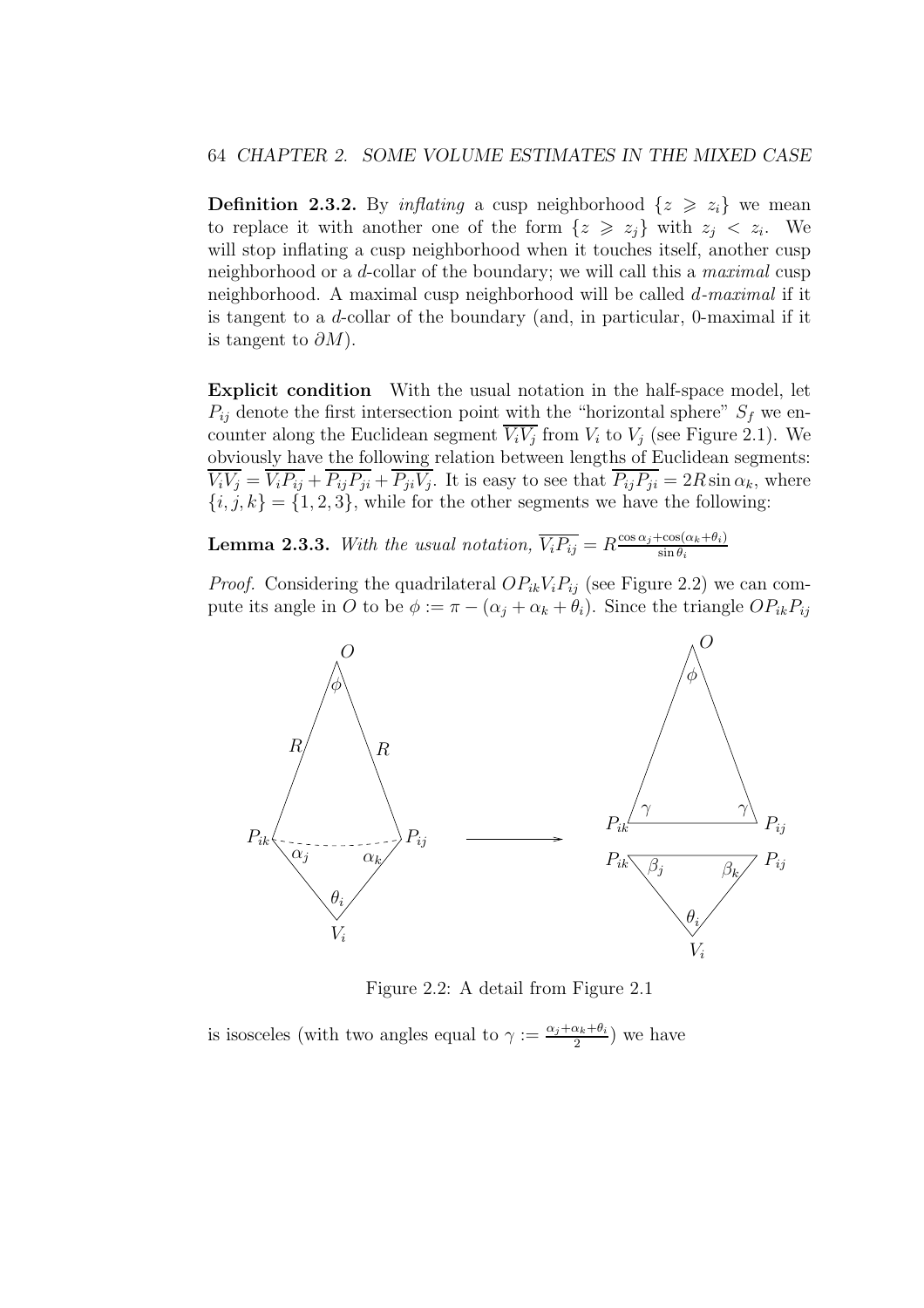**Definition 2.3.2.** By *inflating* a cusp neighborhood $\{z \geqslant z_i\}$ we mean to replace it with another one of the form $\{z \geqslant z_j\}$ with $z_j < z_i$. We will stop inflating a cusp neighborhood when it touches itself, another cusp neighborhood or a $d$-collar of the boundary; we will call this a *maximal* cusp neighborhood. A maximal cusp neighborhood will be called *$d$-maximal* if it is tangent to a $d$-collar of the boundary (and, in particular, 0-maximal if it is tangent to $\partial M$).

**Explicit condition** With the usual notation in the half-space model, let $P_{ij}$ denote the first intersection point with the "horizontal sphere" $S_f$ we encounter along the Euclidean segment $\overline{V_iV_j}$ from $V_i$ to $V_j$ (see Figure 2.1). We obviously have the following relation between lengths of Euclidean segments: $\overline{V_iV_j} = \overline{V_iP_{ij}} + \overline{P_{ij}P_{ji}} + \overline{P_{ji}V_j}$. It is easy to see that $\overline{P_{ij}P_{ji}} = 2R\sin\alpha_k$, where $\{i,j,k\} = \{1,2,3\}$, while for the other segments we have the following:

**Lemma 2.3.3.** *With the usual notation,* $\overline{V_iP_{ij}} = R\frac{\cos\alpha_j + \cos(\alpha_k+\theta_i)}{\sin\theta_i}$

*Proof.* Considering the quadrilateral $OP_{ik}V_iP_{ij}$ (see Figure 2.2) we can compute its angle in $O$ to be $\phi := \pi - (\alpha_j + \alpha_k + \theta_i)$. Since the triangle $OP_{ik}P_{ij}$

Figure 2.2: A detail from Figure 2.1

is isosceles (with two angles equal to $\gamma := \frac{\alpha_j+\alpha_k+\theta_i}{2}$) we have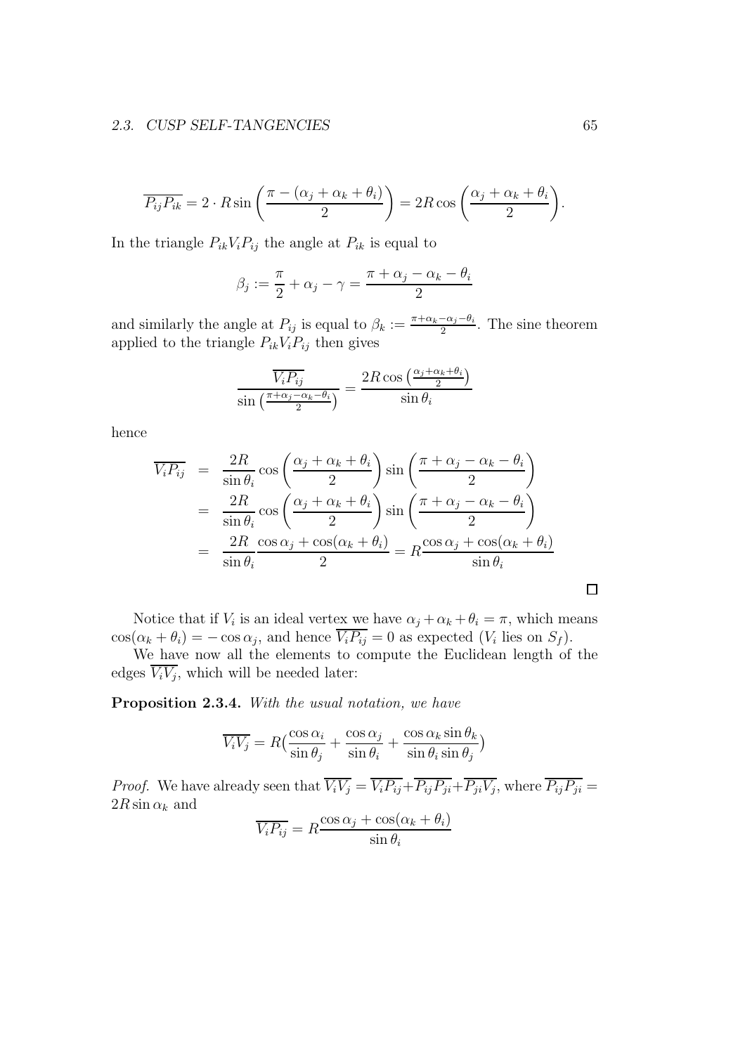$$\overline{P_{ij}P_{ik}} = 2 \cdot R \sin\left(\frac{\pi - (\alpha_j + \alpha_k + \theta_i)}{2}\right) = 2R\cos\left(\frac{\alpha_j + \alpha_k + \theta_i}{2}\right).$$

In the triangle $P_{ik}V_iP_{ij}$ the angle at $P_{ik}$ is equal to

$$\beta_j := \frac{\pi}{2} + \alpha_j - \gamma = \frac{\pi + \alpha_j - \alpha_k - \theta_i}{2}$$

and similarly the angle at $P_{ij}$ is equal to $\beta_k := \frac{\pi + \alpha_k - \alpha_j - \theta_i}{2}$. The sine theorem applied to the triangle $P_{ik}V_iP_{ij}$ then gives

$$\frac{\overline{V_iP_{ij}}}{\sin\left(\frac{\pi + \alpha_j - \alpha_k - \theta_i}{2}\right)} = \frac{2R\cos\left(\frac{\alpha_j + \alpha_k + \theta_i}{2}\right)}{\sin\theta_i}$$

hence

$$\begin{aligned}
\overline{V_iP_{ij}} &= \frac{2R}{\sin\theta_i}\cos\left(\frac{\alpha_j + \alpha_k + \theta_i}{2}\right)\sin\left(\frac{\pi + \alpha_j - \alpha_k - \theta_i}{2}\right) \\
&= \frac{2R}{\sin\theta_i}\cos\left(\frac{\alpha_j + \alpha_k + \theta_i}{2}\right)\sin\left(\frac{\pi + \alpha_j - \alpha_k - \theta_i}{2}\right) \\
&= \frac{2R}{\sin\theta_i}\frac{\cos\alpha_j + \cos(\alpha_k + \theta_i)}{2} = R\frac{\cos\alpha_j + \cos(\alpha_k + \theta_i)}{\sin\theta_i}
\end{aligned}$$

□

Notice that if $V_i$ is an ideal vertex we have $\alpha_j + \alpha_k + \theta_i = \pi$, which means $\cos(\alpha_k + \theta_i) = -\cos\alpha_j$, and hence $\overline{V_iP_{ij}} = 0$ as expected ($V_i$ lies on $S_f$).

We have now all the elements to compute the Euclidean length of the edges $\overline{V_iV_j}$, which will be needed later:

**Proposition 2.3.4.** *With the usual notation, we have*

$$\overline{V_iV_j} = R\left(\frac{\cos\alpha_i}{\sin\theta_j} + \frac{\cos\alpha_j}{\sin\theta_i} + \frac{\cos\alpha_k\sin\theta_k}{\sin\theta_i\sin\theta_j}\right)$$

*Proof.* We have already seen that $\overline{V_iV_j} = \overline{V_iP_{ij}} + \overline{P_{ij}P_{ji}} + \overline{P_{ji}V_j}$, where $\overline{P_{ij}P_{ji}} = 2R\sin\alpha_k$ and

$$\overline{V_iP_{ij}} = R\frac{\cos\alpha_j + \cos(\alpha_k + \theta_i)}{\sin\theta_i}$$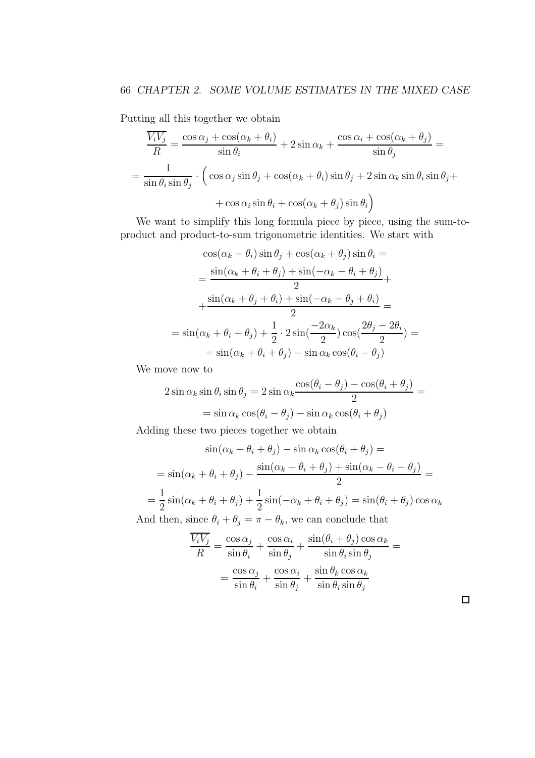Putting all this together we obtain

$$\frac{\overline{V_iV_j}}{R} = \frac{\cos\alpha_j + \cos(\alpha_k+\theta_i)}{\sin\theta_i} + 2\sin\alpha_k + \frac{\cos\alpha_i + \cos(\alpha_k+\theta_j)}{\sin\theta_j} =$$

$$= \frac{1}{\sin\theta_i \sin\theta_j} \cdot \Big( \cos\alpha_j \sin\theta_j + \cos(\alpha_k+\theta_i)\sin\theta_j + 2\sin\alpha_k \sin\theta_i \sin\theta_j +$$

$$+ \cos\alpha_i \sin\theta_i + \cos(\alpha_k+\theta_j)\sin\theta_i \Big)$$

We want to simplify this long formula piece by piece, using the sum-to-product and product-to-sum trigonometric identities. We start with

$$\cos(\alpha_k+\theta_i)\sin\theta_j + \cos(\alpha_k+\theta_j)\sin\theta_i =$$

$$= \frac{\sin(\alpha_k+\theta_i+\theta_j) + \sin(-\alpha_k-\theta_i+\theta_j)}{2} +$$

$$+ \frac{\sin(\alpha_k+\theta_j+\theta_i) + \sin(-\alpha_k-\theta_j+\theta_i)}{2} =$$

$$= \sin(\alpha_k+\theta_i+\theta_j) + \frac{1}{2}\cdot 2\sin(\frac{-2\alpha_k}{2})\cos(\frac{2\theta_j-2\theta_i}{2}) =$$

$$= \sin(\alpha_k+\theta_i+\theta_j) - \sin\alpha_k \cos(\theta_i-\theta_j)$$

We move now to

$$2\sin\alpha_k \sin\theta_i \sin\theta_j = 2\sin\alpha_k \frac{\cos(\theta_i-\theta_j) - \cos(\theta_i+\theta_j)}{2} =$$

$$= \sin\alpha_k \cos(\theta_i-\theta_j) - \sin\alpha_k \cos(\theta_i+\theta_j)$$

Adding these two pieces together we obtain

$$\sin(\alpha_k+\theta_i+\theta_j) - \sin\alpha_k \cos(\theta_i+\theta_j) =$$

$$= \sin(\alpha_k+\theta_i+\theta_j) - \frac{\sin(\alpha_k+\theta_i+\theta_j) + \sin(\alpha_k-\theta_i-\theta_j)}{2} =$$

$$= \frac{1}{2}\sin(\alpha_k+\theta_i+\theta_j) + \frac{1}{2}\sin(-\alpha_k+\theta_i+\theta_j) = \sin(\theta_i+\theta_j)\cos\alpha_k$$

And then, since $\theta_i + \theta_j = \pi - \theta_k$, we can conclude that

$$\frac{\overline{V_iV_j}}{R} = \frac{\cos\alpha_j}{\sin\theta_i} + \frac{\cos\alpha_i}{\sin\theta_j} + \frac{\sin(\theta_i+\theta_j)\cos\alpha_k}{\sin\theta_i \sin\theta_j} =$$

$$= \frac{\cos\alpha_j}{\sin\theta_i} + \frac{\cos\alpha_i}{\sin\theta_j} + \frac{\sin\theta_k \cos\alpha_k}{\sin\theta_i \sin\theta_j}$$

□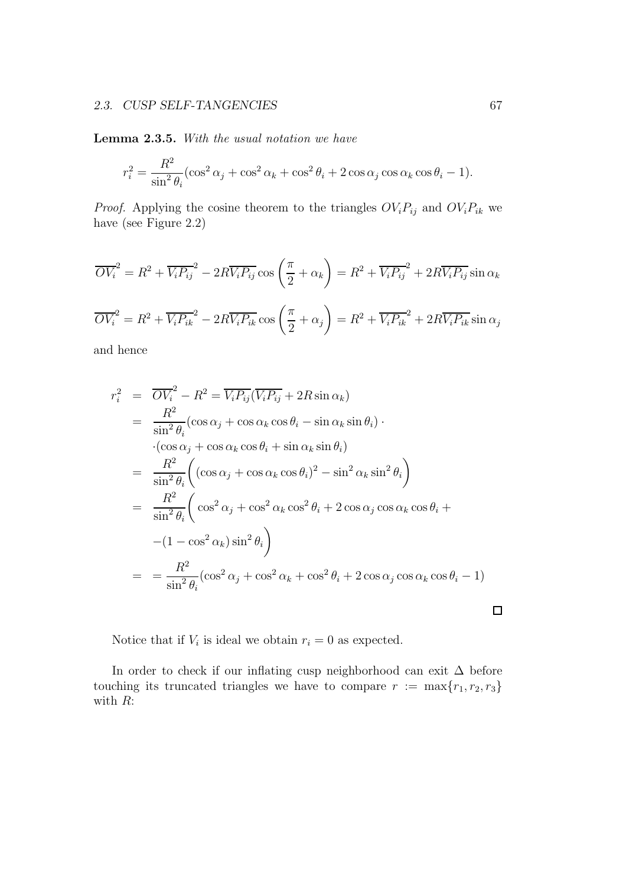**Lemma 2.3.5.** *With the usual notation we have*

$$r_i^2 = \frac{R^2}{\sin^2\theta_i}(\cos^2\alpha_j + \cos^2\alpha_k + \cos^2\theta_i + 2\cos\alpha_j\cos\alpha_k\cos\theta_i - 1).$$

*Proof.* Applying the cosine theorem to the triangles $OV_iP_{ij}$ and $OV_iP_{ik}$ we have (see Figure 2.2)

$$\overline{OV_i}^2 = R^2 + \overline{V_iP_{ij}}^2 - 2R\overline{V_iP_{ij}}\cos\left(\frac{\pi}{2}+\alpha_k\right) = R^2 + \overline{V_iP_{ij}}^2 + 2R\overline{V_iP_{ij}}\sin\alpha_k$$

$$\overline{OV_i}^2 = R^2 + \overline{V_iP_{ik}}^2 - 2R\overline{V_iP_{ik}}\cos\left(\frac{\pi}{2}+\alpha_j\right) = R^2 + \overline{V_iP_{ik}}^2 + 2R\overline{V_iP_{ik}}\sin\alpha_j$$

and hence

$$\begin{aligned}
r_i^2 &= \overline{OV_i}^2 - R^2 = \overline{V_iP_{ij}}(\overline{V_iP_{ij}} + 2R\sin\alpha_k) \\
&= \frac{R^2}{\sin^2\theta_i}(\cos\alpha_j + \cos\alpha_k\cos\theta_i - \sin\alpha_k\sin\theta_i)\cdot \\
&\quad \cdot(\cos\alpha_j + \cos\alpha_k\cos\theta_i + \sin\alpha_k\sin\theta_i) \\
&= \frac{R^2}{\sin^2\theta_i}\bigg((\cos\alpha_j + \cos\alpha_k\cos\theta_i)^2 - \sin^2\alpha_k\sin^2\theta_i\bigg) \\
&= \frac{R^2}{\sin^2\theta_i}\bigg(\cos^2\alpha_j + \cos^2\alpha_k\cos^2\theta_i + 2\cos\alpha_j\cos\alpha_k\cos\theta_i + \\
&\quad -(1-\cos^2\alpha_k)\sin^2\theta_i\bigg) \\
&= = \frac{R^2}{\sin^2\theta_i}(\cos^2\alpha_j + \cos^2\alpha_k + \cos^2\theta_i + 2\cos\alpha_j\cos\alpha_k\cos\theta_i - 1)
\end{aligned}$$

□

Notice that if $V_i$ is ideal we obtain $r_i = 0$ as expected.

In order to check if our inflating cusp neighborhood can exit $\Delta$ before touching its truncated triangles we have to compare $r := \max\{r_1, r_2, r_3\}$ with $R$: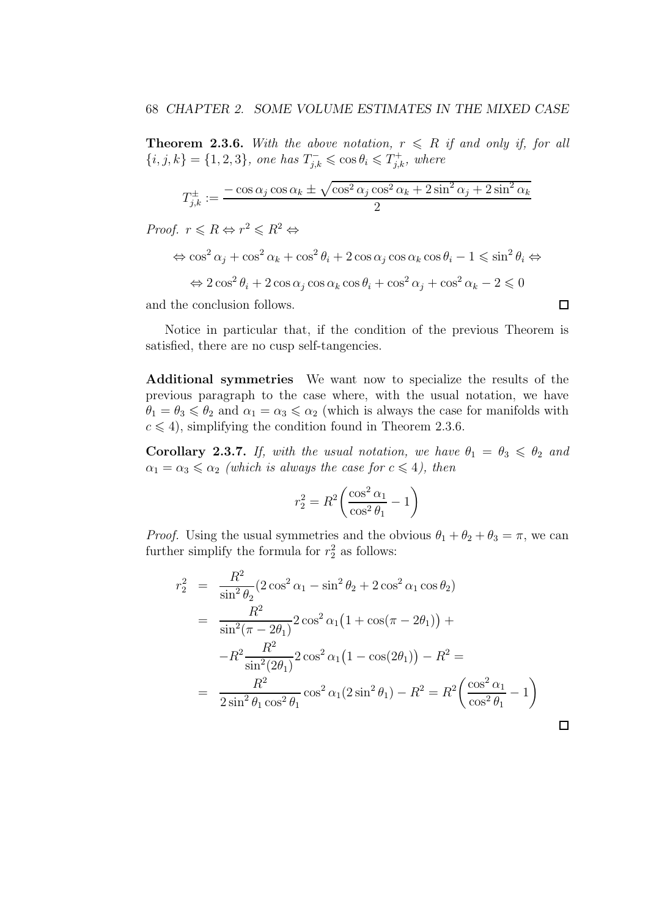**Theorem 2.3.6.** *With the above notation, $r \leqslant R$ if and only if, for all $\{i, j, k\} = \{1, 2, 3\}$, one has $T^-_{j,k} \leqslant \cos\theta_i \leqslant T^+_{j,k}$, where*

$$T^{\pm}_{j,k} := \frac{-\cos\alpha_j \cos\alpha_k \pm \sqrt{\cos^2\alpha_j \cos^2\alpha_k + 2\sin^2\alpha_j + 2\sin^2\alpha_k}}{2}$$

*Proof.* $r \leqslant R \Leftrightarrow r^2 \leqslant R^2 \Leftrightarrow$

$$\Leftrightarrow \cos^2\alpha_j + \cos^2\alpha_k + \cos^2\theta_i + 2\cos\alpha_j\cos\alpha_k\cos\theta_i - 1 \leqslant \sin^2\theta_i \Leftrightarrow$$

$$\Leftrightarrow 2\cos^2\theta_i + 2\cos\alpha_j\cos\alpha_k\cos\theta_i + \cos^2\alpha_j + \cos^2\alpha_k - 2 \leqslant 0$$

and the conclusion follows. □

Notice in particular that, if the condition of the previous Theorem is satisfied, there are no cusp self-tangencies.

**Additional symmetries** We want now to specialize the results of the previous paragraph to the case where, with the usual notation, we have $\theta_1 = \theta_3 \leqslant \theta_2$ and $\alpha_1 = \alpha_3 \leqslant \alpha_2$ (which is always the case for manifolds with $c \leqslant 4$), simplifying the condition found in Theorem 2.3.6.

**Corollary 2.3.7.** *If, with the usual notation, we have $\theta_1 = \theta_3 \leqslant \theta_2$ and $\alpha_1 = \alpha_3 \leqslant \alpha_2$ (which is always the case for $c \leqslant 4$), then*

$$r_2^2 = R^2\left(\frac{\cos^2\alpha_1}{\cos^2\theta_1} - 1\right)$$

*Proof.* Using the usual symmetries and the obvious $\theta_1 + \theta_2 + \theta_3 = \pi$, we can further simplify the formula for $r_2^2$ as follows:

$$\begin{aligned}
r_2^2 &= \frac{R^2}{\sin^2\theta_2}(2\cos^2\alpha_1 - \sin^2\theta_2 + 2\cos^2\alpha_1\cos\theta_2) \\
&= \frac{R^2}{\sin^2(\pi - 2\theta_1)} 2\cos^2\alpha_1\big(1 + \cos(\pi - 2\theta_1)\big) + \\
&\quad -R^2 \frac{R^2}{\sin^2(2\theta_1)} 2\cos^2\alpha_1\big(1 - \cos(2\theta_1)\big) - R^2 = \\
&= \frac{R^2}{2\sin^2\theta_1\cos^2\theta_1}\cos^2\alpha_1(2\sin^2\theta_1) - R^2 = R^2\left(\frac{\cos^2\alpha_1}{\cos^2\theta_1} - 1\right)
\end{aligned}$$

□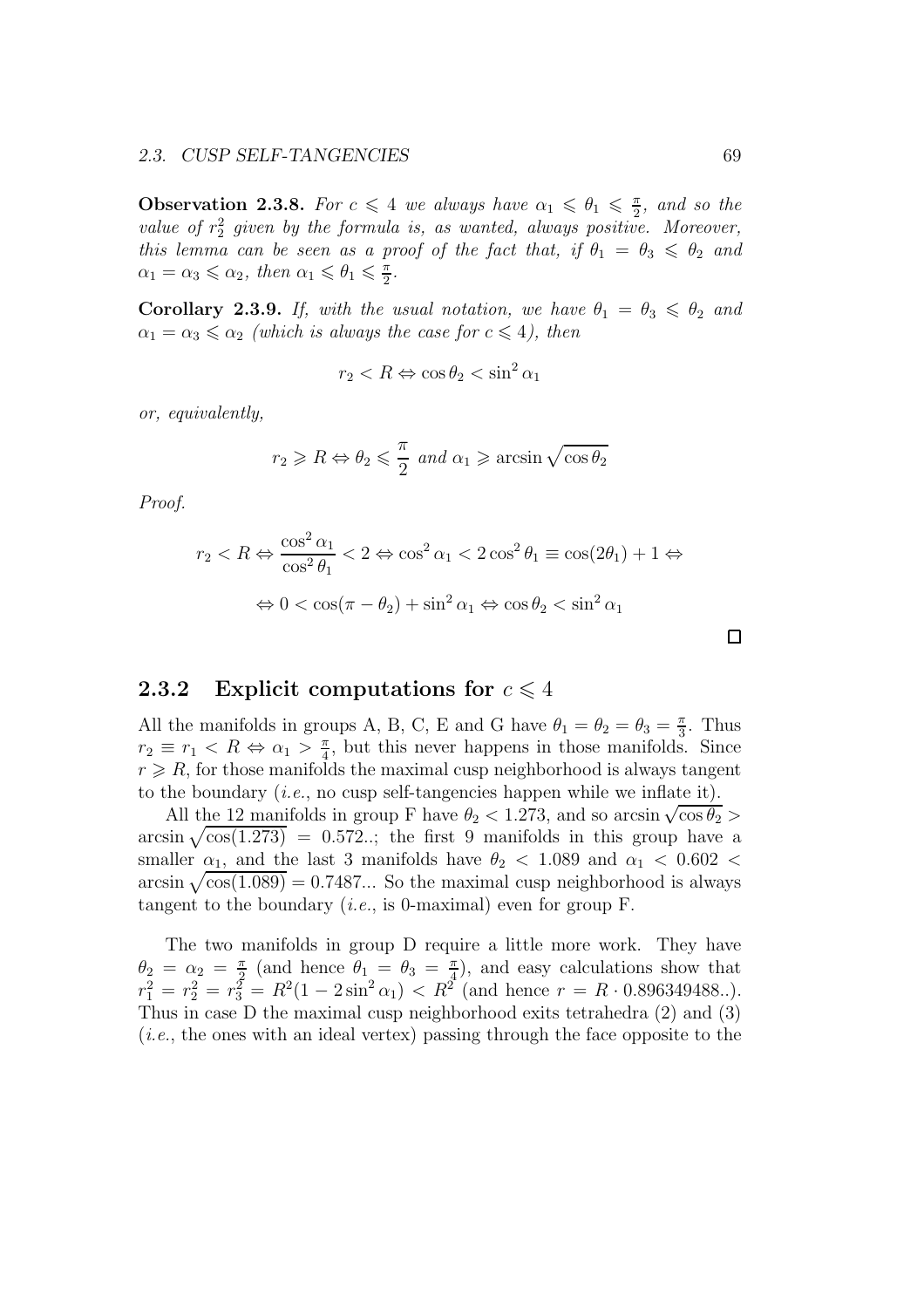**Observation 2.3.8.** *For $c \leqslant 4$ we always have $\alpha_1 \leqslant \theta_1 \leqslant \frac{\pi}{2}$, and so the value of $r_2^2$ given by the formula is, as wanted, always positive. Moreover, this lemma can be seen as a proof of the fact that, if $\theta_1 = \theta_3 \leqslant \theta_2$ and $\alpha_1 = \alpha_3 \leqslant \alpha_2$, then $\alpha_1 \leqslant \theta_1 \leqslant \frac{\pi}{2}$.*

**Corollary 2.3.9.** *If, with the usual notation, we have $\theta_1 = \theta_3 \leqslant \theta_2$ and $\alpha_1 = \alpha_3 \leqslant \alpha_2$ (which is always the case for $c \leqslant 4$), then*

$$r_2 < R \Leftrightarrow \cos\theta_2 < \sin^2\alpha_1$$

*or, equivalently,*

$$r_2 \geqslant R \Leftrightarrow \theta_2 \leqslant \frac{\pi}{2} \text{ and } \alpha_1 \geqslant \arcsin\sqrt{\cos\theta_2}$$

*Proof.*

$$r_2 < R \Leftrightarrow \frac{\cos^2\alpha_1}{\cos^2\theta_1} < 2 \Leftrightarrow \cos^2\alpha_1 < 2\cos^2\theta_1 \equiv \cos(2\theta_1) + 1 \Leftrightarrow$$

$$\Leftrightarrow 0 < \cos(\pi - \theta_2) + \sin^2\alpha_1 \Leftrightarrow \cos\theta_2 < \sin^2\alpha_1$$

□

### 2.3.2 Explicit computations for $c \leqslant 4$

All the manifolds in groups A, B, C, E and G have $\theta_1 = \theta_2 = \theta_3 = \frac{\pi}{3}$. Thus $r_2 \equiv r_1 < R \Leftrightarrow \alpha_1 > \frac{\pi}{4}$, but this never happens in those manifolds. Since $r \geqslant R$, for those manifolds the maximal cusp neighborhood is always tangent to the boundary (*i.e.*, no cusp self-tangencies happen while we inflate it).

All the 12 manifolds in group F have $\theta_2 < 1.273$, and so $\arcsin\sqrt{\cos\theta_2} > \arcsin\sqrt{\cos(1.273)} = 0.572..$; the first 9 manifolds in this group have a smaller $\alpha_1$, and the last 3 manifolds have $\theta_2 < 1.089$ and $\alpha_1 < 0.602 < \arcsin\sqrt{\cos(1.089)} = 0.7487...$ So the maximal cusp neighborhood is always tangent to the boundary (*i.e.*, is 0-maximal) even for group F.

The two manifolds in group D require a little more work. They have $\theta_2 = \alpha_2 = \frac{\pi}{2}$ (and hence $\theta_1 = \theta_3 = \frac{\pi}{4}$), and easy calculations show that $r_1^2 = r_2^2 = r_3^2 = R^2(1 - 2\sin^2\alpha_1) < R^2$ (and hence $r = R \cdot 0.896349488..$). Thus in case D the maximal cusp neighborhood exits tetrahedra (2) and (3) (*i.e.*, the ones with an ideal vertex) passing through the face opposite to the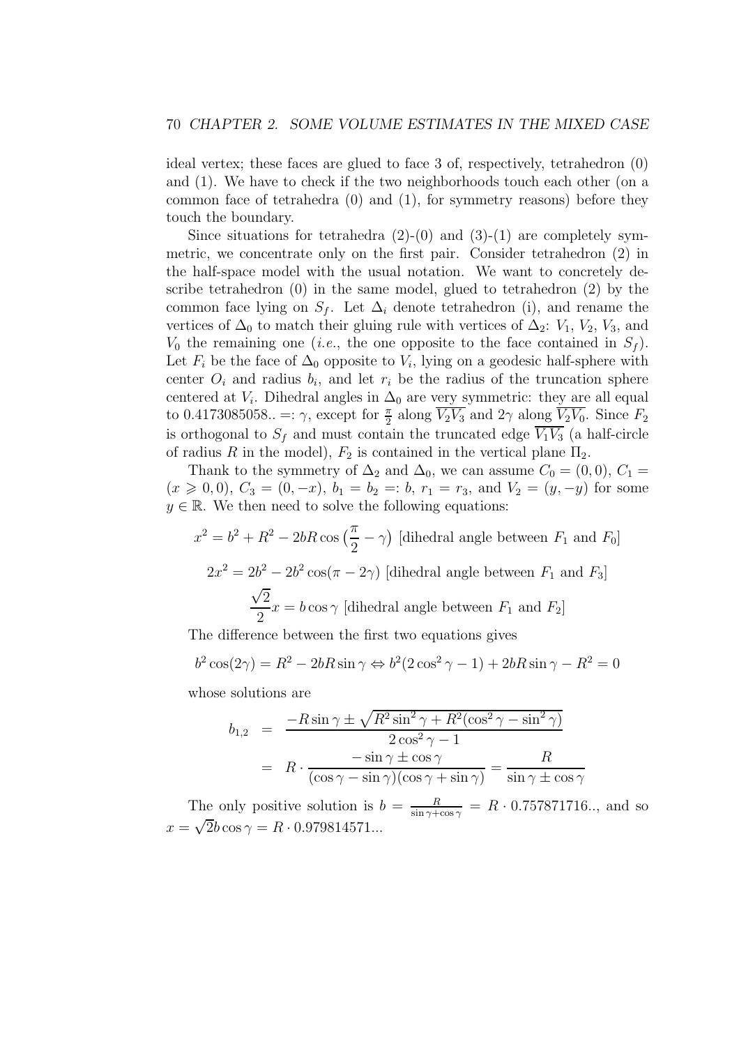ideal vertex; these faces are glued to face 3 of, respectively, tetrahedron (0) and (1). We have to check if the two neighborhoods touch each other (on a common face of tetrahedra (0) and (1), for symmetry reasons) before they touch the boundary.

Since situations for tetrahedra (2)-(0) and (3)-(1) are completely symmetric, we concentrate only on the first pair. Consider tetrahedron (2) in the half-space model with the usual notation. We want to concretely describe tetrahedron (0) in the same model, glued to tetrahedron (2) by the common face lying on $S_f$. Let $\Delta_i$ denote tetrahedron (i), and rename the vertices of $\Delta_0$ to match their gluing rule with vertices of $\Delta_2$: $V_1$, $V_2$, $V_3$, and $V_0$ the remaining one (*i.e.*, the one opposite to the face contained in $S_f$). Let $F_i$ be the face of $\Delta_0$ opposite to $V_i$, lying on a geodesic half-sphere with center $O_i$ and radius $b_i$, and let $r_i$ be the radius of the truncation sphere centered at $V_i$. Dihedral angles in $\Delta_0$ are very symmetric: they are all equal to $0.4173085058.. =: \gamma$, except for $\frac{\pi}{2}$ along $\overline{V_2V_3}$ and $2\gamma$ along $\overline{V_2V_0}$. Since $F_2$ is orthogonal to $S_f$ and must contain the truncated edge $\overline{V_1V_3}$ (a half-circle of radius $R$ in the model), $F_2$ is contained in the vertical plane $\Pi_2$.

Thank to the symmetry of $\Delta_2$ and $\Delta_0$, we can assume $C_0 = (0,0)$, $C_1 = (x \geqslant 0, 0)$, $C_3 = (0, -x)$, $b_1 = b_2 =: b$, $r_1 = r_3$, and $V_2 = (y, -y)$ for some $y \in \mathbb{R}$. We then need to solve the following equations:

$$x^2 = b^2 + R^2 - 2bR\cos\left(\frac{\pi}{2} - \gamma\right) \text{ [dihedral angle between } F_1 \text{ and } F_0]$$

$$2x^2 = 2b^2 - 2b^2\cos(\pi - 2\gamma) \text{ [dihedral angle between } F_1 \text{ and } F_3]$$

$$\frac{\sqrt{2}}{2}x = b\cos\gamma \text{ [dihedral angle between } F_1 \text{ and } F_2]$$

The difference between the first two equations gives

$$b^2\cos(2\gamma) = R^2 - 2bR\sin\gamma \Leftrightarrow b^2(2\cos^2\gamma - 1) + 2bR\sin\gamma - R^2 = 0$$

whose solutions are

$$\begin{aligned} b_{1,2} &= \frac{-R\sin\gamma \pm \sqrt{R^2\sin^2\gamma + R^2(\cos^2\gamma - \sin^2\gamma)}}{2\cos^2\gamma - 1} \\ &= R \cdot \frac{-\sin\gamma \pm \cos\gamma}{(\cos\gamma - \sin\gamma)(\cos\gamma + \sin\gamma)} = \frac{R}{\sin\gamma \pm \cos\gamma} \end{aligned}$$

The only positive solution is $b = \frac{R}{\sin\gamma + \cos\gamma} = R \cdot 0.757871716..$, and so $x = \sqrt{2}b\cos\gamma = R \cdot 0.979814571...$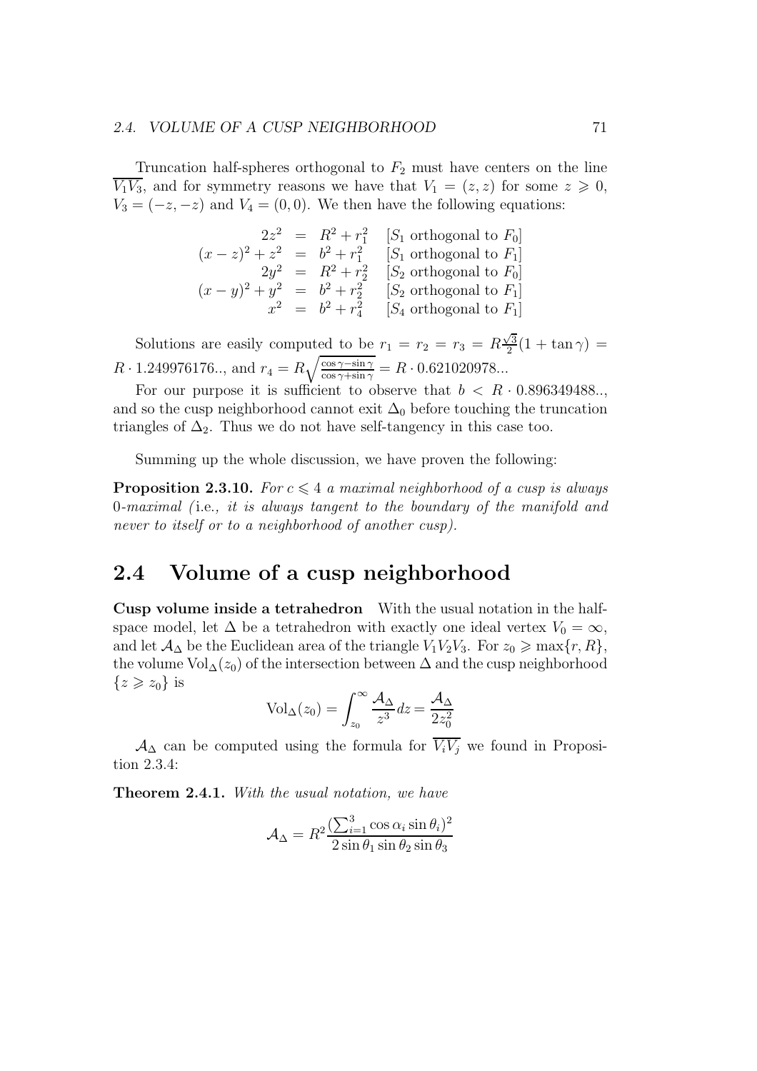Truncation half-spheres orthogonal to $F_2$ must have centers on the line $\overline{V_1V_3}$, and for symmetry reasons we have that $V_1 = (z, z)$ for some $z \geqslant 0$, $V_3 = (-z, -z)$ and $V_4 = (0, 0)$. We then have the following equations:

$$
\begin{array}{rcll}
2z^2 & = & R^2 + r_1^2 & [S_1 \text{ orthogonal to } F_0] \\
(x-z)^2 + z^2 & = & b^2 + r_1^2 & [S_1 \text{ orthogonal to } F_1] \\
2y^2 & = & R^2 + r_2^2 & [S_2 \text{ orthogonal to } F_0] \\
(x-y)^2 + y^2 & = & b^2 + r_2^2 & [S_2 \text{ orthogonal to } F_1] \\
x^2 & = & b^2 + r_4^2 & [S_4 \text{ orthogonal to } F_1]
\end{array}
$$

Solutions are easily computed to be $r_1 = r_2 = r_3 = R\frac{\sqrt{3}}{2}(1 + \tan\gamma) = R \cdot 1.249976176..$, and $r_4 = R\sqrt{\frac{\cos\gamma - \sin\gamma}{\cos\gamma + \sin\gamma}} = R \cdot 0.621020978...$

For our purpose it is sufficient to observe that $b < R \cdot 0.896349488..$, and so the cusp neighborhood cannot exit $\Delta_0$ before touching the truncation triangles of $\Delta_2$. Thus we do not have self-tangency in this case too.

Summing up the whole discussion, we have proven the following:

**Proposition 2.3.10.** *For $c \leqslant 4$ a maximal neighborhood of a cusp is always 0-maximal (*i.e.*, it is always tangent to the boundary of the manifold and never to itself or to a neighborhood of another cusp).*

## 2.4 Volume of a cusp neighborhood

**Cusp volume inside a tetrahedron** With the usual notation in the half-space model, let $\Delta$ be a tetrahedron with exactly one ideal vertex $V_0 = \infty$, and let $\mathcal{A}_\Delta$ be the Euclidean area of the triangle $V_1V_2V_3$. For $z_0 \geqslant \max\{r, R\}$, the volume $\text{Vol}_\Delta(z_0)$ of the intersection between $\Delta$ and the cusp neighborhood $\{z \geqslant z_0\}$ is

$$
\text{Vol}_\Delta(z_0) = \int_{z_0}^{\infty} \frac{\mathcal{A}_\Delta}{z^3} dz = \frac{\mathcal{A}_\Delta}{2z_0^2}
$$

$\mathcal{A}_\Delta$ can be computed using the formula for $\overline{V_iV_j}$ we found in Proposition 2.3.4:

**Theorem 2.4.1.** *With the usual notation, we have*

$$
\mathcal{A}_\Delta = R^2 \frac{(\sum_{i=1}^{3} \cos\alpha_i \sin\theta_i)^2}{2 \sin\theta_1 \sin\theta_2 \sin\theta_3}
$$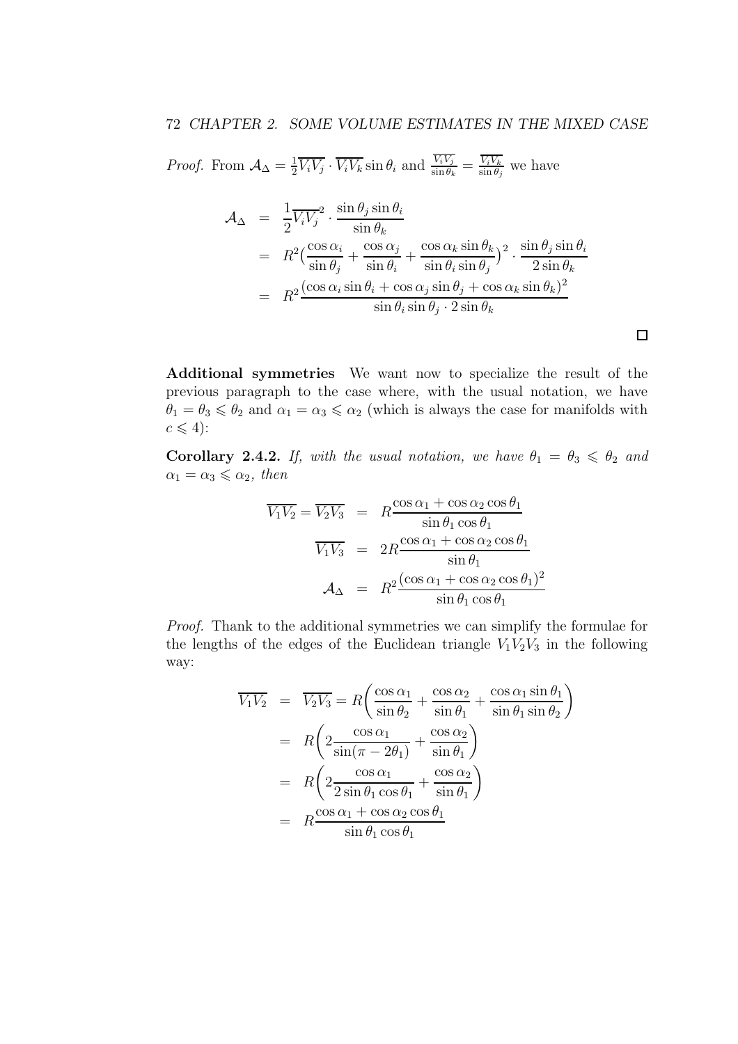*Proof.* From $\mathcal{A}_\Delta = \frac{1}{2}\overline{V_iV_j} \cdot \overline{V_iV_k} \sin\theta_i$ and $\frac{\overline{V_iV_j}}{\sin\theta_k} = \frac{\overline{V_iV_k}}{\sin\theta_j}$ we have

$$
\begin{aligned}
\mathcal{A}_\Delta &= \frac{1}{2}\overline{V_iV_j}^2 \cdot \frac{\sin\theta_j \sin\theta_i}{\sin\theta_k} \\
&= R^2\Big(\frac{\cos\alpha_i}{\sin\theta_j} + \frac{\cos\alpha_j}{\sin\theta_i} + \frac{\cos\alpha_k \sin\theta_k}{\sin\theta_i \sin\theta_j}\Big)^2 \cdot \frac{\sin\theta_j \sin\theta_i}{2\sin\theta_k} \\
&= R^2 \frac{(\cos\alpha_i \sin\theta_i + \cos\alpha_j \sin\theta_j + \cos\alpha_k \sin\theta_k)^2}{\sin\theta_i \sin\theta_j \cdot 2\sin\theta_k}
\end{aligned}
$$

□

**Additional symmetries** We want now to specialize the result of the previous paragraph to the case where, with the usual notation, we have $\theta_1 = \theta_3 \leqslant \theta_2$ and $\alpha_1 = \alpha_3 \leqslant \alpha_2$ (which is always the case for manifolds with $c \leqslant 4$):

**Corollary 2.4.2.** *If, with the usual notation, we have $\theta_1 = \theta_3 \leqslant \theta_2$ and $\alpha_1 = \alpha_3 \leqslant \alpha_2$, then*

$$
\begin{aligned}
\overline{V_1V_2} = \overline{V_2V_3} &= R\frac{\cos\alpha_1 + \cos\alpha_2 \cos\theta_1}{\sin\theta_1 \cos\theta_1} \\
\overline{V_1V_3} &= 2R\frac{\cos\alpha_1 + \cos\alpha_2 \cos\theta_1}{\sin\theta_1} \\
\mathcal{A}_\Delta &= R^2\frac{(\cos\alpha_1 + \cos\alpha_2 \cos\theta_1)^2}{\sin\theta_1 \cos\theta_1}
\end{aligned}
$$

*Proof.* Thank to the additional symmetries we can simplify the formulae for the lengths of the edges of the Euclidean triangle $V_1V_2V_3$ in the following way:

$$
\begin{aligned}
\overline{V_1V_2} &= \overline{V_2V_3} = R\bigg(\frac{\cos\alpha_1}{\sin\theta_2} + \frac{\cos\alpha_2}{\sin\theta_1} + \frac{\cos\alpha_1 \sin\theta_1}{\sin\theta_1 \sin\theta_2}\bigg) \\
&= R\bigg(2\frac{\cos\alpha_1}{\sin(\pi - 2\theta_1)} + \frac{\cos\alpha_2}{\sin\theta_1}\bigg) \\
&= R\bigg(2\frac{\cos\alpha_1}{2\sin\theta_1 \cos\theta_1} + \frac{\cos\alpha_2}{\sin\theta_1}\bigg) \\
&= R\frac{\cos\alpha_1 + \cos\alpha_2 \cos\theta_1}{\sin\theta_1 \cos\theta_1}
\end{aligned}
$$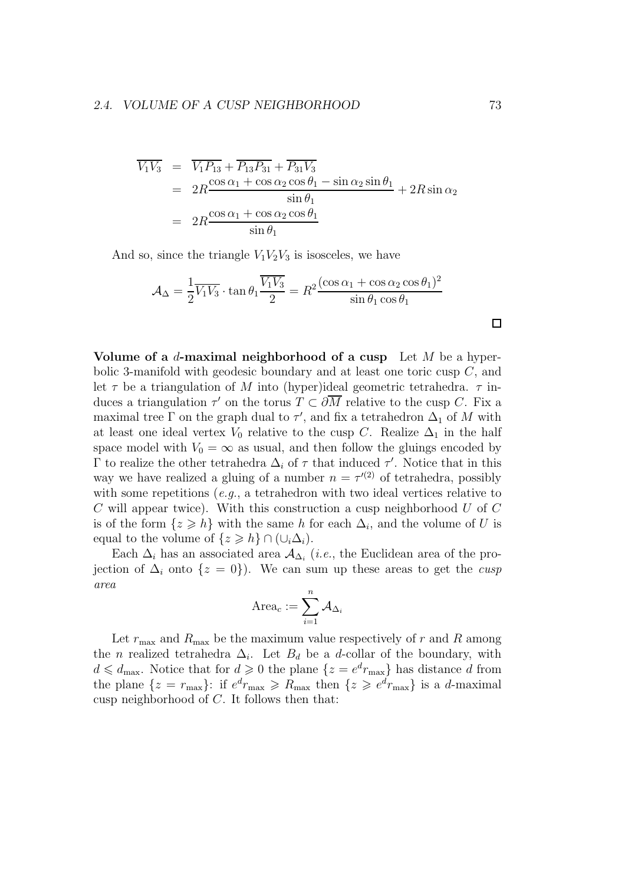$$
\begin{aligned}
\overline{V_1V_3} &= \overline{V_1P_{13}} + \overline{P_{13}P_{31}} + \overline{P_{31}V_3} \\
&= 2R\frac{\cos\alpha_1 + \cos\alpha_2\cos\theta_1 - \sin\alpha_2\sin\theta_1}{\sin\theta_1} + 2R\sin\alpha_2 \\
&= 2R\frac{\cos\alpha_1 + \cos\alpha_2\cos\theta_1}{\sin\theta_1}
\end{aligned}
$$

And so, since the triangle $V_1V_2V_3$ is isosceles, we have

$$
\mathcal{A}_\Delta = \frac{1}{2}\overline{V_1V_3}\cdot\tan\theta_1\frac{\overline{V_1V_3}}{2} = R^2\frac{(\cos\alpha_1 + \cos\alpha_2\cos\theta_1)^2}{\sin\theta_1\cos\theta_1}
$$

□

**Volume of a $d$-maximal neighborhood of a cusp** Let $M$ be a hyperbolic 3-manifold with geodesic boundary and at least one toric cusp $C$, and let $\tau$ be a triangulation of $M$ into (hyper)ideal geometric tetrahedra. $\tau$ induces a triangulation $\tau'$ on the torus $T \subset \partial\overline{M}$ relative to the cusp $C$. Fix a maximal tree $\Gamma$ on the graph dual to $\tau'$, and fix a tetrahedron $\Delta_1$ of $M$ with at least one ideal vertex $V_0$ relative to the cusp $C$. Realize $\Delta_1$ in the half space model with $V_0 = \infty$ as usual, and then follow the gluings encoded by $\Gamma$ to realize the other tetrahedra $\Delta_i$ of $\tau$ that induced $\tau'$. Notice that in this way we have realized a gluing of a number $n = \tau'^{(2)}$ of tetrahedra, possibly with some repetitions (*e.g.*, a tetrahedron with two ideal vertices relative to $C$ will appear twice). With this construction a cusp neighborhood $U$ of $C$ is of the form $\{z \geqslant h\}$ with the same $h$ for each $\Delta_i$, and the volume of $U$ is equal to the volume of $\{z \geqslant h\} \cap (\cup_i \Delta_i)$.

Each $\Delta_i$ has an associated area $\mathcal{A}_{\Delta_i}$ (*i.e.*, the Euclidean area of the projection of $\Delta_i$ onto $\{z = 0\}$). We can sum up these areas to get the *cusp area*

$$
\text{Area}_c := \sum_{i=1}^{n} \mathcal{A}_{\Delta_i}
$$

Let $r_{\max}$ and $R_{\max}$ be the maximum value respectively of $r$ and $R$ among the $n$ realized tetrahedra $\Delta_i$. Let $B_d$ be a $d$-collar of the boundary, with $d \leqslant d_{\max}$. Notice that for $d \geqslant 0$ the plane $\{z = e^d r_{\max}\}$ has distance $d$ from the plane $\{z = r_{\max}\}$: if $e^d r_{\max} \geqslant R_{\max}$ then $\{z \geqslant e^d r_{\max}\}$ is a $d$-maximal cusp neighborhood of $C$. It follows then that: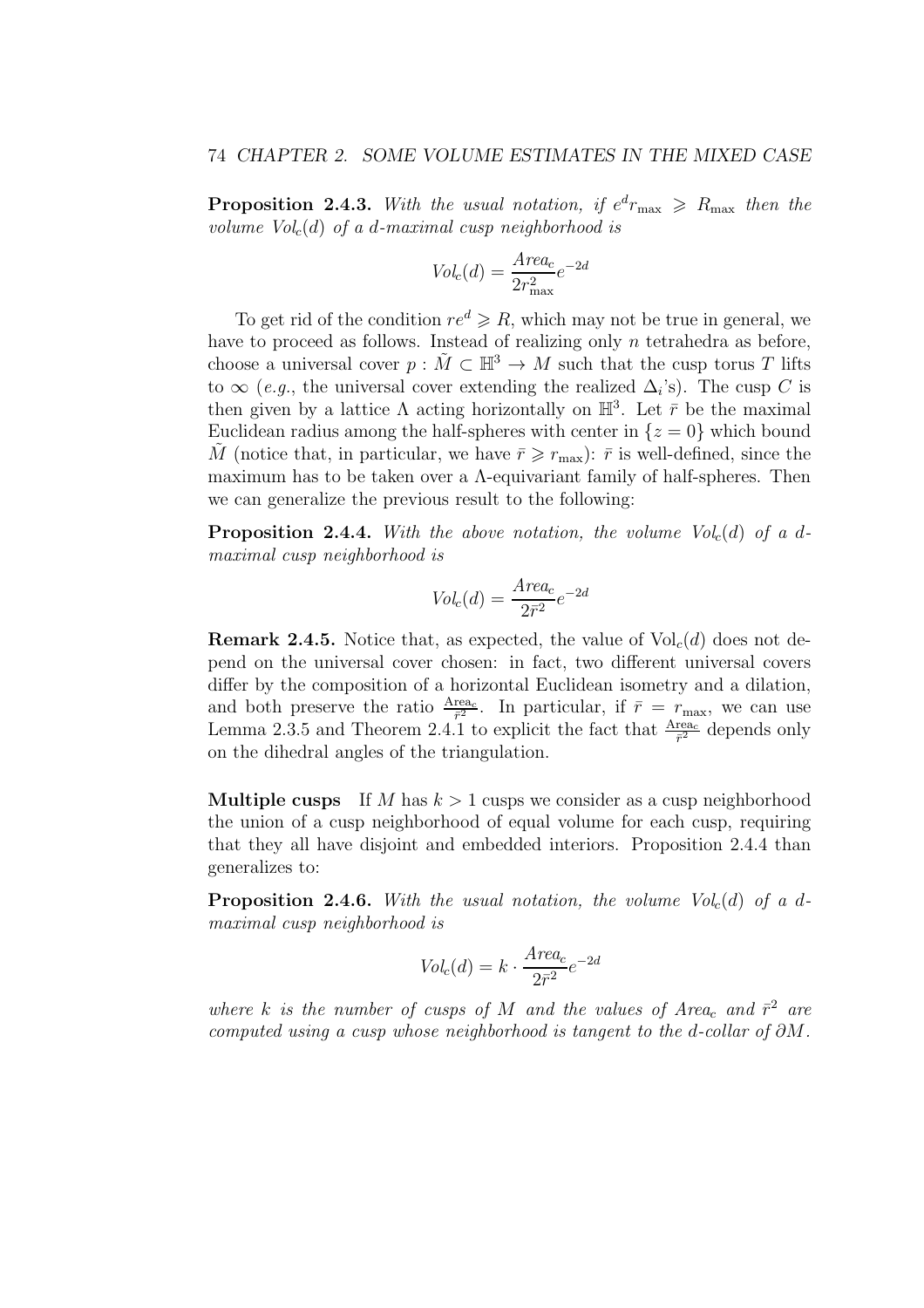**Proposition 2.4.3.** *With the usual notation, if $e^d r_{\max} \geqslant R_{\max}$ then the volume $Vol_c(d)$ of a $d$-maximal cusp neighborhood is*

$$Vol_c(d) = \frac{Area_c}{2r_{\max}^2} e^{-2d}$$

To get rid of the condition $re^d \geqslant R$, which may not be true in general, we have to proceed as follows. Instead of realizing only $n$ tetrahedra as before, choose a universal cover $p : \tilde{M} \subset \mathbb{H}^3 \to M$ such that the cusp torus $T$ lifts to $\infty$ (*e.g.*, the universal cover extending the realized $\Delta_i$'s). The cusp $C$ is then given by a lattice $\Lambda$ acting horizontally on $\mathbb{H}^3$. Let $\bar{r}$ be the maximal Euclidean radius among the half-spheres with center in $\{z = 0\}$ which bound $\tilde{M}$ (notice that, in particular, we have $\bar{r} \geqslant r_{\max}$): $\bar{r}$ is well-defined, since the maximum has to be taken over a $\Lambda$-equivariant family of half-spheres. Then we can generalize the previous result to the following:

**Proposition 2.4.4.** *With the above notation, the volume $Vol_c(d)$ of a $d$-maximal cusp neighborhood is*

$$Vol_c(d) = \frac{Area_c}{2\bar{r}^2} e^{-2d}$$

**Remark 2.4.5.** Notice that, as expected, the value of $\mathrm{Vol}_c(d)$ does not depend on the universal cover chosen: in fact, two different universal covers differ by the composition of a horizontal Euclidean isometry and a dilation, and both preserve the ratio $\frac{\mathrm{Area}_c}{\bar{r}^2}$. In particular, if $\bar{r} = r_{\max}$, we can use Lemma 2.3.5 and Theorem 2.4.1 to explicit the fact that $\frac{\mathrm{Area}_c}{\bar{r}^2}$ depends only on the dihedral angles of the triangulation.

**Multiple cusps** If $M$ has $k > 1$ cusps we consider as a cusp neighborhood the union of a cusp neighborhood of equal volume for each cusp, requiring that they all have disjoint and embedded interiors. Proposition 2.4.4 than generalizes to:

**Proposition 2.4.6.** *With the usual notation, the volume $Vol_c(d)$ of a $d$-maximal cusp neighborhood is*

$$Vol_c(d) = k \cdot \frac{Area_c}{2\bar{r}^2} e^{-2d}$$

*where $k$ is the number of cusps of $M$ and the values of $Area_c$ and $\bar{r}^2$ are computed using a cusp whose neighborhood is tangent to the $d$-collar of $\partial M$.*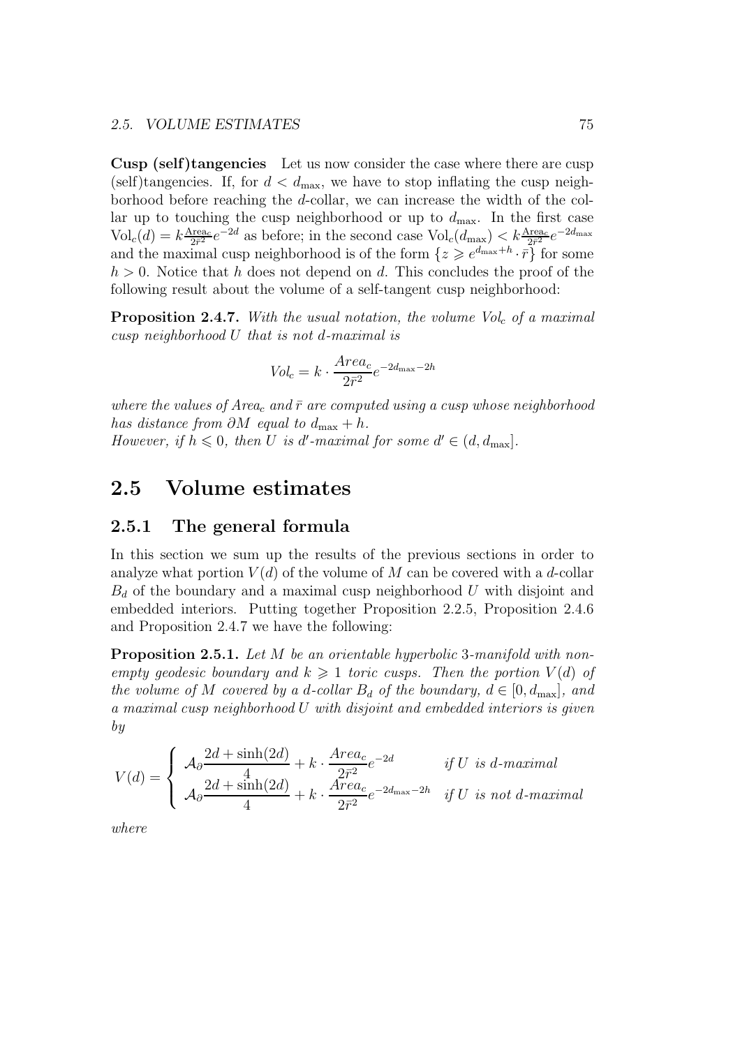**Cusp (self)tangencies** Let us now consider the case where there are cusp (self)tangencies. If, for $d < d_{\max}$, we have to stop inflating the cusp neighborhood before reaching the $d$-collar, we can increase the width of the collar up to touching the cusp neighborhood or up to $d_{\max}$. In the first case $\mathrm{Vol}_c(d) = k\frac{\mathrm{Area}_c}{2\bar{r}^2}e^{-2d}$ as before; in the second case $\mathrm{Vol}_c(d_{\max}) < k\frac{\mathrm{Area}_c}{2\bar{r}^2}e^{-2d_{\max}}$ and the maximal cusp neighborhood is of the form $\{z \geqslant e^{d_{\max}+h} \cdot \bar{r}\}$ for some $h > 0$. Notice that $h$ does not depend on $d$. This concludes the proof of the following result about the volume of a self-tangent cusp neighborhood:

**Proposition 2.4.7.** *With the usual notation, the volume $Vol_c$ of a maximal cusp neighborhood $U$ that is not $d$-maximal is*

$$Vol_c = k \cdot \frac{Area_c}{2\bar{r}^2}e^{-2d_{\max}-2h}$$

*where the values of $Area_c$ and $\bar{r}$ are computed using a cusp whose neighborhood has distance from $\partial M$ equal to $d_{\max} + h$.*
*However, if $h \leqslant 0$, then $U$ is $d'$-maximal for some $d' \in (d, d_{\max}]$.*

## 2.5 Volume estimates

### 2.5.1 The general formula

In this section we sum up the results of the previous sections in order to analyze what portion $V(d)$ of the volume of $M$ can be covered with a $d$-collar $B_d$ of the boundary and a maximal cusp neighborhood $U$ with disjoint and embedded interiors. Putting together Proposition 2.2.5, Proposition 2.4.6 and Proposition 2.4.7 we have the following:

**Proposition 2.5.1.** *Let $M$ be an orientable hyperbolic 3-manifold with non-empty geodesic boundary and $k \geqslant 1$ toric cusps. Then the portion $V(d)$ of the volume of $M$ covered by a $d$-collar $B_d$ of the boundary, $d \in [0, d_{\max}]$, and a maximal cusp neighborhood $U$ with disjoint and embedded interiors is given by*

$$V(d) = \begin{cases} \mathcal{A}_\partial \dfrac{2d + \sinh(2d)}{4} + k \cdot \dfrac{Area_c}{2\bar{r}^2}e^{-2d} & \text{if } U \text{ is } d\text{-maximal} \\ \mathcal{A}_\partial \dfrac{2d + \sinh(2d)}{4} + k \cdot \dfrac{Area_c}{2\bar{r}^2}e^{-2d_{\max}-2h} & \text{if } U \text{ is not } d\text{-maximal} \end{cases}$$

*where*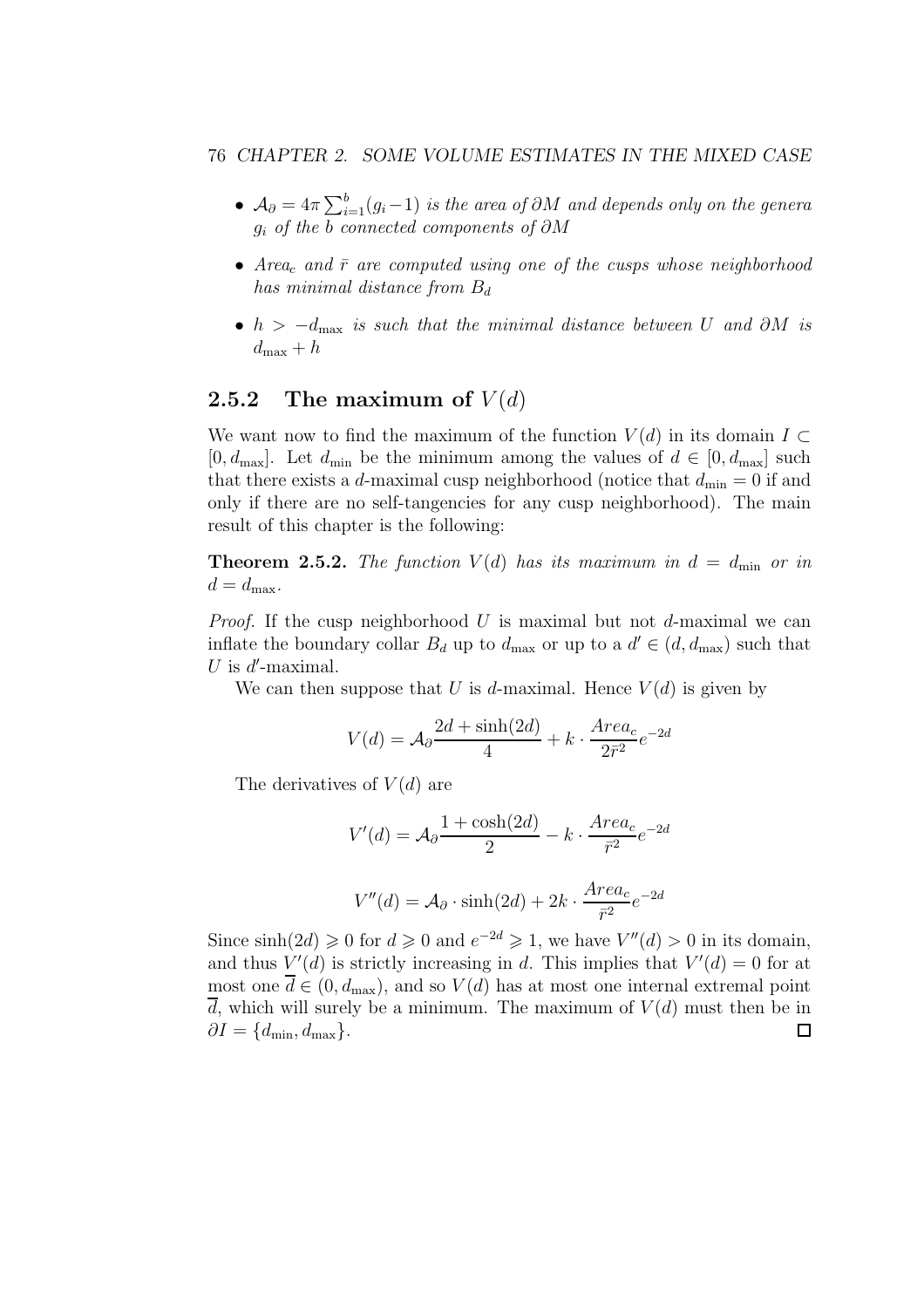- $\mathcal{A}_\partial = 4\pi \sum_{i=1}^{b}(g_i - 1)$ *is the area of* $\partial M$ *and depends only on the genera* $g_i$ *of the* $b$ *connected components of* $\partial M$
- $Area_c$ *and* $\bar{r}$ *are computed using one of the cusps whose neighborhood has minimal distance from* $B_d$
- $h > -d_{\max}$ *is such that the minimal distance between* $U$ *and* $\partial M$ *is* $d_{\max} + h$

## 2.5.2 The maximum of $V(d)$

We want now to find the maximum of the function $V(d)$ in its domain $I \subset [0, d_{\max}]$. Let $d_{\min}$ be the minimum among the values of $d \in [0, d_{\max}]$ such that there exists a $d$-maximal cusp neighborhood (notice that $d_{\min} = 0$ if and only if there are no self-tangencies for any cusp neighborhood). The main result of this chapter is the following:

**Theorem 2.5.2.** *The function* $V(d)$ *has its maximum in* $d = d_{\min}$ *or in* $d = d_{\max}$.

*Proof.* If the cusp neighborhood $U$ is maximal but not $d$-maximal we can inflate the boundary collar $B_d$ up to $d_{\max}$ or up to a $d' \in (d, d_{\max})$ such that $U$ is $d'$-maximal.

We can then suppose that $U$ is $d$-maximal. Hence $V(d)$ is given by

$$V(d) = \mathcal{A}_\partial \frac{2d + \sinh(2d)}{4} + k \cdot \frac{Area_c}{2\bar{r}^2} e^{-2d}$$

The derivatives of $V(d)$ are

$$V'(d) = \mathcal{A}_\partial \frac{1 + \cosh(2d)}{2} - k \cdot \frac{Area_c}{\bar{r}^2} e^{-2d}$$

$$V''(d) = \mathcal{A}_\partial \cdot \sinh(2d) + 2k \cdot \frac{Area_c}{\bar{r}^2} e^{-2d}$$

Since $\sinh(2d) \geqslant 0$ for $d \geqslant 0$ and $e^{-2d} \geqslant 1$, we have $V''(d) > 0$ in its domain, and thus $V'(d)$ is strictly increasing in $d$. This implies that $V'(d) = 0$ for at most one $\overline{d} \in (0, d_{\max})$, and so $V(d)$ has at most one internal extremal point $\overline{d}$, which will surely be a minimum. The maximum of $V(d)$ must then be in $\partial I = \{d_{\min}, d_{\max}\}$. ◻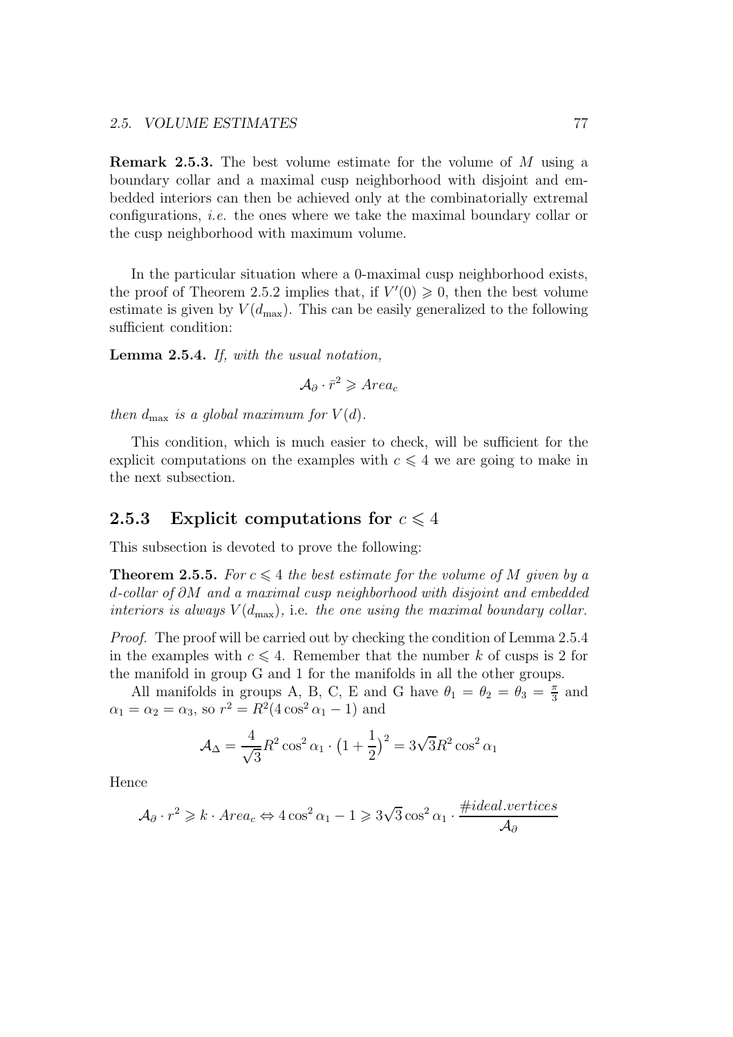**Remark 2.5.3.** The best volume estimate for the volume of $M$ using a boundary collar and a maximal cusp neighborhood with disjoint and embedded interiors can then be achieved only at the combinatorially extremal configurations, *i.e.* the ones where we take the maximal boundary collar or the cusp neighborhood with maximum volume.

In the particular situation where a 0-maximal cusp neighborhood exists, the proof of Theorem 2.5.2 implies that, if $V'(0) \geqslant 0$, then the best volume estimate is given by $V(d_{\max})$. This can be easily generalized to the following sufficient condition:

**Lemma 2.5.4.** *If, with the usual notation,*

$$\mathcal{A}_\partial \cdot \bar{r}^2 \geqslant Area_c$$

*then $d_{\max}$ is a global maximum for $V(d)$.*

This condition, which is much easier to check, will be sufficient for the explicit computations on the examples with $c \leqslant 4$ we are going to make in the next subsection.

### 2.5.3 Explicit computations for $c \leqslant 4$

This subsection is devoted to prove the following:

**Theorem 2.5.5.** *For $c \leqslant 4$ the best estimate for the volume of $M$ given by a $d$-collar of $\partial M$ and a maximal cusp neighborhood with disjoint and embedded interiors is always $V(d_{\max})$,* i.e. *the one using the maximal boundary collar.*

*Proof.* The proof will be carried out by checking the condition of Lemma 2.5.4 in the examples with $c \leqslant 4$. Remember that the number $k$ of cusps is 2 for the manifold in group G and 1 for the manifolds in all the other groups.

All manifolds in groups A, B, C, E and G have $\theta_1 = \theta_2 = \theta_3 = \frac{\pi}{3}$ and $\alpha_1 = \alpha_2 = \alpha_3$, so $r^2 = R^2(4\cos^2\alpha_1 - 1)$ and

$$\mathcal{A}_\Delta = \frac{4}{\sqrt{3}} R^2 \cos^2\alpha_1 \cdot \left(1 + \frac{1}{2}\right)^2 = 3\sqrt{3} R^2 \cos^2\alpha_1$$

Hence

$$\mathcal{A}_\partial \cdot r^2 \geqslant k \cdot Area_c \Leftrightarrow 4\cos^2\alpha_1 - 1 \geqslant 3\sqrt{3}\cos^2\alpha_1 \cdot \frac{\#ideal.vertices}{\mathcal{A}_\partial}$$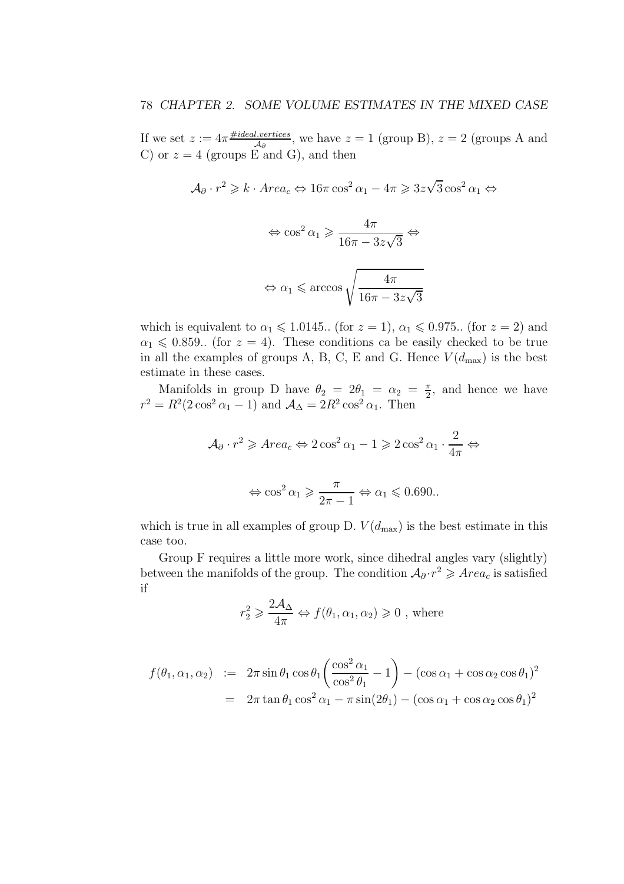If we set $z := 4\pi \frac{\#ideal.vertices}{\mathcal{A}_\partial}$, we have $z = 1$ (group B), $z = 2$ (groups A and C) or $z = 4$ (groups E and G), and then

$$\mathcal{A}_\partial \cdot r^2 \geqslant k \cdot Area_c \Leftrightarrow 16\pi \cos^2 \alpha_1 - 4\pi \geqslant 3z\sqrt{3}\cos^2 \alpha_1 \Leftrightarrow$$

$$\Leftrightarrow \cos^2 \alpha_1 \geqslant \frac{4\pi}{16\pi - 3z\sqrt{3}} \Leftrightarrow$$

$$\Leftrightarrow \alpha_1 \leqslant \arccos \sqrt{\frac{4\pi}{16\pi - 3z\sqrt{3}}}$$

which is equivalent to $\alpha_1 \leqslant 1.0145..$ (for $z = 1$), $\alpha_1 \leqslant 0.975..$ (for $z = 2$) and $\alpha_1 \leqslant 0.859..$ (for $z = 4$). These conditions ca be easily checked to be true in all the examples of groups A, B, C, E and G. Hence $V(d_{\max})$ is the best estimate in these cases.

Manifolds in group D have $\theta_2 = 2\theta_1 = \alpha_2 = \frac{\pi}{2}$, and hence we have $r^2 = R^2(2\cos^2\alpha_1 - 1)$ and $\mathcal{A}_\Delta = 2R^2\cos^2\alpha_1$. Then

$$\mathcal{A}_\partial \cdot r^2 \geqslant Area_c \Leftrightarrow 2\cos^2 \alpha_1 - 1 \geqslant 2\cos^2\alpha_1 \cdot \frac{2}{4\pi} \Leftrightarrow$$

$$\Leftrightarrow \cos^2 \alpha_1 \geqslant \frac{\pi}{2\pi - 1} \Leftrightarrow \alpha_1 \leqslant 0.690..$$

which is true in all examples of group D. $V(d_{\max})$ is the best estimate in this case too.

Group F requires a little more work, since dihedral angles vary (slightly) between the manifolds of the group. The condition $\mathcal{A}_\partial \cdot r^2 \geqslant Area_c$ is satisfied if

$$r_2^2 \geqslant \frac{2\mathcal{A}_\Delta}{4\pi} \Leftrightarrow f(\theta_1, \alpha_1, \alpha_2) \geqslant 0 \text{ , where}$$

$$\begin{aligned} f(\theta_1, \alpha_1, \alpha_2) &:= 2\pi \sin\theta_1 \cos\theta_1 \left( \frac{\cos^2 \alpha_1}{\cos^2 \theta_1} - 1 \right) - (\cos\alpha_1 + \cos\alpha_2 \cos\theta_1)^2 \\ &= 2\pi \tan\theta_1 \cos^2\alpha_1 - \pi \sin(2\theta_1) - (\cos\alpha_1 + \cos\alpha_2\cos\theta_1)^2 \end{aligned}$$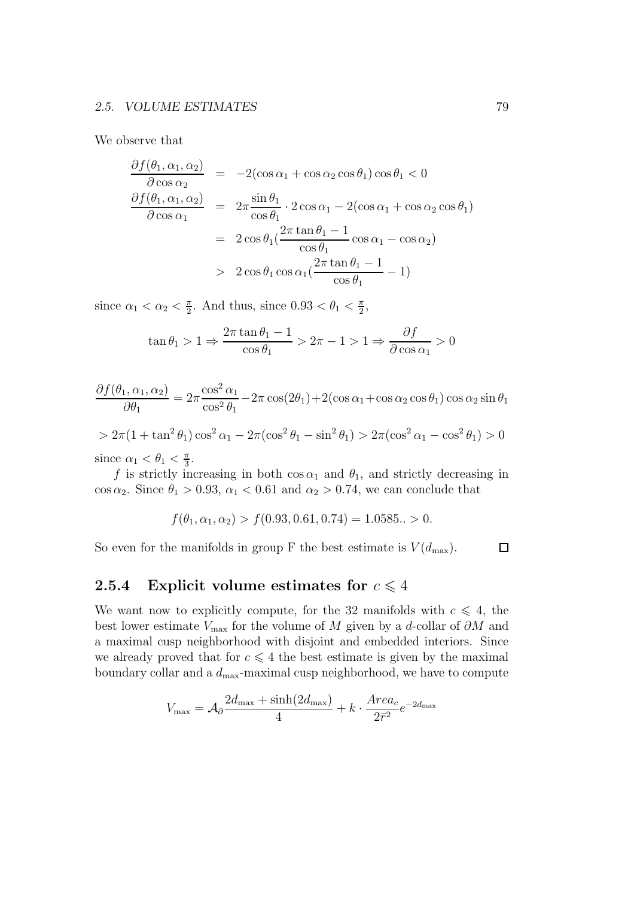We observe that

$$
\begin{aligned}
\frac{\partial f(\theta_1,\alpha_1,\alpha_2)}{\partial \cos\alpha_2} &= -2(\cos\alpha_1+\cos\alpha_2\cos\theta_1)\cos\theta_1 < 0 \\
\frac{\partial f(\theta_1,\alpha_1,\alpha_2)}{\partial \cos\alpha_1} &= 2\pi\frac{\sin\theta_1}{\cos\theta_1}\cdot 2\cos\alpha_1 - 2(\cos\alpha_1+\cos\alpha_2\cos\theta_1) \\
&= 2\cos\theta_1\left(\frac{2\pi\tan\theta_1-1}{\cos\theta_1}\cos\alpha_1-\cos\alpha_2\right) \\
&> 2\cos\theta_1\cos\alpha_1\left(\frac{2\pi\tan\theta_1-1}{\cos\theta_1}-1\right)
\end{aligned}
$$

since $\alpha_1 < \alpha_2 < \frac{\pi}{2}$. And thus, since $0.93 < \theta_1 < \frac{\pi}{2}$,

$$
\tan\theta_1 > 1 \Rightarrow \frac{2\pi\tan\theta_1 - 1}{\cos\theta_1} > 2\pi - 1 > 1 \Rightarrow \frac{\partial f}{\partial\cos\alpha_1} > 0
$$

$$
\frac{\partial f(\theta_1,\alpha_1,\alpha_2)}{\partial\theta_1} = 2\pi\frac{\cos^2\alpha_1}{\cos^2\theta_1} - 2\pi\cos(2\theta_1) + 2(\cos\alpha_1+\cos\alpha_2\cos\theta_1)\cos\alpha_2\sin\theta_1
$$

$$
> 2\pi(1+\tan^2\theta_1)\cos^2\alpha_1 - 2\pi(\cos^2\theta_1-\sin^2\theta_1) > 2\pi(\cos^2\alpha_1-\cos^2\theta_1) > 0
$$

since $\alpha_1 < \theta_1 < \frac{\pi}{3}$.

$f$ is strictly increasing in both $\cos\alpha_1$ and $\theta_1$, and strictly decreasing in $\cos\alpha_2$. Since $\theta_1 > 0.93$, $\alpha_1 < 0.61$ and $\alpha_2 > 0.74$, we can conclude that

$$
f(\theta_1,\alpha_1,\alpha_2) > f(0.93, 0.61, 0.74) = 1.0585.. > 0.
$$

So even for the manifolds in group F the best estimate is $V(d_{\max})$. □

### 2.5.4 Explicit volume estimates for $c \leqslant 4$

We want now to explicitly compute, for the 32 manifolds with $c \leqslant 4$, the best lower estimate $V_{\max}$ for the volume of $M$ given by a $d$-collar of $\partial M$ and a maximal cusp neighborhood with disjoint and embedded interiors. Since we already proved that for $c \leqslant 4$ the best estimate is given by the maximal boundary collar and a $d_{\max}$-maximal cusp neighborhood, we have to compute

$$
V_{\max} = \mathcal{A}_\partial \frac{2d_{\max} + \sinh(2d_{\max})}{4} + k\cdot\frac{Area_c}{2\bar{r}^2}e^{-2d_{\max}}
$$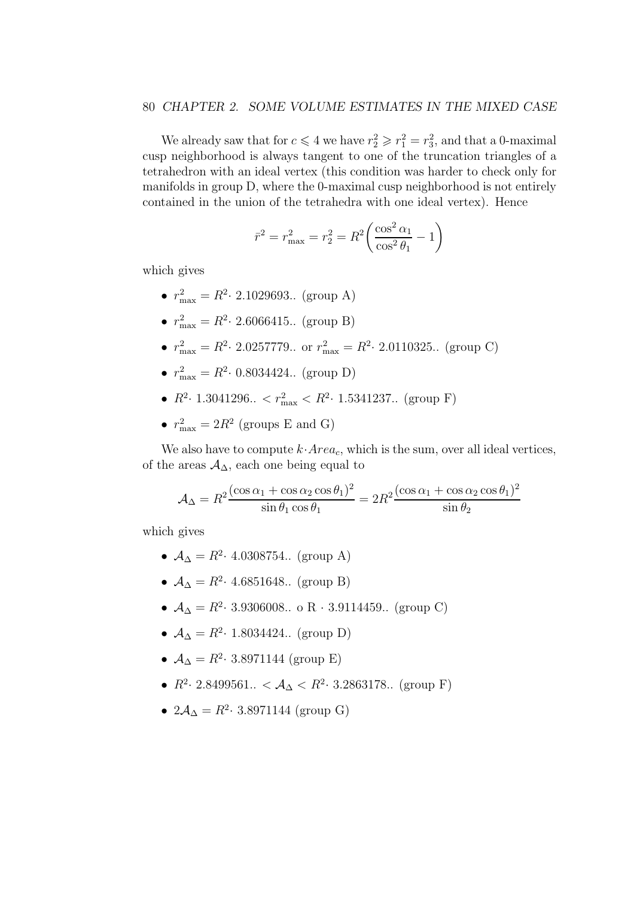We already saw that for $c \leqslant 4$ we have $r_2^2 \geqslant r_1^2 = r_3^2$, and that a 0-maximal cusp neighborhood is always tangent to one of the truncation triangles of a tetrahedron with an ideal vertex (this condition was harder to check only for manifolds in group D, where the 0-maximal cusp neighborhood is not entirely contained in the union of the tetrahedra with one ideal vertex). Hence

$$\bar{r}^2 = r_{\max}^2 = r_2^2 = R^2\left(\frac{\cos^2\alpha_1}{\cos^2\theta_1} - 1\right)$$

which gives

- $r_{\max}^2 = R^2 \cdot\ 2.1029693..$ (group A)
- $r_{\max}^2 = R^2 \cdot\ 2.6066415..$ (group B)
- $r_{\max}^2 = R^2 \cdot\ 2.0257779..$ or $r_{\max}^2 = R^2 \cdot\ 2.0110325..$ (group C)
- $r_{\max}^2 = R^2 \cdot\ 0.8034424..$ (group D)
- $R^2 \cdot\ 1.3041296.. < r_{\max}^2 < R^2 \cdot\ 1.5341237..$ (group F)
- $r_{\max}^2 = 2R^2$ (groups E and G)

We also have to compute $k \cdot Area_c$, which is the sum, over all ideal vertices, of the areas $\mathcal{A}_\Delta$, each one being equal to

$$\mathcal{A}_\Delta = R^2\frac{(\cos\alpha_1 + \cos\alpha_2\cos\theta_1)^2}{\sin\theta_1\cos\theta_1} = 2R^2\frac{(\cos\alpha_1 + \cos\alpha_2\cos\theta_1)^2}{\sin\theta_2}$$

which gives

- $\mathcal{A}_\Delta = R^2 \cdot\ 4.0308754..$ (group A)
- $\mathcal{A}_\Delta = R^2 \cdot\ 4.6851648..$ (group B)
- $\mathcal{A}_\Delta = R^2 \cdot\ 3.9306008..$ o R $\cdot$ 3.9114459.. (group C)
- $\mathcal{A}_\Delta = R^2 \cdot\ 1.8034424..$ (group D)
- $\mathcal{A}_\Delta = R^2 \cdot\ 3.8971144$ (group E)
- $R^2 \cdot\ 2.8499561.. < \mathcal{A}_\Delta < R^2 \cdot\ 3.2863178..$ (group F)
- $2\mathcal{A}_\Delta = R^2 \cdot\ 3.8971144$ (group G)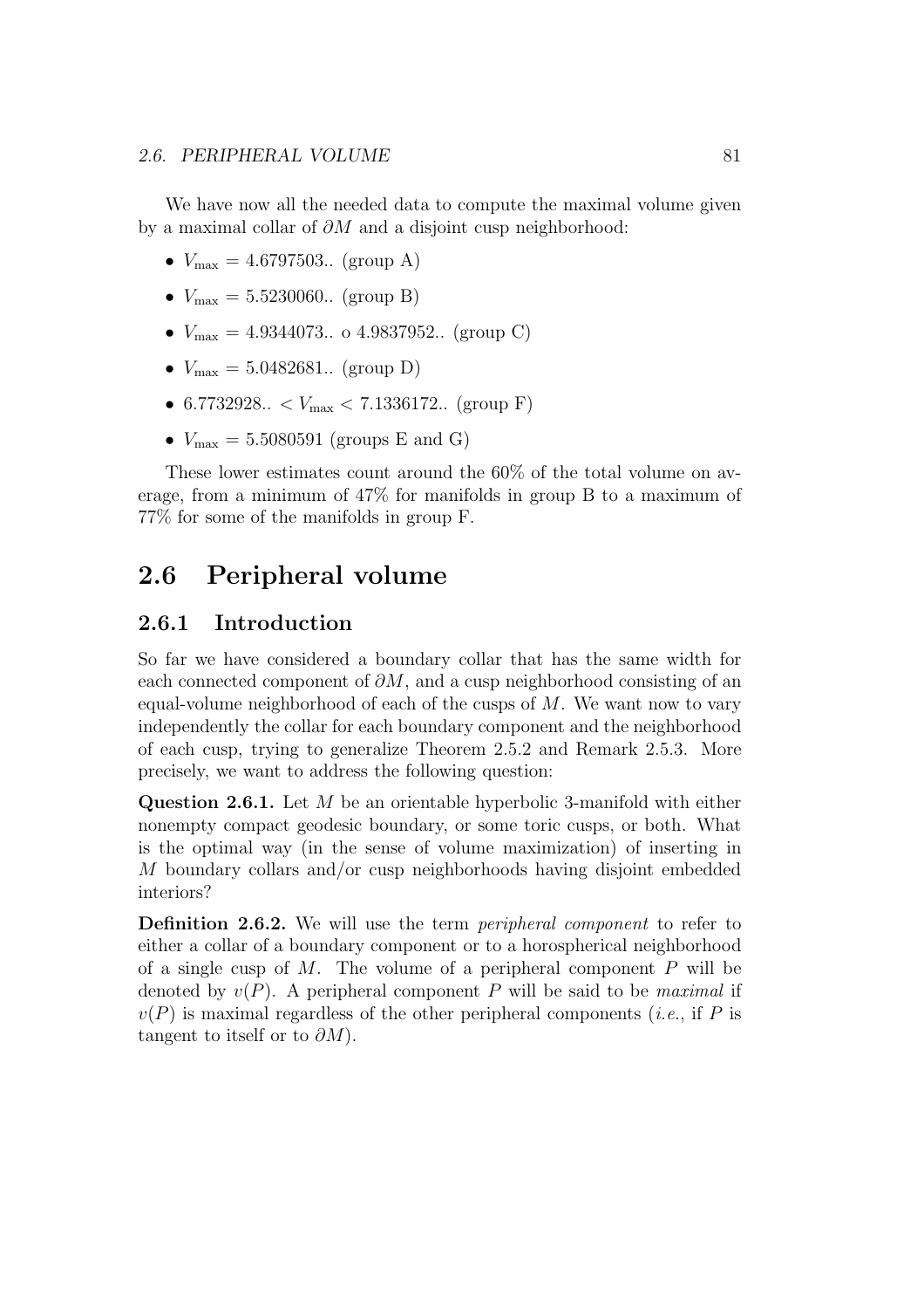We have now all the needed data to compute the maximal volume given by a maximal collar of $\partial M$ and a disjoint cusp neighborhood:

- $V_{\max} = 4.6797503..$ (group A)
- $V_{\max} = 5.5230060..$ (group B)
- $V_{\max} = 4.9344073..$ o $4.9837952..$ (group C)
- $V_{\max} = 5.0482681..$ (group D)
- $6.7732928.. < V_{\max} < 7.1336172..$ (group F)
- $V_{\max} = 5.5080591$ (groups E and G)

These lower estimates count around the 60% of the total volume on average, from a minimum of 47% for manifolds in group B to a maximum of 77% for some of the manifolds in group F.

## 2.6 Peripheral volume

### 2.6.1 Introduction

So far we have considered a boundary collar that has the same width for each connected component of $\partial M$, and a cusp neighborhood consisting of an equal-volume neighborhood of each of the cusps of $M$. We want now to vary independently the collar for each boundary component and the neighborhood of each cusp, trying to generalize Theorem 2.5.2 and Remark 2.5.3. More precisely, we want to address the following question:

**Question 2.6.1.** Let $M$ be an orientable hyperbolic 3-manifold with either nonempty compact geodesic boundary, or some toric cusps, or both. What is the optimal way (in the sense of volume maximization) of inserting in $M$ boundary collars and/or cusp neighborhoods having disjoint embedded interiors?

**Definition 2.6.2.** We will use the term *peripheral component* to refer to either a collar of a boundary component or to a horospherical neighborhood of a single cusp of $M$. The volume of a peripheral component $P$ will be denoted by $v(P)$. A peripheral component $P$ will be said to be *maximal* if $v(P)$ is maximal regardless of the other peripheral components (*i.e.*, if $P$ is tangent to itself or to $\partial M$).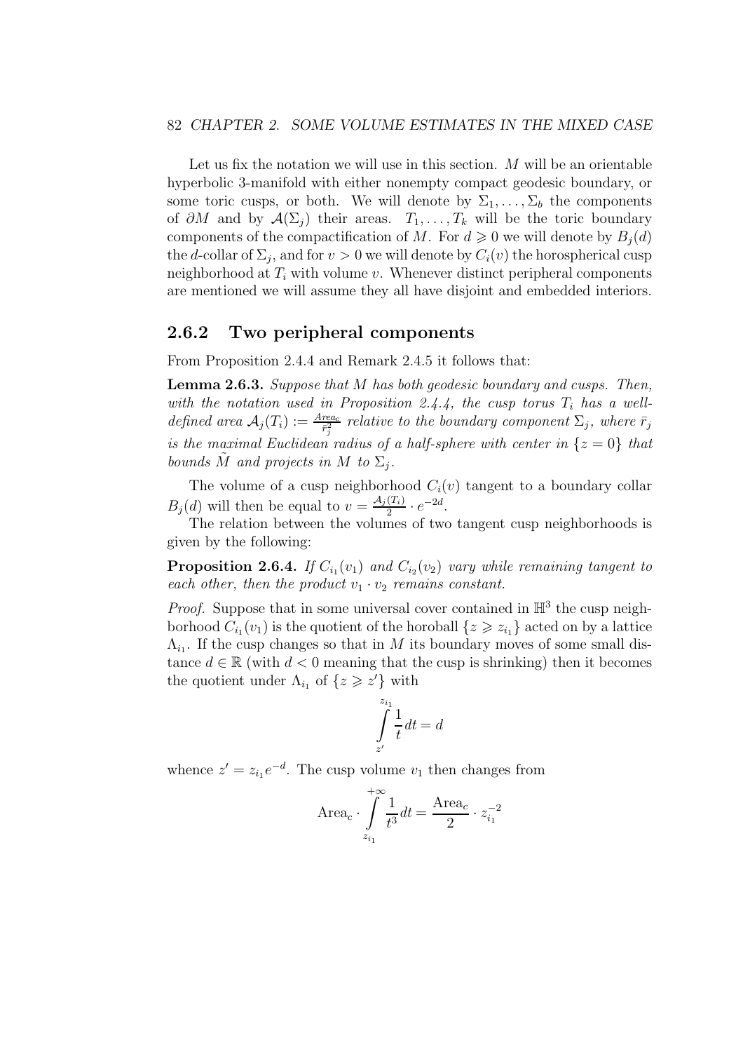Let us fix the notation we will use in this section. $M$ will be an orientable hyperbolic 3-manifold with either nonempty compact geodesic boundary, or some toric cusps, or both. We will denote by $\Sigma_1, \ldots, \Sigma_b$ the components of $\partial M$ and by $\mathcal{A}(\Sigma_j)$ their areas. $T_1, \ldots, T_k$ will be the toric boundary components of the compactification of $M$. For $d \geqslant 0$ we will denote by $B_j(d)$ the $d$-collar of $\Sigma_j$, and for $v > 0$ we will denote by $C_i(v)$ the horospherical cusp neighborhood at $T_i$ with volume $v$. Whenever distinct peripheral components are mentioned we will assume they all have disjoint and embedded interiors.

### 2.6.2 Two peripheral components

From Proposition 2.4.4 and Remark 2.4.5 it follows that:

**Lemma 2.6.3.** *Suppose that $M$ has both geodesic boundary and cusps. Then, with the notation used in Proposition 2.4.4, the cusp torus $T_i$ has a well-defined area $\mathcal{A}_j(T_i) := \frac{Area_c}{\bar{r}_j^2}$ relative to the boundary component $\Sigma_j$, where $\bar{r}_j$ is the maximal Euclidean radius of a half-sphere with center in $\{z = 0\}$ that bounds $\tilde{M}$ and projects in $M$ to $\Sigma_j$.*

The volume of a cusp neighborhood $C_i(v)$ tangent to a boundary collar $B_j(d)$ will then be equal to $v = \frac{\mathcal{A}_j(T_i)}{2} \cdot e^{-2d}$.

The relation between the volumes of two tangent cusp neighborhoods is given by the following:

**Proposition 2.6.4.** *If $C_{i_1}(v_1)$ and $C_{i_2}(v_2)$ vary while remaining tangent to each other, then the product $v_1 \cdot v_2$ remains constant.*

*Proof.* Suppose that in some universal cover contained in $\mathbb{H}^3$ the cusp neighborhood $C_{i_1}(v_1)$ is the quotient of the horoball $\{z \geqslant z_{i_1}\}$ acted on by a lattice $\Lambda_{i_1}$. If the cusp changes so that in $M$ its boundary moves of some small distance $d \in \mathbb{R}$ (with $d < 0$ meaning that the cusp is shrinking) then it becomes the quotient under $\Lambda_{i_1}$ of $\{z \geqslant z'\}$ with

$$\int_{z'}^{z_{i_1}} \frac{1}{t} dt = d$$

whence $z' = z_{i_1} e^{-d}$. The cusp volume $v_1$ then changes from

$$\mathrm{Area}_c \cdot \int_{z_{i_1}}^{+\infty} \frac{1}{t^3} dt = \frac{\mathrm{Area}_c}{2} \cdot z_{i_1}^{-2}$$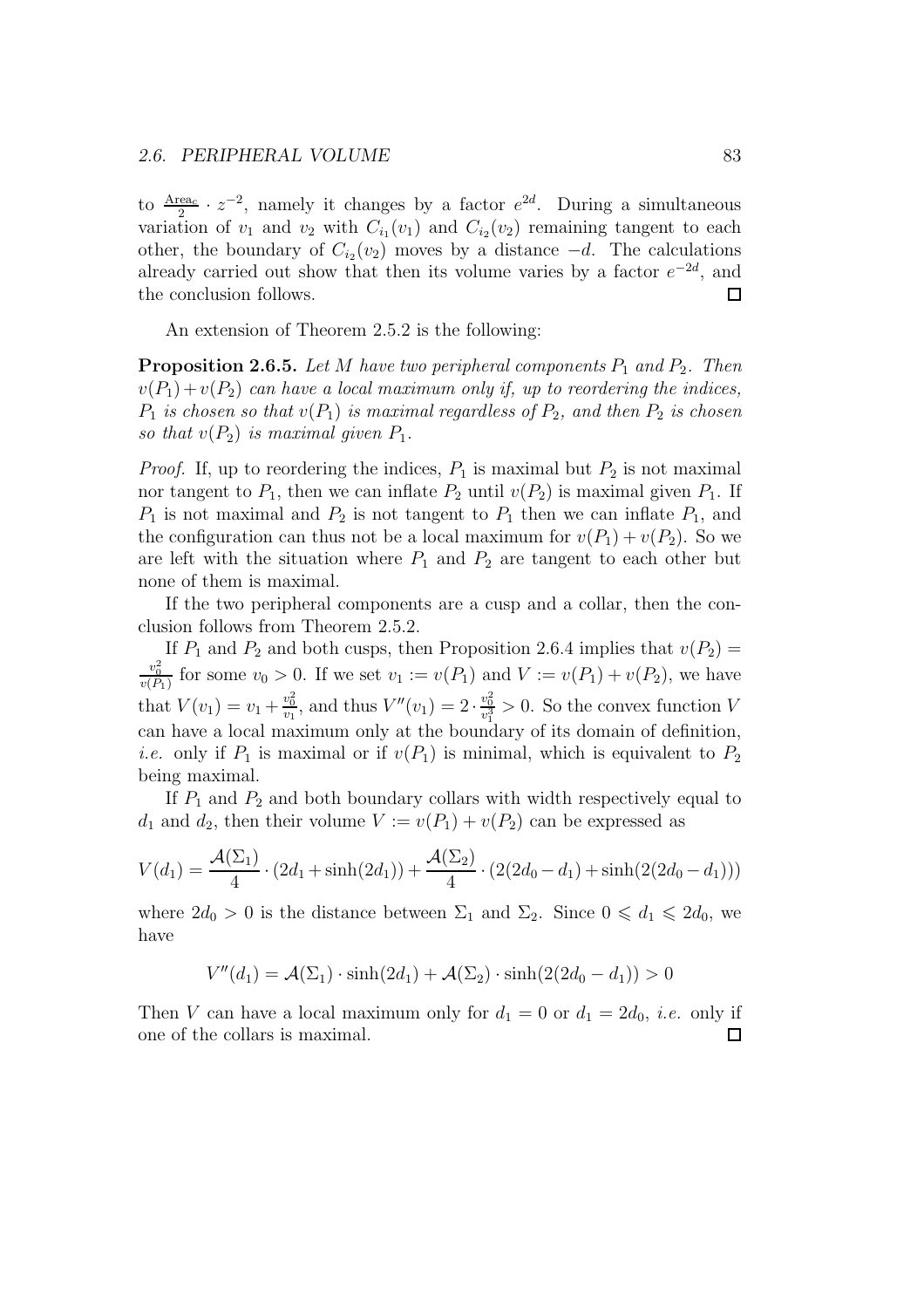to $\frac{\text{Area}_c}{2} \cdot z^{-2}$, namely it changes by a factor $e^{2d}$. During a simultaneous variation of $v_1$ and $v_2$ with $C_{i_1}(v_1)$ and $C_{i_2}(v_2)$ remaining tangent to each other, the boundary of $C_{i_2}(v_2)$ moves by a distance $-d$. The calculations already carried out show that then its volume varies by a factor $e^{-2d}$, and the conclusion follows. ☐

An extension of Theorem 2.5.2 is the following:

**Proposition 2.6.5.** *Let $M$ have two peripheral components $P_1$ and $P_2$. Then $v(P_1)+v(P_2)$ can have a local maximum only if, up to reordering the indices, $P_1$ is chosen so that $v(P_1)$ is maximal regardless of $P_2$, and then $P_2$ is chosen so that $v(P_2)$ is maximal given $P_1$.*

*Proof.* If, up to reordering the indices, $P_1$ is maximal but $P_2$ is not maximal nor tangent to $P_1$, then we can inflate $P_2$ until $v(P_2)$ is maximal given $P_1$. If $P_1$ is not maximal and $P_2$ is not tangent to $P_1$ then we can inflate $P_1$, and the configuration can thus not be a local maximum for $v(P_1) + v(P_2)$. So we are left with the situation where $P_1$ and $P_2$ are tangent to each other but none of them is maximal.

If the two peripheral components are a cusp and a collar, then the conclusion follows from Theorem 2.5.2.

If $P_1$ and $P_2$ and both cusps, then Proposition 2.6.4 implies that $v(P_2) = \frac{v_0^2}{v(P_1)}$ for some $v_0 > 0$. If we set $v_1 := v(P_1)$ and $V := v(P_1) + v(P_2)$, we have that $V(v_1) = v_1 + \frac{v_0^2}{v_1}$, and thus $V''(v_1) = 2 \cdot \frac{v_0^2}{v_1^3} > 0$. So the convex function $V$ can have a local maximum only at the boundary of its domain of definition, *i.e.* only if $P_1$ is maximal or if $v(P_1)$ is minimal, which is equivalent to $P_2$ being maximal.

If $P_1$ and $P_2$ and both boundary collars with width respectively equal to $d_1$ and $d_2$, then their volume $V := v(P_1) + v(P_2)$ can be expressed as

$$V(d_1) = \frac{\mathcal{A}(\Sigma_1)}{4} \cdot (2d_1 + \sinh(2d_1)) + \frac{\mathcal{A}(\Sigma_2)}{4} \cdot (2(2d_0 - d_1) + \sinh(2(2d_0 - d_1)))$$

where $2d_0 > 0$ is the distance between $\Sigma_1$ and $\Sigma_2$. Since $0 \leqslant d_1 \leqslant 2d_0$, we have

$$V''(d_1) = \mathcal{A}(\Sigma_1) \cdot \sinh(2d_1) + \mathcal{A}(\Sigma_2) \cdot \sinh(2(2d_0 - d_1)) > 0$$

Then $V$ can have a local maximum only for $d_1 = 0$ or $d_1 = 2d_0$, *i.e.* only if one of the collars is maximal. ☐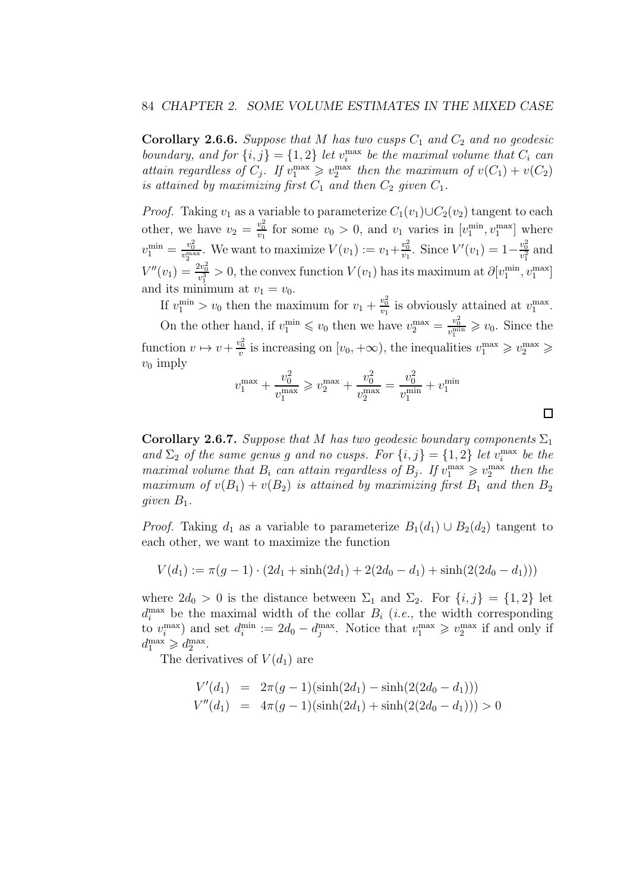**Corollary 2.6.6.** *Suppose that $M$ has two cusps $C_1$ and $C_2$ and no geodesic boundary, and for $\{i,j\} = \{1,2\}$ let $v_i^{\max}$ be the maximal volume that $C_i$ can attain regardless of $C_j$. If $v_1^{\max} \geqslant v_2^{\max}$ then the maximum of $v(C_1) + v(C_2)$ is attained by maximizing first $C_1$ and then $C_2$ given $C_1$.*

*Proof.* Taking $v_1$ as a variable to parameterize $C_1(v_1) \cup C_2(v_2)$ tangent to each other, we have $v_2 = \frac{v_0^2}{v_1}$ for some $v_0 > 0$, and $v_1$ varies in $[v_1^{\min}, v_1^{\max}]$ where $v_1^{\min} = \frac{v_0^2}{v_2^{\max}}$. We want to maximize $V(v_1) := v_1 + \frac{v_0^2}{v_1}$. Since $V'(v_1) = 1 - \frac{v_0^2}{v_1^2}$ and $V''(v_1) = \frac{2v_0^2}{v_1^3} > 0$, the convex function $V(v_1)$ has its maximum at $\partial[v_1^{\min}, v_1^{\max}]$ and its minimum at $v_1 = v_0$.

If $v_1^{\min} > v_0$ then the maximum for $v_1 + \frac{v_0^2}{v_1}$ is obviously attained at $v_1^{\max}$.

On the other hand, if $v_1^{\min} \leqslant v_0$ then we have $v_2^{\max} = \frac{v_0^2}{v_1^{\min}} \geqslant v_0$. Since the function $v \mapsto v + \frac{v_0^2}{v}$ is increasing on $[v_0, +\infty)$, the inequalities $v_1^{\max} \geqslant v_2^{\max} \geqslant v_0$ imply

$$v_1^{\max} + \frac{v_0^2}{v_1^{\max}} \geqslant v_2^{\max} + \frac{v_0^2}{v_2^{\max}} = \frac{v_0^2}{v_1^{\min}} + v_1^{\min}$$

□

**Corollary 2.6.7.** *Suppose that $M$ has two geodesic boundary components $\Sigma_1$ and $\Sigma_2$ of the same genus $g$ and no cusps. For $\{i,j\} = \{1,2\}$ let $v_i^{\max}$ be the maximal volume that $B_i$ can attain regardless of $B_j$. If $v_1^{\max} \geqslant v_2^{\max}$ then the maximum of $v(B_1) + v(B_2)$ is attained by maximizing first $B_1$ and then $B_2$ given $B_1$.*

*Proof.* Taking $d_1$ as a variable to parameterize $B_1(d_1) \cup B_2(d_2)$ tangent to each other, we want to maximize the function

$$V(d_1) := \pi(g-1) \cdot (2d_1 + \sinh(2d_1) + 2(2d_0 - d_1) + \sinh(2(2d_0 - d_1)))$$

where $2d_0 > 0$ is the distance between $\Sigma_1$ and $\Sigma_2$. For $\{i,j\} = \{1,2\}$ let $d_i^{\max}$ be the maximal width of the collar $B_i$ (*i.e.*, the width corresponding to $v_i^{\max}$) and set $d_i^{\min} := 2d_0 - d_j^{\max}$. Notice that $v_1^{\max} \geqslant v_2^{\max}$ if and only if $d_1^{\max} \geqslant d_2^{\max}$.

The derivatives of $V(d_1)$ are

$$\begin{aligned}
V'(d_1) &= 2\pi(g-1)(\sinh(2d_1) - \sinh(2(2d_0 - d_1))) \\
V''(d_1) &= 4\pi(g-1)(\sinh(2d_1) + \sinh(2(2d_0 - d_1))) > 0
\end{aligned}$$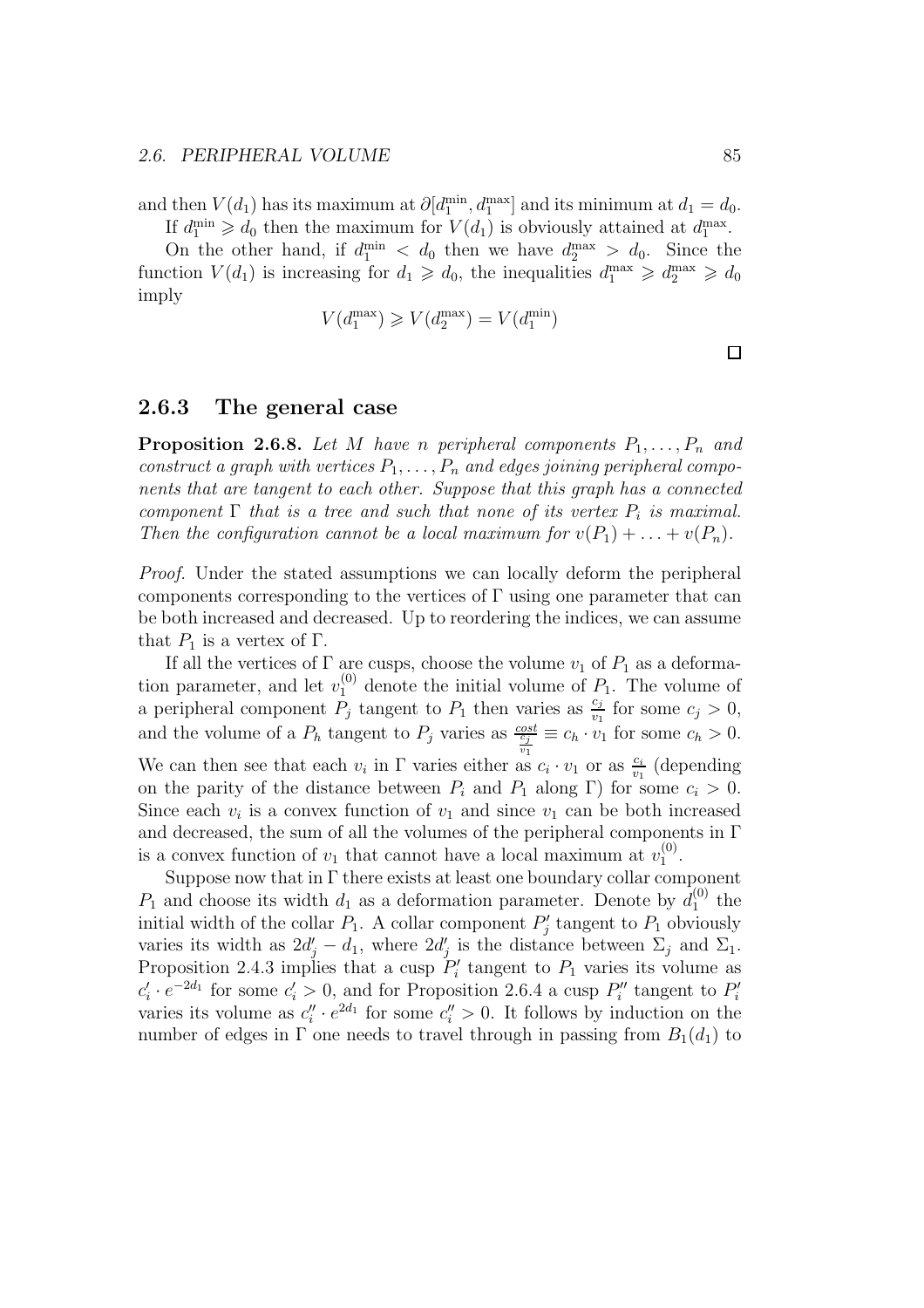and then $V(d_1)$ has its maximum at $\partial[d_1^{\min}, d_1^{\max}]$ and its minimum at $d_1 = d_0$.

If $d_1^{\min} \geqslant d_0$ then the maximum for $V(d_1)$ is obviously attained at $d_1^{\max}$.

On the other hand, if $d_1^{\min} < d_0$ then we have $d_2^{\max} > d_0$. Since the function $V(d_1)$ is increasing for $d_1 \geqslant d_0$, the inequalities $d_1^{\max} \geqslant d_2^{\max} \geqslant d_0$ imply

$$V(d_1^{\max}) \geqslant V(d_2^{\max}) = V(d_1^{\min})$$

□

### 2.6.3 The general case

**Proposition 2.6.8.** *Let $M$ have $n$ peripheral components $P_1, \ldots, P_n$ and construct a graph with vertices $P_1, \ldots, P_n$ and edges joining peripheral components that are tangent to each other. Suppose that this graph has a connected component $\Gamma$ that is a tree and such that none of its vertex $P_i$ is maximal. Then the configuration cannot be a local maximum for $v(P_1) + \ldots + v(P_n)$.*

*Proof.* Under the stated assumptions we can locally deform the peripheral components corresponding to the vertices of $\Gamma$ using one parameter that can be both increased and decreased. Up to reordering the indices, we can assume that $P_1$ is a vertex of $\Gamma$.

If all the vertices of $\Gamma$ are cusps, choose the volume $v_1$ of $P_1$ as a deformation parameter, and let $v_1^{(0)}$ denote the initial volume of $P_1$. The volume of a peripheral component $P_j$ tangent to $P_1$ then varies as $\frac{c_j}{v_1}$ for some $c_j > 0$, and the volume of a $P_h$ tangent to $P_j$ varies as $\frac{cost}{\frac{c_j}{v_1}} \equiv c_h \cdot v_1$ for some $c_h > 0$. We can then see that each $v_i$ in $\Gamma$ varies either as $c_i \cdot v_1$ or as $\frac{c_i}{v_1}$ (depending on the parity of the distance between $P_i$ and $P_1$ along $\Gamma$) for some $c_i > 0$. Since each $v_i$ is a convex function of $v_1$ and since $v_1$ can be both increased and decreased, the sum of all the volumes of the peripheral components in $\Gamma$ is a convex function of $v_1$ that cannot have a local maximum at $v_1^{(0)}$.

Suppose now that in $\Gamma$ there exists at least one boundary collar component $P_1$ and choose its width $d_1$ as a deformation parameter. Denote by $d_1^{(0)}$ the initial width of the collar $P_1$. A collar component $P_j'$ tangent to $P_1$ obviously varies its width as $2d_j' - d_1$, where $2d_j'$ is the distance between $\Sigma_j$ and $\Sigma_1$. Proposition 2.4.3 implies that a cusp $P_i'$ tangent to $P_1$ varies its volume as $c_i' \cdot e^{-2d_1}$ for some $c_i' > 0$, and for Proposition 2.6.4 a cusp $P_i''$ tangent to $P_i'$ varies its volume as $c_i'' \cdot e^{2d_1}$ for some $c_i'' > 0$. It follows by induction on the number of edges in $\Gamma$ one needs to travel through in passing from $B_1(d_1)$ to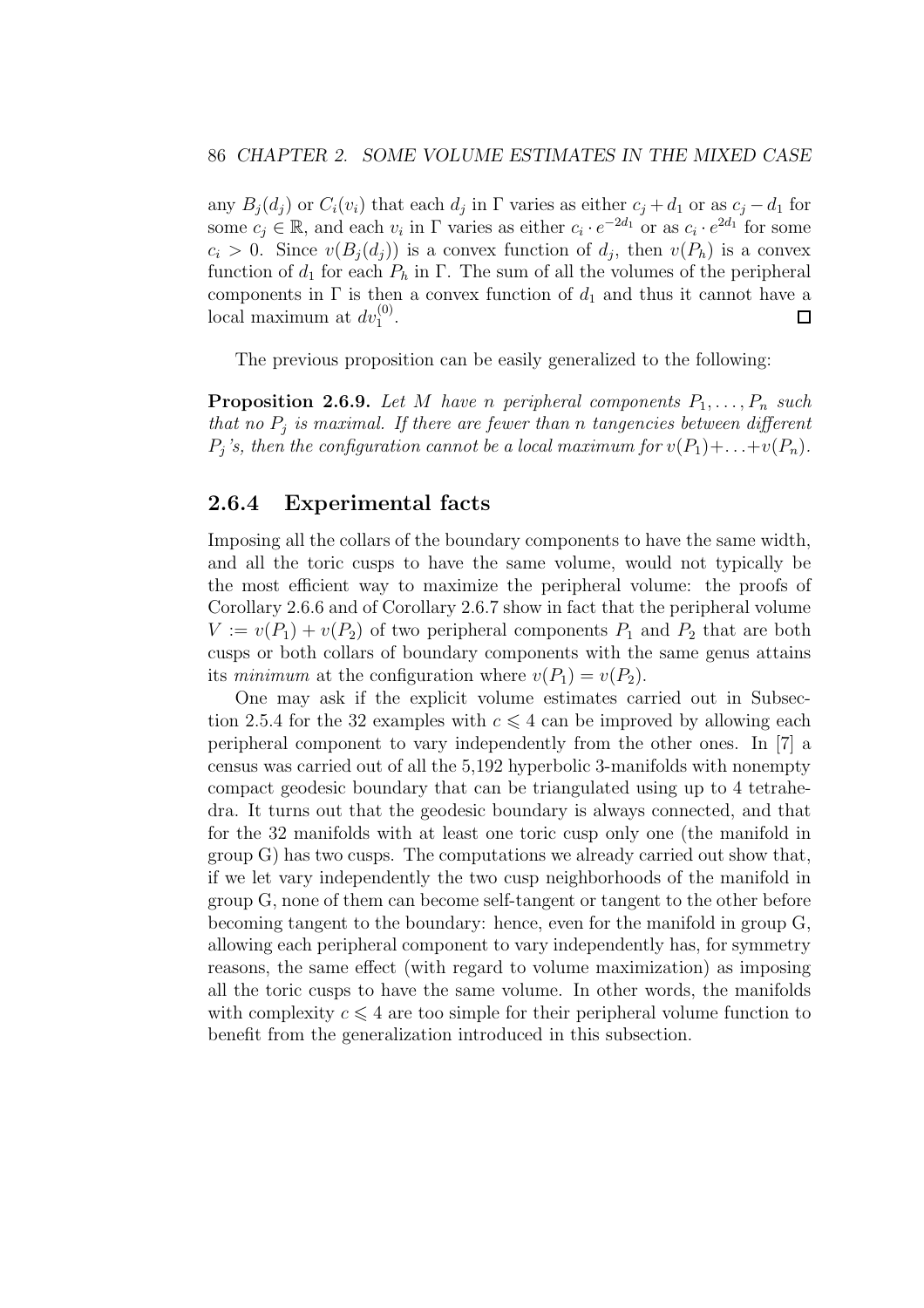any $B_j(d_j)$ or $C_i(v_i)$ that each $d_j$ in $\Gamma$ varies as either $c_j + d_1$ or as $c_j - d_1$ for some $c_j \in \mathbb{R}$, and each $v_i$ in $\Gamma$ varies as either $c_i \cdot e^{-2d_1}$ or as $c_i \cdot e^{2d_1}$ for some $c_i > 0$. Since $v(B_j(d_j))$ is a convex function of $d_j$, then $v(P_h)$ is a convex function of $d_1$ for each $P_h$ in $\Gamma$. The sum of all the volumes of the peripheral components in $\Gamma$ is then a convex function of $d_1$ and thus it cannot have a local maximum at $dv_1^{(0)}$. $\square$

The previous proposition can be easily generalized to the following:

**Proposition 2.6.9.** *Let $M$ have $n$ peripheral components $P_1, \ldots, P_n$ such that no $P_j$ is maximal. If there are fewer than $n$ tangencies between different $P_j$'s, then the configuration cannot be a local maximum for $v(P_1) + \ldots + v(P_n)$.*

### 2.6.4 Experimental facts

Imposing all the collars of the boundary components to have the same width, and all the toric cusps to have the same volume, would not typically be the most efficient way to maximize the peripheral volume: the proofs of Corollary 2.6.6 and of Corollary 2.6.7 show in fact that the peripheral volume $V := v(P_1) + v(P_2)$ of two peripheral components $P_1$ and $P_2$ that are both cusps or both collars of boundary components with the same genus attains its *minimum* at the configuration where $v(P_1) = v(P_2)$.

One may ask if the explicit volume estimates carried out in Subsection 2.5.4 for the 32 examples with $c \leqslant 4$ can be improved by allowing each peripheral component to vary independently from the other ones. In [7] a census was carried out of all the 5,192 hyperbolic 3-manifolds with nonempty compact geodesic boundary that can be triangulated using up to 4 tetrahedra. It turns out that the geodesic boundary is always connected, and that for the 32 manifolds with at least one toric cusp only one (the manifold in group G) has two cusps. The computations we already carried out show that, if we let vary independently the two cusp neighborhoods of the manifold in group G, none of them can become self-tangent or tangent to the other before becoming tangent to the boundary: hence, even for the manifold in group G, allowing each peripheral component to vary independently has, for symmetry reasons, the same effect (with regard to volume maximization) as imposing all the toric cusps to have the same volume. In other words, the manifolds with complexity $c \leqslant 4$ are too simple for their peripheral volume function to benefit from the generalization introduced in this subsection.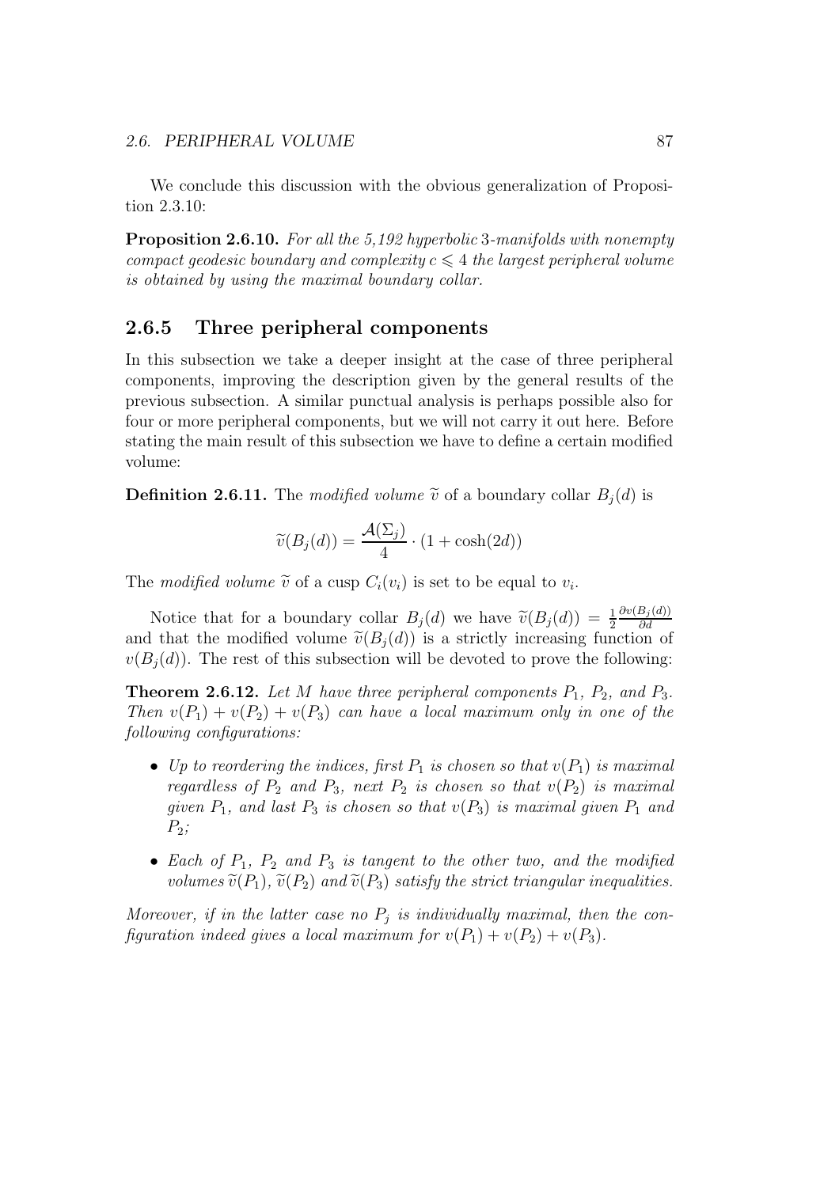We conclude this discussion with the obvious generalization of Proposition 2.3.10:

**Proposition 2.6.10.** *For all the 5,192 hyperbolic 3-manifolds with nonempty compact geodesic boundary and complexity $c \leqslant 4$ the largest peripheral volume is obtained by using the maximal boundary collar.*

## 2.6.5 Three peripheral components

In this subsection we take a deeper insight at the case of three peripheral components, improving the description given by the general results of the previous subsection. A similar punctual analysis is perhaps possible also for four or more peripheral components, but we will not carry it out here. Before stating the main result of this subsection we have to define a certain modified volume:

**Definition 2.6.11.** The *modified volume* $\widetilde{v}$ of a boundary collar $B_j(d)$ is

$$\widetilde{v}(B_j(d)) = \frac{\mathcal{A}(\Sigma_j)}{4} \cdot (1 + \cosh(2d))$$

The *modified volume* $\widetilde{v}$ of a cusp $C_i(v_i)$ is set to be equal to $v_i$.

Notice that for a boundary collar $B_j(d)$ we have $\widetilde{v}(B_j(d)) = \frac{1}{2}\frac{\partial v(B_j(d))}{\partial d}$ and that the modified volume $\widetilde{v}(B_j(d))$ is a strictly increasing function of $v(B_j(d))$. The rest of this subsection will be devoted to prove the following:

**Theorem 2.6.12.** *Let $M$ have three peripheral components $P_1$, $P_2$, and $P_3$. Then $v(P_1) + v(P_2) + v(P_3)$ can have a local maximum only in one of the following configurations:*

- *Up to reordering the indices, first $P_1$ is chosen so that $v(P_1)$ is maximal regardless of $P_2$ and $P_3$, next $P_2$ is chosen so that $v(P_2)$ is maximal given $P_1$, and last $P_3$ is chosen so that $v(P_3)$ is maximal given $P_1$ and $P_2$;*
- *Each of $P_1$, $P_2$ and $P_3$ is tangent to the other two, and the modified volumes $\widetilde{v}(P_1)$, $\widetilde{v}(P_2)$ and $\widetilde{v}(P_3)$ satisfy the strict triangular inequalities.*

*Moreover, if in the latter case no $P_j$ is individually maximal, then the configuration indeed gives a local maximum for $v(P_1) + v(P_2) + v(P_3)$.*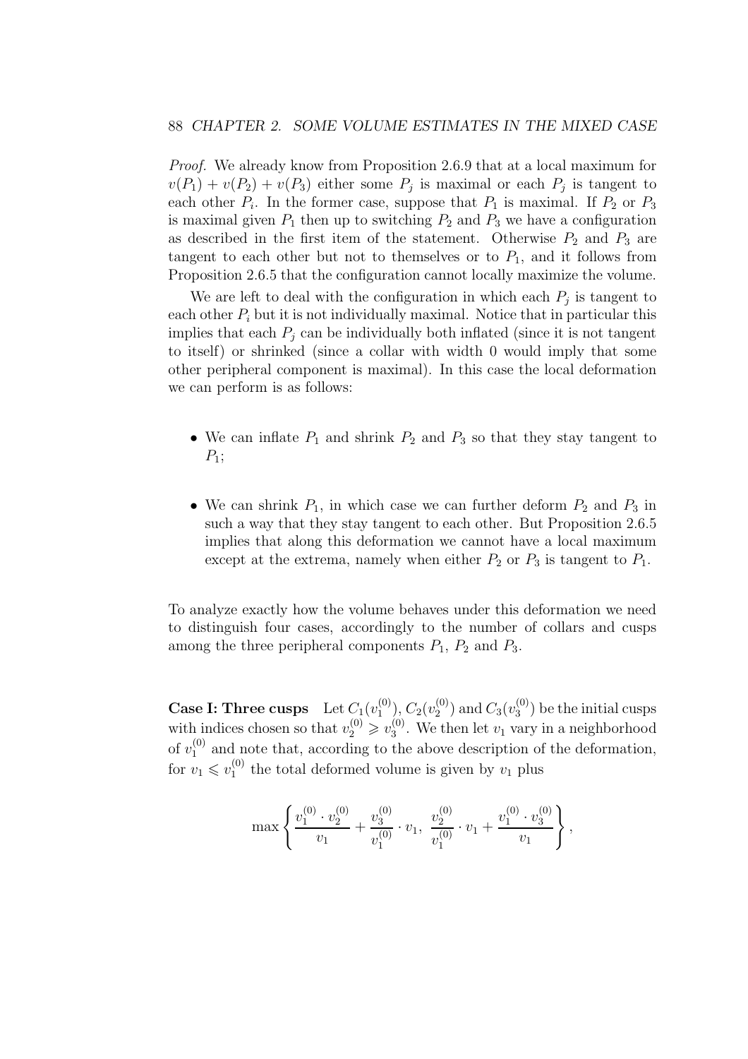*Proof.* We already know from Proposition 2.6.9 that at a local maximum for $v(P_1) + v(P_2) + v(P_3)$ either some $P_j$ is maximal or each $P_j$ is tangent to each other $P_i$. In the former case, suppose that $P_1$ is maximal. If $P_2$ or $P_3$ is maximal given $P_1$ then up to switching $P_2$ and $P_3$ we have a configuration as described in the first item of the statement. Otherwise $P_2$ and $P_3$ are tangent to each other but not to themselves or to $P_1$, and it follows from Proposition 2.6.5 that the configuration cannot locally maximize the volume.

We are left to deal with the configuration in which each $P_j$ is tangent to each other $P_i$ but it is not individually maximal. Notice that in particular this implies that each $P_j$ can be individually both inflated (since it is not tangent to itself) or shrinked (since a collar with width 0 would imply that some other peripheral component is maximal). In this case the local deformation we can perform is as follows:

- We can inflate $P_1$ and shrink $P_2$ and $P_3$ so that they stay tangent to $P_1$;
- We can shrink $P_1$, in which case we can further deform $P_2$ and $P_3$ in such a way that they stay tangent to each other. But Proposition 2.6.5 implies that along this deformation we cannot have a local maximum except at the extrema, namely when either $P_2$ or $P_3$ is tangent to $P_1$.

To analyze exactly how the volume behaves under this deformation we need to distinguish four cases, accordingly to the number of collars and cusps among the three peripheral components $P_1$, $P_2$ and $P_3$.

**Case I: Three cusps** Let $C_1(v_1^{(0)})$, $C_2(v_2^{(0)})$ and $C_3(v_3^{(0)})$ be the initial cusps with indices chosen so that $v_2^{(0)} \geqslant v_3^{(0)}$. We then let $v_1$ vary in a neighborhood of $v_1^{(0)}$ and note that, according to the above description of the deformation, for $v_1 \leqslant v_1^{(0)}$ the total deformed volume is given by $v_1$ plus

$$\max\left\{\frac{v_1^{(0)} \cdot v_2^{(0)}}{v_1} + \frac{v_3^{(0)}}{v_1^{(0)}} \cdot v_1,\ \frac{v_2^{(0)}}{v_1^{(0)}} \cdot v_1 + \frac{v_1^{(0)} \cdot v_3^{(0)}}{v_1}\right\},$$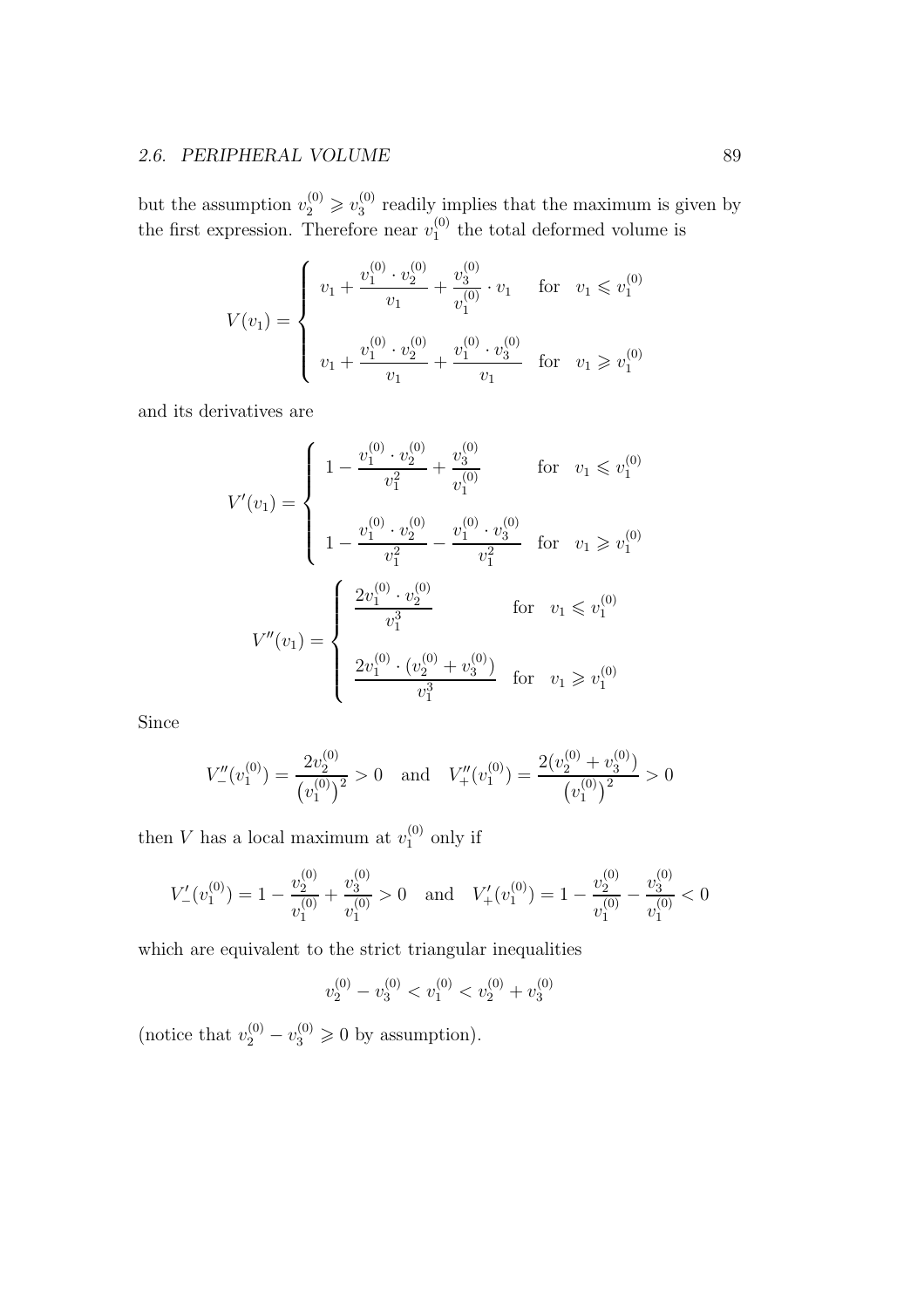but the assumption $v_2^{(0)} \geqslant v_3^{(0)}$ readily implies that the maximum is given by the first expression. Therefore near $v_1^{(0)}$ the total deformed volume is

$$V(v_1) = \begin{cases} v_1 + \dfrac{v_1^{(0)} \cdot v_2^{(0)}}{v_1} + \dfrac{v_3^{(0)}}{v_1^{(0)}} \cdot v_1 & \text{for} \quad v_1 \leqslant v_1^{(0)} \\[2ex] v_1 + \dfrac{v_1^{(0)} \cdot v_2^{(0)}}{v_1} + \dfrac{v_1^{(0)} \cdot v_3^{(0)}}{v_1} & \text{for} \quad v_1 \geqslant v_1^{(0)} \end{cases}$$

and its derivatives are

$$V'(v_1) = \begin{cases} 1 - \dfrac{v_1^{(0)} \cdot v_2^{(0)}}{v_1^2} + \dfrac{v_3^{(0)}}{v_1^{(0)}} & \text{for} \quad v_1 \leqslant v_1^{(0)} \\[2ex] 1 - \dfrac{v_1^{(0)} \cdot v_2^{(0)}}{v_1^2} - \dfrac{v_1^{(0)} \cdot v_3^{(0)}}{v_1^2} & \text{for} \quad v_1 \geqslant v_1^{(0)} \end{cases}$$

$$V''(v_1) = \begin{cases} \dfrac{2v_1^{(0)} \cdot v_2^{(0)}}{v_1^3} & \text{for} \quad v_1 \leqslant v_1^{(0)} \\[2ex] \dfrac{2v_1^{(0)} \cdot (v_2^{(0)} + v_3^{(0)})}{v_1^3} & \text{for} \quad v_1 \geqslant v_1^{(0)} \end{cases}$$

Since

$$V''_-(v_1^{(0)}) = \frac{2v_2^{(0)}}{\left(v_1^{(0)}\right)^2} > 0 \quad \text{and} \quad V''_+(v_1^{(0)}) = \frac{2(v_2^{(0)} + v_3^{(0)})}{\left(v_1^{(0)}\right)^2} > 0$$

then $V$ has a local maximum at $v_1^{(0)}$ only if

$$V'_-(v_1^{(0)}) = 1 - \frac{v_2^{(0)}}{v_1^{(0)}} + \frac{v_3^{(0)}}{v_1^{(0)}} > 0 \quad \text{and} \quad V'_+(v_1^{(0)}) = 1 - \frac{v_2^{(0)}}{v_1^{(0)}} - \frac{v_3^{(0)}}{v_1^{(0)}} < 0$$

which are equivalent to the strict triangular inequalities

$$v_2^{(0)} - v_3^{(0)} < v_1^{(0)} < v_2^{(0)} + v_3^{(0)}$$

(notice that $v_2^{(0)} - v_3^{(0)} \geqslant 0$ by assumption).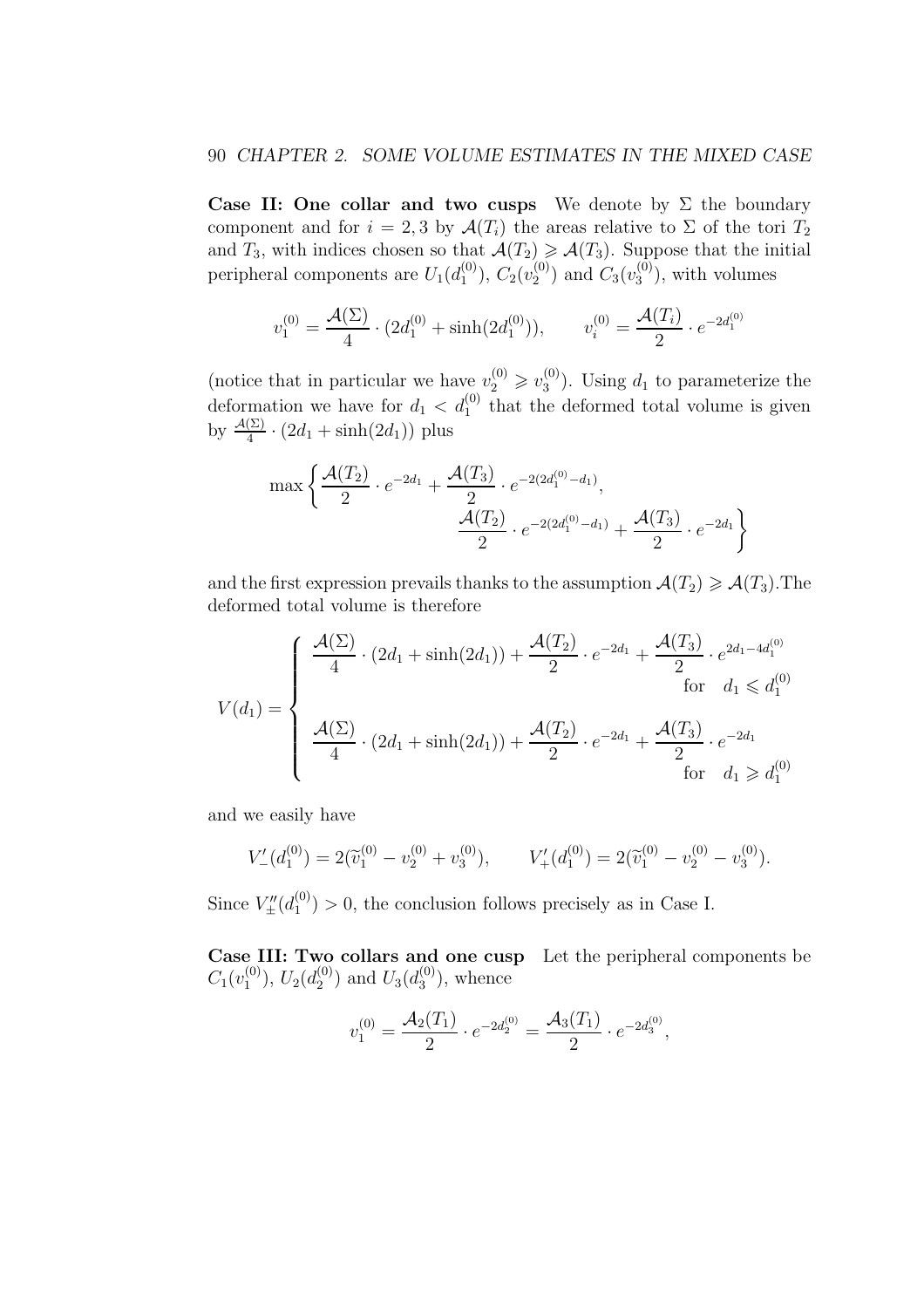**Case II: One collar and two cusps** We denote by $\Sigma$ the boundary component and for $i = 2, 3$ by $\mathcal{A}(T_i)$ the areas relative to $\Sigma$ of the tori $T_2$ and $T_3$, with indices chosen so that $\mathcal{A}(T_2) \geqslant \mathcal{A}(T_3)$. Suppose that the initial peripheral components are $U_1(d_1^{(0)})$, $C_2(v_2^{(0)})$ and $C_3(v_3^{(0)})$, with volumes

$$v_1^{(0)} = \frac{\mathcal{A}(\Sigma)}{4} \cdot (2d_1^{(0)} + \sinh(2d_1^{(0)})), \qquad v_i^{(0)} = \frac{\mathcal{A}(T_i)}{2} \cdot e^{-2d_1^{(0)}}$$

(notice that in particular we have $v_2^{(0)} \geqslant v_3^{(0)}$). Using $d_1$ to parameterize the deformation we have for $d_1 < d_1^{(0)}$ that the deformed total volume is given by $\frac{\mathcal{A}(\Sigma)}{4} \cdot (2d_1 + \sinh(2d_1))$ plus

$$\max\left\{ \frac{\mathcal{A}(T_2)}{2} \cdot e^{-2d_1} + \frac{\mathcal{A}(T_3)}{2} \cdot e^{-2(2d_1^{(0)} - d_1)}, \; \frac{\mathcal{A}(T_2)}{2} \cdot e^{-2(2d_1^{(0)} - d_1)} + \frac{\mathcal{A}(T_3)}{2} \cdot e^{-2d_1} \right\}$$

and the first expression prevails thanks to the assumption $\mathcal{A}(T_2) \geqslant \mathcal{A}(T_3)$. The deformed total volume is therefore

$$V(d_1) = \begin{cases} \dfrac{\mathcal{A}(\Sigma)}{4} \cdot (2d_1 + \sinh(2d_1)) + \dfrac{\mathcal{A}(T_2)}{2} \cdot e^{-2d_1} + \dfrac{\mathcal{A}(T_3)}{2} \cdot e^{2d_1 - 4d_1^{(0)}} & \text{for} \quad d_1 \leqslant d_1^{(0)} \\[2ex] \dfrac{\mathcal{A}(\Sigma)}{4} \cdot (2d_1 + \sinh(2d_1)) + \dfrac{\mathcal{A}(T_2)}{2} \cdot e^{-2d_1} + \dfrac{\mathcal{A}(T_3)}{2} \cdot e^{-2d_1} & \text{for} \quad d_1 \geqslant d_1^{(0)} \end{cases}$$

and we easily have

$$V'_-(d_1^{(0)}) = 2(\widetilde{v}_1^{(0)} - v_2^{(0)} + v_3^{(0)}), \qquad V'_+(d_1^{(0)}) = 2(\widetilde{v}_1^{(0)} - v_2^{(0)} - v_3^{(0)}).$$

Since $V''_\pm(d_1^{(0)}) > 0$, the conclusion follows precisely as in Case I.

**Case III: Two collars and one cusp** Let the peripheral components be $C_1(v_1^{(0)})$, $U_2(d_2^{(0)})$ and $U_3(d_3^{(0)})$, whence

$$v_1^{(0)} = \frac{\mathcal{A}_2(T_1)}{2} \cdot e^{-2d_2^{(0)}} = \frac{\mathcal{A}_3(T_1)}{2} \cdot e^{-2d_3^{(0)}},$$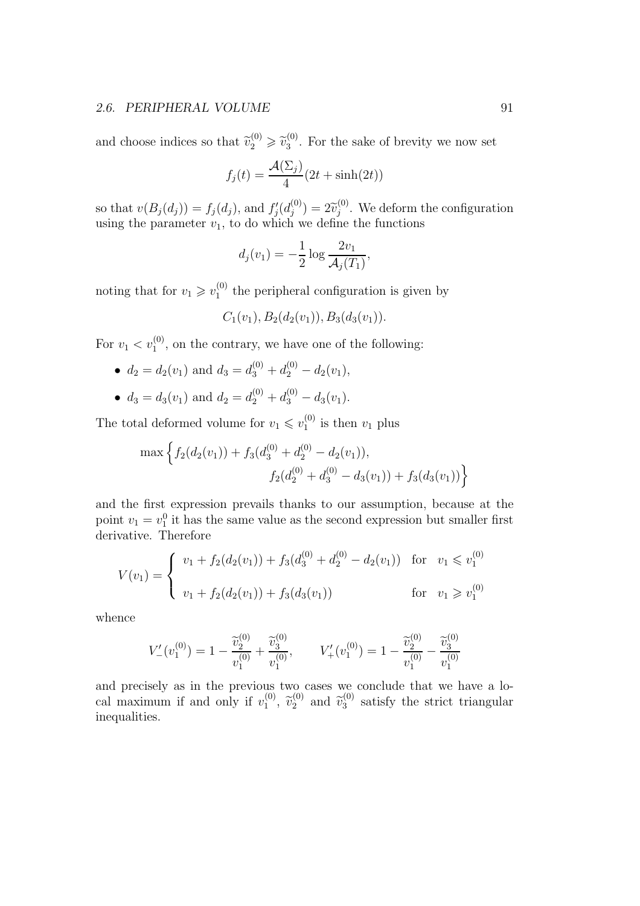and choose indices so that $\widetilde{v}_2^{(0)} \geqslant \widetilde{v}_3^{(0)}$. For the sake of brevity we now set

$$f_j(t) = \frac{\mathcal{A}(\Sigma_j)}{4}(2t + \sinh(2t))$$

so that $v(B_j(d_j)) = f_j(d_j)$, and $f_j'(d_j^{(0)}) = 2\widetilde{v}_j^{(0)}$. We deform the configuration using the parameter $v_1$, to do which we define the functions

$$d_j(v_1) = -\frac{1}{2}\log\frac{2v_1}{\mathcal{A}_j(T_1)},$$

noting that for $v_1 \geqslant v_1^{(0)}$ the peripheral configuration is given by

$$C_1(v_1), B_2(d_2(v_1)), B_3(d_3(v_1)).$$

For $v_1 < v_1^{(0)}$, on the contrary, we have one of the following:

- $d_2 = d_2(v_1)$ and $d_3 = d_3^{(0)} + d_2^{(0)} - d_2(v_1)$,
- $d_3 = d_3(v_1)$ and $d_2 = d_2^{(0)} + d_3^{(0)} - d_3(v_1)$.

The total deformed volume for $v_1 \leqslant v_1^{(0)}$ is then $v_1$ plus

$$\max\Big\{f_2(d_2(v_1)) + f_3(d_3^{(0)} + d_2^{(0)} - d_2(v_1)), \\ f_2(d_2^{(0)} + d_3^{(0)} - d_3(v_1)) + f_3(d_3(v_1))\Big\}$$

and the first expression prevails thanks to our assumption, because at the point $v_1 = v_1^0$ it has the same value as the second expression but smaller first derivative. Therefore

$$V(v_1) = \begin{cases} v_1 + f_2(d_2(v_1)) + f_3(d_3^{(0)} + d_2^{(0)} - d_2(v_1)) & \text{for} \quad v_1 \leqslant v_1^{(0)} \\ v_1 + f_2(d_2(v_1)) + f_3(d_3(v_1)) & \text{for} \quad v_1 \geqslant v_1^{(0)} \end{cases}$$

whence

$$V_-'(v_1^{(0)}) = 1 - \frac{\widetilde{v}_2^{(0)}}{v_1^{(0)}} + \frac{\widetilde{v}_3^{(0)}}{v_1^{(0)}}, \qquad V_+'(v_1^{(0)}) = 1 - \frac{\widetilde{v}_2^{(0)}}{v_1^{(0)}} - \frac{\widetilde{v}_3^{(0)}}{v_1^{(0)}}$$

and precisely as in the previous two cases we conclude that we have a local maximum if and only if $v_1^{(0)}$, $\widetilde{v}_2^{(0)}$ and $\widetilde{v}_3^{(0)}$ satisfy the strict triangular inequalities.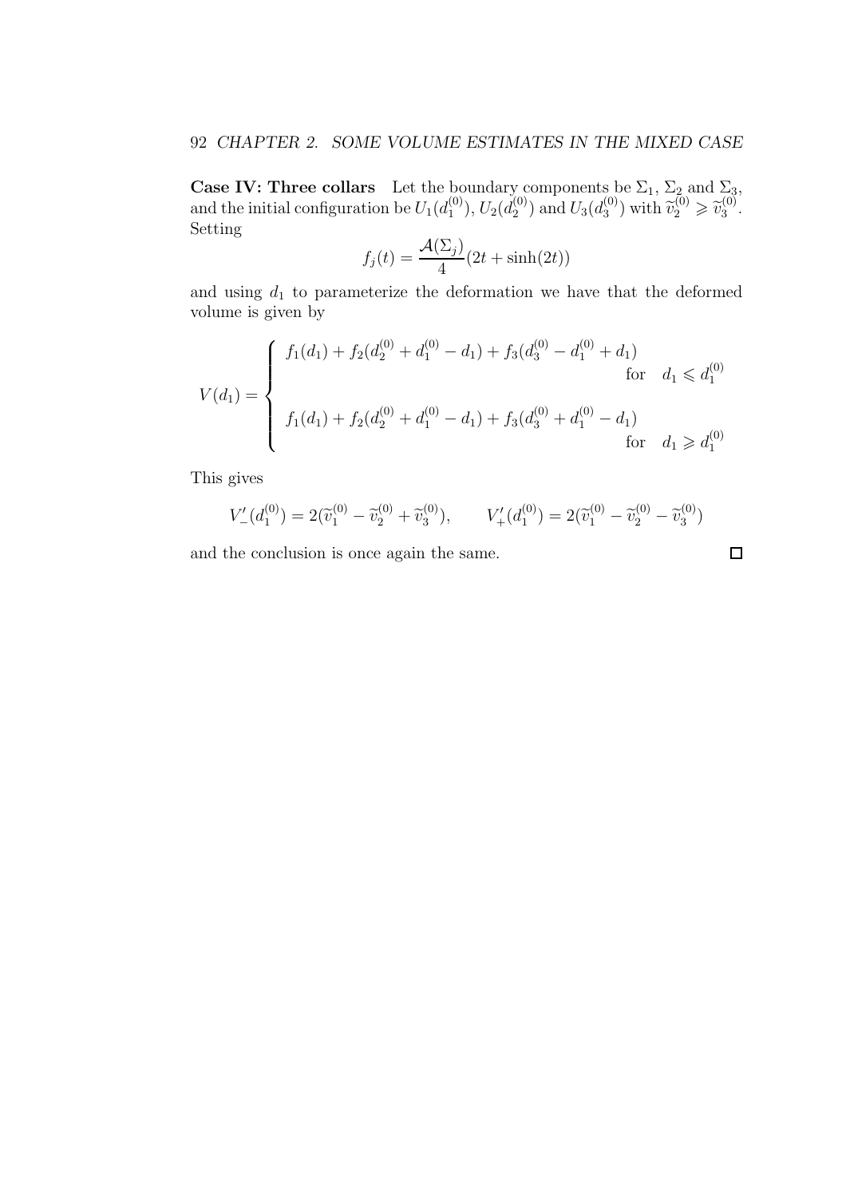**Case IV: Three collars** Let the boundary components be $\Sigma_1$, $\Sigma_2$ and $\Sigma_3$, and the initial configuration be $U_1(d_1^{(0)})$, $U_2(d_2^{(0)})$ and $U_3(d_3^{(0)})$ with $\widetilde{v}_2^{(0)} \geqslant \widetilde{v}_3^{(0)}$. Setting

$$f_j(t) = \frac{\mathcal{A}(\Sigma_j)}{4}(2t + \sinh(2t))$$

and using $d_1$ to parameterize the deformation we have that the deformed volume is given by

$$V(d_1) = \begin{cases} f_1(d_1) + f_2(d_2^{(0)} + d_1^{(0)} - d_1) + f_3(d_3^{(0)} - d_1^{(0)} + d_1) \\ \qquad\qquad\qquad\qquad\qquad\qquad\qquad\qquad \text{for} \quad d_1 \leqslant d_1^{(0)} \\ f_1(d_1) + f_2(d_2^{(0)} + d_1^{(0)} - d_1) + f_3(d_3^{(0)} + d_1^{(0)} - d_1) \\ \qquad\qquad\qquad\qquad\qquad\qquad\qquad\qquad \text{for} \quad d_1 \geqslant d_1^{(0)} \end{cases}$$

This gives

$$V'_-(d_1^{(0)}) = 2(\widetilde{v}_1^{(0)} - \widetilde{v}_2^{(0)} + \widetilde{v}_3^{(0)}), \qquad V'_+(d_1^{(0)}) = 2(\widetilde{v}_1^{(0)} - \widetilde{v}_2^{(0)} - \widetilde{v}_3^{(0)})$$

and the conclusion is once again the same. □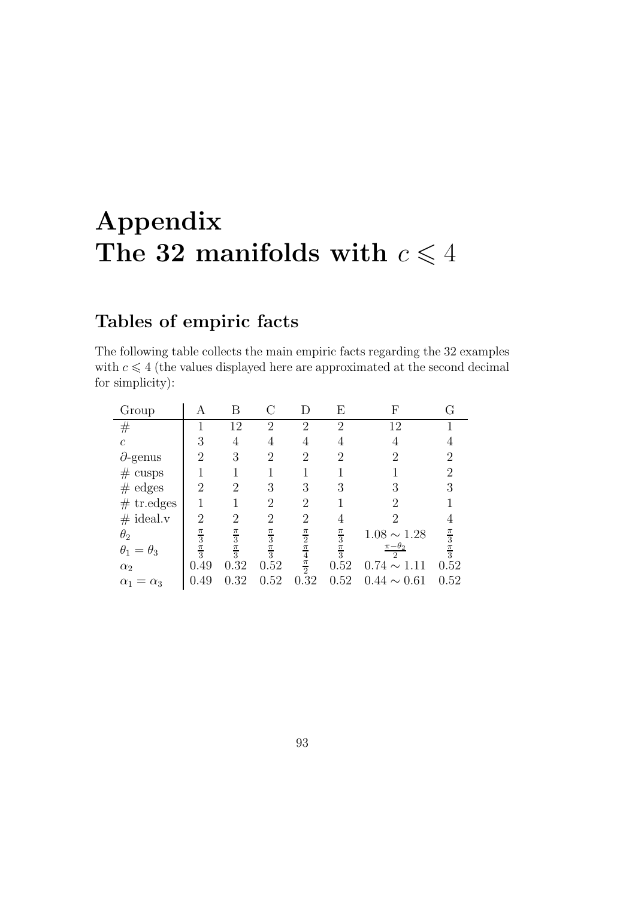# Appendix
# The 32 manifolds with $c \leqslant 4$

## Tables of empiric facts

The following table collects the main empiric facts regarding the 32 examples with $c \leqslant 4$ (the values displayed here are approximated at the second decimal for simplicity):

| Group | A | B | C | D | E | F | G |
|---|---|---|---|---|---|---|---|
| # | 1 | 12 | 2 | 2 | 2 | 12 | 1 |
| $c$ | 3 | 4 | 4 | 4 | 4 | 4 | 4 |
| $\partial$-genus | 2 | 3 | 2 | 2 | 2 | 2 | 2 |
| # cusps | 1 | 1 | 1 | 1 | 1 | 1 | 2 |
| # edges | 2 | 2 | 3 | 3 | 3 | 3 | 3 |
| # tr.edges | 1 | 1 | 2 | 2 | 1 | 2 | 1 |
| # ideal.v | 2 | 2 | 2 | 2 | 4 | 2 | 4 |
| $\theta_2$ | $\frac{\pi}{3}$ | $\frac{\pi}{3}$ | $\frac{\pi}{3}$ | $\frac{\pi}{2}$ | $\frac{\pi}{3}$ | $1.08 \sim 1.28$ | $\frac{\pi}{3}$ |
| $\theta_1 = \theta_3$ | $\frac{\pi}{3}$ | $\frac{\pi}{3}$ | $\frac{\pi}{3}$ | $\frac{\pi}{4}$ | $\frac{\pi}{3}$ | $\frac{\pi-\theta_2}{2}$ | $\frac{\pi}{3}$ |
| $\alpha_2$ | 0.49 | 0.32 | 0.52 | $\frac{\pi}{2}$ | 0.52 | $0.74 \sim 1.11$ | 0.52 |
| $\alpha_1 = \alpha_3$ | 0.49 | 0.32 | 0.52 | 0.32 | 0.52 | $0.44 \sim 0.61$ | 0.52 |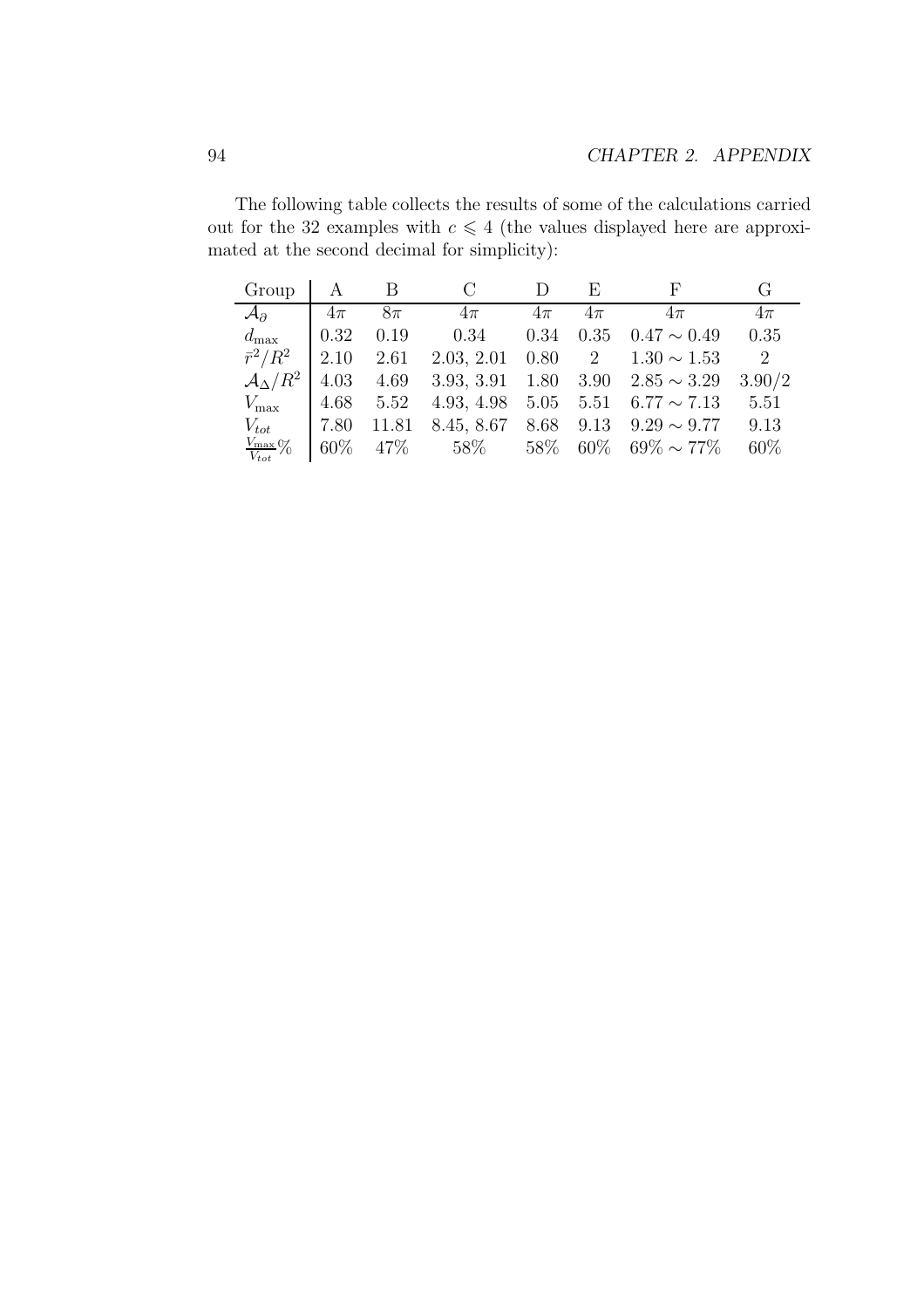The following table collects the results of some of the calculations carried out for the 32 examples with $c \leqslant 4$ (the values displayed here are approximated at the second decimal for simplicity):

| Group | A | B | C | D | E | F | G |
|---|---|---|---|---|---|---|---|
| $\mathcal{A}_\partial$ | $4\pi$ | $8\pi$ | $4\pi$ | $4\pi$ | $4\pi$ | $4\pi$ | $4\pi$ |
| $d_{\max}$ | 0.32 | 0.19 | 0.34 | 0.34 | 0.35 | $0.47 \sim 0.49$ | 0.35 |
| $\bar{r}^2/R^2$ | 2.10 | 2.61 | 2.03, 2.01 | 0.80 | 2 | $1.30 \sim 1.53$ | 2 |
| $\mathcal{A}_\Delta/R^2$ | 4.03 | 4.69 | 3.93, 3.91 | 1.80 | 3.90 | $2.85 \sim 3.29$ | 3.90/2 |
| $V_{\max}$ | 4.68 | 5.52 | 4.93, 4.98 | 5.05 | 5.51 | $6.77 \sim 7.13$ | 5.51 |
| $V_{tot}$ | 7.80 | 11.81 | 8.45, 8.67 | 8.68 | 9.13 | $9.29 \sim 9.77$ | 9.13 |
| $\frac{V_{\max}}{V_{tot}}\%$ | 60% | 47% | 58% | 58% | 60% | $69\% \sim 77\%$ | 60% |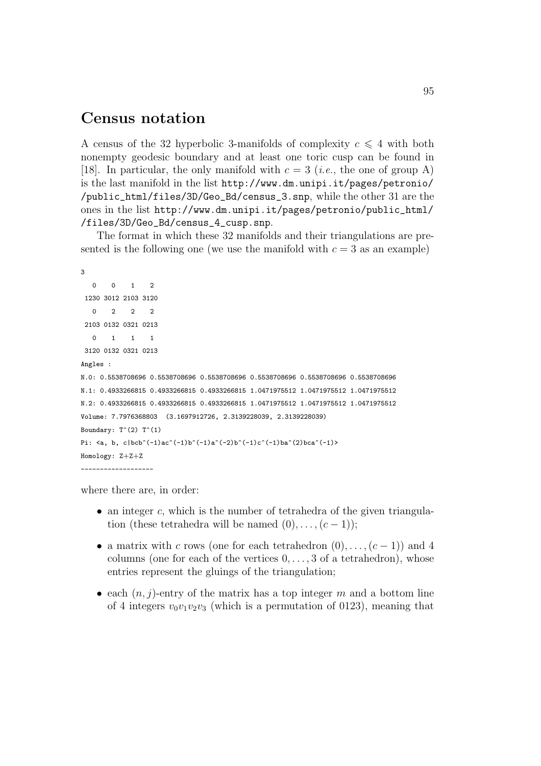## Census notation

A census of the 32 hyperbolic 3-manifolds of complexity $c \leqslant 4$ with both nonempty geodesic boundary and at least one toric cusp can be found in [18]. In particular, the only manifold with $c = 3$ (*i.e.*, the one of group A) is the last manifold in the list http://www.dm.unipi.it/pages/petronio//public_html/files/3D/Geo_Bd/census_3.snp, while the other 31 are the ones in the list http://www.dm.unipi.it/pages/petronio/public_html//files/3D/Geo_Bd/census_4_cusp.snp.

The format in which these 32 manifolds and their triangulations are presented is the following one (we use the manifold with $c = 3$ as an example)

```
3
   0    0    1    2
 1230 3012 2103 3120
   0    2    2    2
 2103 0132 0321 0213
   0    1    1    1
 3120 0132 0321 0213
Angles :
N.0: 0.5538708696 0.5538708696 0.5538708696 0.5538708696 0.5538708696 0.5538708696
N.1: 0.4933266815 0.4933266815 0.4933266815 1.0471975512 1.0471975512 1.0471975512
N.2: 0.4933266815 0.4933266815 0.4933266815 1.0471975512 1.0471975512 1.0471975512
Volume: 7.7976368803  (3.1697912726, 2.3139228039, 2.3139228039)
Boundary: T^(2) T^(1)
Pi: <a, b, c|bcb^(-1)ac^(-1)b^(-1)a^(-2)b^(-1)c^(-1)ba^(2)bca^(-1)>
Homology: Z+Z+Z
-------------------
```

where there are, in order:

- an integer $c$, which is the number of tetrahedra of the given triangulation (these tetrahedra will be named $(0), \ldots, (c-1)$);
- a matrix with $c$ rows (one for each tetrahedron $(0), \ldots, (c-1)$) and 4 columns (one for each of the vertices $0, \ldots, 3$ of a tetrahedron), whose entries represent the gluings of the triangulation;
- each $(n, j)$-entry of the matrix has a top integer $m$ and a bottom line of 4 integers $v_0v_1v_2v_3$ (which is a permutation of 0123), meaning that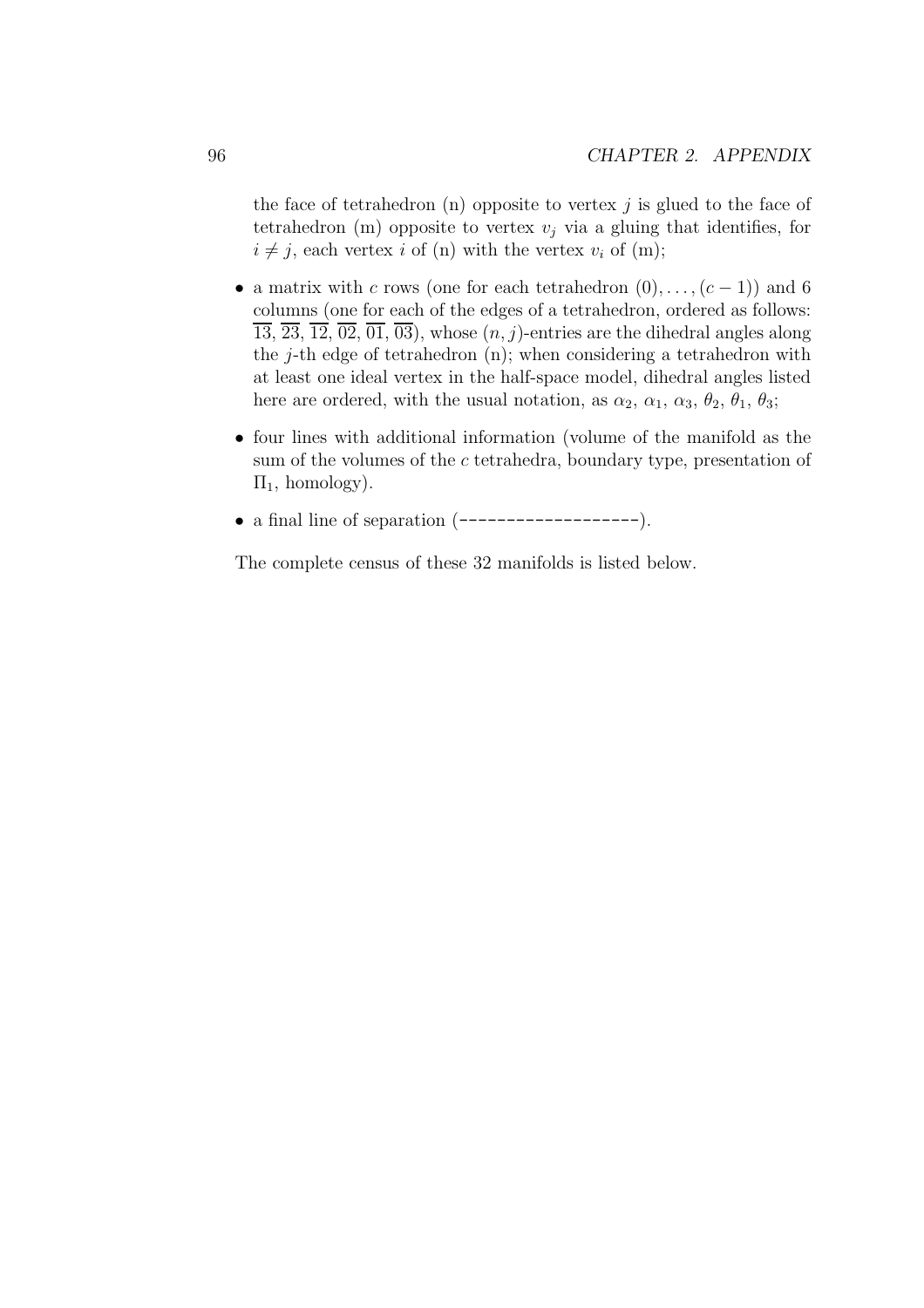the face of tetrahedron (n) opposite to vertex $j$ is glued to the face of tetrahedron (m) opposite to vertex $v_j$ via a gluing that identifies, for $i \neq j$, each vertex $i$ of (n) with the vertex $v_i$ of (m);

- a matrix with $c$ rows (one for each tetrahedron $(0), \ldots, (c-1)$) and 6 columns (one for each of the edges of a tetrahedron, ordered as follows: $\overline{13}$, $\overline{23}$, $\overline{12}$, $\overline{02}$, $\overline{01}$, $\overline{03}$), whose $(n, j)$-entries are the dihedral angles along the $j$-th edge of tetrahedron (n); when considering a tetrahedron with at least one ideal vertex in the half-space model, dihedral angles listed here are ordered, with the usual notation, as $\alpha_2$, $\alpha_1$, $\alpha_3$, $\theta_2$, $\theta_1$, $\theta_3$;
- four lines with additional information (volume of the manifold as the sum of the volumes of the $c$ tetrahedra, boundary type, presentation of $\Pi_1$, homology).
- a final line of separation (`-------------------`).

The complete census of these 32 manifolds is listed below.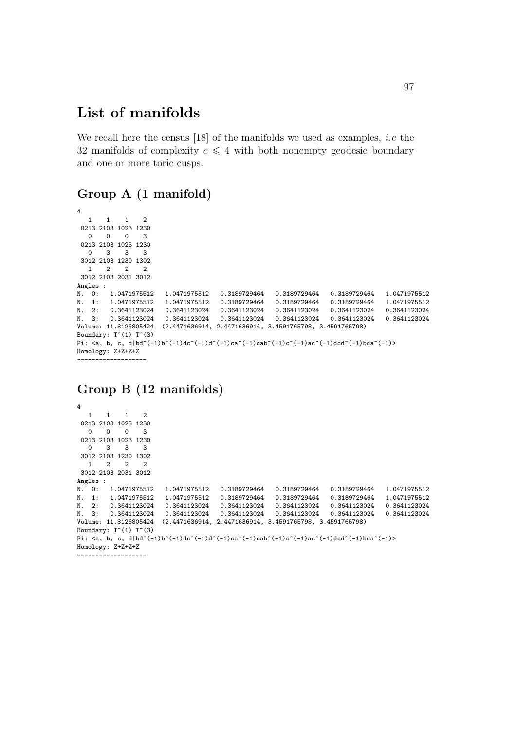## List of manifolds

We recall here the census [18] of the manifolds we used as examples, *i.e* the 32 manifolds of complexity $c \leqslant 4$ with both nonempty geodesic boundary and one or more toric cusps.

## Group A (1 manifold)

```
4
  1    1    1    2
 0213 2103 1023 1230
  0    0    0    3
 0213 2103 1023 1230
  0    3    3    3
 3012 2103 1230 1302
  1    2    2    2
 3012 2103 2031 3012
Angles :
N. 0:   1.0471975512   1.0471975512   0.3189729464   0.3189729464   0.3189729464   1.0471975512
N. 1:   1.0471975512   1.0471975512   0.3189729464   0.3189729464   0.3189729464   1.0471975512
N. 2:   0.3641123024   0.3641123024   0.3641123024   0.3641123024   0.3641123024   0.3641123024
N. 3:   0.3641123024   0.3641123024   0.3641123024   0.3641123024   0.3641123024   0.3641123024
Volume: 11.8126805424  (2.4471636914, 2.4471636914, 3.4591765798, 3.4591765798)
Boundary: T^(1) T^(3)
Pi: <a, b, c, d|bd^(-1)b^(-1)dc^(-1)d^(-1)ca^(-1)cab^(-1)c^(-1)ac^(-1)dcd^(-1)bda^(-1)>
Homology: Z+Z+Z+Z
-------------------
```

## Group B (12 manifolds)

```
4
  1    1    1    2
 0213 2103 1023 1230
  0    0    0    3
 0213 2103 1023 1230
  0    3    3    3
 3012 2103 1230 1302
  1    2    2    2
 3012 2103 2031 3012
Angles :
N. 0:   1.0471975512   1.0471975512   0.3189729464   0.3189729464   0.3189729464   1.0471975512
N. 1:   1.0471975512   1.0471975512   0.3189729464   0.3189729464   0.3189729464   1.0471975512
N. 2:   0.3641123024   0.3641123024   0.3641123024   0.3641123024   0.3641123024   0.3641123024
N. 3:   0.3641123024   0.3641123024   0.3641123024   0.3641123024   0.3641123024   0.3641123024
Volume: 11.8126805424  (2.4471636914, 2.4471636914, 3.4591765798, 3.4591765798)
Boundary: T^(1) T^(3)
Pi: <a, b, c, d|bd^(-1)b^(-1)dc^(-1)d^(-1)ca^(-1)cab^(-1)c^(-1)ac^(-1)dcd^(-1)bda^(-1)>
Homology: Z+Z+Z+Z
-------------------
```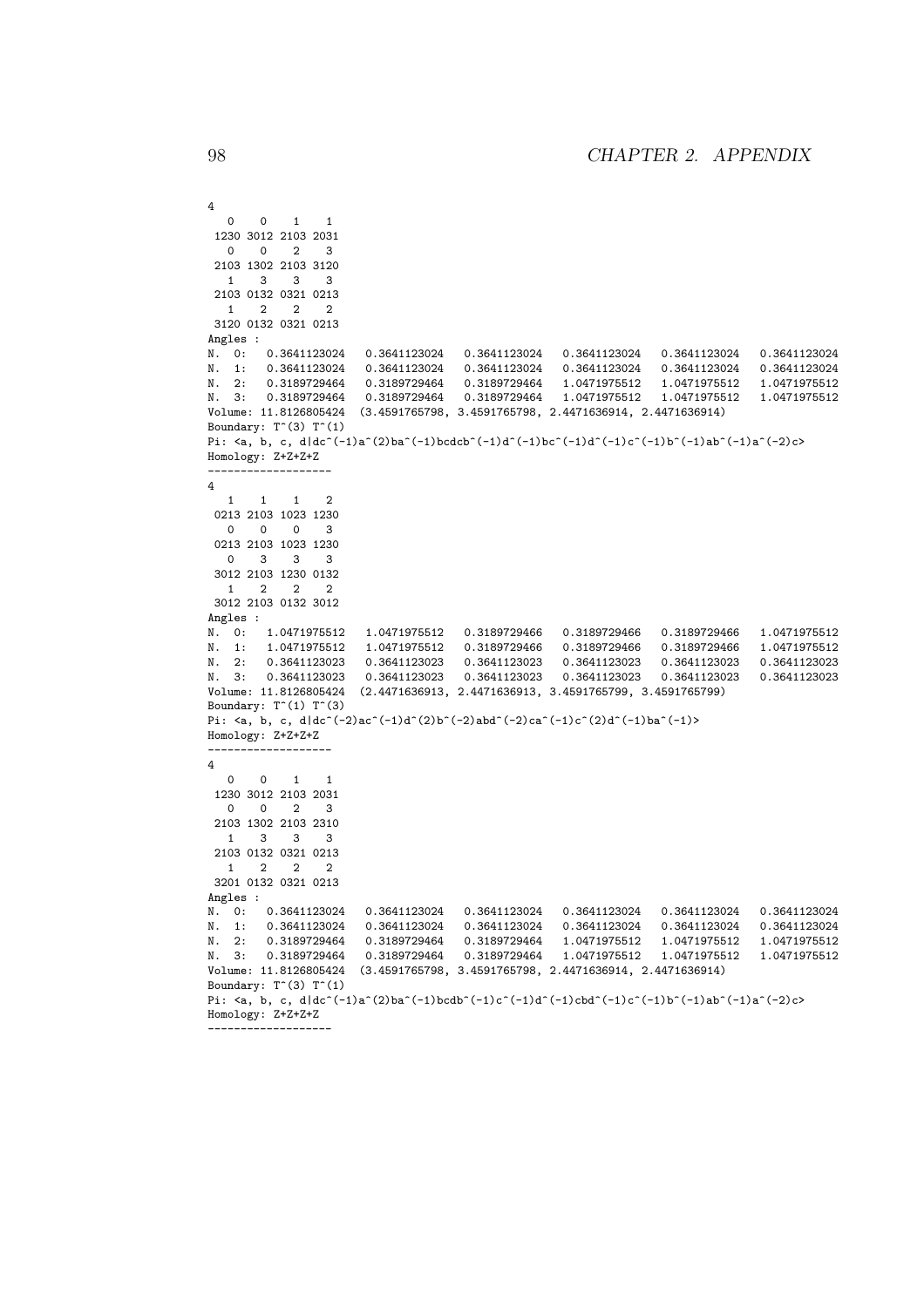```
4
   0    0    1    1
 1230 3012 2103 2031
   0    0    2    3
 2103 1302 2103 3120
   1    3    3    3
 2103 0132 0321 0213
   1    2    2    2
 3120 0132 0321 0213
Angles :
N.  0:   0.3641123024   0.3641123024   0.3641123024   0.3641123024   0.3641123024   0.3641123024
N.  1:   0.3641123024   0.3641123024   0.3641123024   0.3641123024   0.3641123024   0.3641123024
N.  2:   0.3189729464   0.3189729464   0.3189729464   1.0471975512   1.0471975512   1.0471975512
N.  3:   0.3189729464   0.3189729464   0.3189729464   1.0471975512   1.0471975512   1.0471975512
Volume: 11.8126805424  (3.4591765798, 3.4591765798, 2.4471636914, 2.4471636914)
Boundary: T^(3) T^(1)
Pi: <a, b, c, d|dc^(-1)a^(2)ba^(-1)bcdcb^(-1)d^(-1)bc^(-1)d^(-1)c^(-1)b^(-1)ab^(-1)a^(-2)c>
Homology: Z+Z+Z+Z
-------------------
4
   1    1    1    2
 0213 2103 1023 1230
   0    0    0    3
 0213 2103 1023 1230
   0    3    3    3
 3012 2103 1230 0132
   1    2    2    2
 3012 2103 0132 3012
Angles :
N.  0:   1.0471975512   1.0471975512   0.3189729466   0.3189729466   0.3189729466   1.0471975512
N.  1:   1.0471975512   1.0471975512   0.3189729466   0.3189729466   0.3189729466   1.0471975512
N.  2:   0.3641123023   0.3641123023   0.3641123023   0.3641123023   0.3641123023   0.3641123023
N.  3:   0.3641123023   0.3641123023   0.3641123023   0.3641123023   0.3641123023   0.3641123023
Volume: 11.8126805424  (2.4471636913, 2.4471636913, 3.4591765799, 3.4591765799)
Boundary: T^(1) T^(3)
Pi: <a, b, c, d|dc^(-2)ac^(-1)d^(2)b^(-2)abd^(-2)ca^(-1)c^(2)d^(-1)ba^(-1)>
Homology: Z+Z+Z+Z
-------------------
4
   0    0    1    1
 1230 3012 2103 2031
   0    0    2    3
 2103 1302 2103 2310
   1    3    3    3
 2103 0132 0321 0213
   1    2    2    2
 3201 0132 0321 0213
Angles :
N.  0:   0.3641123024   0.3641123024   0.3641123024   0.3641123024   0.3641123024   0.3641123024
N.  1:   0.3641123024   0.3641123024   0.3641123024   0.3641123024   0.3641123024   0.3641123024
N.  2:   0.3189729464   0.3189729464   0.3189729464   1.0471975512   1.0471975512   1.0471975512
N.  3:   0.3189729464   0.3189729464   0.3189729464   1.0471975512   1.0471975512   1.0471975512
Volume: 11.8126805424  (3.4591765798, 3.4591765798, 2.4471636914, 2.4471636914)
Boundary: T^(3) T^(1)
Pi: <a, b, c, d|dc^(-1)a^(2)ba^(-1)bcdb^(-1)c^(-1)d^(-1)cbd^(-1)c^(-1)b^(-1)ab^(-1)a^(-2)c>
Homology: Z+Z+Z+Z
-------------------
```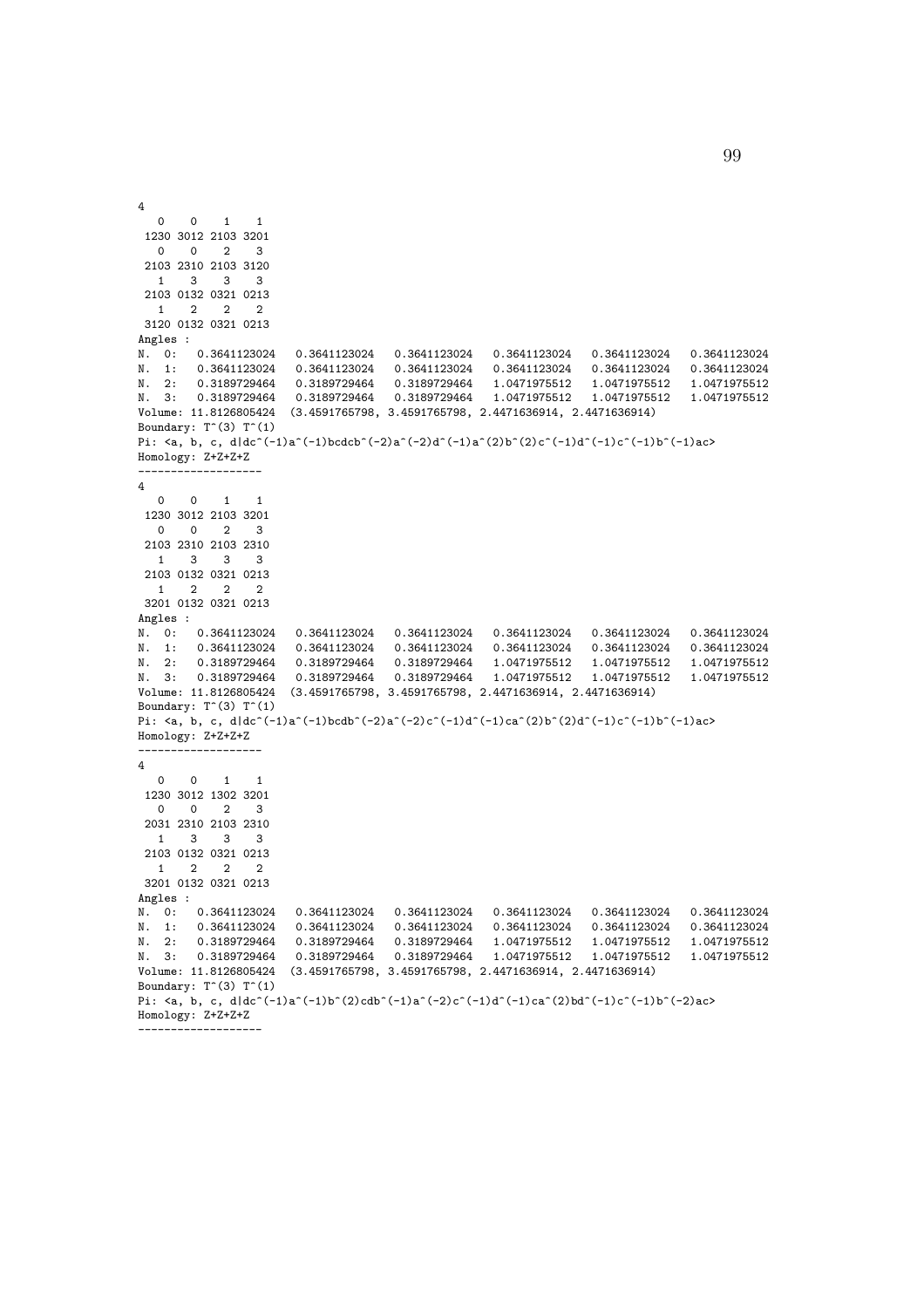```
4
   0    0    1    1
 1230 3012 2103 3201
   0    0    2    3
 2103 2310 2103 3120
   1    3    3    3
 2103 0132 0321 0213
   1    2    2    2
 3120 0132 0321 0213
Angles :
N. 0:   0.3641123024   0.3641123024   0.3641123024   0.3641123024   0.3641123024   0.3641123024
N. 1:   0.3641123024   0.3641123024   0.3641123024   0.3641123024   0.3641123024   0.3641123024
N. 2:   0.3189729464   0.3189729464   0.3189729464   1.0471975512   1.0471975512   1.0471975512
N. 3:   0.3189729464   0.3189729464   0.3189729464   1.0471975512   1.0471975512   1.0471975512
Volume: 11.8126805424  (3.4591765798, 3.4591765798, 2.4471636914, 2.4471636914)
Boundary: T^(3) T^(1)
Pi: <a, b, c, d|dc^(-1)a^(-1)bcdcb^(-2)a^(-2)d^(-1)a^(2)b^(2)c^(-1)d^(-1)c^(-1)b^(-1)ac>
Homology: Z+Z+Z+Z
-------------------
4
   0    0    1    1
 1230 3012 2103 3201
   0    0    2    3
 2103 2310 2103 2310
   1    3    3    3
 2103 0132 0321 0213
   1    2    2    2
 3201 0132 0321 0213
Angles :
N. 0:   0.3641123024   0.3641123024   0.3641123024   0.3641123024   0.3641123024   0.3641123024
N. 1:   0.3641123024   0.3641123024   0.3641123024   0.3641123024   0.3641123024   0.3641123024
N. 2:   0.3189729464   0.3189729464   0.3189729464   1.0471975512   1.0471975512   1.0471975512
N. 3:   0.3189729464   0.3189729464   0.3189729464   1.0471975512   1.0471975512   1.0471975512
Volume: 11.8126805424  (3.4591765798, 3.4591765798, 2.4471636914, 2.4471636914)
Boundary: T^(3) T^(1)
Pi: <a, b, c, d|dc^(-1)a^(-1)bcdb^(-2)a^(-2)c^(-1)d^(-1)ca^(2)b^(2)d^(-1)c^(-1)b^(-1)ac>
Homology: Z+Z+Z
-------------------
4
   0    0    1    1
 1230 3012 1302 3201
   0    0    2    3
 2031 2310 2103 2310
   1    3    3    3
 2103 0132 0321 0213
   1    2    2    2
 3201 0132 0321 0213
Angles :
N. 0:   0.3641123024   0.3641123024   0.3641123024   0.3641123024   0.3641123024   0.3641123024
N. 1:   0.3641123024   0.3641123024   0.3641123024   0.3641123024   0.3641123024   0.3641123024
N. 2:   0.3189729464   0.3189729464   0.3189729464   1.0471975512   1.0471975512   1.0471975512
N. 3:   0.3189729464   0.3189729464   0.3189729464   1.0471975512   1.0471975512   1.0471975512
Volume: 11.8126805424  (3.4591765798, 3.4591765798, 2.4471636914, 2.4471636914)
Boundary: T^(3) T^(1)
Pi: <a, b, c, d|dc^(-1)a^(-1)b^(2)cdb^(-1)a^(-2)c^(-1)d^(-1)ca^(2)bd^(-1)c^(-1)b^(-2)ac>
Homology: Z+Z+Z+Z
-------------------
```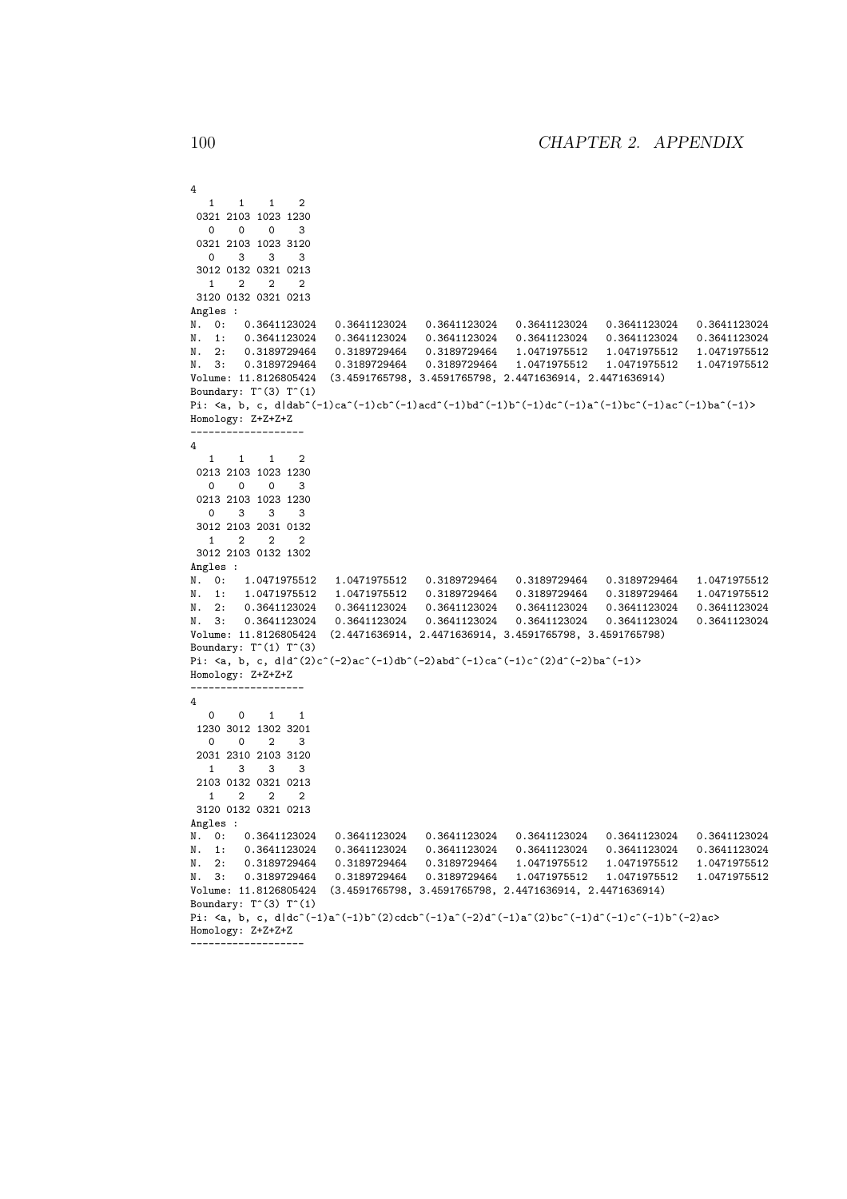```
4
   1    1    1    2
 0321 2103 1023 1230
   0    0    0    3
 0321 2103 1023 3120
   0    3    3    3
 3012 0132 0321 0213
   1    2    2    2
 3120 0132 0321 0213
Angles :
N.  0:   0.3641123024   0.3641123024   0.3641123024   0.3641123024   0.3641123024   0.3641123024
N.  1:   0.3641123024   0.3641123024   0.3641123024   0.3641123024   0.3641123024   0.3641123024
N.  2:   0.3189729464   0.3189729464   0.3189729464   1.0471975512   1.0471975512   1.0471975512
N.  3:   0.3189729464   0.3189729464   0.3189729464   1.0471975512   1.0471975512   1.0471975512
Volume: 11.8126805424  (3.4591765798, 3.4591765798, 2.4471636914, 2.4471636914)
Boundary: T^(3) T^(1)
Pi: <a, b, c, d|dab^(-1)ca^(-1)cb^(-1)acd^(-1)bd^(-1)b^(-1)dc^(-1)a^(-1)bc^(-1)ac^(-1)ba^(-1)>
Homology: Z+Z+Z+Z
-------------------
4
   1    1    1    2
 0213 2103 1023 1230
   0    0    0    3
 0213 2103 1023 1230
   0    3    3    3
 3012 2103 2031 0132
   1    2    2    2
 3012 2103 0132 1302
Angles :
N.  0:   1.0471975512   1.0471975512   0.3189729464   0.3189729464   0.3189729464   1.0471975512
N.  1:   1.0471975512   1.0471975512   0.3189729464   0.3189729464   0.3189729464   1.0471975512
N.  2:   0.3641123024   0.3641123024   0.3641123024   0.3641123024   0.3641123024   0.3641123024
N.  3:   0.3641123024   0.3641123024   0.3641123024   0.3641123024   0.3641123024   0.3641123024
Volume: 11.8126805424  (2.4471636914, 2.4471636914, 3.4591765798, 3.4591765798)
Boundary: T^(1) T^(3)
Pi: <a, b, c, d|d^(2)c^(-2)ac^(-1)db^(-2)abd^(-1)ca^(-1)c^(2)d^(-2)ba^(-1)>
Homology: Z+Z+Z+Z
-------------------
4
   0    0    1    1
 1230 3012 1302 3201
   0    0    2    3
 2031 2310 2103 3120
   1    3    3    3
 2103 0132 0321 0213
   1    2    2    2
 3120 0132 0321 0213
Angles :
N.  0:   0.3641123024   0.3641123024   0.3641123024   0.3641123024   0.3641123024   0.3641123024
N.  1:   0.3641123024   0.3641123024   0.3641123024   0.3641123024   0.3641123024   0.3641123024
N.  2:   0.3189729464   0.3189729464   0.3189729464   1.0471975512   1.0471975512   1.0471975512
N.  3:   0.3189729464   0.3189729464   0.3189729464   1.0471975512   1.0471975512   1.0471975512
Volume: 11.8126805424  (3.4591765798, 3.4591765798, 2.4471636914, 2.4471636914)
Boundary: T^(3) T^(1)
Pi: <a, b, c, d|dc^(-1)a^(-1)b^(2)cdcb^(-1)a^(-2)d^(-1)a^(2)bc^(-1)d^(-1)c^(-1)b^(-2)ac>
Homology: Z+Z+Z+Z
-------------------
```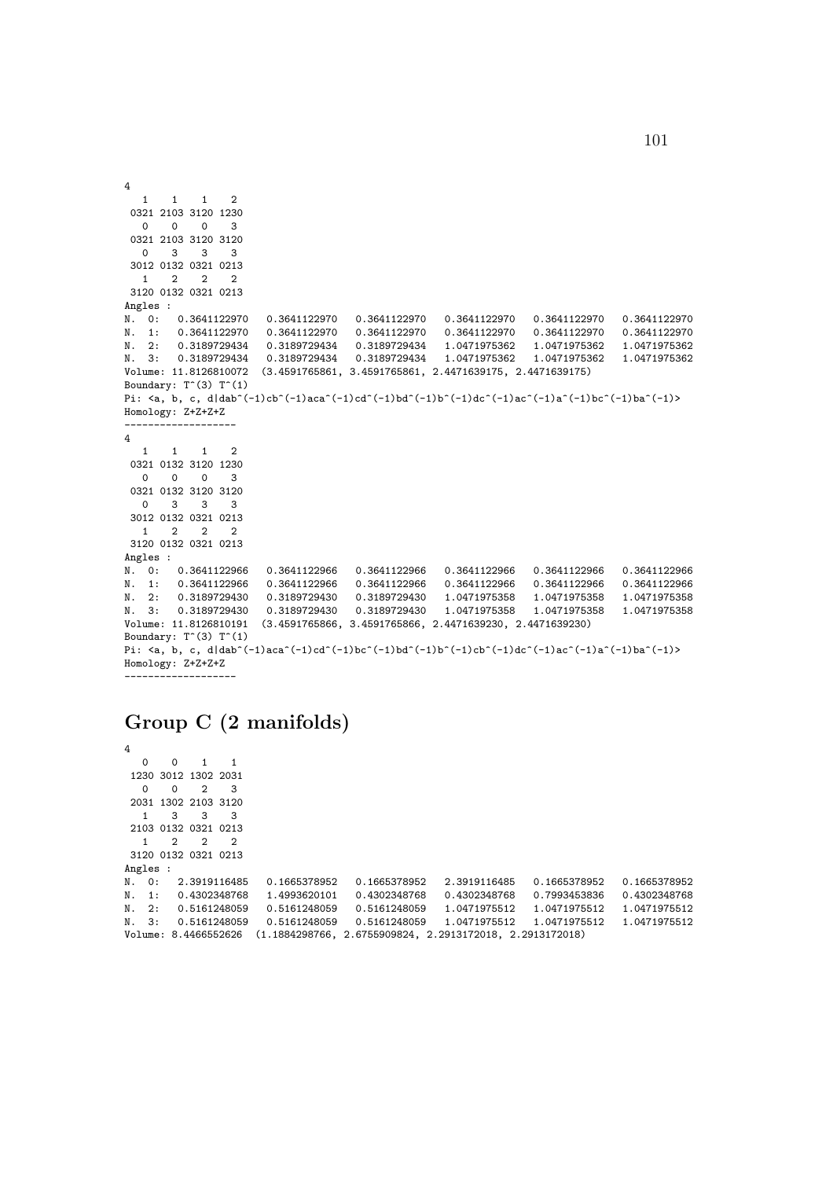```
4
   1    1    1    2
 0321 2103 3120 1230
   0    0    0    3
 0321 2103 3120 3120
   0    3    3    3
 3012 0132 0321 0213
   1    2    2    2
 3120 0132 0321 0213
Angles :
N.  0:   0.3641122970   0.3641122970   0.3641122970   0.3641122970   0.3641122970   0.3641122970
N.  1:   0.3641122970   0.3641122970   0.3641122970   0.3641122970   0.3641122970   0.3641122970
N.  2:   0.3189729434   0.3189729434   0.3189729434   1.0471975362   1.0471975362   1.0471975362
N.  3:   0.3189729434   0.3189729434   0.3189729434   1.0471975362   1.0471975362   1.0471975362
Volume: 11.8126810072  (3.4591765861, 3.4591765861, 2.4471639175, 2.4471639175)
Boundary: T^(3) T^(1)
Pi: <a, b, c, d|dab^(-1)cb^(-1)aca^(-1)cd^(-1)bd^(-1)b^(-1)dc^(-1)ac^(-1)a^(-1)bc^(-1)ba^(-1)>
Homology: Z+Z+Z+Z
-------------------
4
   1    1    1    2
 0321 0132 3120 1230
   0    0    0    3
 0321 0132 3120 3120
   0    3    3    3
 3012 0132 0321 0213
   1    2    2    2
 3120 0132 0321 0213
Angles :
N.  0:   0.3641122966   0.3641122966   0.3641122966   0.3641122966   0.3641122966   0.3641122966
N.  1:   0.3641122966   0.3641122966   0.3641122966   0.3641122966   0.3641122966   0.3641122966
N.  2:   0.3189729430   0.3189729430   0.3189729430   1.0471975358   1.0471975358   1.0471975358
N.  3:   0.3189729430   0.3189729430   0.3189729430   1.0471975358   1.0471975358   1.0471975358
Volume: 11.8126810191  (3.4591765866, 3.4591765866, 2.4471639230, 2.4471639230)
Boundary: T^(3) T^(1)
Pi: <a, b, c, d|dab^(-1)aca^(-1)cd^(-1)bc^(-1)bd^(-1)b^(-1)cb^(-1)dc^(-1)ac^(-1)a^(-1)ba^(-1)>
Homology: Z+Z+Z+Z
-------------------
```

## Group C (2 manifolds)

```
4
   0    0    1    1
 1230 3012 1302 2031
   0    0    2    3
 2031 1302 2103 3120
   1    3    3    3
 2103 0132 0321 0213
   1    2    2    2
 3120 0132 0321 0213
Angles :
N.  0:   2.3919116485   0.1665378952   0.1665378952   2.3919116485   0.1665378952   0.1665378952
N.  1:   0.4302348768   1.4993620101   0.4302348768   0.4302348768   0.7993453836   0.4302348768
N.  2:   0.5161248059   0.5161248059   0.5161248059   1.0471975512   1.0471975512   1.0471975512
N.  3:   0.5161248059   0.5161248059   0.5161248059   1.0471975512   1.0471975512   1.0471975512
Volume: 8.4466552626  (1.1884298766, 2.6755909824, 2.2913172018, 2.2913172018)
```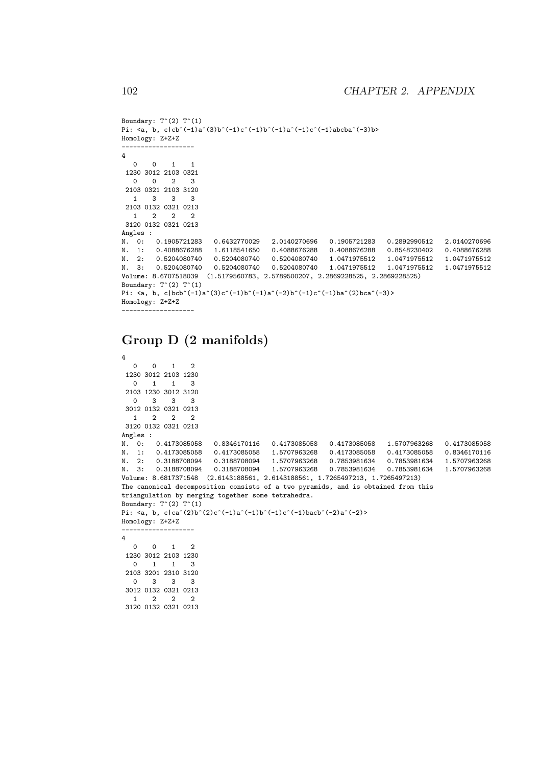```
Boundary: T^(2) T^(1)
Pi: <a, b, c|cb^(-1)a^(3)b^(-1)c^(-1)b^(-1)a^(-1)c^(-1)abcba^(-3)b>
Homology: Z+Z+Z
-------------------
4
   0    0    1    1
 1230 3012 2103 0321
   0    0    2    3
 2103 0321 2103 3120
   1    3    3    3
 2103 0132 0321 0213
   1    2    2    2
 3120 0132 0321 0213
Angles :
N.  0:   0.1905721283   0.6432770029   2.0140270696   0.1905721283   0.2892990512   2.0140270696
N.  1:   0.4088676288   1.6118541650   0.4088676288   0.4088676288   0.8548230402   0.4088676288
N.  2:   0.5204080740   0.5204080740   0.5204080740   1.0471975512   1.0471975512   1.0471975512
N.  3:   0.5204080740   0.5204080740   0.5204080740   1.0471975512   1.0471975512   1.0471975512
Volume: 8.6707518039  (1.5179560783, 2.5789500207, 2.2869228525, 2.2869228525)
Boundary: T^(2) T^(1)
Pi: <a, b, c|bcb^(-1)a^(3)c^(-1)b^(-1)a^(-2)b^(-1)c^(-1)ba^(2)bca^(-3)>
Homology: Z+Z+Z
-------------------
```

## Group D (2 manifolds)

```
4
   0    0    1    2
 1230 3012 2103 1230
   0    1    1    3
 2103 1230 3012 3120
   0    3    3    3
 3012 0132 0321 0213
   1    2    2    2
 3120 0132 0321 0213
Angles :
N.  0:   0.4173085058   0.8346170116   0.4173085058   0.4173085058   1.5707963268   0.4173085058
N.  1:   0.4173085058   0.4173085058   1.5707963268   0.4173085058   0.4173085058   0.8346170116
N.  2:   0.3188708094   0.3188708094   1.5707963268   0.7853981634   0.7853981634   1.5707963268
N.  3:   0.3188708094   0.3188708094   1.5707963268   0.7853981634   0.7853981634   1.5707963268
Volume: 8.6817371548  (2.6143188561, 2.6143188561, 1.7265497213, 1.7265497213)
The canonical decomposition consists of a two pyramids, and is obtained from this
triangulation by merging together some tetrahedra.
Boundary: T^(2) T^(1)
Pi: <a, b, c|ca^(2)b^(2)c^(-1)a^(-1)b^(-1)c^(-1)bacb^(-2)a^(-2)>
Homology: Z+Z+Z
-------------------
4
   0    0    1    2
 1230 3012 2103 1230
   0    1    1    3
 2103 3201 2310 3120
   0    3    3    3
 3012 0132 0321 0213
   1    2    2    2
 3120 0132 0321 0213
```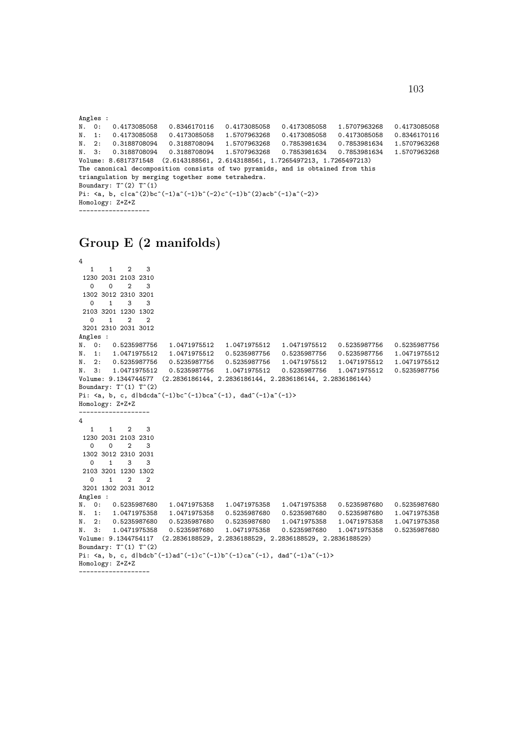```
Angles :
N. 0:   0.4173085058   0.8346170116   0.4173085058   0.4173085058   1.5707963268   0.4173085058
N. 1:   0.4173085058   0.4173085058   1.5707963268   0.4173085058   0.4173085058   0.8346170116
N. 2:   0.3188708094   0.3188708094   1.5707963268   0.7853981634   0.7853981634   1.5707963268
N. 3:   0.3188708094   0.3188708094   1.5707963268   0.7853981634   0.7853981634   1.5707963268
Volume: 8.6817371548  (2.6143188561, 2.6143188561, 1.7265497213, 1.7265497213)
The canonical decomposition consists of two pyramids, and is obtained from this
triangulation by merging together some tetrahedra.
Boundary: T^(2) T^(1)
Pi: <a, b, c|ca^(2)bc^(-1)a^(-1)b^(-2)c^(-1)b^(2)acb^(-1)a^(-2)>
Homology: Z+Z+Z
-------------------
```

## Group E (2 manifolds)

```
4
   1    1    2    3
 1230 2031 2103 2310
   0    0    2    3
 1302 3012 2310 3201
   0    1    3    3
 2103 3201 1230 1302
   0    1    2    2
 3201 2310 2031 3012
Angles :
N. 0:   0.5235987756   1.0471975512   1.0471975512   1.0471975512   0.5235987756   0.5235987756
N. 1:   1.0471975512   1.0471975512   0.5235987756   0.5235987756   0.5235987756   1.0471975512
N. 2:   0.5235987756   0.5235987756   0.5235987756   1.0471975512   1.0471975512   1.0471975512
N. 3:   1.0471975512   0.5235987756   1.0471975512   0.5235987756   1.0471975512   0.5235987756
Volume: 9.1344744577  (2.2836186144, 2.2836186144, 2.2836186144, 2.2836186144)
Boundary: T^(1) T^(2)
Pi: <a, b, c, d|bdcda^(-1)bc^(-1)bca^(-1), dad^(-1)a^(-1)>
Homology: Z+Z+Z
-------------------
4
   1    1    2    3
 1230 2031 2103 2310
   0    0    2    3
 1302 3012 2310 2031
   0    1    3    3
 2103 3201 1230 1302
   0    1    2    2
 3201 1302 2031 3012
Angles :
N. 0:   0.5235987680   1.0471975358   1.0471975358   1.0471975358   0.5235987680   0.5235987680
N. 1:   1.0471975358   1.0471975358   0.5235987680   0.5235987680   0.5235987680   1.0471975358
N. 2:   0.5235987680   0.5235987680   0.5235987680   1.0471975358   1.0471975358   1.0471975358
N. 3:   1.0471975358   0.5235987680   1.0471975358   0.5235987680   1.0471975358   0.5235987680
Volume: 9.1344754117  (2.2836188529, 2.2836188529, 2.2836188529, 2.2836188529)
Boundary: T^(1) T^(2)
Pi: <a, b, c, d|bdcb^(-1)ad^(-1)c^(-1)b^(-1)ca^(-1), dad^(-1)a^(-1)>
Homology: Z+Z+Z
-------------------
```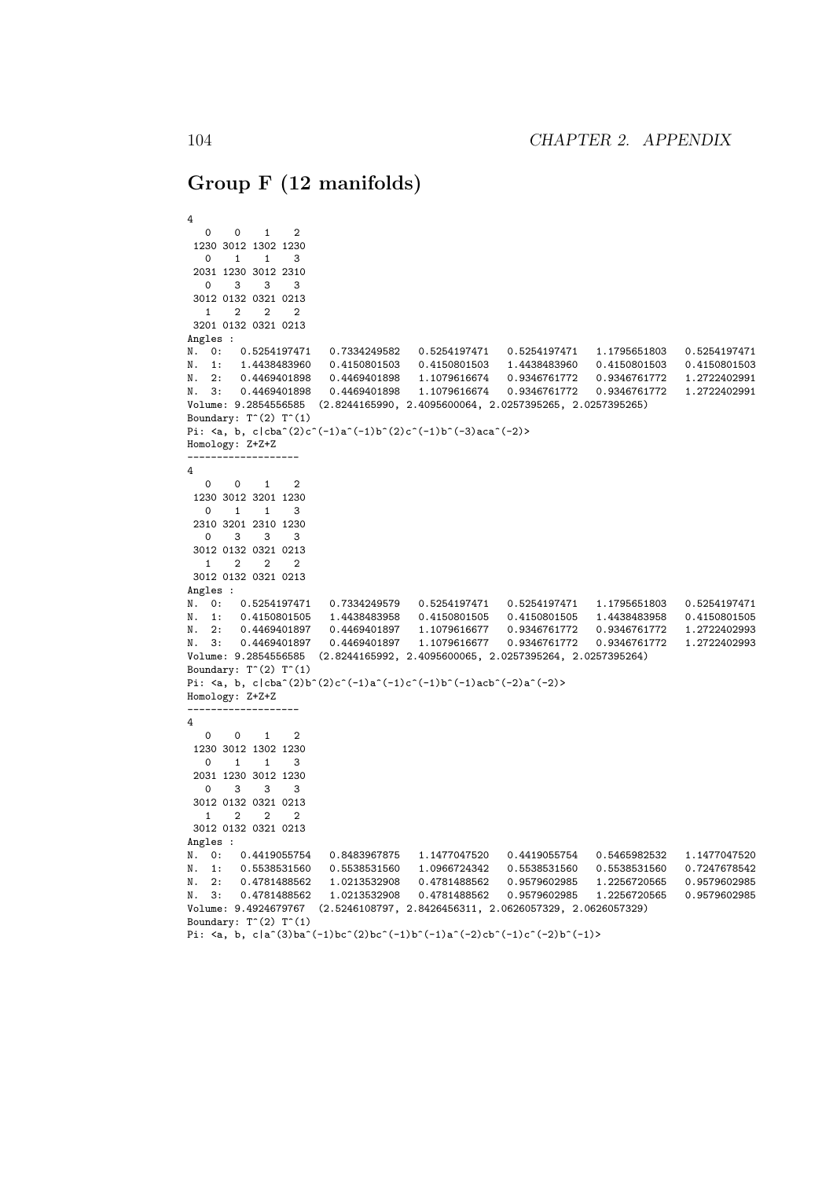## Group F (12 manifolds)

```
4
   0    0    1    2
 1230 3012 1302 1230
   0    1    1    3
 2031 1230 3012 2310
   0    3    3    3
 3012 0132 0321 0213
   1    2    2    2
 3201 0132 0321 0213
Angles :
N.  0:   0.5254197471   0.7334249582   0.5254197471   0.5254197471   1.1795651803   0.5254197471
N.  1:   1.4438483960   0.4150801503   0.4150801503   1.4438483960   0.4150801503   0.4150801503
N.  2:   0.4469401898   0.4469401898   1.1079616674   0.9346761772   0.9346761772   1.2722402991
N.  3:   0.4469401898   0.4469401898   1.1079616674   0.9346761772   0.9346761772   1.2722402991
Volume: 9.2854556585  (2.8244165990, 2.4095600064, 2.0257395265, 2.0257395265)
Boundary: T^(2) T^(1)
Pi: <a, b, c|cba^(2)c^(-1)a^(-1)b^(2)c^(-1)b^(-3)aca^(-2)>
Homology: Z+Z+Z
-------------------
4
   0    0    1    2
 1230 3012 3201 1230
   0    1    1    3
 2310 3201 2310 1230
   0    3    3    3
 3012 0132 0321 0213
   1    2    2    2
 3012 0132 0321 0213
Angles :
N.  0:   0.5254197471   0.7334249579   0.5254197471   0.5254197471   1.1795651803   0.5254197471
N.  1:   0.4150801505   1.4438483958   0.4150801505   0.4150801505   1.4438483958   0.4150801505
N.  2:   0.4469401897   0.4469401897   1.1079616677   0.9346761772   0.9346761772   1.2722402993
N.  3:   0.4469401897   0.4469401897   1.1079616677   0.9346761772   0.9346761772   1.2722402993
Volume: 9.2854556585  (2.8244165992, 2.4095600065, 2.0257395264, 2.0257395264)
Boundary: T^(2) T^(1)
Pi: <a, b, c|cba^(2)b^(2)c^(-1)a^(-1)c^(-1)b^(-1)acb^(-2)a^(-2)>
Homology: Z+Z+Z
-------------------
4
   0    0    1    2
 1230 3012 1302 1230
   0    1    1    3
 2031 1230 3012 1230
   0    3    3    3
 3012 0132 0321 0213
   1    2    2    2
 3012 0132 0321 0213
Angles :
N.  0:   0.4419055754   0.8483967875   1.1477047520   0.4419055754   0.5465982532   1.1477047520
N.  1:   0.5538531560   0.5538531560   1.0966724342   0.5538531560   0.5538531560   0.7247678542
N.  2:   0.4781488562   1.0213532908   0.4781488562   0.9579602985   1.2256720565   0.9579602985
N.  3:   0.4781488562   1.0213532908   0.4781488562   0.9579602985   1.2256720565   0.9579602985
Volume: 9.4924679767  (2.5246108797, 2.8426456311, 2.0626057329, 2.0626057329)
Boundary: T^(2) T^(1)
Pi: <a, b, c|a^(3)ba^(-1)bc^(2)bc^(-1)b^(-1)a^(-2)cb^(-1)c^(-2)b^(-1)>
```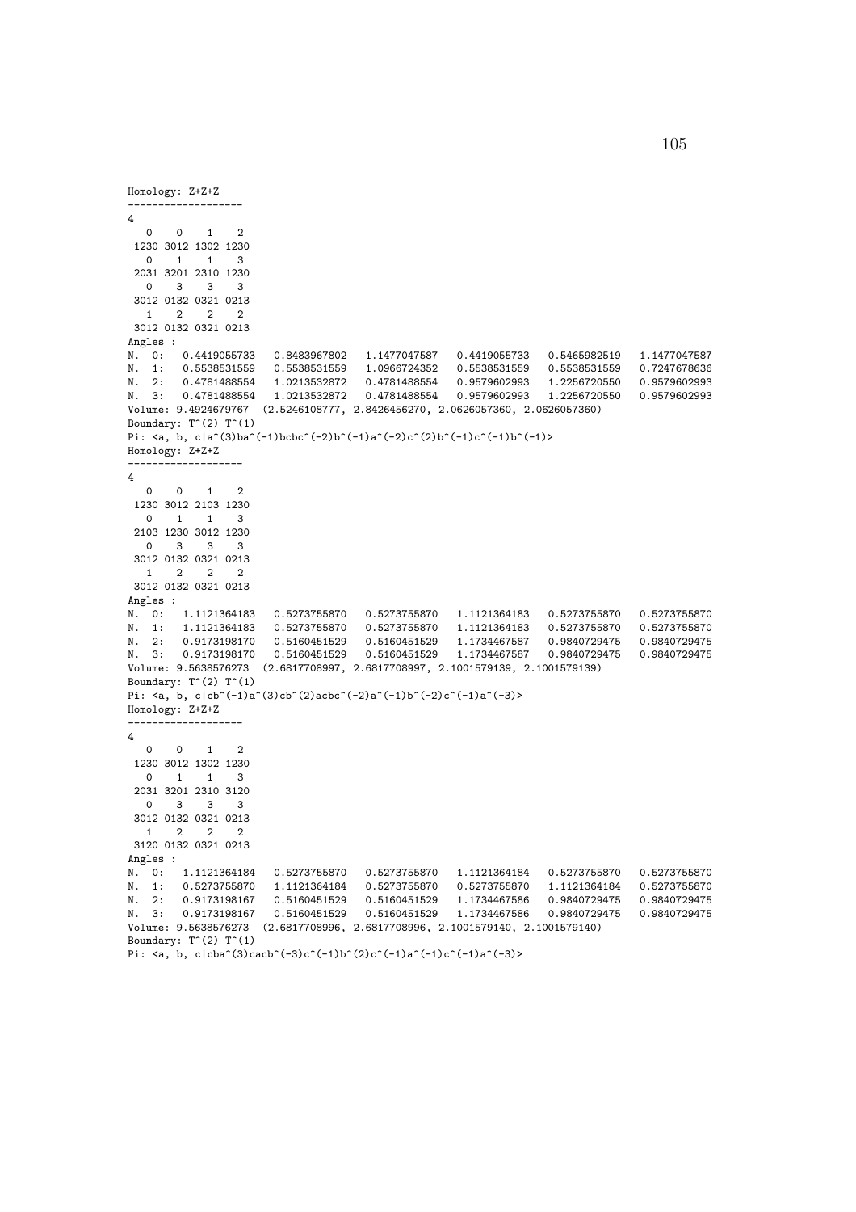```
Homology: Z+Z+Z
-------------------
4
   0    0    1    2
 1230 3012 1302 1230
   0    1    1    3
 2031 3201 2310 1230
   0    3    3    3
 3012 0132 0321 0213
   1    2    2    2
 3012 0132 0321 0213
Angles :
N. 0:   0.4419055733   0.8483967802   1.1477047587   0.4419055733   0.5465982519   1.1477047587
N. 1:   0.5538531559   0.5538531559   1.0966724352   0.5538531559   0.5538531559   0.7247678636
N. 2:   0.4781488554   1.0213532872   0.4781488554   0.9579602993   1.2256720550   0.9579602993
N. 3:   0.4781488554   1.0213532872   0.4781488554   0.9579602993   1.2256720550   0.9579602993
Volume: 9.4924679767  (2.5246108777, 2.8426456270, 2.0626057360, 2.0626057360)
Boundary: T^(2) T^(1)
Pi: <a, b, c|a^(3)ba^(-1)bcbc^(-2)b^(-1)a^(-2)c^(2)b^(-1)c^(-1)b^(-1)>
Homology: Z+Z+Z
-------------------
4
   0    0    1    2
 1230 3012 2103 1230
   0    1    1    3
 2103 1230 3012 1230
   0    3    3    3
 3012 0132 0321 0213
   1    2    2    2
 3012 0132 0321 0213
Angles :
N. 0:   1.1121364183   0.5273755870   0.5273755870   1.1121364183   0.5273755870   0.5273755870
N. 1:   1.1121364183   0.5273755870   0.5273755870   1.1121364183   0.5273755870   0.5273755870
N. 2:   0.9173198170   0.5160451529   0.5160451529   1.1734467587   0.9840729475   0.9840729475
N. 3:   0.9173198170   0.5160451529   0.5160451529   1.1734467587   0.9840729475   0.9840729475
Volume: 9.5638576273  (2.6817708997, 2.6817708997, 2.1001579139, 2.1001579139)
Boundary: T^(2) T^(1)
Pi: <a, b, c|cb^(-1)a^(3)cb^(2)acbc^(-2)a^(-1)b^(-2)c^(-1)a^(-3)>
Homology: Z+Z+Z
-------------------
4
   0    0    1    2
 1230 3012 1302 1230
   0    1    1    3
 2031 3201 2310 3120
   0    3    3    3
 3012 0132 0321 0213
   1    2    2    2
 3120 0132 0321 0213
Angles :
N. 0:   1.1121364184   0.5273755870   0.5273755870   1.1121364184   0.5273755870   0.5273755870
N. 1:   0.5273755870   1.1121364184   0.5273755870   0.5273755870   1.1121364184   0.5273755870
N. 2:   0.9173198167   0.5160451529   0.5160451529   1.1734467586   0.9840729475   0.9840729475
N. 3:   0.9173198167   0.5160451529   0.5160451529   1.1734467586   0.9840729475   0.9840729475
Volume: 9.5638576273  (2.6817708996, 2.6817708996, 2.1001579140, 2.1001579140)
Boundary: T^(2) T^(1)
Pi: <a, b, c|cba^(3)cacb^(-3)c^(-1)b^(2)c^(-1)a^(-1)c^(-1)a^(-3)>
```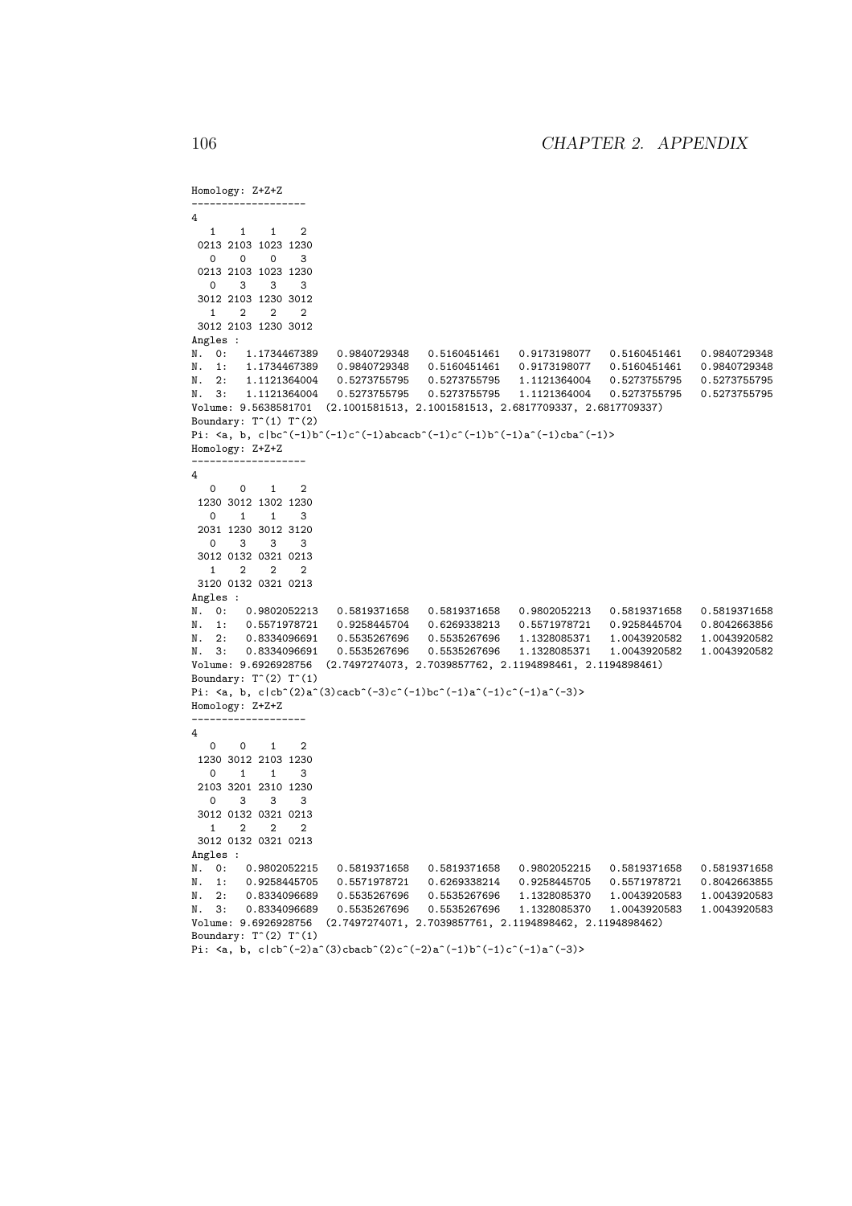```
Homology: Z+Z+Z
-------------------
4
   1    1    1    2
 0213 2103 1023 1230
   0    0    0    3
 0213 2103 1023 1230
   0    3    3    3
 3012 2103 1230 3012
   1    2    2    2
 3012 2103 1230 3012
Angles :
N.  0:   1.1734467389   0.9840729348   0.5160451461   0.9173198077   0.5160451461   0.9840729348
N.  1:   1.1734467389   0.9840729348   0.5160451461   0.9173198077   0.5160451461   0.9840729348
N.  2:   1.1121364004   0.5273755795   0.5273755795   1.1121364004   0.5273755795   0.5273755795
N.  3:   1.1121364004   0.5273755795   0.5273755795   1.1121364004   0.5273755795   0.5273755795
Volume: 9.5638581701  (2.1001581513, 2.1001581513, 2.6817709337, 2.6817709337)
Boundary: T^(1) T^(2)
Pi: <a, b, c|bc^(-1)b^(-1)c^(-1)abcacb^(-1)c^(-1)b^(-1)a^(-1)cba^(-1)>
Homology: Z+Z+Z
-------------------
4
   0    0    1    2
 1230 3012 1302 1230
   0    1    1    3
 2031 1230 3012 3120
   0    3    3    3
 3012 0132 0321 0213
   1    2    2    2
 3120 0132 0321 0213
Angles :
N.  0:   0.9802052213   0.5819371658   0.5819371658   0.9802052213   0.5819371658   0.5819371658
N.  1:   0.5571978721   0.9258445704   0.6269338213   0.5571978721   0.9258445704   0.8042663856
N.  2:   0.8334096691   0.5535267696   0.5535267696   1.1328085371   1.0043920582   1.0043920582
N.  3:   0.8334096691   0.5535267696   0.5535267696   1.1328085371   1.0043920582   1.0043920582
Volume: 9.6926928756  (2.7497274073, 2.7039857762, 2.1194898461, 2.1194898461)
Boundary: T^(2) T^(1)
Pi: <a, b, c|cb^(2)a^(3)cacb^(-3)c^(-1)bc^(-1)a^(-1)c^(-1)a^(-3)>
Homology: Z+Z+Z
-------------------
4
   0    0    1    2
 1230 3012 2103 1230
   0    1    1    3
 2103 3201 2310 1230
   0    3    3    3
 3012 0132 0321 0213
   1    2    2    2
 3012 0132 0321 0213
Angles :
N.  0:   0.9802052215   0.5819371658   0.5819371658   0.9802052215   0.5819371658   0.5819371658
N.  1:   0.9258445705   0.5571978721   0.6269338214   0.9258445705   0.5571978721   0.8042663855
N.  2:   0.8334096689   0.5535267696   0.5535267696   1.1328085370   1.0043920583   1.0043920583
N.  3:   0.8334096689   0.5535267696   0.5535267696   1.1328085370   1.0043920583   1.0043920583
Volume: 9.6926928756  (2.7497274071, 2.7039857761, 2.1194898462, 2.1194898462)
Boundary: T^(2) T^(1)
Pi: <a, b, c|cb^(-2)a^(3)cbacb^(2)c^(-2)a^(-1)b^(-1)c^(-1)a^(-3)>
```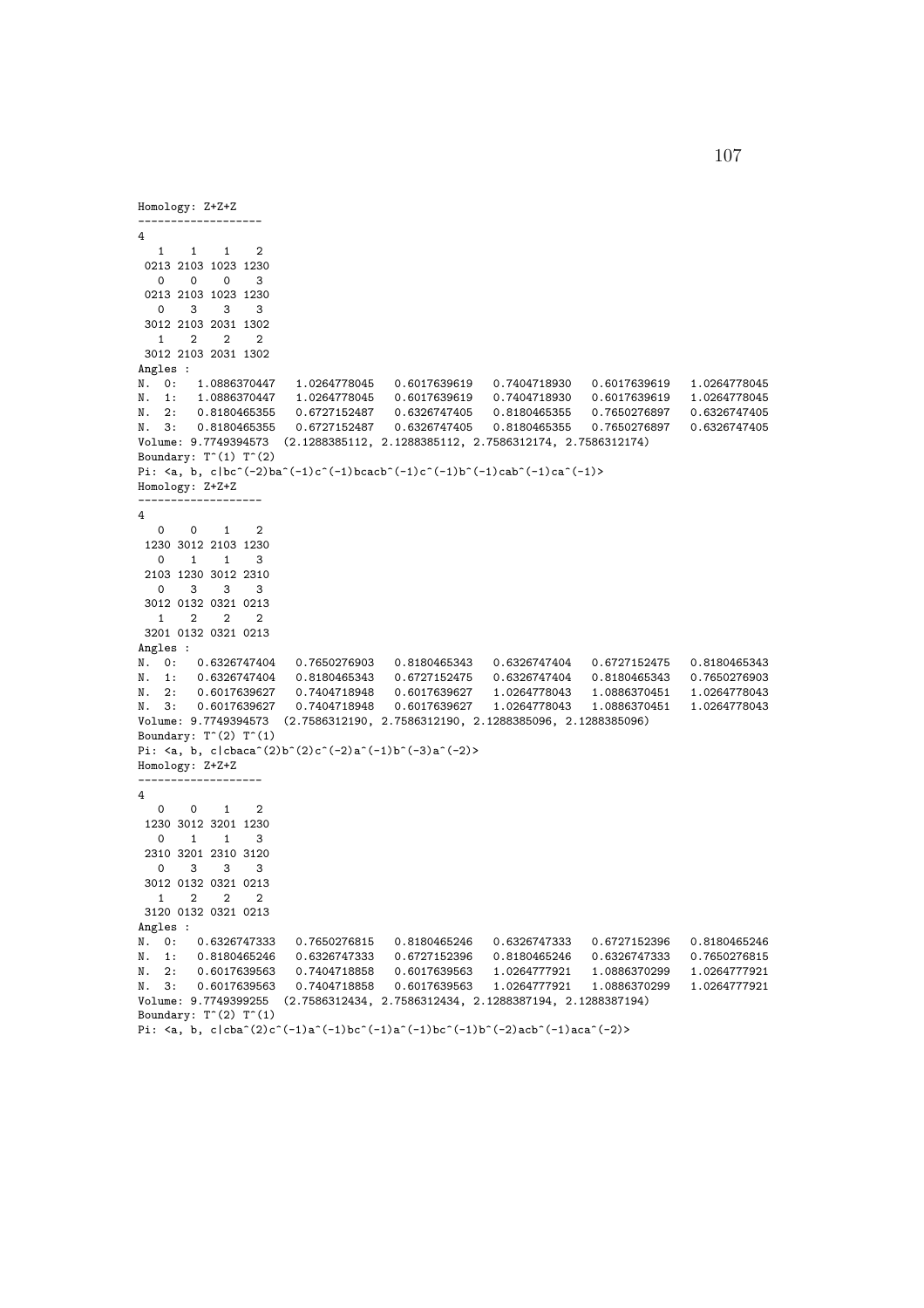```
Homology: Z+Z+Z
-------------------
4
   1    1    1    2
 0213 2103 1023 1230
   0    0    0    3
 0213 2103 1023 1230
   0    3    3    3
 3012 2103 2031 1302
   1    2    2    2
 3012 2103 2031 1302
Angles :
N.  0:   1.0886370447   1.0264778045   0.6017639619   0.7404718930   0.6017639619   1.0264778045
N.  1:   1.0886370447   1.0264778045   0.6017639619   0.7404718930   0.6017639619   1.0264778045
N.  2:   0.8180465355   0.6727152487   0.6326747405   0.8180465355   0.7650276897   0.6326747405
N.  3:   0.8180465355   0.6727152487   0.6326747405   0.8180465355   0.7650276897   0.6326747405
Volume: 9.7749394573  (2.1288385112, 2.1288385112, 2.7586312174, 2.7586312174)
Boundary: T^(1) T^(2)
Pi: <a, b, c|bc^(-2)ba^(-1)c^(-1)bcacb^(-1)c^(-1)b^(-1)cab^(-1)ca^(-1)>
Homology: Z+Z+Z
-------------------
4
   0    0    1    2
 1230 3012 2103 1230
   0    1    1    3
 2103 1230 3012 2310
   0    3    3    3
 3012 0132 0321 0213
   1    2    2    2
 3201 0132 0321 0213
Angles :
N.  0:   0.6326747404   0.7650276903   0.8180465343   0.6326747404   0.6727152475   0.8180465343
N.  1:   0.6326747404   0.8180465343   0.6727152475   0.6326747404   0.8180465343   0.7650276903
N.  2:   0.6017639627   0.7404718948   0.6017639627   1.0264778043   1.0886370451   1.0264778043
N.  3:   0.6017639627   0.7404718948   0.6017639627   1.0264778043   1.0886370451   1.0264778043
Volume: 9.7749394573  (2.7586312190, 2.7586312190, 2.1288385096, 2.1288385096)
Boundary: T^(2) T^(1)
Pi: <a, b, c|cbaca^(2)b^(2)c^(-2)a^(-1)b^(-3)a^(-2)>
Homology: Z+Z+Z
-------------------
4
   0    0    1    2
 1230 3012 3201 1230
   0    1    1    3
 2310 3201 2310 3120
   0    3    3    3
 3012 0132 0321 0213
   1    2    2    2
 3120 0132 0321 0213
Angles :
N.  0:   0.6326747333   0.7650276815   0.8180465246   0.6326747333   0.6727152396   0.8180465246
N.  1:   0.8180465246   0.6326747333   0.6727152396   0.8180465246   0.6326747333   0.7650276815
N.  2:   0.6017639563   0.7404718858   0.6017639563   1.0264777921   1.0886370299   1.0264777921
N.  3:   0.6017639563   0.7404718858   0.6017639563   1.0264777921   1.0886370299   1.0264777921
Volume: 9.7749399255  (2.7586312434, 2.7586312434, 2.1288387194, 2.1288387194)
Boundary: T^(2) T^(1)
Pi: <a, b, c|cba^(2)c^(-1)a^(-1)bc^(-1)a^(-1)bc^(-1)b^(-2)acb^(-1)aca^(-2)>
```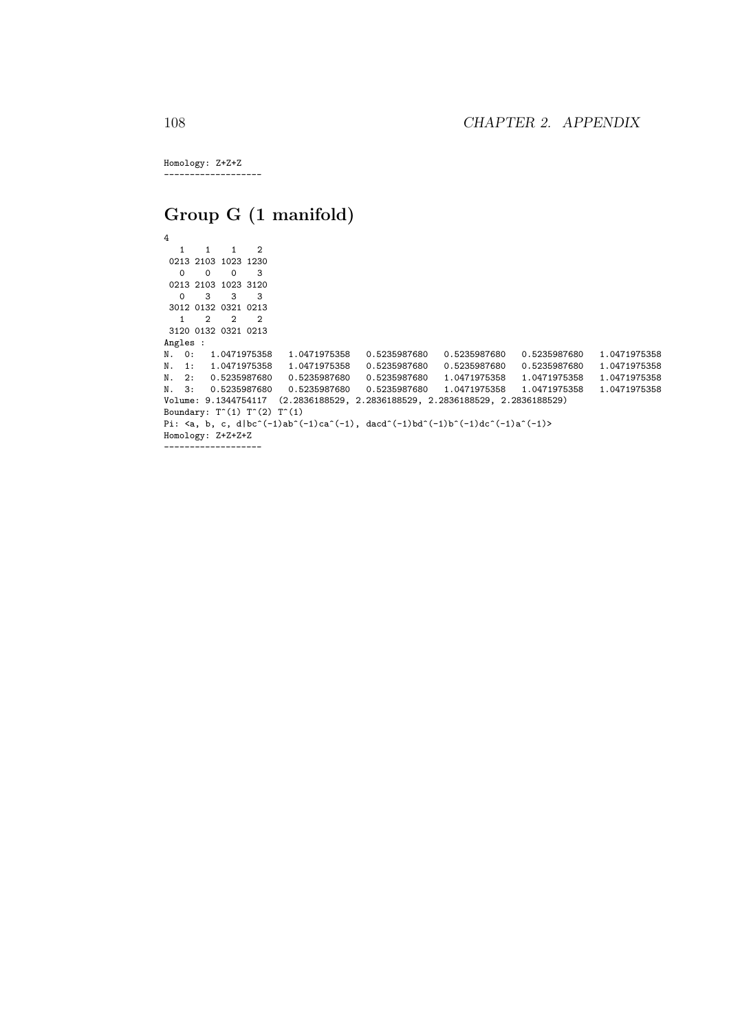```
Homology: Z+Z+Z
-------------------
```

## Group G (1 manifold)

```
4
   1    1    1    2
 0213 2103 1023 1230
   0    0    0    3
 0213 2103 1023 3120
   0    3    3    3
 3012 0132 0321 0213
   1    2    2    2
 3120 0132 0321 0213
Angles :
N.  0:   1.0471975358   1.0471975358   0.5235987680   0.5235987680   0.5235987680   1.0471975358
N.  1:   1.0471975358   1.0471975358   0.5235987680   0.5235987680   0.5235987680   1.0471975358
N.  2:   0.5235987680   0.5235987680   0.5235987680   1.0471975358   1.0471975358   1.0471975358
N.  3:   0.5235987680   0.5235987680   0.5235987680   1.0471975358   1.0471975358   1.0471975358
Volume: 9.1344754117  (2.2836188529, 2.2836188529, 2.2836188529, 2.2836188529)
Boundary: T^(1) T^(2) T^(1)
Pi: <a, b, c, d|bc^(-1)ab^(-1)ca^(-1), dacd^(-1)bd^(-1)b^(-1)dc^(-1)a^(-1)>
Homology: Z+Z+Z+Z
-------------------
```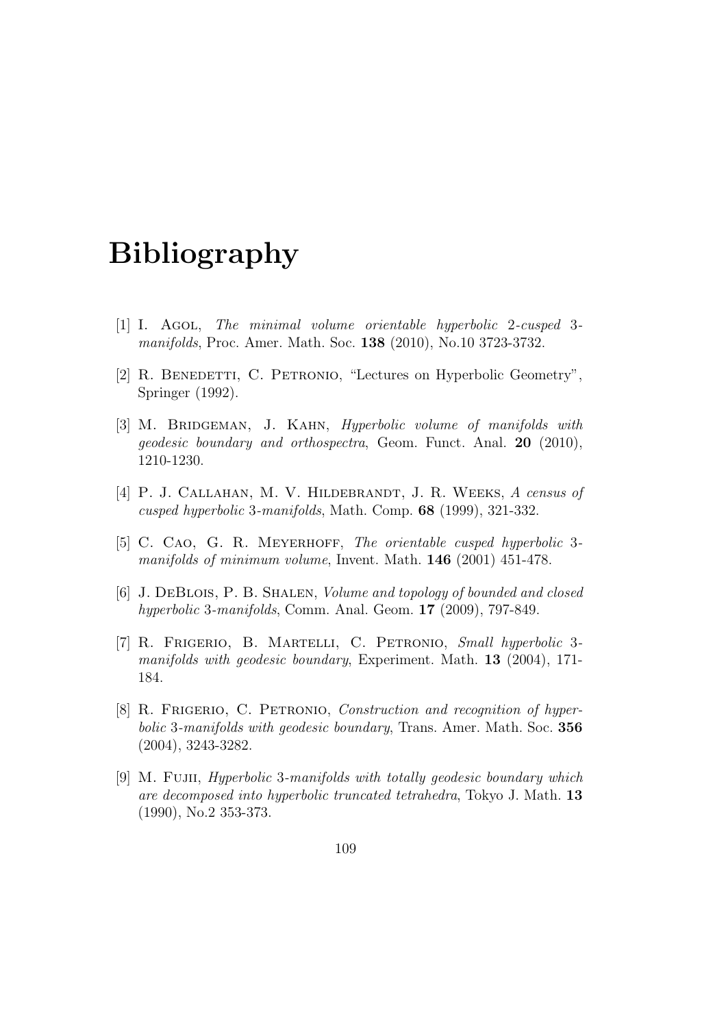# Bibliography

[1] I. Agol, *The minimal volume orientable hyperbolic 2-cusped 3-manifolds*, Proc. Amer. Math. Soc. **138** (2010), No.10 3723-3732.

[2] R. Benedetti, C. Petronio, "Lectures on Hyperbolic Geometry", Springer (1992).

[3] M. Bridgeman, J. Kahn, *Hyperbolic volume of manifolds with geodesic boundary and orthospectra*, Geom. Funct. Anal. **20** (2010), 1210-1230.

[4] P. J. Callahan, M. V. Hildebrandt, J. R. Weeks, *A census of cusped hyperbolic 3-manifolds*, Math. Comp. **68** (1999), 321-332.

[5] C. Cao, G. R. Meyerhoff, *The orientable cusped hyperbolic 3-manifolds of minimum volume*, Invent. Math. **146** (2001) 451-478.

[6] J. DeBlois, P. B. Shalen, *Volume and topology of bounded and closed hyperbolic 3-manifolds*, Comm. Anal. Geom. **17** (2009), 797-849.

[7] R. Frigerio, B. Martelli, C. Petronio, *Small hyperbolic 3-manifolds with geodesic boundary*, Experiment. Math. **13** (2004), 171-184.

[8] R. Frigerio, C. Petronio, *Construction and recognition of hyperbolic 3-manifolds with geodesic boundary*, Trans. Amer. Math. Soc. **356** (2004), 3243-3282.

[9] M. Fujii, *Hyperbolic 3-manifolds with totally geodesic boundary which are decomposed into hyperbolic truncated tetrahedra*, Tokyo J. Math. **13** (1990), No.2 353-373.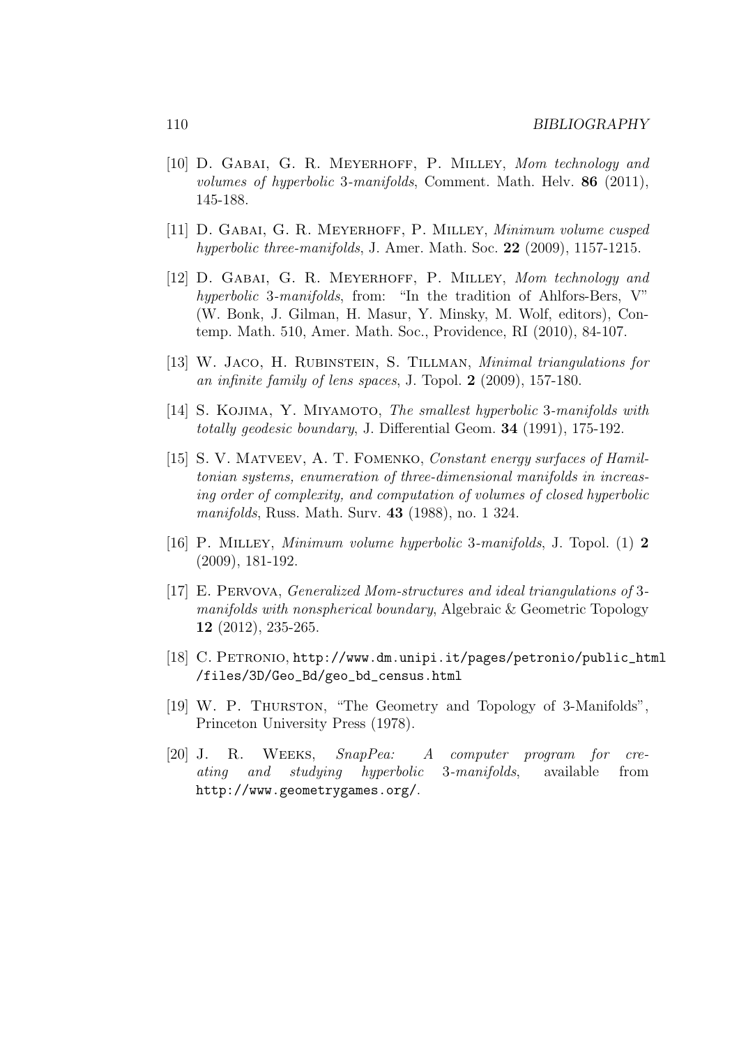[10] D. Gabai, G. R. Meyerhoff, P. Milley, *Mom technology and volumes of hyperbolic 3-manifolds*, Comment. Math. Helv. **86** (2011), 145-188.

[11] D. Gabai, G. R. Meyerhoff, P. Milley, *Minimum volume cusped hyperbolic three-manifolds*, J. Amer. Math. Soc. **22** (2009), 1157-1215.

[12] D. Gabai, G. R. Meyerhoff, P. Milley, *Mom technology and hyperbolic 3-manifolds*, from: "In the tradition of Ahlfors-Bers, V" (W. Bonk, J. Gilman, H. Masur, Y. Minsky, M. Wolf, editors), Contemp. Math. 510, Amer. Math. Soc., Providence, RI (2010), 84-107.

[13] W. Jaco, H. Rubinstein, S. Tillman, *Minimal triangulations for an infinite family of lens spaces*, J. Topol. **2** (2009), 157-180.

[14] S. Kojima, Y. Miyamoto, *The smallest hyperbolic 3-manifolds with totally geodesic boundary*, J. Differential Geom. **34** (1991), 175-192.

[15] S. V. Matveev, A. T. Fomenko, *Constant energy surfaces of Hamiltonian systems, enumeration of three-dimensional manifolds in increasing order of complexity, and computation of volumes of closed hyperbolic manifolds*, Russ. Math. Surv. **43** (1988), no. 1 324.

[16] P. Milley, *Minimum volume hyperbolic 3-manifolds*, J. Topol. (1) **2** (2009), 181-192.

[17] E. Pervova, *Generalized Mom-structures and ideal triangulations of 3-manifolds with nonspherical boundary*, Algebraic & Geometric Topology **12** (2012), 235-265.

[18] C. Petronio, http://www.dm.unipi.it/pages/petronio/public_html/files/3D/Geo_Bd/geo_bd_census.html

[19] W. P. Thurston, "The Geometry and Topology of 3-Manifolds", Princeton University Press (1978).

[20] J. R. Weeks, *SnapPea: A computer program for creating and studying hyperbolic 3-manifolds*, available from http://www.geometrygames.org/.